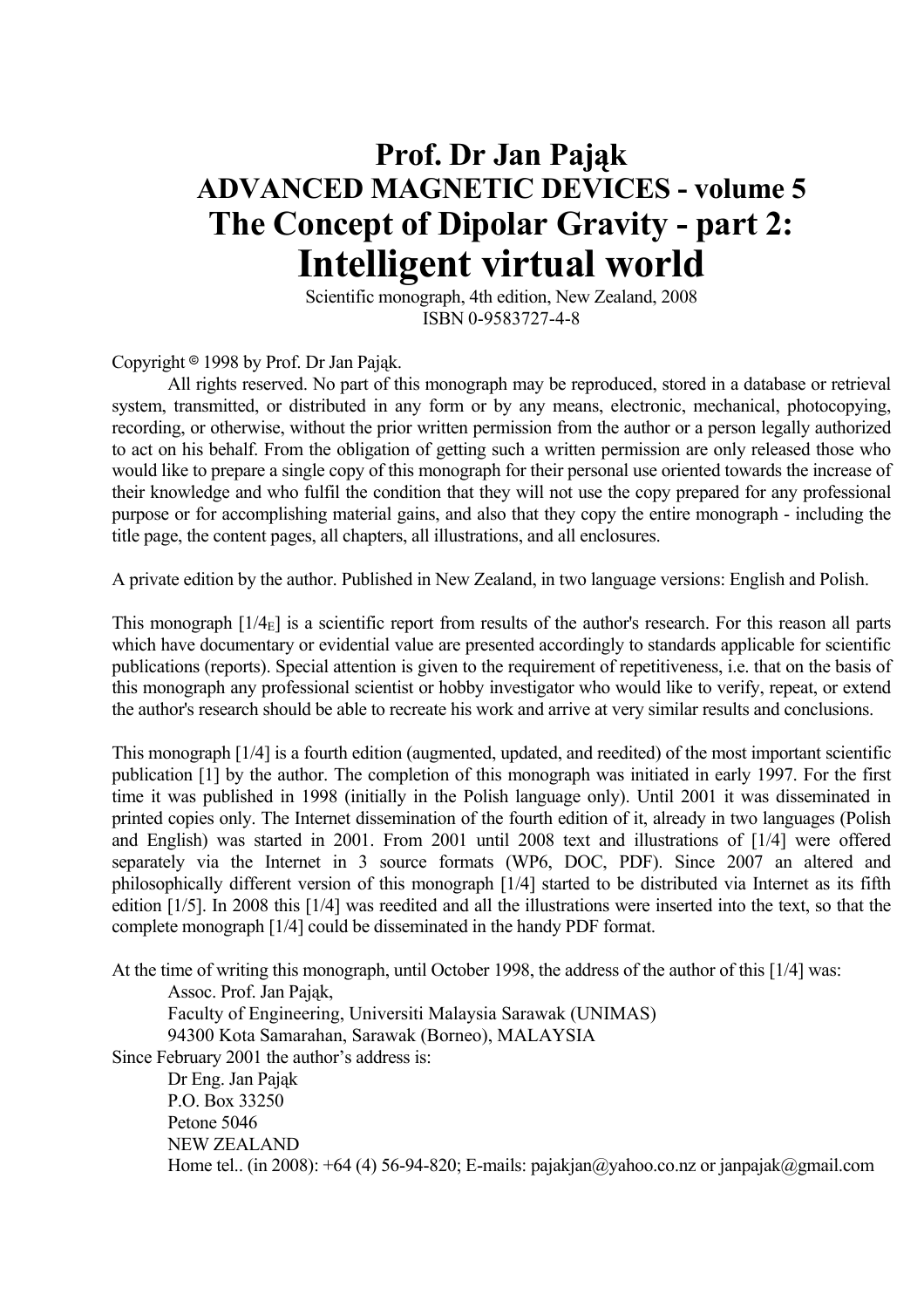# Prof. Dr Jan Pająk
## ADVANCED MAGNETIC DEVICES - volume 5
## The Concept of Dipolar Gravity - part 2:
# Intelligent virtual world

Scientific monograph, 4th edition, New Zealand, 2008
ISBN 0-9583727-4-8

Copyright © 1998 by Prof. Dr Jan Pająk.

All rights reserved. No part of this monograph may be reproduced, stored in a database or retrieval system, transmitted, or distributed in any form or by any means, electronic, mechanical, photocopying, recording, or otherwise, without the prior written permission from the author or a person legally authorized to act on his behalf. From the obligation of getting such a written permission are only released those who would like to prepare a single copy of this monograph for their personal use oriented towards the increase of their knowledge and who fulfil the condition that they will not use the copy prepared for any professional purpose or for accomplishing material gains, and also that they copy the entire monograph - including the title page, the content pages, all chapters, all illustrations, and all enclosures.

A private edition by the author. Published in New Zealand, in two language versions: English and Polish.

This monograph [$1/4_E$] is a scientific report from results of the author's research. For this reason all parts which have documentary or evidential value are presented accordingly to standards applicable for scientific publications (reports). Special attention is given to the requirement of repetitiveness, i.e. that on the basis of this monograph any professional scientist or hobby investigator who would like to verify, repeat, or extend the author's research should be able to recreate his work and arrive at very similar results and conclusions.

This monograph [1/4] is a fourth edition (augmented, updated, and reedited) of the most important scientific publication [1] by the author. The completion of this monograph was initiated in early 1997. For the first time it was published in 1998 (initially in the Polish language only). Until 2001 it was disseminated in printed copies only. The Internet dissemination of the fourth edition of it, already in two languages (Polish and English) was started in 2001. From 2001 until 2008 text and illustrations of [1/4] were offered separately via the Internet in 3 source formats (WP6, DOC, PDF). Since 2007 an altered and philosophically different version of this monograph [1/4] started to be distributed via Internet as its fifth edition [1/5]. In 2008 this [1/4] was reedited and all the illustrations were inserted into the text, so that the complete monograph [1/4] could be disseminated in the handy PDF format.

At the time of writing this monograph, until October 1998, the address of the author of this [1/4] was:

Assoc. Prof. Jan Pająk,
Faculty of Engineering, Universiti Malaysia Sarawak (UNIMAS)
94300 Kota Samarahan, Sarawak (Borneo), MALAYSIA

Since February 2001 the author's address is:

Dr Eng. Jan Pająk
P.O. Box 33250
Petone 5046
NEW ZEALAND
Home tel.. (in 2008): +64 (4) 56-94-820; E-mails: pajakjan@yahoo.co.nz or janpajak@gmail.com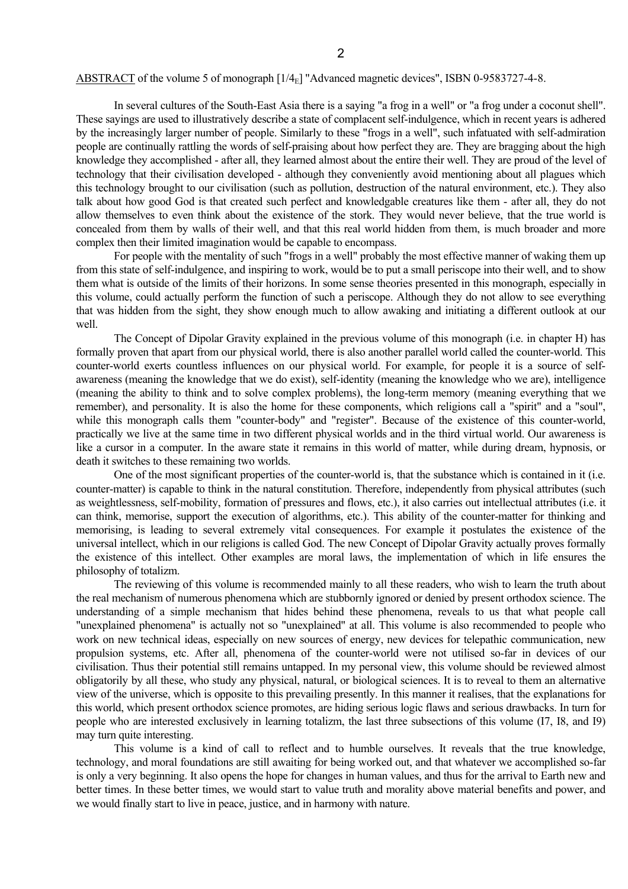ABSTRACT of the volume 5 of monograph [1/$4_E$] "Advanced magnetic devices", ISBN 0-9583727-4-8.

In several cultures of the South-East Asia there is a saying "a frog in a well" or "a frog under a coconut shell". These sayings are used to illustratively describe a state of complacent self-indulgence, which in recent years is adhered by the increasingly larger number of people. Similarly to these "frogs in a well", such infatuated with self-admiration people are continually rattling the words of self-praising about how perfect they are. They are bragging about the high knowledge they accomplished - after all, they learned almost about the entire their well. They are proud of the level of technology that their civilisation developed - although they conveniently avoid mentioning about all plagues which this technology brought to our civilisation (such as pollution, destruction of the natural environment, etc.). They also talk about how good God is that created such perfect and knowledgable creatures like them - after all, they do not allow themselves to even think about the existence of the stork. They would never believe, that the true world is concealed from them by walls of their well, and that this real world hidden from them, is much broader and more complex then their limited imagination would be capable to encompass.

For people with the mentality of such "frogs in a well" probably the most effective manner of waking them up from this state of self-indulgence, and inspiring to work, would be to put a small periscope into their well, and to show them what is outside of the limits of their horizons. In some sense theories presented in this monograph, especially in this volume, could actually perform the function of such a periscope. Although they do not allow to see everything that was hidden from the sight, they show enough much to allow awaking and initiating a different outlook at our well.

The Concept of Dipolar Gravity explained in the previous volume of this monograph (i.e. in chapter H) has formally proven that apart from our physical world, there is also another parallel world called the counter-world. This counter-world exerts countless influences on our physical world. For example, for people it is a source of self-awareness (meaning the knowledge that we do exist), self-identity (meaning the knowledge who we are), intelligence (meaning the ability to think and to solve complex problems), the long-term memory (meaning everything that we remember), and personality. It is also the home for these components, which religions call a "spirit" and a "soul", while this monograph calls them "counter-body" and "register". Because of the existence of this counter-world, practically we live at the same time in two different physical worlds and in the third virtual world. Our awareness is like a cursor in a computer. In the aware state it remains in this world of matter, while during dream, hypnosis, or death it switches to these remaining two worlds.

One of the most significant properties of the counter-world is, that the substance which is contained in it (i.e. counter-matter) is capable to think in the natural constitution. Therefore, independently from physical attributes (such as weightlessness, self-mobility, formation of pressures and flows, etc.), it also carries out intellectual attributes (i.e. it can think, memorise, support the execution of algorithms, etc.). This ability of the counter-matter for thinking and memorising, is leading to several extremely vital consequences. For example it postulates the existence of the universal intellect, which in our religions is called God. The new Concept of Dipolar Gravity actually proves formally the existence of this intellect. Other examples are moral laws, the implementation of which in life ensures the philosophy of totalizm.

The reviewing of this volume is recommended mainly to all these readers, who wish to learn the truth about the real mechanism of numerous phenomena which are stubbornly ignored or denied by present orthodox science. The understanding of a simple mechanism that hides behind these phenomena, reveals to us that what people call "unexplained phenomena" is actually not so "unexplained" at all. This volume is also recommended to people who work on new technical ideas, especially on new sources of energy, new devices for telepathic communication, new propulsion systems, etc. After all, phenomena of the counter-world were not utilised so-far in devices of our civilisation. Thus their potential still remains untapped. In my personal view, this volume should be reviewed almost obligatorily by all these, who study any physical, natural, or biological sciences. It is to reveal to them an alternative view of the universe, which is opposite to this prevailing presently. In this manner it realises, that the explanations for this world, which present orthodox science promotes, are hiding serious logic flaws and serious drawbacks. In turn for people who are interested exclusively in learning totalizm, the last three subsections of this volume (I7, I8, and I9) may turn quite interesting.

This volume is a kind of call to reflect and to humble ourselves. It reveals that the true knowledge, technology, and moral foundations are still awaiting for being worked out, and that whatever we accomplished so-far is only a very beginning. It also opens the hope for changes in human values, and thus for the arrival to Earth new and better times. In these better times, we would start to value truth and morality above material benefits and power, and we would finally start to live in peace, justice, and in harmony with nature.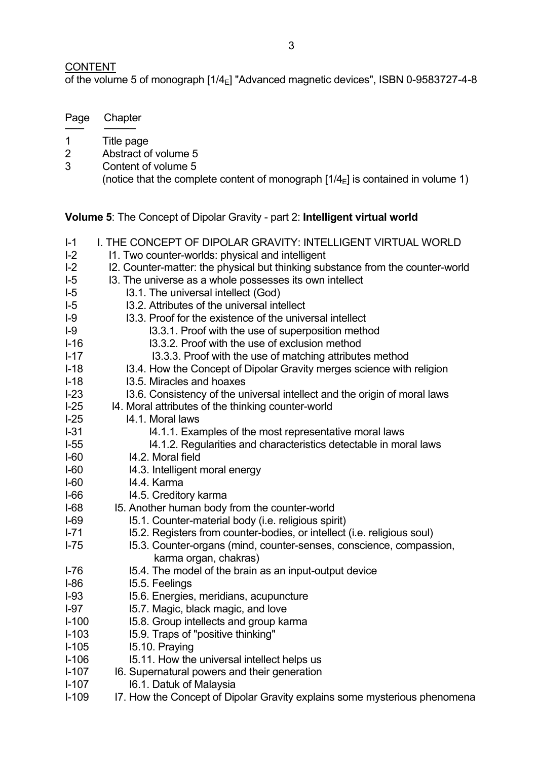CONTENT

of the volume 5 of monograph [1/4$_E$] "Advanced magnetic devices", ISBN 0-9583727-4-8

| Page | Chapter |
|---|---|
| 1 | Title page |
| 2 | Abstract of volume 5 |
| 3 | Content of volume 5 (notice that the complete content of monograph [1/4$_E$] is contained in volume 1) |

**Volume 5**: The Concept of Dipolar Gravity - part 2: **Intelligent virtual world**

| Page | Chapter |
|---|---|
| I-1 | I. THE CONCEPT OF DIPOLAR GRAVITY: INTELLIGENT VIRTUAL WORLD |
| I-2 | I1. Two counter-worlds: physical and intelligent |
| I-2 | I2. Counter-matter: the physical but thinking substance from the counter-world |
| I-5 | I3. The universe as a whole possesses its own intellect |
| I-5 | I3.1. The universal intellect (God) |
| I-5 | I3.2. Attributes of the universal intellect |
| I-9 | I3.3. Proof for the existence of the universal intellect |
| I-9 | I3.3.1. Proof with the use of superposition method |
| I-16 | I3.3.2. Proof with the use of exclusion method |
| I-17 | I3.3.3. Proof with the use of matching attributes method |
| I-18 | I3.4. How the Concept of Dipolar Gravity merges science with religion |
| I-18 | I3.5. Miracles and hoaxes |
| I-23 | I3.6. Consistency of the universal intellect and the origin of moral laws |
| I-25 | I4. Moral attributes of the thinking counter-world |
| I-25 | I4.1. Moral laws |
| I-31 | I4.1.1. Examples of the most representative moral laws |
| I-55 | I4.1.2. Regularities and characteristics detectable in moral laws |
| I-60 | I4.2. Moral field |
| I-60 | I4.3. Intelligent moral energy |
| I-60 | I4.4. Karma |
| I-66 | I4.5. Creditory karma |
| I-68 | I5. Another human body from the counter-world |
| I-69 | I5.1. Counter-material body (i.e. religious spirit) |
| I-71 | I5.2. Registers from counter-bodies, or intellect (i.e. religious soul) |
| I-75 | I5.3. Counter-organs (mind, counter-senses, conscience, compassion, karma organ, chakras) |
| I-76 | I5.4. The model of the brain as an input-output device |
| I-86 | I5.5. Feelings |
| I-93 | I5.6. Energies, meridians, acupuncture |
| I-97 | I5.7. Magic, black magic, and love |
| I-100 | I5.8. Group intellects and group karma |
| I-103 | I5.9. Traps of "positive thinking" |
| I-105 | I5.10. Praying |
| I-106 | I5.11. How the universal intellect helps us |
| I-107 | I6. Supernatural powers and their generation |
| I-107 | I6.1. Datuk of Malaysia |
| I-109 | I7. How the Concept of Dipolar Gravity explains some mysterious phenomena |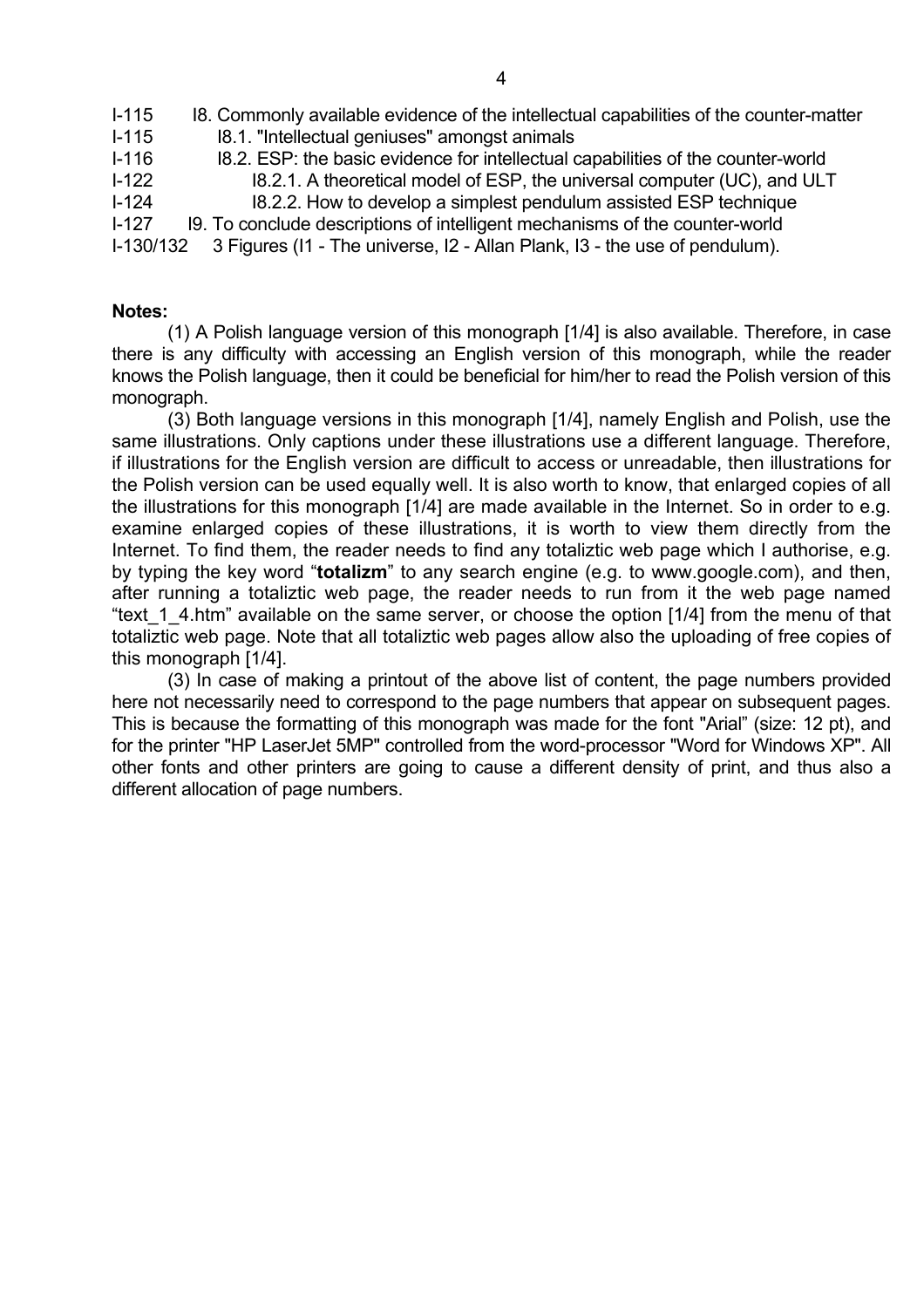I-115 I8. Commonly available evidence of the intellectual capabilities of the counter-matter
I-115 I8.1. "Intellectual geniuses" amongst animals
I-116 I8.2. ESP: the basic evidence for intellectual capabilities of the counter-world
I-122 I8.2.1. A theoretical model of ESP, the universal computer (UC), and ULT
I-124 I8.2.2. How to develop a simplest pendulum assisted ESP technique
I-127 I9. To conclude descriptions of intelligent mechanisms of the counter-world
I-130/132 3 Figures (I1 - The universe, I2 - Allan Plank, I3 - the use of pendulum).

**Notes:**

(1) A Polish language version of this monograph [1/4] is also available. Therefore, in case there is any difficulty with accessing an English version of this monograph, while the reader knows the Polish language, then it could be beneficial for him/her to read the Polish version of this monograph.

(3) Both language versions in this monograph [1/4], namely English and Polish, use the same illustrations. Only captions under these illustrations use a different language. Therefore, if illustrations for the English version are difficult to access or unreadable, then illustrations for the Polish version can be used equally well. It is also worth to know, that enlarged copies of all the illustrations for this monograph [1/4] are made available in the Internet. So in order to e.g. examine enlarged copies of these illustrations, it is worth to view them directly from the Internet. To find them, the reader needs to find any totaliztic web page which I authorise, e.g. by typing the key word "**totalizm**" to any search engine (e.g. to www.google.com), and then, after running a totaliztic web page, the reader needs to run from it the web page named "text_1_4.htm" available on the same server, or choose the option [1/4] from the menu of that totaliztic web page. Note that all totaliztic web pages allow also the uploading of free copies of this monograph [1/4].

(3) In case of making a printout of the above list of content, the page numbers provided here not necessarily need to correspond to the page numbers that appear on subsequent pages. This is because the formatting of this monograph was made for the font "Arial" (size: 12 pt), and for the printer "HP LaserJet 5MP" controlled from the word-processor "Word for Windows XP". All other fonts and other printers are going to cause a different density of print, and thus also a different allocation of page numbers.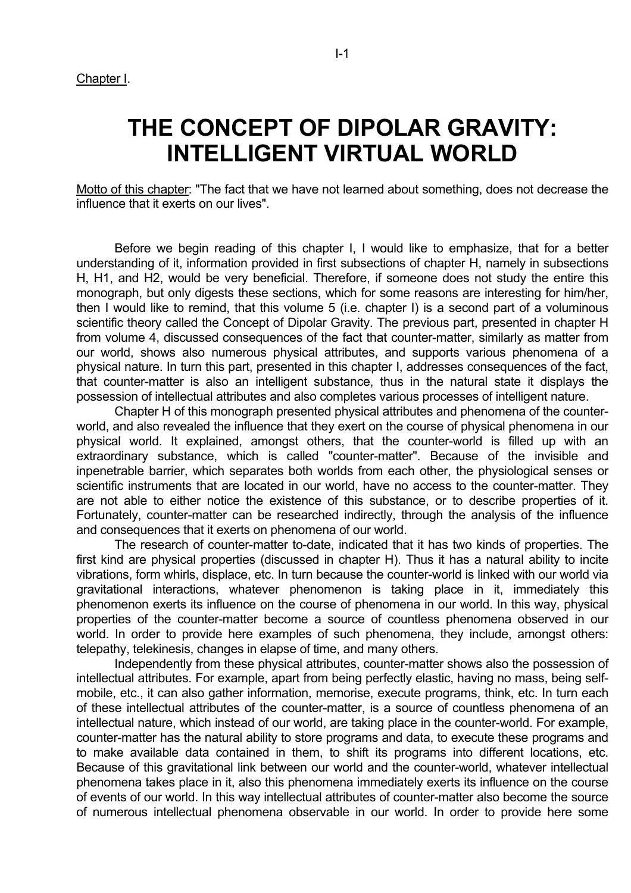Chapter I.

# THE CONCEPT OF DIPOLAR GRAVITY: INTELLIGENT VIRTUAL WORLD

Motto of this chapter: "The fact that we have not learned about something, does not decrease the influence that it exerts on our lives".

Before we begin reading of this chapter I, I would like to emphasize, that for a better understanding of it, information provided in first subsections of chapter H, namely in subsections H, H1, and H2, would be very beneficial. Therefore, if someone does not study the entire this monograph, but only digests these sections, which for some reasons are interesting for him/her, then I would like to remind, that this volume 5 (i.e. chapter I) is a second part of a voluminous scientific theory called the Concept of Dipolar Gravity. The previous part, presented in chapter H from volume 4, discussed consequences of the fact that counter-matter, similarly as matter from our world, shows also numerous physical attributes, and supports various phenomena of a physical nature. In turn this part, presented in this chapter I, addresses consequences of the fact, that counter-matter is also an intelligent substance, thus in the natural state it displays the possession of intellectual attributes and also completes various processes of intelligent nature.

Chapter H of this monograph presented physical attributes and phenomena of the counter-world, and also revealed the influence that they exert on the course of physical phenomena in our physical world. It explained, amongst others, that the counter-world is filled up with an extraordinary substance, which is called "counter-matter". Because of the invisible and inpenetrable barrier, which separates both worlds from each other, the physiological senses or scientific instruments that are located in our world, have no access to the counter-matter. They are not able to either notice the existence of this substance, or to describe properties of it. Fortunately, counter-matter can be researched indirectly, through the analysis of the influence and consequences that it exerts on phenomena of our world.

The research of counter-matter to-date, indicated that it has two kinds of properties. The first kind are physical properties (discussed in chapter H). Thus it has a natural ability to incite vibrations, form whirls, displace, etc. In turn because the counter-world is linked with our world via gravitational interactions, whatever phenomenon is taking place in it, immediately this phenomenon exerts its influence on the course of phenomena in our world. In this way, physical properties of the counter-matter become a source of countless phenomena observed in our world. In order to provide here examples of such phenomena, they include, amongst others: telepathy, telekinesis, changes in elapse of time, and many others.

Independently from these physical attributes, counter-matter shows also the possession of intellectual attributes. For example, apart from being perfectly elastic, having no mass, being self-mobile, etc., it can also gather information, memorise, execute programs, think, etc. In turn each of these intellectual attributes of the counter-matter, is a source of countless phenomena of an intellectual nature, which instead of our world, are taking place in the counter-world. For example, counter-matter has the natural ability to store programs and data, to execute these programs and to make available data contained in them, to shift its programs into different locations, etc. Because of this gravitational link between our world and the counter-world, whatever intellectual phenomena takes place in it, also this phenomena immediately exerts its influence on the course of events of our world. In this way intellectual attributes of counter-matter also become the source of numerous intellectual phenomena observable in our world. In order to provide here some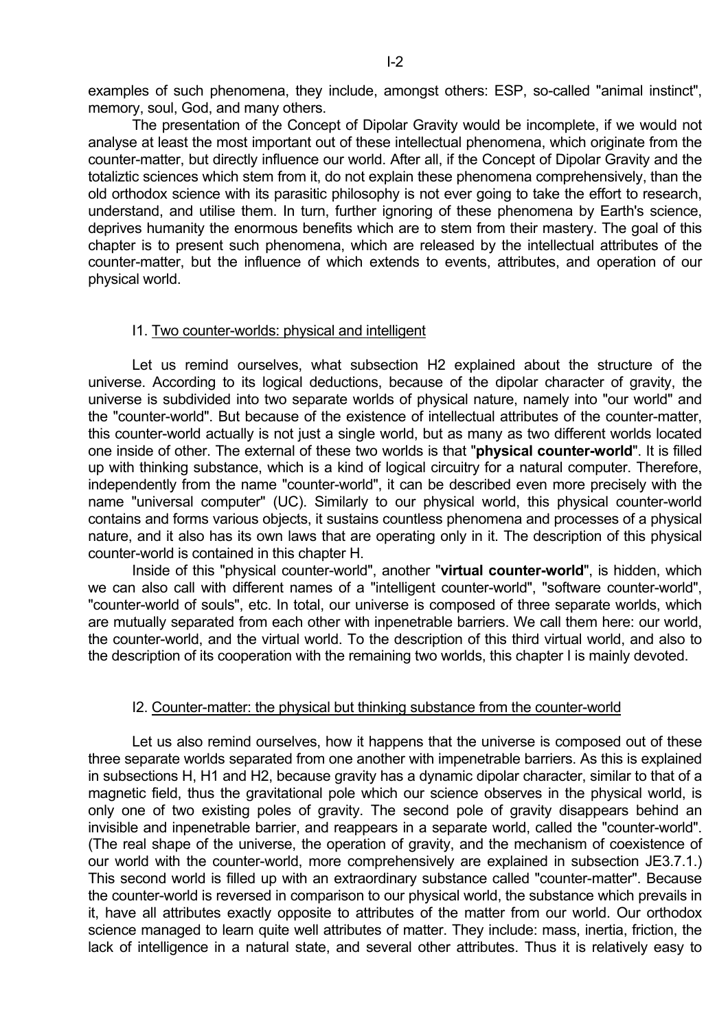examples of such phenomena, they include, amongst others: ESP, so-called "animal instinct", memory, soul, God, and many others.

The presentation of the Concept of Dipolar Gravity would be incomplete, if we would not analyse at least the most important out of these intellectual phenomena, which originate from the counter-matter, but directly influence our world. After all, if the Concept of Dipolar Gravity and the totaliztic sciences which stem from it, do not explain these phenomena comprehensively, than the old orthodox science with its parasitic philosophy is not ever going to take the effort to research, understand, and utilise them. In turn, further ignoring of these phenomena by Earth's science, deprives humanity the enormous benefits which are to stem from their mastery. The goal of this chapter is to present such phenomena, which are released by the intellectual attributes of the counter-matter, but the influence of which extends to events, attributes, and operation of our physical world.

## I1. Two counter-worlds: physical and intelligent

Let us remind ourselves, what subsection H2 explained about the structure of the universe. According to its logical deductions, because of the dipolar character of gravity, the universe is subdivided into two separate worlds of physical nature, namely into "our world" and the "counter-world". But because of the existence of intellectual attributes of the counter-matter, this counter-world actually is not just a single world, but as many as two different worlds located one inside of other. The external of these two worlds is that "**physical counter-world**". It is filled up with thinking substance, which is a kind of logical circuitry for a natural computer. Therefore, independently from the name "counter-world", it can be described even more precisely with the name "universal computer" (UC). Similarly to our physical world, this physical counter-world contains and forms various objects, it sustains countless phenomena and processes of a physical nature, and it also has its own laws that are operating only in it. The description of this physical counter-world is contained in this chapter H.

Inside of this "physical counter-world", another "**virtual counter-world**", is hidden, which we can also call with different names of a "intelligent counter-world", "software counter-world", "counter-world of souls", etc. In total, our universe is composed of three separate worlds, which are mutually separated from each other with inpenetrable barriers. We call them here: our world, the counter-world, and the virtual world. To the description of this third virtual world, and also to the description of its cooperation with the remaining two worlds, this chapter I is mainly devoted.

## I2. Counter-matter: the physical but thinking substance from the counter-world

Let us also remind ourselves, how it happens that the universe is composed out of these three separate worlds separated from one another with impenetrable barriers. As this is explained in subsections H, H1 and H2, because gravity has a dynamic dipolar character, similar to that of a magnetic field, thus the gravitational pole which our science observes in the physical world, is only one of two existing poles of gravity. The second pole of gravity disappears behind an invisible and inpenetrable barrier, and reappears in a separate world, called the "counter-world". (The real shape of the universe, the operation of gravity, and the mechanism of coexistence of our world with the counter-world, more comprehensively are explained in subsection JE3.7.1.) This second world is filled up with an extraordinary substance called "counter-matter". Because the counter-world is reversed in comparison to our physical world, the substance which prevails in it, have all attributes exactly opposite to attributes of the matter from our world. Our orthodox science managed to learn quite well attributes of matter. They include: mass, inertia, friction, the lack of intelligence in a natural state, and several other attributes. Thus it is relatively easy to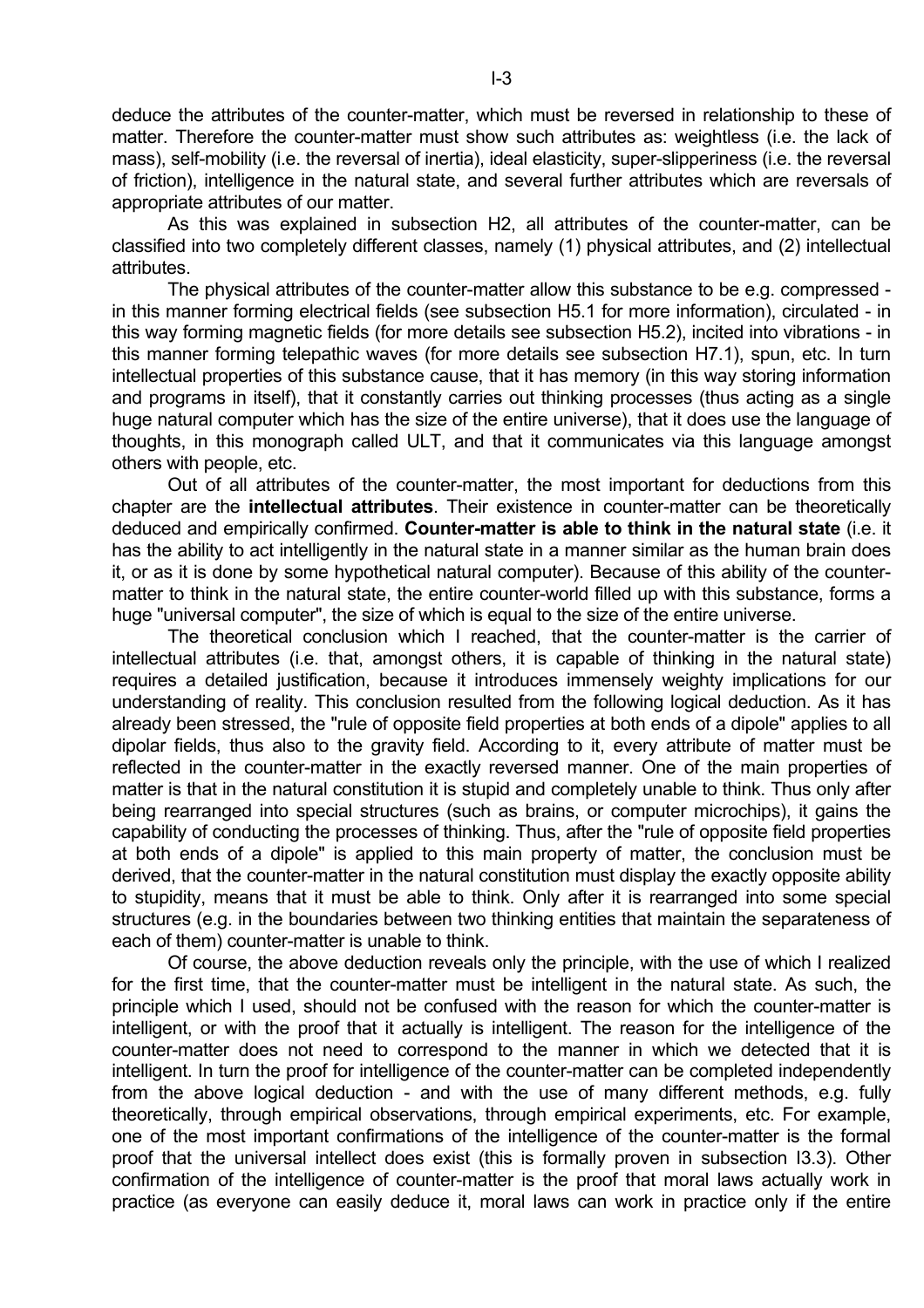deduce the attributes of the counter-matter, which must be reversed in relationship to these of matter. Therefore the counter-matter must show such attributes as: weightless (i.e. the lack of mass), self-mobility (i.e. the reversal of inertia), ideal elasticity, super-slipperiness (i.e. the reversal of friction), intelligence in the natural state, and several further attributes which are reversals of appropriate attributes of our matter.

As this was explained in subsection H2, all attributes of the counter-matter, can be classified into two completely different classes, namely (1) physical attributes, and (2) intellectual attributes.

The physical attributes of the counter-matter allow this substance to be e.g. compressed - in this manner forming electrical fields (see subsection H5.1 for more information), circulated - in this way forming magnetic fields (for more details see subsection H5.2), incited into vibrations - in this manner forming telepathic waves (for more details see subsection H7.1), spun, etc. In turn intellectual properties of this substance cause, that it has memory (in this way storing information and programs in itself), that it constantly carries out thinking processes (thus acting as a single huge natural computer which has the size of the entire universe), that it does use the language of thoughts, in this monograph called ULT, and that it communicates via this language amongst others with people, etc.

Out of all attributes of the counter-matter, the most important for deductions from this chapter are the **intellectual attributes**. Their existence in counter-matter can be theoretically deduced and empirically confirmed. **Counter-matter is able to think in the natural state** (i.e. it has the ability to act intelligently in the natural state in a manner similar as the human brain does it, or as it is done by some hypothetical natural computer). Because of this ability of the counter-matter to think in the natural state, the entire counter-world filled up with this substance, forms a huge "universal computer", the size of which is equal to the size of the entire universe.

The theoretical conclusion which I reached, that the counter-matter is the carrier of intellectual attributes (i.e. that, amongst others, it is capable of thinking in the natural state) requires a detailed justification, because it introduces immensely weighty implications for our understanding of reality. This conclusion resulted from the following logical deduction. As it has already been stressed, the "rule of opposite field properties at both ends of a dipole" applies to all dipolar fields, thus also to the gravity field. According to it, every attribute of matter must be reflected in the counter-matter in the exactly reversed manner. One of the main properties of matter is that in the natural constitution it is stupid and completely unable to think. Thus only after being rearranged into special structures (such as brains, or computer microchips), it gains the capability of conducting the processes of thinking. Thus, after the "rule of opposite field properties at both ends of a dipole" is applied to this main property of matter, the conclusion must be derived, that the counter-matter in the natural constitution must display the exactly opposite ability to stupidity, means that it must be able to think. Only after it is rearranged into some special structures (e.g. in the boundaries between two thinking entities that maintain the separateness of each of them) counter-matter is unable to think.

Of course, the above deduction reveals only the principle, with the use of which I realized for the first time, that the counter-matter must be intelligent in the natural state. As such, the principle which I used, should not be confused with the reason for which the counter-matter is intelligent, or with the proof that it actually is intelligent. The reason for the intelligence of the counter-matter does not need to correspond to the manner in which we detected that it is intelligent. In turn the proof for intelligence of the counter-matter can be completed independently from the above logical deduction - and with the use of many different methods, e.g. fully theoretically, through empirical observations, through empirical experiments, etc. For example, one of the most important confirmations of the intelligence of the counter-matter is the formal proof that the universal intellect does exist (this is formally proven in subsection I3.3). Other confirmation of the intelligence of counter-matter is the proof that moral laws actually work in practice (as everyone can easily deduce it, moral laws can work in practice only if the entire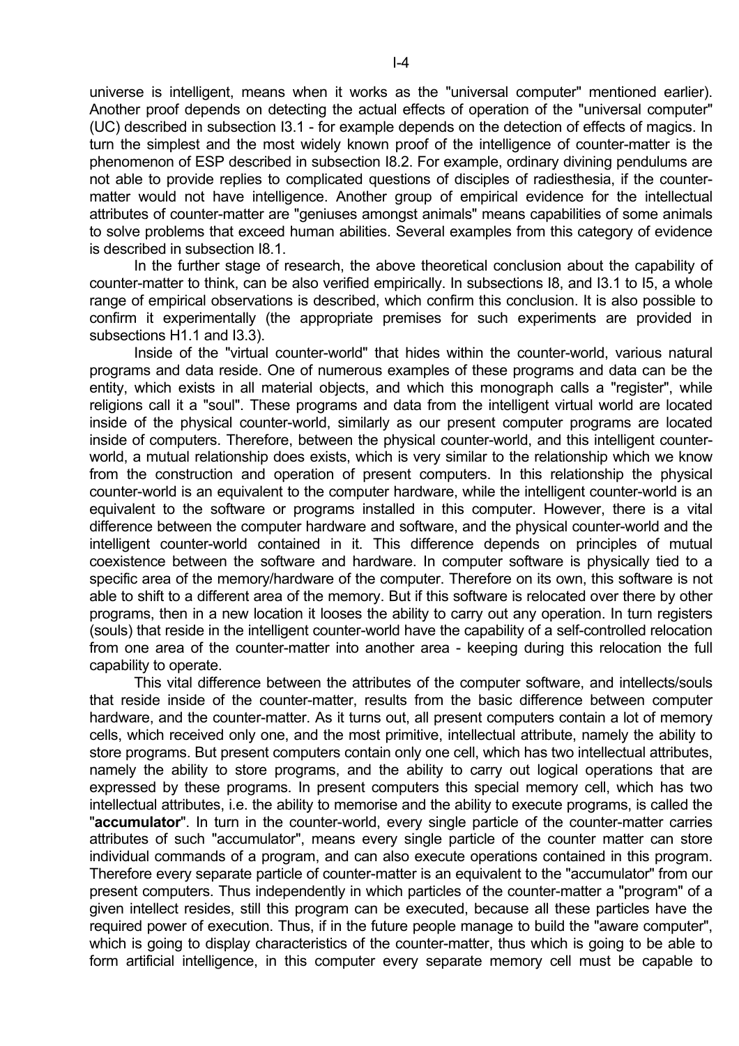universe is intelligent, means when it works as the "universal computer" mentioned earlier). Another proof depends on detecting the actual effects of operation of the "universal computer" (UC) described in subsection I3.1 - for example depends on the detection of effects of magics. In turn the simplest and the most widely known proof of the intelligence of counter-matter is the phenomenon of ESP described in subsection I8.2. For example, ordinary divining pendulums are not able to provide replies to complicated questions of disciples of radiesthesia, if the counter-matter would not have intelligence. Another group of empirical evidence for the intellectual attributes of counter-matter are "geniuses amongst animals" means capabilities of some animals to solve problems that exceed human abilities. Several examples from this category of evidence is described in subsection I8.1.

In the further stage of research, the above theoretical conclusion about the capability of counter-matter to think, can be also verified empirically. In subsections I8, and I3.1 to I5, a whole range of empirical observations is described, which confirm this conclusion. It is also possible to confirm it experimentally (the appropriate premises for such experiments are provided in subsections H1.1 and I3.3).

Inside of the "virtual counter-world" that hides within the counter-world, various natural programs and data reside. One of numerous examples of these programs and data can be the entity, which exists in all material objects, and which this monograph calls a "register", while religions call it a "soul". These programs and data from the intelligent virtual world are located inside of the physical counter-world, similarly as our present computer programs are located inside of computers. Therefore, between the physical counter-world, and this intelligent counter-world, a mutual relationship does exists, which is very similar to the relationship which we know from the construction and operation of present computers. In this relationship the physical counter-world is an equivalent to the computer hardware, while the intelligent counter-world is an equivalent to the software or programs installed in this computer. However, there is a vital difference between the computer hardware and software, and the physical counter-world and the intelligent counter-world contained in it. This difference depends on principles of mutual coexistence between the software and hardware. In computer software is physically tied to a specific area of the memory/hardware of the computer. Therefore on its own, this software is not able to shift to a different area of the memory. But if this software is relocated over there by other programs, then in a new location it looses the ability to carry out any operation. In turn registers (souls) that reside in the intelligent counter-world have the capability of a self-controlled relocation from one area of the counter-matter into another area - keeping during this relocation the full capability to operate.

This vital difference between the attributes of the computer software, and intellects/souls that reside inside of the counter-matter, results from the basic difference between computer hardware, and the counter-matter. As it turns out, all present computers contain a lot of memory cells, which received only one, and the most primitive, intellectual attribute, namely the ability to store programs. But present computers contain only one cell, which has two intellectual attributes, namely the ability to store programs, and the ability to carry out logical operations that are expressed by these programs. In present computers this special memory cell, which has two intellectual attributes, i.e. the ability to memorise and the ability to execute programs, is called the "**accumulator**". In turn in the counter-world, every single particle of the counter-matter carries attributes of such "accumulator", means every single particle of the counter matter can store individual commands of a program, and can also execute operations contained in this program. Therefore every separate particle of counter-matter is an equivalent to the "accumulator" from our present computers. Thus independently in which particles of the counter-matter a "program" of a given intellect resides, still this program can be executed, because all these particles have the required power of execution. Thus, if in the future people manage to build the "aware computer", which is going to display characteristics of the counter-matter, thus which is going to be able to form artificial intelligence, in this computer every separate memory cell must be capable to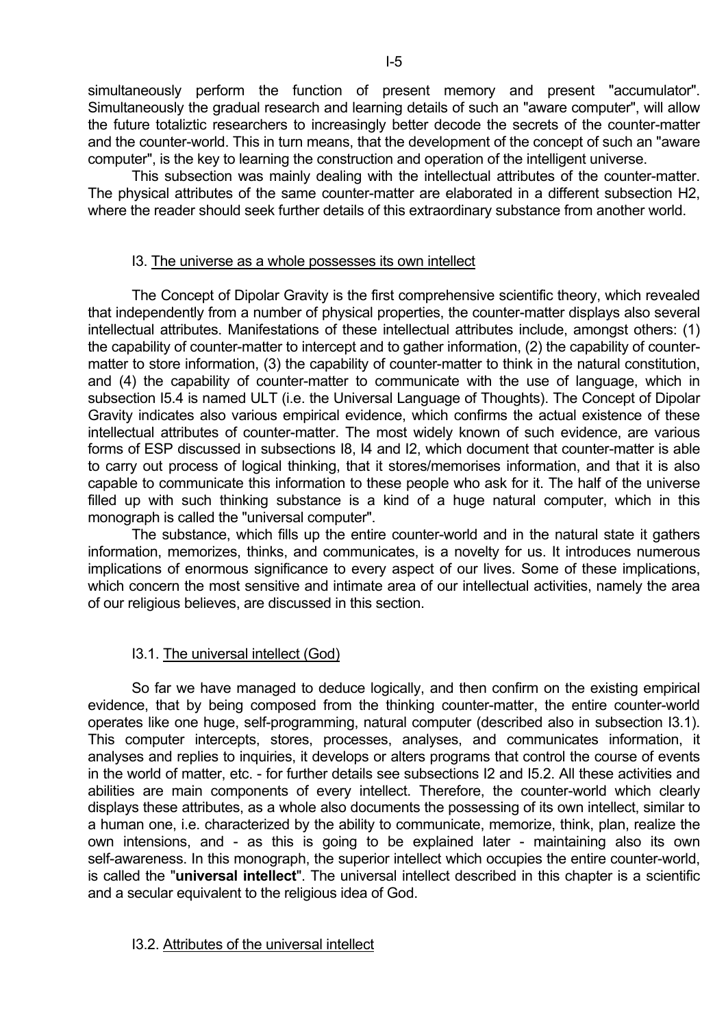simultaneously perform the function of present memory and present "accumulator". Simultaneously the gradual research and learning details of such an "aware computer", will allow the future totaliztic researchers to increasingly better decode the secrets of the counter-matter and the counter-world. This in turn means, that the development of the concept of such an "aware computer", is the key to learning the construction and operation of the intelligent universe.

This subsection was mainly dealing with the intellectual attributes of the counter-matter. The physical attributes of the same counter-matter are elaborated in a different subsection H2, where the reader should seek further details of this extraordinary substance from another world.

## I3. The universe as a whole possesses its own intellect

The Concept of Dipolar Gravity is the first comprehensive scientific theory, which revealed that independently from a number of physical properties, the counter-matter displays also several intellectual attributes. Manifestations of these intellectual attributes include, amongst others: (1) the capability of counter-matter to intercept and to gather information, (2) the capability of counter-matter to store information, (3) the capability of counter-matter to think in the natural constitution, and (4) the capability of counter-matter to communicate with the use of language, which in subsection I5.4 is named ULT (i.e. the Universal Language of Thoughts). The Concept of Dipolar Gravity indicates also various empirical evidence, which confirms the actual existence of these intellectual attributes of counter-matter. The most widely known of such evidence, are various forms of ESP discussed in subsections I8, I4 and I2, which document that counter-matter is able to carry out process of logical thinking, that it stores/memorises information, and that it is also capable to communicate this information to these people who ask for it. The half of the universe filled up with such thinking substance is a kind of a huge natural computer, which in this monograph is called the "universal computer".

The substance, which fills up the entire counter-world and in the natural state it gathers information, memorizes, thinks, and communicates, is a novelty for us. It introduces numerous implications of enormous significance to every aspect of our lives. Some of these implications, which concern the most sensitive and intimate area of our intellectual activities, namely the area of our religious believes, are discussed in this section.

### I3.1. The universal intellect (God)

So far we have managed to deduce logically, and then confirm on the existing empirical evidence, that by being composed from the thinking counter-matter, the entire counter-world operates like one huge, self-programming, natural computer (described also in subsection I3.1). This computer intercepts, stores, processes, analyses, and communicates information, it analyses and replies to inquiries, it develops or alters programs that control the course of events in the world of matter, etc. - for further details see subsections I2 and I5.2. All these activities and abilities are main components of every intellect. Therefore, the counter-world which clearly displays these attributes, as a whole also documents the possessing of its own intellect, similar to a human one, i.e. characterized by the ability to communicate, memorize, think, plan, realize the own intensions, and - as this is going to be explained later - maintaining also its own self-awareness. In this monograph, the superior intellect which occupies the entire counter-world, is called the "**universal intellect**". The universal intellect described in this chapter is a scientific and a secular equivalent to the religious idea of God.

### I3.2. Attributes of the universal intellect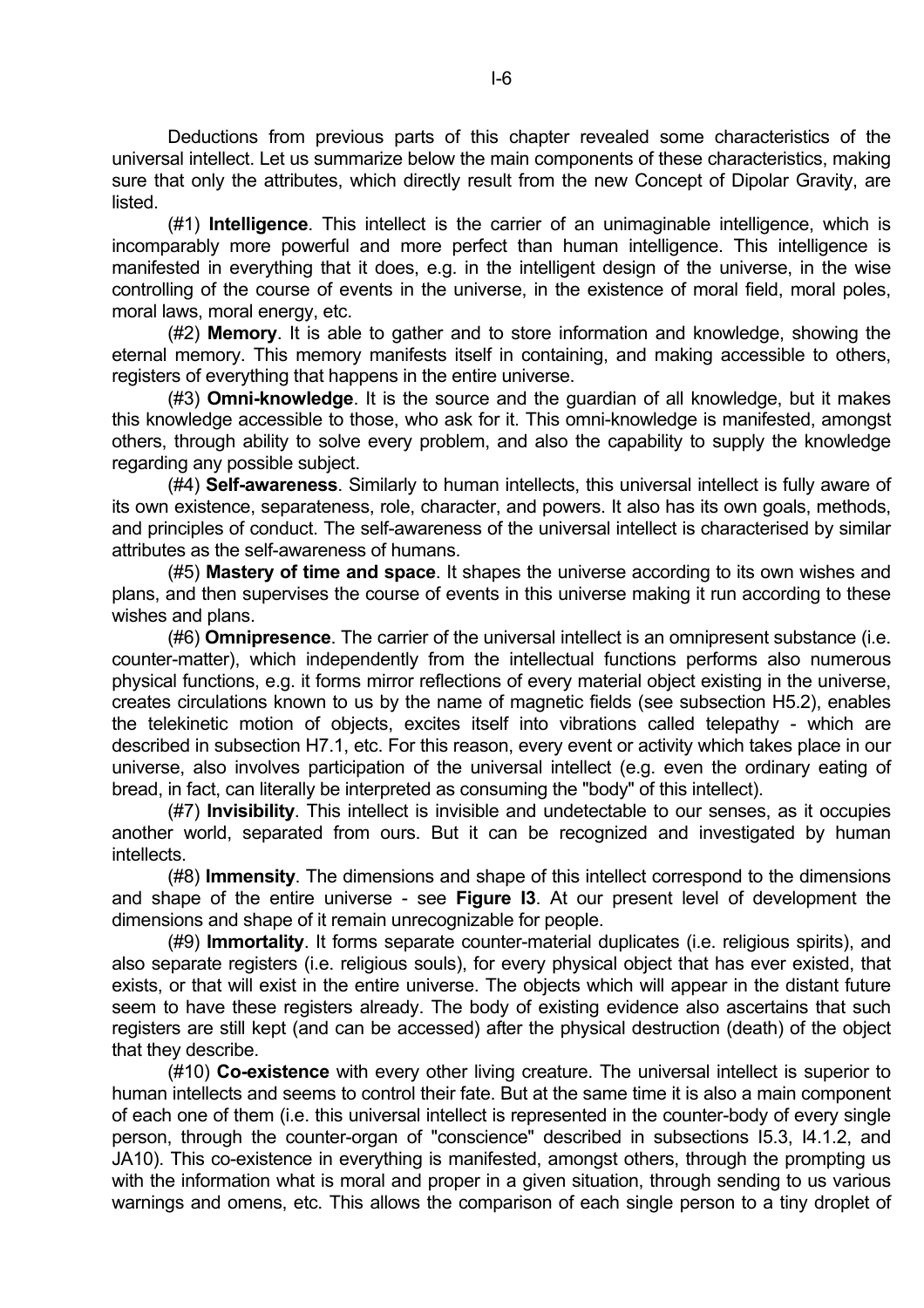Deductions from previous parts of this chapter revealed some characteristics of the universal intellect. Let us summarize below the main components of these characteristics, making sure that only the attributes, which directly result from the new Concept of Dipolar Gravity, are listed.

(#1) **Intelligence**. This intellect is the carrier of an unimaginable intelligence, which is incomparably more powerful and more perfect than human intelligence. This intelligence is manifested in everything that it does, e.g. in the intelligent design of the universe, in the wise controlling of the course of events in the universe, in the existence of moral field, moral poles, moral laws, moral energy, etc.

(#2) **Memory**. It is able to gather and to store information and knowledge, showing the eternal memory. This memory manifests itself in containing, and making accessible to others, registers of everything that happens in the entire universe.

(#3) **Omni-knowledge**. It is the source and the guardian of all knowledge, but it makes this knowledge accessible to those, who ask for it. This omni-knowledge is manifested, amongst others, through ability to solve every problem, and also the capability to supply the knowledge regarding any possible subject.

(#4) **Self-awareness**. Similarly to human intellects, this universal intellect is fully aware of its own existence, separateness, role, character, and powers. It also has its own goals, methods, and principles of conduct. The self-awareness of the universal intellect is characterised by similar attributes as the self-awareness of humans.

(#5) **Mastery of time and space**. It shapes the universe according to its own wishes and plans, and then supervises the course of events in this universe making it run according to these wishes and plans.

(#6) **Omnipresence**. The carrier of the universal intellect is an omnipresent substance (i.e. counter-matter), which independently from the intellectual functions performs also numerous physical functions, e.g. it forms mirror reflections of every material object existing in the universe, creates circulations known to us by the name of magnetic fields (see subsection H5.2), enables the telekinetic motion of objects, excites itself into vibrations called telepathy - which are described in subsection H7.1, etc. For this reason, every event or activity which takes place in our universe, also involves participation of the universal intellect (e.g. even the ordinary eating of bread, in fact, can literally be interpreted as consuming the "body" of this intellect).

(#7) **Invisibility**. This intellect is invisible and undetectable to our senses, as it occupies another world, separated from ours. But it can be recognized and investigated by human intellects.

(#8) **Immensity**. The dimensions and shape of this intellect correspond to the dimensions and shape of the entire universe - see **Figure I3**. At our present level of development the dimensions and shape of it remain unrecognizable for people.

(#9) **Immortality**. It forms separate counter-material duplicates (i.e. religious spirits), and also separate registers (i.e. religious souls), for every physical object that has ever existed, that exists, or that will exist in the entire universe. The objects which will appear in the distant future seem to have these registers already. The body of existing evidence also ascertains that such registers are still kept (and can be accessed) after the physical destruction (death) of the object that they describe.

(#10) **Co-existence** with every other living creature. The universal intellect is superior to human intellects and seems to control their fate. But at the same time it is also a main component of each one of them (i.e. this universal intellect is represented in the counter-body of every single person, through the counter-organ of "conscience" described in subsections I5.3, I4.1.2, and JA10). This co-existence in everything is manifested, amongst others, through the prompting us with the information what is moral and proper in a given situation, through sending to us various warnings and omens, etc. This allows the comparison of each single person to a tiny droplet of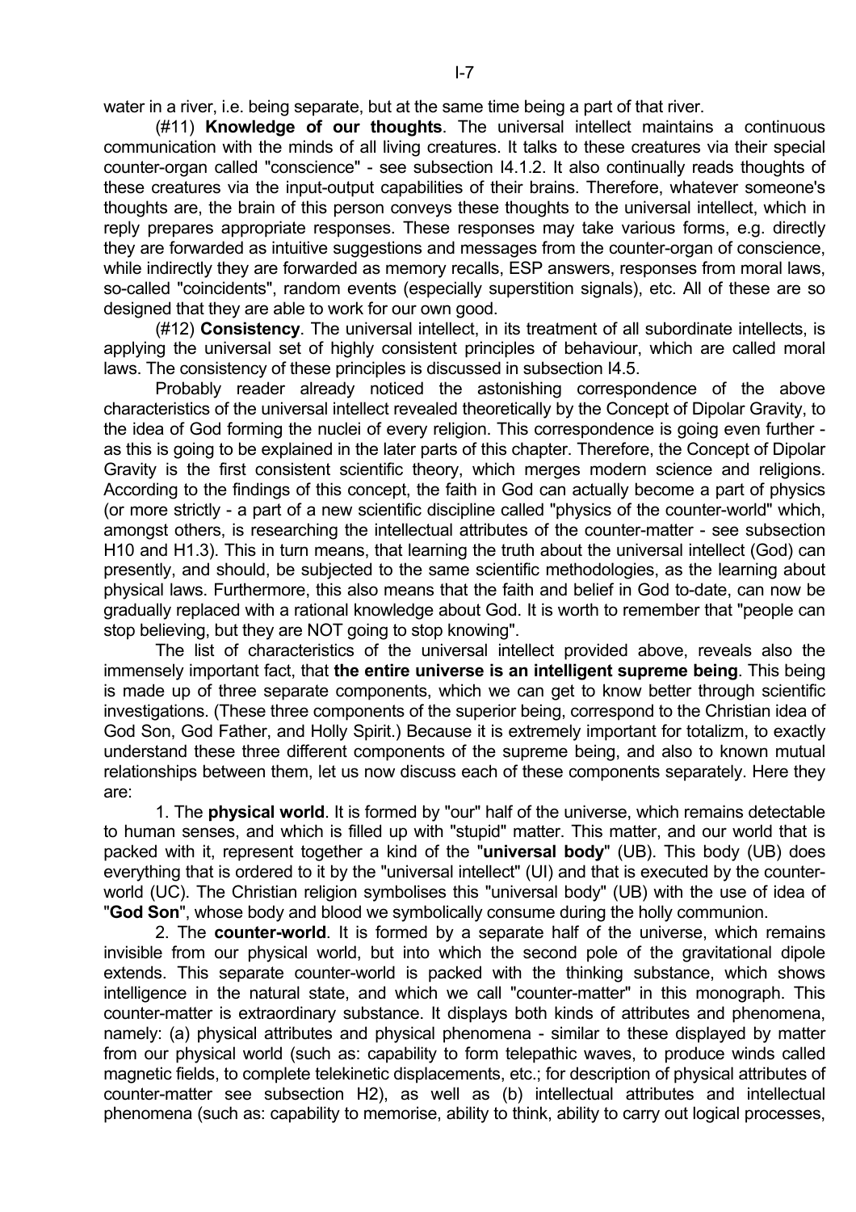water in a river, i.e. being separate, but at the same time being a part of that river.

(#11) **Knowledge of our thoughts**. The universal intellect maintains a continuous communication with the minds of all living creatures. It talks to these creatures via their special counter-organ called "conscience" - see subsection I4.1.2. It also continually reads thoughts of these creatures via the input-output capabilities of their brains. Therefore, whatever someone's thoughts are, the brain of this person conveys these thoughts to the universal intellect, which in reply prepares appropriate responses. These responses may take various forms, e.g. directly they are forwarded as intuitive suggestions and messages from the counter-organ of conscience, while indirectly they are forwarded as memory recalls, ESP answers, responses from moral laws, so-called "coincidents", random events (especially superstition signals), etc. All of these are so designed that they are able to work for our own good.

(#12) **Consistency**. The universal intellect, in its treatment of all subordinate intellects, is applying the universal set of highly consistent principles of behaviour, which are called moral laws. The consistency of these principles is discussed in subsection I4.5.

Probably reader already noticed the astonishing correspondence of the above characteristics of the universal intellect revealed theoretically by the Concept of Dipolar Gravity, to the idea of God forming the nuclei of every religion. This correspondence is going even further - as this is going to be explained in the later parts of this chapter. Therefore, the Concept of Dipolar Gravity is the first consistent scientific theory, which merges modern science and religions. According to the findings of this concept, the faith in God can actually become a part of physics (or more strictly - a part of a new scientific discipline called "physics of the counter-world" which, amongst others, is researching the intellectual attributes of the counter-matter - see subsection H10 and H1.3). This in turn means, that learning the truth about the universal intellect (God) can presently, and should, be subjected to the same scientific methodologies, as the learning about physical laws. Furthermore, this also means that the faith and belief in God to-date, can now be gradually replaced with a rational knowledge about God. It is worth to remember that "people can stop believing, but they are NOT going to stop knowing".

The list of characteristics of the universal intellect provided above, reveals also the immensely important fact, that **the entire universe is an intelligent supreme being**. This being is made up of three separate components, which we can get to know better through scientific investigations. (These three components of the superior being, correspond to the Christian idea of God Son, God Father, and Holly Spirit.) Because it is extremely important for totalizm, to exactly understand these three different components of the supreme being, and also to known mutual relationships between them, let us now discuss each of these components separately. Here they are:

1. The **physical world**. It is formed by "our" half of the universe, which remains detectable to human senses, and which is filled up with "stupid" matter. This matter, and our world that is packed with it, represent together a kind of the "**universal body**" (UB). This body (UB) does everything that is ordered to it by the "universal intellect" (UI) and that is executed by the counter-world (UC). The Christian religion symbolises this "universal body" (UB) with the use of idea of "**God Son**", whose body and blood we symbolically consume during the holly communion.

2. The **counter-world**. It is formed by a separate half of the universe, which remains invisible from our physical world, but into which the second pole of the gravitational dipole extends. This separate counter-world is packed with the thinking substance, which shows intelligence in the natural state, and which we call "counter-matter" in this monograph. This counter-matter is extraordinary substance. It displays both kinds of attributes and phenomena, namely: (a) physical attributes and physical phenomena - similar to these displayed by matter from our physical world (such as: capability to form telepathic waves, to produce winds called magnetic fields, to complete telekinetic displacements, etc.; for description of physical attributes of counter-matter see subsection H2), as well as (b) intellectual attributes and intellectual phenomena (such as: capability to memorise, ability to think, ability to carry out logical processes,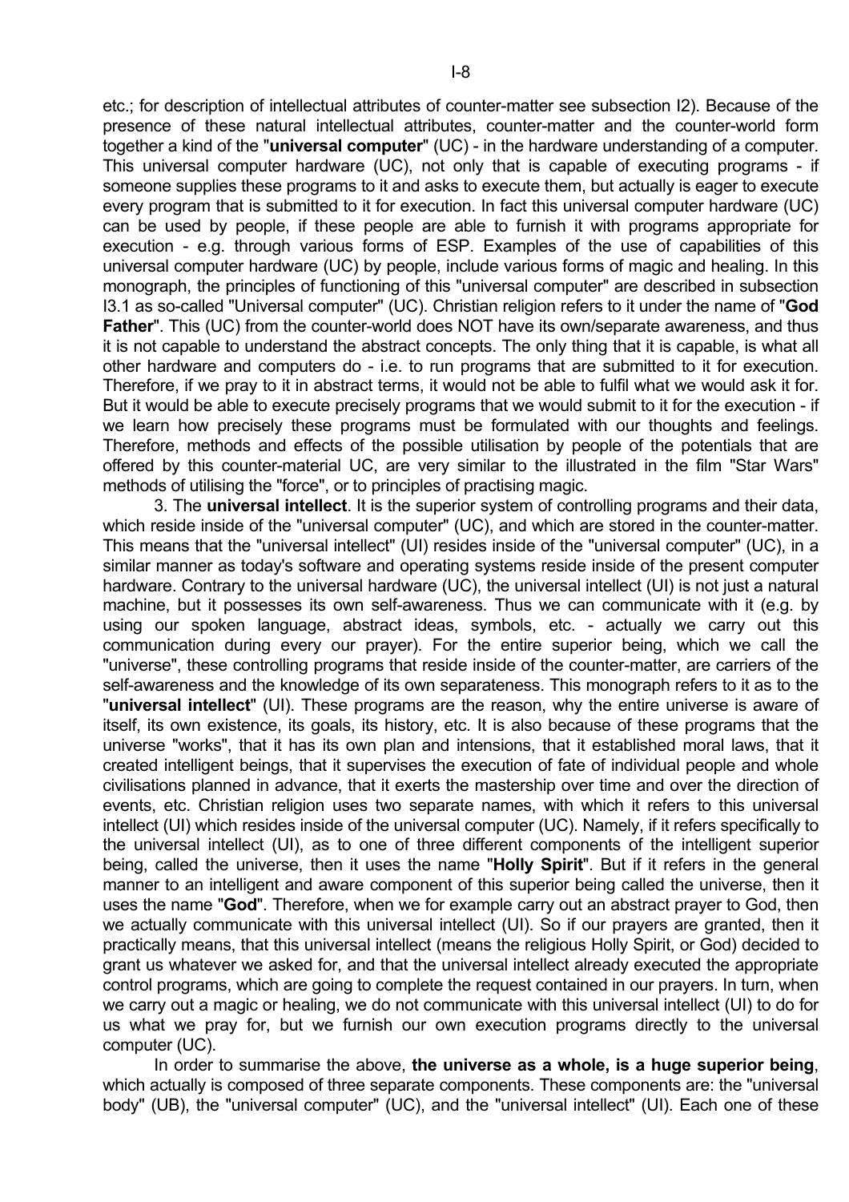etc.; for description of intellectual attributes of counter-matter see subsection I2). Because of the presence of these natural intellectual attributes, counter-matter and the counter-world form together a kind of the "**universal computer**" (UC) - in the hardware understanding of a computer. This universal computer hardware (UC), not only that is capable of executing programs - if someone supplies these programs to it and asks to execute them, but actually is eager to execute every program that is submitted to it for execution. In fact this universal computer hardware (UC) can be used by people, if these people are able to furnish it with programs appropriate for execution - e.g. through various forms of ESP. Examples of the use of capabilities of this universal computer hardware (UC) by people, include various forms of magic and healing. In this monograph, the principles of functioning of this "universal computer" are described in subsection I3.1 as so-called "Universal computer" (UC). Christian religion refers to it under the name of "**God Father**". This (UC) from the counter-world does NOT have its own/separate awareness, and thus it is not capable to understand the abstract concepts. The only thing that it is capable, is what all other hardware and computers do - i.e. to run programs that are submitted to it for execution. Therefore, if we pray to it in abstract terms, it would not be able to fulfil what we would ask it for. But it would be able to execute precisely programs that we would submit to it for the execution - if we learn how precisely these programs must be formulated with our thoughts and feelings. Therefore, methods and effects of the possible utilisation by people of the potentials that are offered by this counter-material UC, are very similar to the illustrated in the film "Star Wars" methods of utilising the "force", or to principles of practising magic.

3. The **universal intellect**. It is the superior system of controlling programs and their data, which reside inside of the "universal computer" (UC), and which are stored in the counter-matter. This means that the "universal intellect" (UI) resides inside of the "universal computer" (UC), in a similar manner as today's software and operating systems reside inside of the present computer hardware. Contrary to the universal hardware (UC), the universal intellect (UI) is not just a natural machine, but it possesses its own self-awareness. Thus we can communicate with it (e.g. by using our spoken language, abstract ideas, symbols, etc. - actually we carry out this communication during every our prayer). For the entire superior being, which we call the "universe", these controlling programs that reside inside of the counter-matter, are carriers of the self-awareness and the knowledge of its own separateness. This monograph refers to it as to the "**universal intellect**" (UI). These programs are the reason, why the entire universe is aware of itself, its own existence, its goals, its history, etc. It is also because of these programs that the universe "works", that it has its own plan and intensions, that it established moral laws, that it created intelligent beings, that it supervises the execution of fate of individual people and whole civilisations planned in advance, that it exerts the mastership over time and over the direction of events, etc. Christian religion uses two separate names, with which it refers to this universal intellect (UI) which resides inside of the universal computer (UC). Namely, if it refers specifically to the universal intellect (UI), as to one of three different components of the intelligent superior being, called the universe, then it uses the name "**Holly Spirit**". But if it refers in the general manner to an intelligent and aware component of this superior being called the universe, then it uses the name "**God**". Therefore, when we for example carry out an abstract prayer to God, then we actually communicate with this universal intellect (UI). So if our prayers are granted, then it practically means, that this universal intellect (means the religious Holly Spirit, or God) decided to grant us whatever we asked for, and that the universal intellect already executed the appropriate control programs, which are going to complete the request contained in our prayers. In turn, when we carry out a magic or healing, we do not communicate with this universal intellect (UI) to do for us what we pray for, but we furnish our own execution programs directly to the universal computer (UC).

In order to summarise the above, **the universe as a whole, is a huge superior being**, which actually is composed of three separate components. These components are: the "universal body" (UB), the "universal computer" (UC), and the "universal intellect" (UI). Each one of these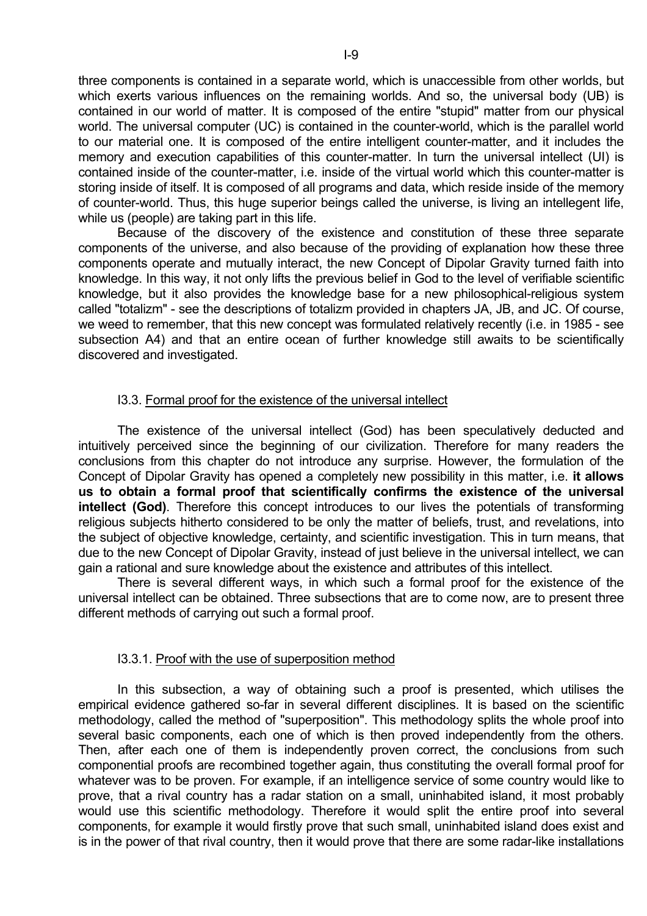three components is contained in a separate world, which is unaccessible from other worlds, but which exerts various influences on the remaining worlds. And so, the universal body (UB) is contained in our world of matter. It is composed of the entire "stupid" matter from our physical world. The universal computer (UC) is contained in the counter-world, which is the parallel world to our material one. It is composed of the entire intelligent counter-matter, and it includes the memory and execution capabilities of this counter-matter. In turn the universal intellect (UI) is contained inside of the counter-matter, i.e. inside of the virtual world which this counter-matter is storing inside of itself. It is composed of all programs and data, which reside inside of the memory of counter-world. Thus, this huge superior beings called the universe, is living an intellegent life, while us (people) are taking part in this life.

Because of the discovery of the existence and constitution of these three separate components of the universe, and also because of the providing of explanation how these three components operate and mutually interact, the new Concept of Dipolar Gravity turned faith into knowledge. In this way, it not only lifts the previous belief in God to the level of verifiable scientific knowledge, but it also provides the knowledge base for a new philosophical-religious system called "totalizm" - see the descriptions of totalizm provided in chapters JA, JB, and JC. Of course, we weed to remember, that this new concept was formulated relatively recently (i.e. in 1985 - see subsection A4) and that an entire ocean of further knowledge still awaits to be scientifically discovered and investigated.

### I3.3. Formal proof for the existence of the universal intellect

The existence of the universal intellect (God) has been speculatively deducted and intuitively perceived since the beginning of our civilization. Therefore for many readers the conclusions from this chapter do not introduce any surprise. However, the formulation of the Concept of Dipolar Gravity has opened a completely new possibility in this matter, i.e. **it allows us to obtain a formal proof that scientifically confirms the existence of the universal intellect (God)**. Therefore this concept introduces to our lives the potentials of transforming religious subjects hitherto considered to be only the matter of beliefs, trust, and revelations, into the subject of objective knowledge, certainty, and scientific investigation. This in turn means, that due to the new Concept of Dipolar Gravity, instead of just believe in the universal intellect, we can gain a rational and sure knowledge about the existence and attributes of this intellect.

There is several different ways, in which such a formal proof for the existence of the universal intellect can be obtained. Three subsections that are to come now, are to present three different methods of carrying out such a formal proof.

#### I3.3.1. Proof with the use of superposition method

In this subsection, a way of obtaining such a proof is presented, which utilises the empirical evidence gathered so-far in several different disciplines. It is based on the scientific methodology, called the method of "superposition". This methodology splits the whole proof into several basic components, each one of which is then proved independently from the others. Then, after each one of them is independently proven correct, the conclusions from such componential proofs are recombined together again, thus constituting the overall formal proof for whatever was to be proven. For example, if an intelligence service of some country would like to prove, that a rival country has a radar station on a small, uninhabited island, it most probably would use this scientific methodology. Therefore it would split the entire proof into several components, for example it would firstly prove that such small, uninhabited island does exist and is in the power of that rival country, then it would prove that there are some radar-like installations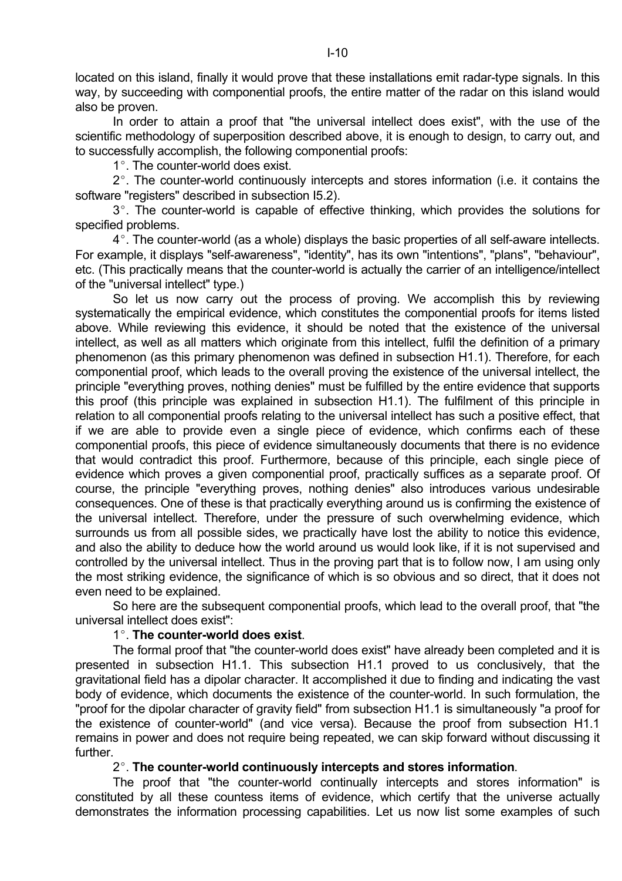located on this island, finally it would prove that these installations emit radar-type signals. In this way, by succeeding with componential proofs, the entire matter of the radar on this island would also be proven.

In order to attain a proof that "the universal intellect does exist", with the use of the scientific methodology of superposition described above, it is enough to design, to carry out, and to successfully accomplish, the following componential proofs:

1°. The counter-world does exist.

2°. The counter-world continuously intercepts and stores information (i.e. it contains the software "registers" described in subsection I5.2).

3°. The counter-world is capable of effective thinking, which provides the solutions for specified problems.

4°. The counter-world (as a whole) displays the basic properties of all self-aware intellects. For example, it displays "self-awareness", "identity", has its own "intentions", "plans", "behaviour", etc. (This practically means that the counter-world is actually the carrier of an intelligence/intellect of the "universal intellect" type.)

So let us now carry out the process of proving. We accomplish this by reviewing systematically the empirical evidence, which constitutes the componential proofs for items listed above. While reviewing this evidence, it should be noted that the existence of the universal intellect, as well as all matters which originate from this intellect, fulfil the definition of a primary phenomenon (as this primary phenomenon was defined in subsection H1.1). Therefore, for each componential proof, which leads to the overall proving the existence of the universal intellect, the principle "everything proves, nothing denies" must be fulfilled by the entire evidence that supports this proof (this principle was explained in subsection H1.1). The fulfilment of this principle in relation to all componential proofs relating to the universal intellect has such a positive effect, that if we are able to provide even a single piece of evidence, which confirms each of these componential proofs, this piece of evidence simultaneously documents that there is no evidence that would contradict this proof. Furthermore, because of this principle, each single piece of evidence which proves a given componential proof, practically suffices as a separate proof. Of course, the principle "everything proves, nothing denies" also introduces various undesirable consequences. One of these is that practically everything around us is confirming the existence of the universal intellect. Therefore, under the pressure of such overwhelming evidence, which surrounds us from all possible sides, we practically have lost the ability to notice this evidence, and also the ability to deduce how the world around us would look like, if it is not supervised and controlled by the universal intellect. Thus in the proving part that is to follow now, I am using only the most striking evidence, the significance of which is so obvious and so direct, that it does not even need to be explained.

So here are the subsequent componential proofs, which lead to the overall proof, that "the universal intellect does exist":

1°. **The counter-world does exist**.

The formal proof that "the counter-world does exist" have already been completed and it is presented in subsection H1.1. This subsection H1.1 proved to us conclusively, that the gravitational field has a dipolar character. It accomplished it due to finding and indicating the vast body of evidence, which documents the existence of the counter-world. In such formulation, the "proof for the dipolar character of gravity field" from subsection H1.1 is simultaneously "a proof for the existence of counter-world" (and vice versa). Because the proof from subsection H1.1 remains in power and does not require being repeated, we can skip forward without discussing it further.

2°. **The counter-world continuously intercepts and stores information**.

The proof that "the counter-world continually intercepts and stores information" is constituted by all these countess items of evidence, which certify that the universe actually demonstrates the information processing capabilities. Let us now list some examples of such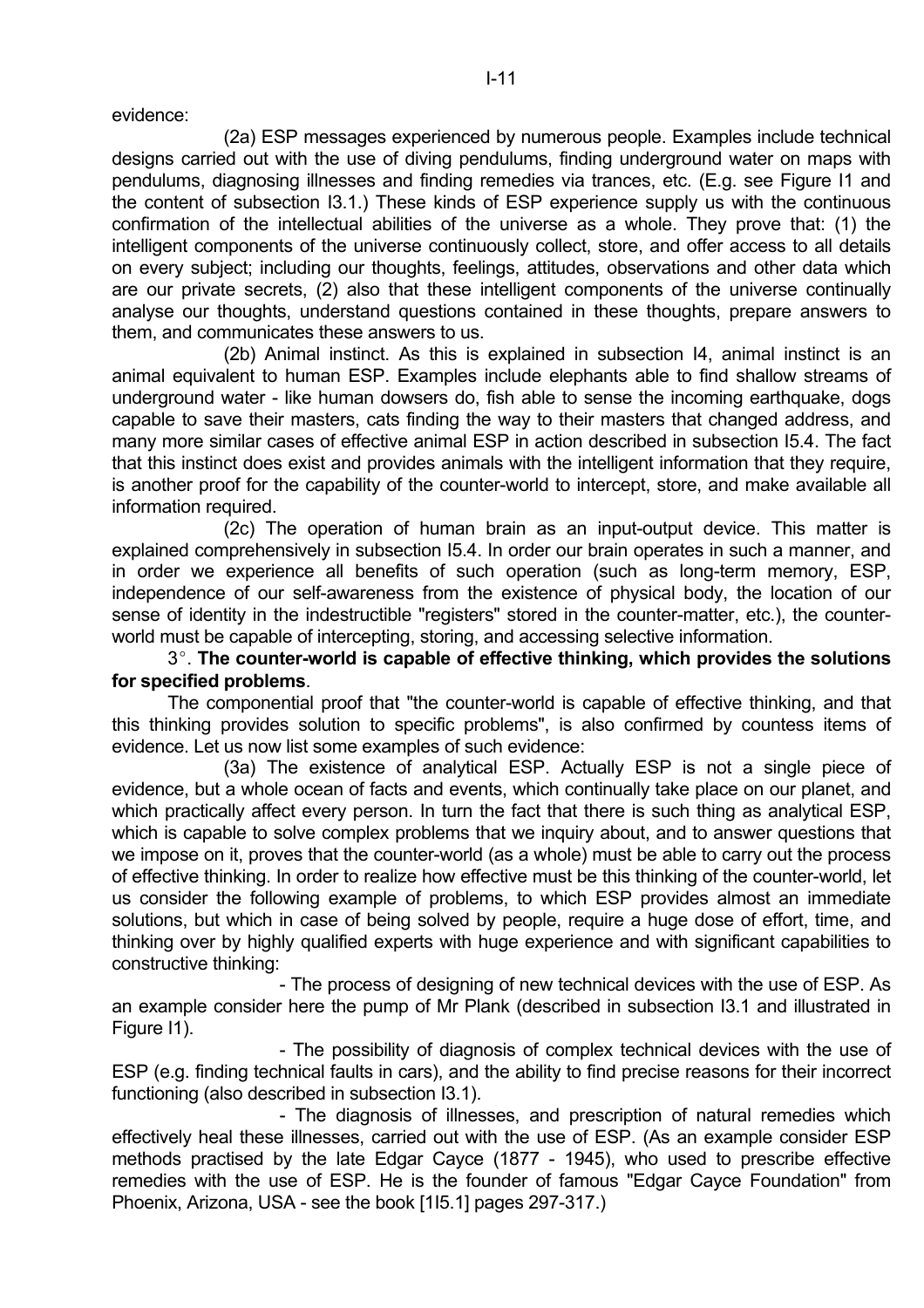evidence:

(2a) ESP messages experienced by numerous people. Examples include technical designs carried out with the use of diving pendulums, finding underground water on maps with pendulums, diagnosing illnesses and finding remedies via trances, etc. (E.g. see Figure I1 and the content of subsection I3.1.) These kinds of ESP experience supply us with the continuous confirmation of the intellectual abilities of the universe as a whole. They prove that: (1) the intelligent components of the universe continuously collect, store, and offer access to all details on every subject; including our thoughts, feelings, attitudes, observations and other data which are our private secrets, (2) also that these intelligent components of the universe continually analyse our thoughts, understand questions contained in these thoughts, prepare answers to them, and communicates these answers to us.

(2b) Animal instinct. As this is explained in subsection I4, animal instinct is an animal equivalent to human ESP. Examples include elephants able to find shallow streams of underground water - like human dowsers do, fish able to sense the incoming earthquake, dogs capable to save their masters, cats finding the way to their masters that changed address, and many more similar cases of effective animal ESP in action described in subsection I5.4. The fact that this instinct does exist and provides animals with the intelligent information that they require, is another proof for the capability of the counter-world to intercept, store, and make available all information required.

(2c) The operation of human brain as an input-output device. This matter is explained comprehensively in subsection I5.4. In order our brain operates in such a manner, and in order we experience all benefits of such operation (such as long-term memory, ESP, independence of our self-awareness from the existence of physical body, the location of our sense of identity in the indestructible "registers" stored in the counter-matter, etc.), the counter-world must be capable of intercepting, storing, and accessing selective information.

3°. **The counter-world is capable of effective thinking, which provides the solutions for specified problems**.

The componential proof that "the counter-world is capable of effective thinking, and that this thinking provides solution to specific problems", is also confirmed by countess items of evidence. Let us now list some examples of such evidence:

(3a) The existence of analytical ESP. Actually ESP is not a single piece of evidence, but a whole ocean of facts and events, which continually take place on our planet, and which practically affect every person. In turn the fact that there is such thing as analytical ESP, which is capable to solve complex problems that we inquiry about, and to answer questions that we impose on it, proves that the counter-world (as a whole) must be able to carry out the process of effective thinking. In order to realize how effective must be this thinking of the counter-world, let us consider the following example of problems, to which ESP provides almost an immediate solutions, but which in case of being solved by people, require a huge dose of effort, time, and thinking over by highly qualified experts with huge experience and with significant capabilities to constructive thinking:

- The process of designing of new technical devices with the use of ESP. As an example consider here the pump of Mr Plank (described in subsection I3.1 and illustrated in Figure I1).

- The possibility of diagnosis of complex technical devices with the use of ESP (e.g. finding technical faults in cars), and the ability to find precise reasons for their incorrect functioning (also described in subsection I3.1).

- The diagnosis of illnesses, and prescription of natural remedies which effectively heal these illnesses, carried out with the use of ESP. (As an example consider ESP methods practised by the late Edgar Cayce (1877 - 1945), who used to prescribe effective remedies with the use of ESP. He is the founder of famous "Edgar Cayce Foundation" from Phoenix, Arizona, USA - see the book [1I5.1] pages 297-317.)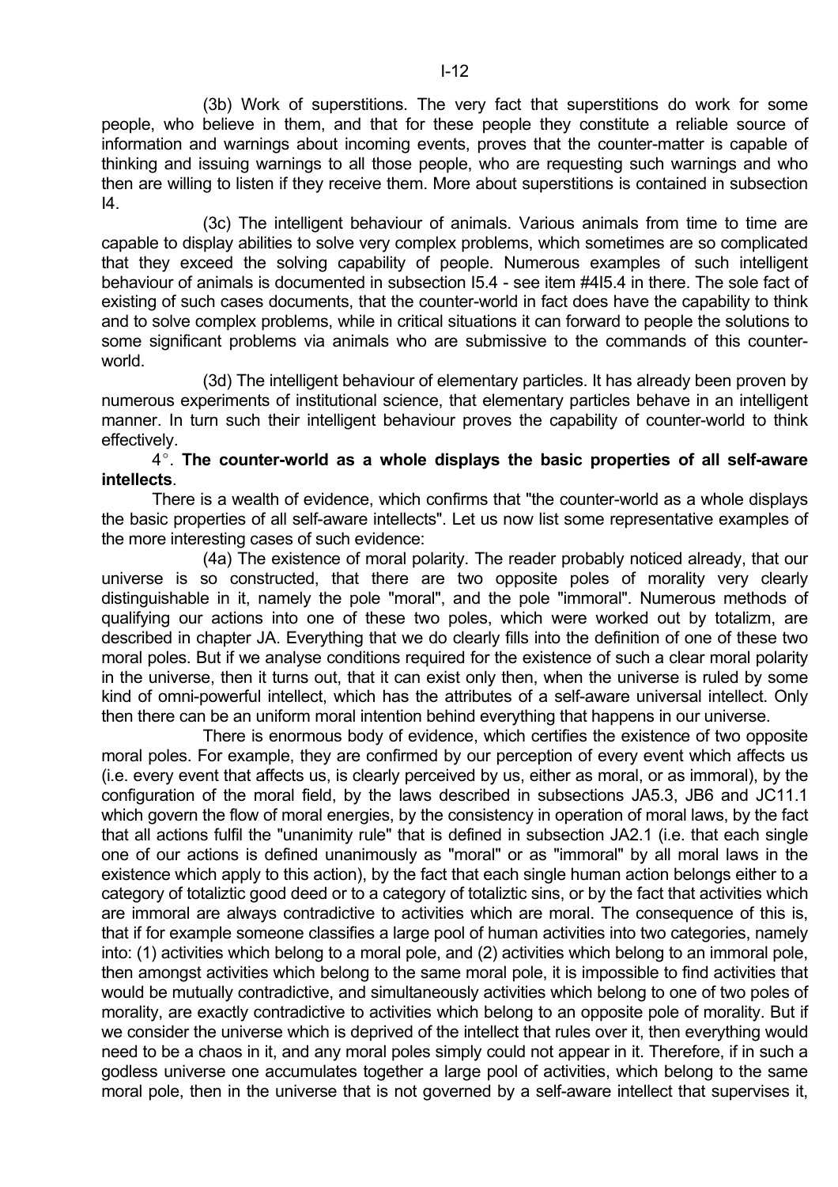(3b) Work of superstitions. The very fact that superstitions do work for some people, who believe in them, and that for these people they constitute a reliable source of information and warnings about incoming events, proves that the counter-matter is capable of thinking and issuing warnings to all those people, who are requesting such warnings and who then are willing to listen if they receive them. More about superstitions is contained in subsection I4.

(3c) The intelligent behaviour of animals. Various animals from time to time are capable to display abilities to solve very complex problems, which sometimes are so complicated that they exceed the solving capability of people. Numerous examples of such intelligent behaviour of animals is documented in subsection I5.4 - see item #4I5.4 in there. The sole fact of existing of such cases documents, that the counter-world in fact does have the capability to think and to solve complex problems, while in critical situations it can forward to people the solutions to some significant problems via animals who are submissive to the commands of this counter-world.

(3d) The intelligent behaviour of elementary particles. It has already been proven by numerous experiments of institutional science, that elementary particles behave in an intelligent manner. In turn such their intelligent behaviour proves the capability of counter-world to think effectively.

4°. **The counter-world as a whole displays the basic properties of all self-aware intellects**.

There is a wealth of evidence, which confirms that "the counter-world as a whole displays the basic properties of all self-aware intellects". Let us now list some representative examples of the more interesting cases of such evidence:

(4a) The existence of moral polarity. The reader probably noticed already, that our universe is so constructed, that there are two opposite poles of morality very clearly distinguishable in it, namely the pole "moral", and the pole "immoral". Numerous methods of qualifying our actions into one of these two poles, which were worked out by totalizm, are described in chapter JA. Everything that we do clearly fills into the definition of one of these two moral poles. But if we analyse conditions required for the existence of such a clear moral polarity in the universe, then it turns out, that it can exist only then, when the universe is ruled by some kind of omni-powerful intellect, which has the attributes of a self-aware universal intellect. Only then there can be an uniform moral intention behind everything that happens in our universe.

There is enormous body of evidence, which certifies the existence of two opposite moral poles. For example, they are confirmed by our perception of every event which affects us (i.e. every event that affects us, is clearly perceived by us, either as moral, or as immoral), by the configuration of the moral field, by the laws described in subsections JA5.3, JB6 and JC11.1 which govern the flow of moral energies, by the consistency in operation of moral laws, by the fact that all actions fulfil the "unanimity rule" that is defined in subsection JA2.1 (i.e. that each single one of our actions is defined unanimously as "moral" or as "immoral" by all moral laws in the existence which apply to this action), by the fact that each single human action belongs either to a category of totaliztic good deed or to a category of totaliztic sins, or by the fact that activities which are immoral are always contradictive to activities which are moral. The consequence of this is, that if for example someone classifies a large pool of human activities into two categories, namely into: (1) activities which belong to a moral pole, and (2) activities which belong to an immoral pole, then amongst activities which belong to the same moral pole, it is impossible to find activities that would be mutually contradictive, and simultaneously activities which belong to one of two poles of morality, are exactly contradictive to activities which belong to an opposite pole of morality. But if we consider the universe which is deprived of the intellect that rules over it, then everything would need to be a chaos in it, and any moral poles simply could not appear in it. Therefore, if in such a godless universe one accumulates together a large pool of activities, which belong to the same moral pole, then in the universe that is not governed by a self-aware intellect that supervises it,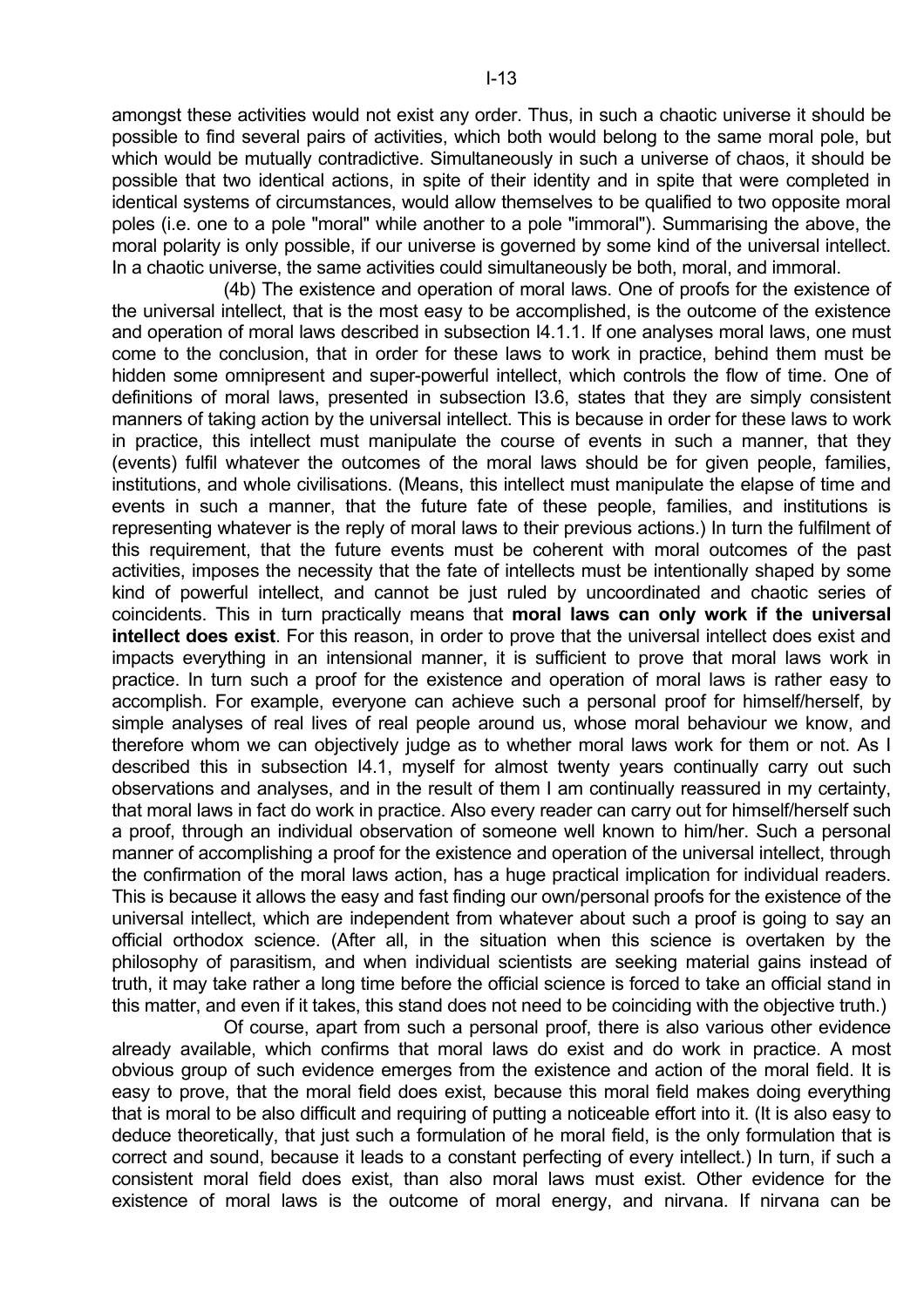amongst these activities would not exist any order. Thus, in such a chaotic universe it should be possible to find several pairs of activities, which both would belong to the same moral pole, but which would be mutually contradictive. Simultaneously in such a universe of chaos, it should be possible that two identical actions, in spite of their identity and in spite that were completed in identical systems of circumstances, would allow themselves to be qualified to two opposite moral poles (i.e. one to a pole "moral" while another to a pole "immoral"). Summarising the above, the moral polarity is only possible, if our universe is governed by some kind of the universal intellect. In a chaotic universe, the same activities could simultaneously be both, moral, and immoral.

(4b) The existence and operation of moral laws. One of proofs for the existence of the universal intellect, that is the most easy to be accomplished, is the outcome of the existence and operation of moral laws described in subsection I4.1.1. If one analyses moral laws, one must come to the conclusion, that in order for these laws to work in practice, behind them must be hidden some omnipresent and super-powerful intellect, which controls the flow of time. One of definitions of moral laws, presented in subsection I3.6, states that they are simply consistent manners of taking action by the universal intellect. This is because in order for these laws to work in practice, this intellect must manipulate the course of events in such a manner, that they (events) fulfil whatever the outcomes of the moral laws should be for given people, families, institutions, and whole civilisations. (Means, this intellect must manipulate the elapse of time and events in such a manner, that the future fate of these people, families, and institutions is representing whatever is the reply of moral laws to their previous actions.) In turn the fulfilment of this requirement, that the future events must be coherent with moral outcomes of the past activities, imposes the necessity that the fate of intellects must be intentionally shaped by some kind of powerful intellect, and cannot be just ruled by uncoordinated and chaotic series of coincidents. This in turn practically means that **moral laws can only work if the universal intellect does exist**. For this reason, in order to prove that the universal intellect does exist and impacts everything in an intensional manner, it is sufficient to prove that moral laws work in practice. In turn such a proof for the existence and operation of moral laws is rather easy to accomplish. For example, everyone can achieve such a personal proof for himself/herself, by simple analyses of real lives of real people around us, whose moral behaviour we know, and therefore whom we can objectively judge as to whether moral laws work for them or not. As I described this in subsection I4.1, myself for almost twenty years continually carry out such observations and analyses, and in the result of them I am continually reassured in my certainty, that moral laws in fact do work in practice. Also every reader can carry out for himself/herself such a proof, through an individual observation of someone well known to him/her. Such a personal manner of accomplishing a proof for the existence and operation of the universal intellect, through the confirmation of the moral laws action, has a huge practical implication for individual readers. This is because it allows the easy and fast finding our own/personal proofs for the existence of the universal intellect, which are independent from whatever about such a proof is going to say an official orthodox science. (After all, in the situation when this science is overtaken by the philosophy of parasitism, and when individual scientists are seeking material gains instead of truth, it may take rather a long time before the official science is forced to take an official stand in this matter, and even if it takes, this stand does not need to be coinciding with the objective truth.)

Of course, apart from such a personal proof, there is also various other evidence already available, which confirms that moral laws do exist and do work in practice. A most obvious group of such evidence emerges from the existence and action of the moral field. It is easy to prove, that the moral field does exist, because this moral field makes doing everything that is moral to be also difficult and requiring of putting a noticeable effort into it. (It is also easy to deduce theoretically, that just such a formulation of he moral field, is the only formulation that is correct and sound, because it leads to a constant perfecting of every intellect.) In turn, if such a consistent moral field does exist, than also moral laws must exist. Other evidence for the existence of moral laws is the outcome of moral energy, and nirvana. If nirvana can be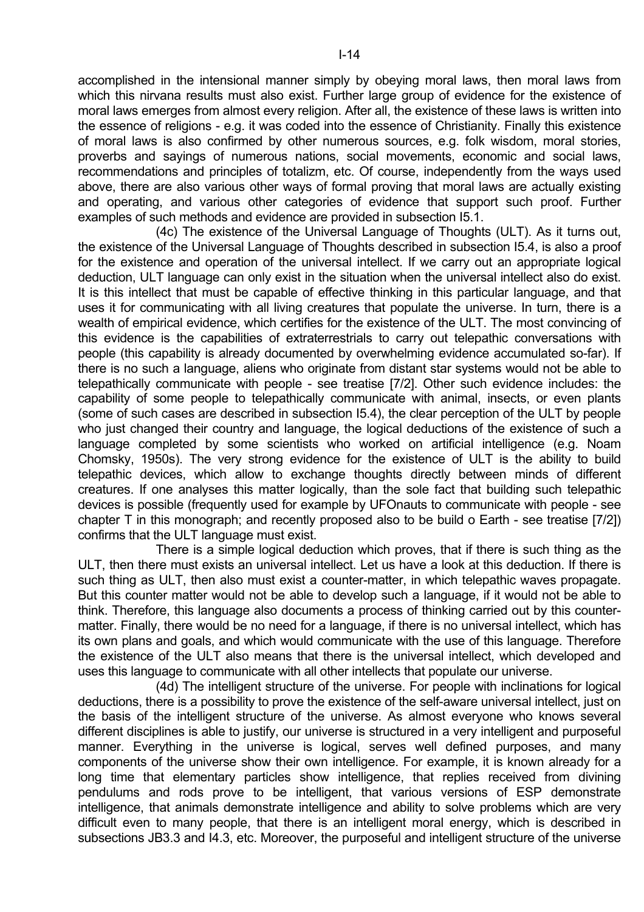accomplished in the intensional manner simply by obeying moral laws, then moral laws from which this nirvana results must also exist. Further large group of evidence for the existence of moral laws emerges from almost every religion. After all, the existence of these laws is written into the essence of religions - e.g. it was coded into the essence of Christianity. Finally this existence of moral laws is also confirmed by other numerous sources, e.g. folk wisdom, moral stories, proverbs and sayings of numerous nations, social movements, economic and social laws, recommendations and principles of totalizm, etc. Of course, independently from the ways used above, there are also various other ways of formal proving that moral laws are actually existing and operating, and various other categories of evidence that support such proof. Further examples of such methods and evidence are provided in subsection I5.1.

(4c) The existence of the Universal Language of Thoughts (ULT). As it turns out, the existence of the Universal Language of Thoughts described in subsection I5.4, is also a proof for the existence and operation of the universal intellect. If we carry out an appropriate logical deduction, ULT language can only exist in the situation when the universal intellect also do exist. It is this intellect that must be capable of effective thinking in this particular language, and that uses it for communicating with all living creatures that populate the universe. In turn, there is a wealth of empirical evidence, which certifies for the existence of the ULT. The most convincing of this evidence is the capabilities of extraterrestrials to carry out telepathic conversations with people (this capability is already documented by overwhelming evidence accumulated so-far). If there is no such a language, aliens who originate from distant star systems would not be able to telepathically communicate with people - see treatise [7/2]. Other such evidence includes: the capability of some people to telepathically communicate with animal, insects, or even plants (some of such cases are described in subsection I5.4), the clear perception of the ULT by people who just changed their country and language, the logical deductions of the existence of such a language completed by some scientists who worked on artificial intelligence (e.g. Noam Chomsky, 1950s). The very strong evidence for the existence of ULT is the ability to build telepathic devices, which allow to exchange thoughts directly between minds of different creatures. If one analyses this matter logically, than the sole fact that building such telepathic devices is possible (frequently used for example by UFOnauts to communicate with people - see chapter T in this monograph; and recently proposed also to be build o Earth - see treatise [7/2]) confirms that the ULT language must exist.

There is a simple logical deduction which proves, that if there is such thing as the ULT, then there must exists an universal intellect. Let us have a look at this deduction. If there is such thing as ULT, then also must exist a counter-matter, in which telepathic waves propagate. But this counter matter would not be able to develop such a language, if it would not be able to think. Therefore, this language also documents a process of thinking carried out by this counter-matter. Finally, there would be no need for a language, if there is no universal intellect, which has its own plans and goals, and which would communicate with the use of this language. Therefore the existence of the ULT also means that there is the universal intellect, which developed and uses this language to communicate with all other intellects that populate our universe.

(4d) The intelligent structure of the universe. For people with inclinations for logical deductions, there is a possibility to prove the existence of the self-aware universal intellect, just on the basis of the intelligent structure of the universe. As almost everyone who knows several different disciplines is able to justify, our universe is structured in a very intelligent and purposeful manner. Everything in the universe is logical, serves well defined purposes, and many components of the universe show their own intelligence. For example, it is known already for a long time that elementary particles show intelligence, that replies received from divining pendulums and rods prove to be intelligent, that various versions of ESP demonstrate intelligence, that animals demonstrate intelligence and ability to solve problems which are very difficult even to many people, that there is an intelligent moral energy, which is described in subsections JB3.3 and I4.3, etc. Moreover, the purposeful and intelligent structure of the universe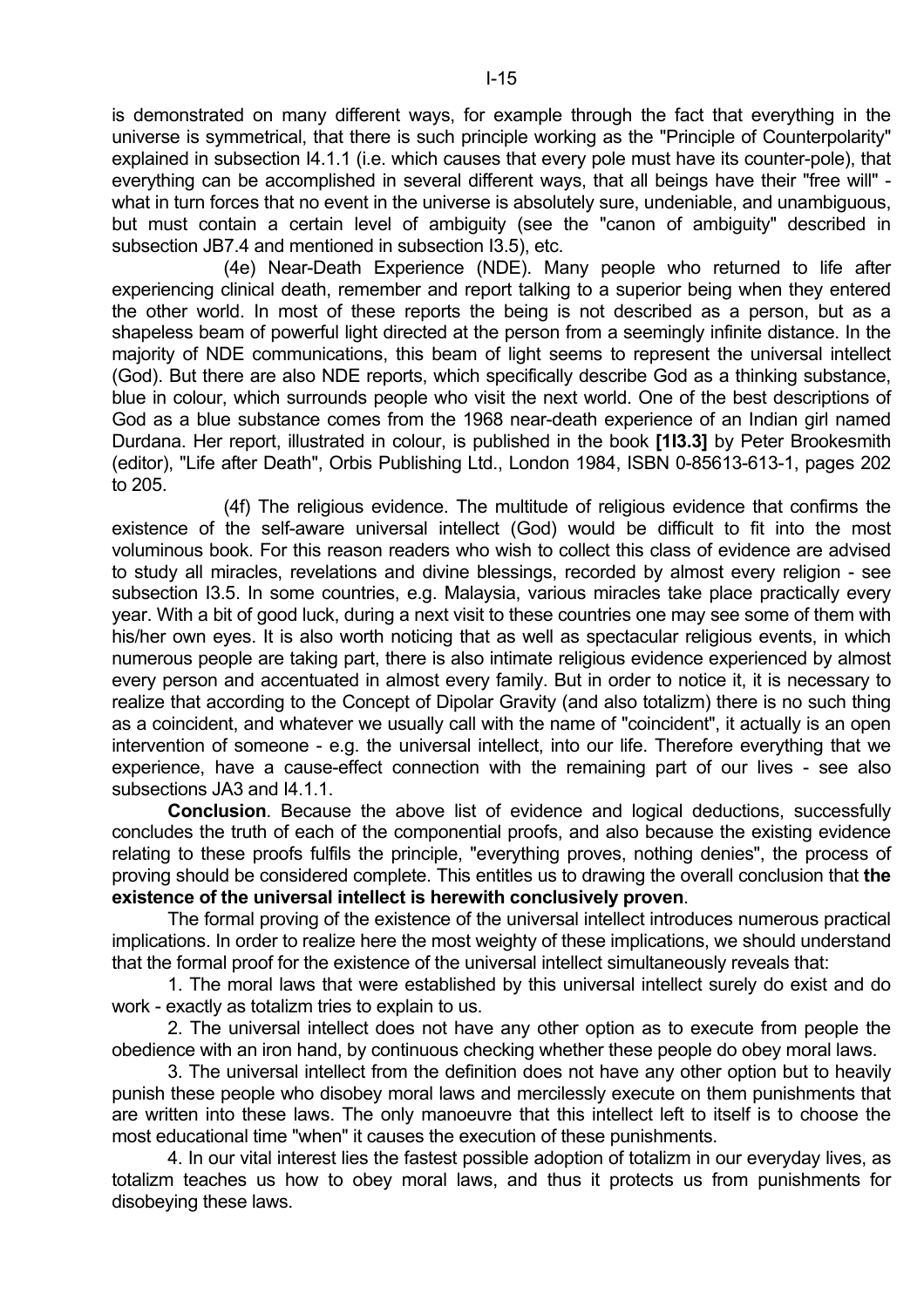is demonstrated on many different ways, for example through the fact that everything in the universe is symmetrical, that there is such principle working as the "Principle of Counterpolarity" explained in subsection I4.1.1 (i.e. which causes that every pole must have its counter-pole), that everything can be accomplished in several different ways, that all beings have their "free will" - what in turn forces that no event in the universe is absolutely sure, undeniable, and unambiguous, but must contain a certain level of ambiguity (see the "canon of ambiguity" described in subsection JB7.4 and mentioned in subsection I3.5), etc.

(4e) Near-Death Experience (NDE). Many people who returned to life after experiencing clinical death, remember and report talking to a superior being when they entered the other world. In most of these reports the being is not described as a person, but as a shapeless beam of powerful light directed at the person from a seemingly infinite distance. In the majority of NDE communications, this beam of light seems to represent the universal intellect (God). But there are also NDE reports, which specifically describe God as a thinking substance, blue in colour, which surrounds people who visit the next world. One of the best descriptions of God as a blue substance comes from the 1968 near-death experience of an Indian girl named Durdana. Her report, illustrated in colour, is published in the book **[1I3.3]** by Peter Brookesmith (editor), "Life after Death", Orbis Publishing Ltd., London 1984, ISBN 0-85613-613-1, pages 202 to 205.

(4f) The religious evidence. The multitude of religious evidence that confirms the existence of the self-aware universal intellect (God) would be difficult to fit into the most voluminous book. For this reason readers who wish to collect this class of evidence are advised to study all miracles, revelations and divine blessings, recorded by almost every religion - see subsection I3.5. In some countries, e.g. Malaysia, various miracles take place practically every year. With a bit of good luck, during a next visit to these countries one may see some of them with his/her own eyes. It is also worth noticing that as well as spectacular religious events, in which numerous people are taking part, there is also intimate religious evidence experienced by almost every person and accentuated in almost every family. But in order to notice it, it is necessary to realize that according to the Concept of Dipolar Gravity (and also totalizm) there is no such thing as a coincident, and whatever we usually call with the name of "coincident", it actually is an open intervention of someone - e.g. the universal intellect, into our life. Therefore everything that we experience, have a cause-effect connection with the remaining part of our lives - see also subsections JA3 and I4.1.1.

**Conclusion**. Because the above list of evidence and logical deductions, successfully concludes the truth of each of the componential proofs, and also because the existing evidence relating to these proofs fulfils the principle, "everything proves, nothing denies", the process of proving should be considered complete. This entitles us to drawing the overall conclusion that **the existence of the universal intellect is herewith conclusively proven**.

The formal proving of the existence of the universal intellect introduces numerous practical implications. In order to realize here the most weighty of these implications, we should understand that the formal proof for the existence of the universal intellect simultaneously reveals that:

1. The moral laws that were established by this universal intellect surely do exist and do work - exactly as totalizm tries to explain to us.

2. The universal intellect does not have any other option as to execute from people the obedience with an iron hand, by continuous checking whether these people do obey moral laws.

3. The universal intellect from the definition does not have any other option but to heavily punish these people who disobey moral laws and mercilessly execute on them punishments that are written into these laws. The only manoeuvre that this intellect left to itself is to choose the most educational time "when" it causes the execution of these punishments.

4. In our vital interest lies the fastest possible adoption of totalizm in our everyday lives, as totalizm teaches us how to obey moral laws, and thus it protects us from punishments for disobeying these laws.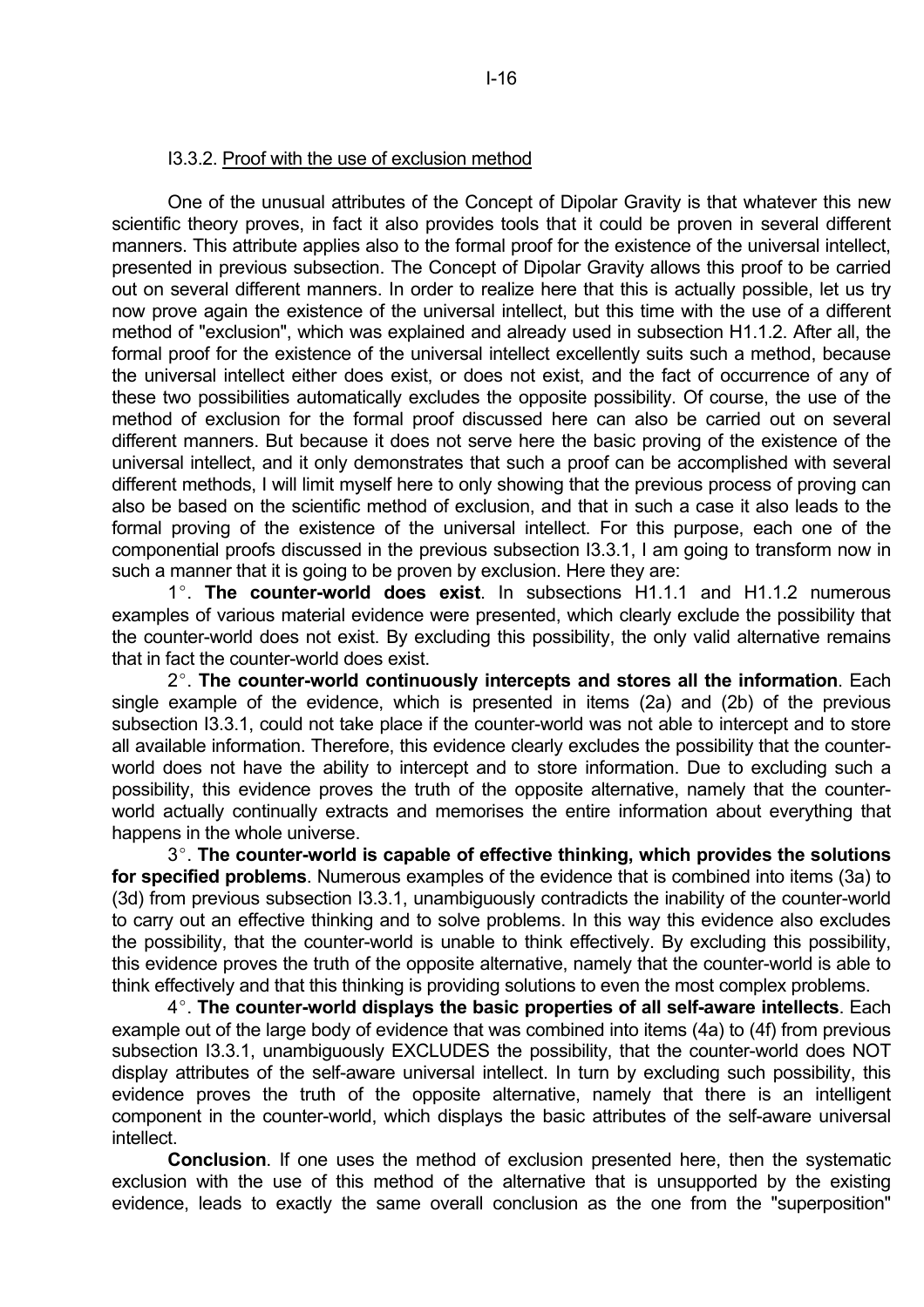### I3.3.2. Proof with the use of exclusion method

One of the unusual attributes of the Concept of Dipolar Gravity is that whatever this new scientific theory proves, in fact it also provides tools that it could be proven in several different manners. This attribute applies also to the formal proof for the existence of the universal intellect, presented in previous subsection. The Concept of Dipolar Gravity allows this proof to be carried out on several different manners. In order to realize here that this is actually possible, let us try now prove again the existence of the universal intellect, but this time with the use of a different method of "exclusion", which was explained and already used in subsection H1.1.2. After all, the formal proof for the existence of the universal intellect excellently suits such a method, because the universal intellect either does exist, or does not exist, and the fact of occurrence of any of these two possibilities automatically excludes the opposite possibility. Of course, the use of the method of exclusion for the formal proof discussed here can also be carried out on several different manners. But because it does not serve here the basic proving of the existence of the universal intellect, and it only demonstrates that such a proof can be accomplished with several different methods, I will limit myself here to only showing that the previous process of proving can also be based on the scientific method of exclusion, and that in such a case it also leads to the formal proving of the existence of the universal intellect. For this purpose, each one of the componential proofs discussed in the previous subsection I3.3.1, I am going to transform now in such a manner that it is going to be proven by exclusion. Here they are:

1°. **The counter-world does exist**. In subsections H1.1.1 and H1.1.2 numerous examples of various material evidence were presented, which clearly exclude the possibility that the counter-world does not exist. By excluding this possibility, the only valid alternative remains that in fact the counter-world does exist.

2°. **The counter-world continuously intercepts and stores all the information**. Each single example of the evidence, which is presented in items (2a) and (2b) of the previous subsection I3.3.1, could not take place if the counter-world was not able to intercept and to store all available information. Therefore, this evidence clearly excludes the possibility that the counter-world does not have the ability to intercept and to store information. Due to excluding such a possibility, this evidence proves the truth of the opposite alternative, namely that the counter-world actually continually extracts and memorises the entire information about everything that happens in the whole universe.

3°. **The counter-world is capable of effective thinking, which provides the solutions for specified problems**. Numerous examples of the evidence that is combined into items (3a) to (3d) from previous subsection I3.3.1, unambiguously contradicts the inability of the counter-world to carry out an effective thinking and to solve problems. In this way this evidence also excludes the possibility, that the counter-world is unable to think effectively. By excluding this possibility, this evidence proves the truth of the opposite alternative, namely that the counter-world is able to think effectively and that this thinking is providing solutions to even the most complex problems.

4°. **The counter-world displays the basic properties of all self-aware intellects**. Each example out of the large body of evidence that was combined into items (4a) to (4f) from previous subsection I3.3.1, unambiguously EXCLUDES the possibility, that the counter-world does NOT display attributes of the self-aware universal intellect. In turn by excluding such possibility, this evidence proves the truth of the opposite alternative, namely that there is an intelligent component in the counter-world, which displays the basic attributes of the self-aware universal intellect.

**Conclusion**. If one uses the method of exclusion presented here, then the systematic exclusion with the use of this method of the alternative that is unsupported by the existing evidence, leads to exactly the same overall conclusion as the one from the "superposition"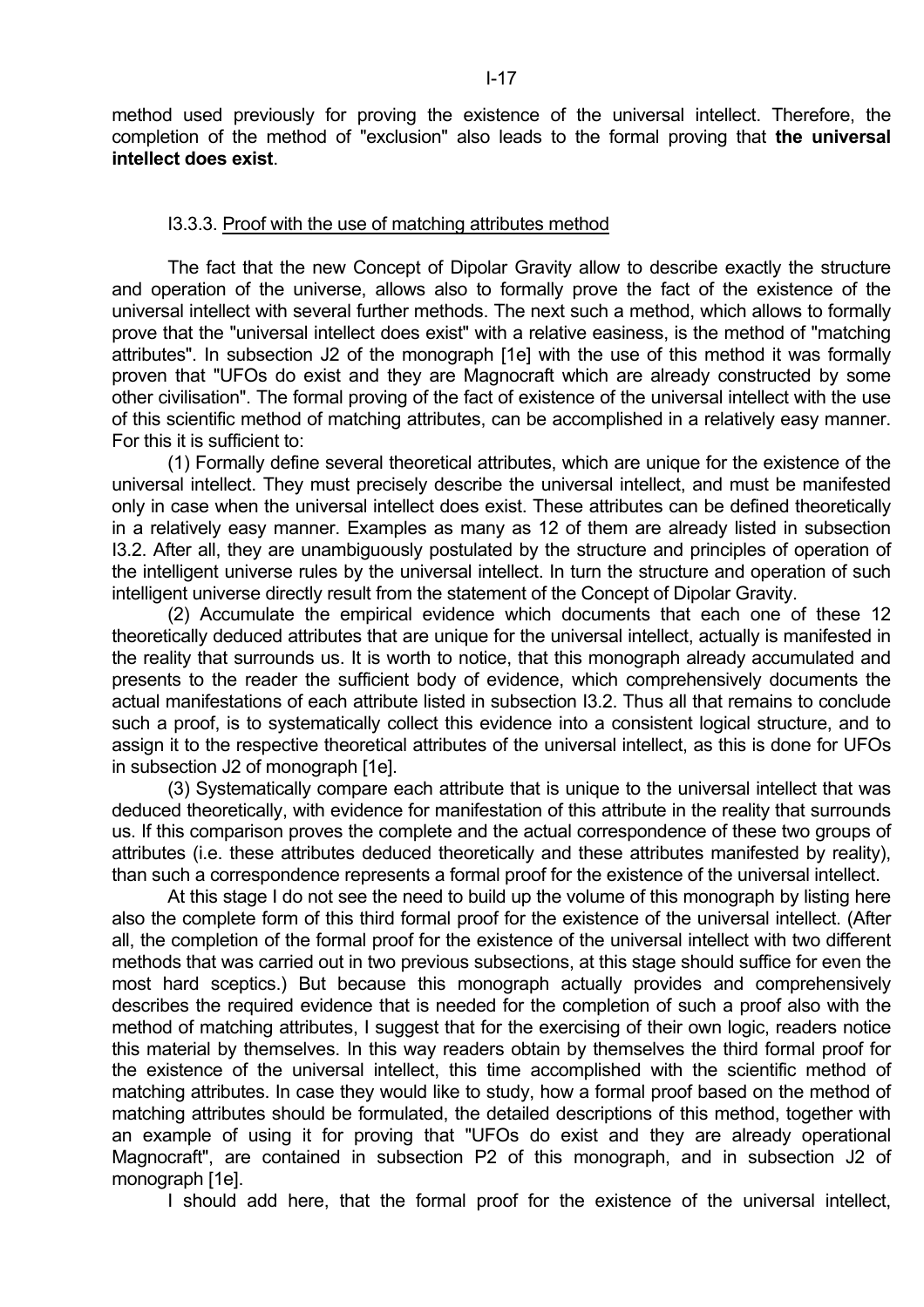method used previously for proving the existence of the universal intellect. Therefore, the completion of the method of "exclusion" also leads to the formal proving that **the universal intellect does exist**.

### I3.3.3. Proof with the use of matching attributes method

The fact that the new Concept of Dipolar Gravity allow to describe exactly the structure and operation of the universe, allows also to formally prove the fact of the existence of the universal intellect with several further methods. The next such a method, which allows to formally prove that the "universal intellect does exist" with a relative easiness, is the method of "matching attributes". In subsection J2 of the monograph [1e] with the use of this method it was formally proven that "UFOs do exist and they are Magnocraft which are already constructed by some other civilisation". The formal proving of the fact of existence of the universal intellect with the use of this scientific method of matching attributes, can be accomplished in a relatively easy manner. For this it is sufficient to:

(1) Formally define several theoretical attributes, which are unique for the existence of the universal intellect. They must precisely describe the universal intellect, and must be manifested only in case when the universal intellect does exist. These attributes can be defined theoretically in a relatively easy manner. Examples as many as 12 of them are already listed in subsection I3.2. After all, they are unambiguously postulated by the structure and principles of operation of the intelligent universe rules by the universal intellect. In turn the structure and operation of such intelligent universe directly result from the statement of the Concept of Dipolar Gravity.

(2) Accumulate the empirical evidence which documents that each one of these 12 theoretically deduced attributes that are unique for the universal intellect, actually is manifested in the reality that surrounds us. It is worth to notice, that this monograph already accumulated and presents to the reader the sufficient body of evidence, which comprehensively documents the actual manifestations of each attribute listed in subsection I3.2. Thus all that remains to conclude such a proof, is to systematically collect this evidence into a consistent logical structure, and to assign it to the respective theoretical attributes of the universal intellect, as this is done for UFOs in subsection J2 of monograph [1e].

(3) Systematically compare each attribute that is unique to the universal intellect that was deduced theoretically, with evidence for manifestation of this attribute in the reality that surrounds us. If this comparison proves the complete and the actual correspondence of these two groups of attributes (i.e. these attributes deduced theoretically and these attributes manifested by reality), than such a correspondence represents a formal proof for the existence of the universal intellect.

At this stage I do not see the need to build up the volume of this monograph by listing here also the complete form of this third formal proof for the existence of the universal intellect. (After all, the completion of the formal proof for the existence of the universal intellect with two different methods that was carried out in two previous subsections, at this stage should suffice for even the most hard sceptics.) But because this monograph actually provides and comprehensively describes the required evidence that is needed for the completion of such a proof also with the method of matching attributes, I suggest that for the exercising of their own logic, readers notice this material by themselves. In this way readers obtain by themselves the third formal proof for the existence of the universal intellect, this time accomplished with the scientific method of matching attributes. In case they would like to study, how a formal proof based on the method of matching attributes should be formulated, the detailed descriptions of this method, together with an example of using it for proving that "UFOs do exist and they are already operational Magnocraft", are contained in subsection P2 of this monograph, and in subsection J2 of monograph [1e].

I should add here, that the formal proof for the existence of the universal intellect,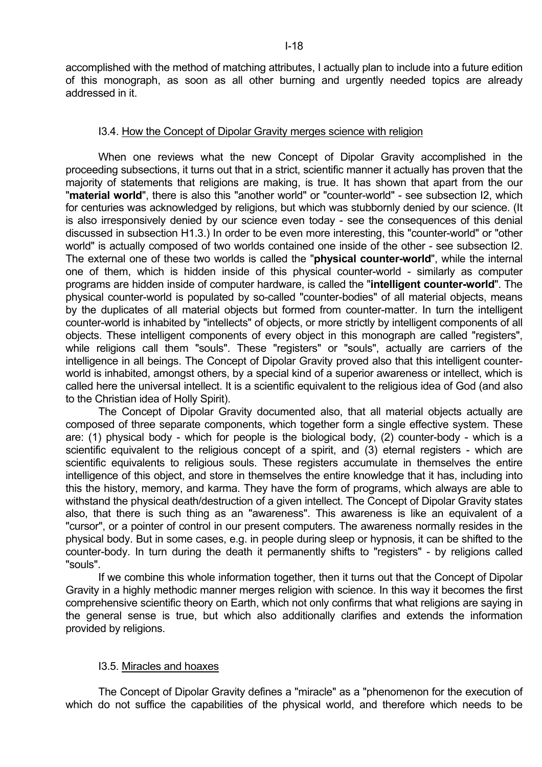accomplished with the method of matching attributes, I actually plan to include into a future edition of this monograph, as soon as all other burning and urgently needed topics are already addressed in it.

### I3.4. How the Concept of Dipolar Gravity merges science with religion

When one reviews what the new Concept of Dipolar Gravity accomplished in the proceeding subsections, it turns out that in a strict, scientific manner it actually has proven that the majority of statements that religions are making, is true. It has shown that apart from the our "**material world**", there is also this "another world" or "counter-world" - see subsection I2, which for centuries was acknowledged by religions, but which was stubbornly denied by our science. (It is also irresponsively denied by our science even today - see the consequences of this denial discussed in subsection H1.3.) In order to be even more interesting, this "counter-world" or "other world" is actually composed of two worlds contained one inside of the other - see subsection I2. The external one of these two worlds is called the "**physical counter-world**", while the internal one of them, which is hidden inside of this physical counter-world - similarly as computer programs are hidden inside of computer hardware, is called the "**intelligent counter-world**". The physical counter-world is populated by so-called "counter-bodies" of all material objects, means by the duplicates of all material objects but formed from counter-matter. In turn the intelligent counter-world is inhabited by "intellects" of objects, or more strictly by intelligent components of all objects. These intelligent components of every object in this monograph are called "registers", while religions call them "souls". These "registers" or "souls", actually are carriers of the intelligence in all beings. The Concept of Dipolar Gravity proved also that this intelligent counter-world is inhabited, amongst others, by a special kind of a superior awareness or intellect, which is called here the universal intellect. It is a scientific equivalent to the religious idea of God (and also to the Christian idea of Holly Spirit).

The Concept of Dipolar Gravity documented also, that all material objects actually are composed of three separate components, which together form a single effective system. These are: (1) physical body - which for people is the biological body, (2) counter-body - which is a scientific equivalent to the religious concept of a spirit, and (3) eternal registers - which are scientific equivalents to religious souls. These registers accumulate in themselves the entire intelligence of this object, and store in themselves the entire knowledge that it has, including into this the history, memory, and karma. They have the form of programs, which always are able to withstand the physical death/destruction of a given intellect. The Concept of Dipolar Gravity states also, that there is such thing as an "awareness". This awareness is like an equivalent of a "cursor", or a pointer of control in our present computers. The awareness normally resides in the physical body. But in some cases, e.g. in people during sleep or hypnosis, it can be shifted to the counter-body. In turn during the death it permanently shifts to "registers" - by religions called "souls".

If we combine this whole information together, then it turns out that the Concept of Dipolar Gravity in a highly methodic manner merges religion with science. In this way it becomes the first comprehensive scientific theory on Earth, which not only confirms that what religions are saying in the general sense is true, but which also additionally clarifies and extends the information provided by religions.

### I3.5. Miracles and hoaxes

The Concept of Dipolar Gravity defines a "miracle" as a "phenomenon for the execution of which do not suffice the capabilities of the physical world, and therefore which needs to be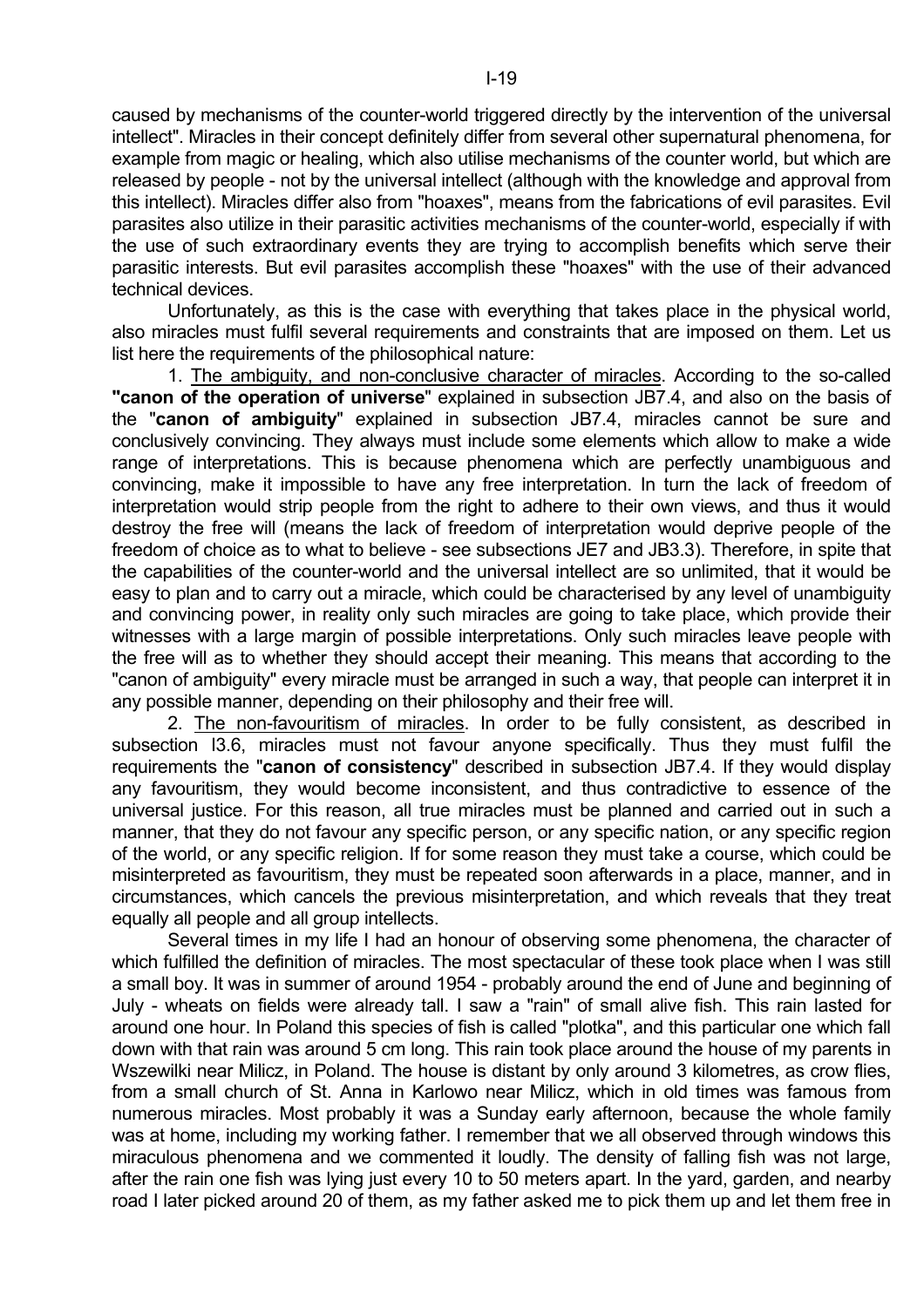caused by mechanisms of the counter-world triggered directly by the intervention of the universal intellect". Miracles in their concept definitely differ from several other supernatural phenomena, for example from magic or healing, which also utilise mechanisms of the counter world, but which are released by people - not by the universal intellect (although with the knowledge and approval from this intellect). Miracles differ also from "hoaxes", means from the fabrications of evil parasites. Evil parasites also utilize in their parasitic activities mechanisms of the counter-world, especially if with the use of such extraordinary events they are trying to accomplish benefits which serve their parasitic interests. But evil parasites accomplish these "hoaxes" with the use of their advanced technical devices.

Unfortunately, as this is the case with everything that takes place in the physical world, also miracles must fulfil several requirements and constraints that are imposed on them. Let us list here the requirements of the philosophical nature:

1. The ambiguity, and non-conclusive character of miracles. According to the so-called **"canon of the operation of universe"** explained in subsection JB7.4, and also on the basis of the "**canon of ambiguity**" explained in subsection JB7.4, miracles cannot be sure and conclusively convincing. They always must include some elements which allow to make a wide range of interpretations. This is because phenomena which are perfectly unambiguous and convincing, make it impossible to have any free interpretation. In turn the lack of freedom of interpretation would strip people from the right to adhere to their own views, and thus it would destroy the free will (means the lack of freedom of interpretation would deprive people of the freedom of choice as to what to believe - see subsections JE7 and JB3.3). Therefore, in spite that the capabilities of the counter-world and the universal intellect are so unlimited, that it would be easy to plan and to carry out a miracle, which could be characterised by any level of unambiguity and convincing power, in reality only such miracles are going to take place, which provide their witnesses with a large margin of possible interpretations. Only such miracles leave people with the free will as to whether they should accept their meaning. This means that according to the "canon of ambiguity" every miracle must be arranged in such a way, that people can interpret it in any possible manner, depending on their philosophy and their free will.

2. The non-favouritism of miracles. In order to be fully consistent, as described in subsection I3.6, miracles must not favour anyone specifically. Thus they must fulfil the requirements the "**canon of consistency**" described in subsection JB7.4. If they would display any favouritism, they would become inconsistent, and thus contradictive to essence of the universal justice. For this reason, all true miracles must be planned and carried out in such a manner, that they do not favour any specific person, or any specific nation, or any specific region of the world, or any specific religion. If for some reason they must take a course, which could be misinterpreted as favouritism, they must be repeated soon afterwards in a place, manner, and in circumstances, which cancels the previous misinterpretation, and which reveals that they treat equally all people and all group intellects.

Several times in my life I had an honour of observing some phenomena, the character of which fulfilled the definition of miracles. The most spectacular of these took place when I was still a small boy. It was in summer of around 1954 - probably around the end of June and beginning of July - wheats on fields were already tall. I saw a "rain" of small alive fish. This rain lasted for around one hour. In Poland this species of fish is called "plotka", and this particular one which fall down with that rain was around 5 cm long. This rain took place around the house of my parents in Wszewilki near Milicz, in Poland. The house is distant by only around 3 kilometres, as crow flies, from a small church of St. Anna in Karlowo near Milicz, which in old times was famous from numerous miracles. Most probably it was a Sunday early afternoon, because the whole family was at home, including my working father. I remember that we all observed through windows this miraculous phenomena and we commented it loudly. The density of falling fish was not large, after the rain one fish was lying just every 10 to 50 meters apart. In the yard, garden, and nearby road I later picked around 20 of them, as my father asked me to pick them up and let them free in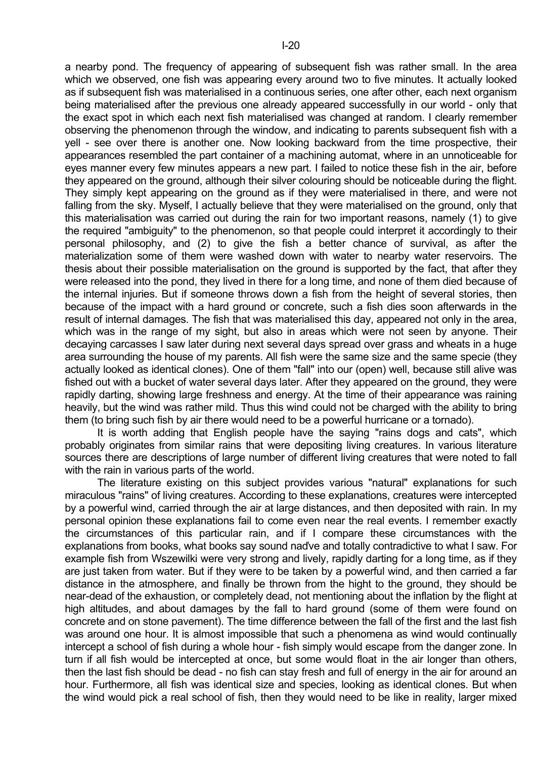a nearby pond. The frequency of appearing of subsequent fish was rather small. In the area which we observed, one fish was appearing every around two to five minutes. It actually looked as if subsequent fish was materialised in a continuous series, one after other, each next organism being materialised after the previous one already appeared successfully in our world - only that the exact spot in which each next fish materialised was changed at random. I clearly remember observing the phenomenon through the window, and indicating to parents subsequent fish with a yell - see over there is another one. Now looking backward from the time prospective, their appearances resembled the part container of a machining automat, where in an unnoticeable for eyes manner every few minutes appears a new part. I failed to notice these fish in the air, before they appeared on the ground, although their silver colouring should be noticeable during the flight. They simply kept appearing on the ground as if they were materialised in there, and were not falling from the sky. Myself, I actually believe that they were materialised on the ground, only that this materialisation was carried out during the rain for two important reasons, namely (1) to give the required "ambiguity" to the phenomenon, so that people could interpret it accordingly to their personal philosophy, and (2) to give the fish a better chance of survival, as after the materialization some of them were washed down with water to nearby water reservoirs. The thesis about their possible materialisation on the ground is supported by the fact, that after they were released into the pond, they lived in there for a long time, and none of them died because of the internal injuries. But if someone throws down a fish from the height of several stories, then because of the impact with a hard ground or concrete, such a fish dies soon afterwards in the result of internal damages. The fish that was materialised this day, appeared not only in the area, which was in the range of my sight, but also in areas which were not seen by anyone. Their decaying carcasses I saw later during next several days spread over grass and wheats in a huge area surrounding the house of my parents. All fish were the same size and the same specie (they actually looked as identical clones). One of them "fall" into our (open) well, because still alive was fished out with a bucket of water several days later. After they appeared on the ground, they were rapidly darting, showing large freshness and energy. At the time of their appearance was raining heavily, but the wind was rather mild. Thus this wind could not be charged with the ability to bring them (to bring such fish by air there would need to be a powerful hurricane or a tornado).

It is worth adding that English people have the saying "rains dogs and cats", which probably originates from similar rains that were depositing living creatures. In various literature sources there are descriptions of large number of different living creatures that were noted to fall with the rain in various parts of the world.

The literature existing on this subject provides various "natural" explanations for such miraculous "rains" of living creatures. According to these explanations, creatures were intercepted by a powerful wind, carried through the air at large distances, and then deposited with rain. In my personal opinion these explanations fail to come even near the real events. I remember exactly the circumstances of this particular rain, and if I compare these circumstances with the explanations from books, what books say sound naďve and totally contradictive to what I saw. For example fish from Wszewilki were very strong and lively, rapidly darting for a long time, as if they are just taken from water. But if they were to be taken by a powerful wind, and then carried a far distance in the atmosphere, and finally be thrown from the hight to the ground, they should be near-dead of the exhaustion, or completely dead, not mentioning about the inflation by the flight at high altitudes, and about damages by the fall to hard ground (some of them were found on concrete and on stone pavement). The time difference between the fall of the first and the last fish was around one hour. It is almost impossible that such a phenomena as wind would continually intercept a school of fish during a whole hour - fish simply would escape from the danger zone. In turn if all fish would be intercepted at once, but some would float in the air longer than others, then the last fish should be dead - no fish can stay fresh and full of energy in the air for around an hour. Furthermore, all fish was identical size and species, looking as identical clones. But when the wind would pick a real school of fish, then they would need to be like in reality, larger mixed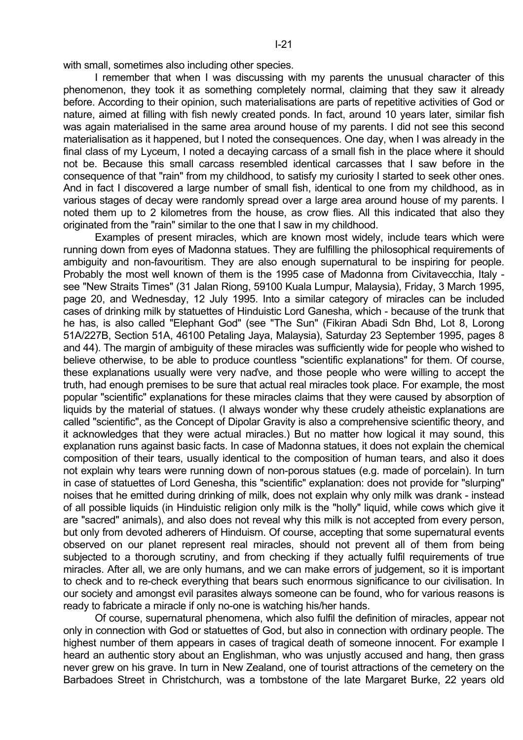with small, sometimes also including other species.

I remember that when I was discussing with my parents the unusual character of this phenomenon, they took it as something completely normal, claiming that they saw it already before. According to their opinion, such materialisations are parts of repetitive activities of God or nature, aimed at filling with fish newly created ponds. In fact, around 10 years later, similar fish was again materialised in the same area around house of my parents. I did not see this second materialisation as it happened, but I noted the consequences. One day, when I was already in the final class of my Lyceum, I noted a decaying carcass of a small fish in the place where it should not be. Because this small carcass resembled identical carcasses that I saw before in the consequence of that "rain" from my childhood, to satisfy my curiosity I started to seek other ones. And in fact I discovered a large number of small fish, identical to one from my childhood, as in various stages of decay were randomly spread over a large area around house of my parents. I noted them up to 2 kilometres from the house, as crow flies. All this indicated that also they originated from the "rain" similar to the one that I saw in my childhood.

Examples of present miracles, which are known most widely, include tears which were running down from eyes of Madonna statues. They are fulfilling the philosophical requirements of ambiguity and non-favouritism. They are also enough supernatural to be inspiring for people. Probably the most well known of them is the 1995 case of Madonna from Civitavecchia, Italy - see "New Straits Times" (31 Jalan Riong, 59100 Kuala Lumpur, Malaysia), Friday, 3 March 1995, page 20, and Wednesday, 12 July 1995. Into a similar category of miracles can be included cases of drinking milk by statuettes of Hinduistic Lord Ganesha, which - because of the trunk that he has, is also called "Elephant God" (see "The Sun" (Fikiran Abadi Sdn Bhd, Lot 8, Lorong 51A/227B, Section 51A, 46100 Petaling Jaya, Malaysia), Saturday 23 September 1995, pages 8 and 44). The margin of ambiguity of these miracles was sufficiently wide for people who wished to believe otherwise, to be able to produce countless "scientific explanations" for them. Of course, these explanations usually were very naďve, and those people who were willing to accept the truth, had enough premises to be sure that actual real miracles took place. For example, the most popular "scientific" explanations for these miracles claims that they were caused by absorption of liquids by the material of statues. (I always wonder why these crudely atheistic explanations are called "scientific", as the Concept of Dipolar Gravity is also a comprehensive scientific theory, and it acknowledges that they were actual miracles.) But no matter how logical it may sound, this explanation runs against basic facts. In case of Madonna statues, it does not explain the chemical composition of their tears, usually identical to the composition of human tears, and also it does not explain why tears were running down of non-porous statues (e.g. made of porcelain). In turn in case of statuettes of Lord Genesha, this "scientific" explanation: does not provide for "slurping" noises that he emitted during drinking of milk, does not explain why only milk was drank - instead of all possible liquids (in Hinduistic religion only milk is the "holly" liquid, while cows which give it are "sacred" animals), and also does not reveal why this milk is not accepted from every person, but only from devoted adherers of Hinduism. Of course, accepting that some supernatural events observed on our planet represent real miracles, should not prevent all of them from being subjected to a thorough scrutiny, and from checking if they actually fulfil requirements of true miracles. After all, we are only humans, and we can make errors of judgement, so it is important to check and to re-check everything that bears such enormous significance to our civilisation. In our society and amongst evil parasites always someone can be found, who for various reasons is ready to fabricate a miracle if only no-one is watching his/her hands.

Of course, supernatural phenomena, which also fulfil the definition of miracles, appear not only in connection with God or statuettes of God, but also in connection with ordinary people. The highest number of them appears in cases of tragical death of someone innocent. For example I heard an authentic story about an Englishman, who was unjustly accused and hang, then grass never grew on his grave. In turn in New Zealand, one of tourist attractions of the cemetery on the Barbadoes Street in Christchurch, was a tombstone of the late Margaret Burke, 22 years old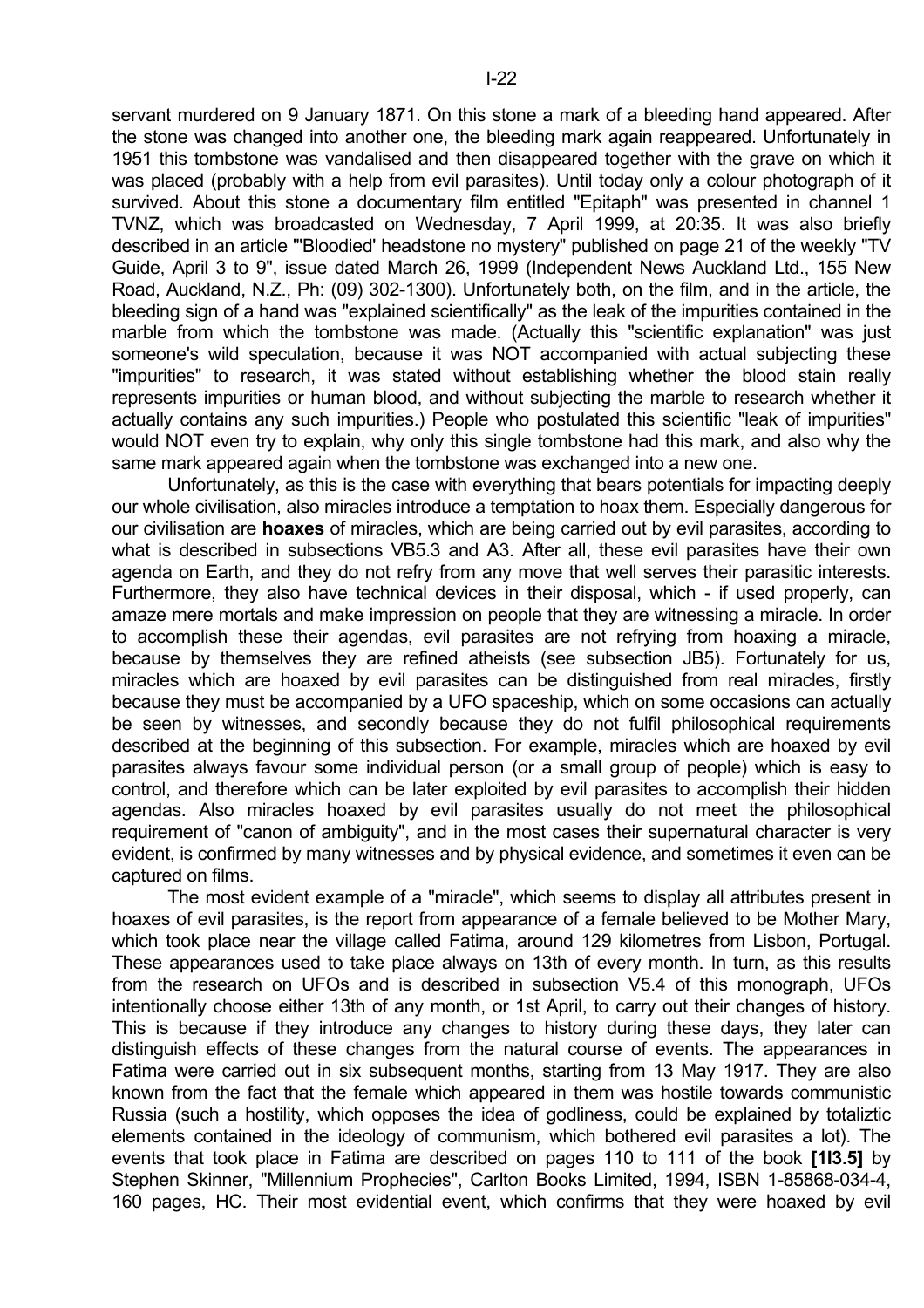servant murdered on 9 January 1871. On this stone a mark of a bleeding hand appeared. After the stone was changed into another one, the bleeding mark again reappeared. Unfortunately in 1951 this tombstone was vandalised and then disappeared together with the grave on which it was placed (probably with a help from evil parasites). Until today only a colour photograph of it survived. About this stone a documentary film entitled "Epitaph" was presented in channel 1 TVNZ, which was broadcasted on Wednesday, 7 April 1999, at 20:35. It was also briefly described in an article "'Bloodied' headstone no mystery" published on page 21 of the weekly "TV Guide, April 3 to 9", issue dated March 26, 1999 (Independent News Auckland Ltd., 155 New Road, Auckland, N.Z., Ph: (09) 302-1300). Unfortunately both, on the film, and in the article, the bleeding sign of a hand was "explained scientifically" as the leak of the impurities contained in the marble from which the tombstone was made. (Actually this "scientific explanation" was just someone's wild speculation, because it was NOT accompanied with actual subjecting these "impurities" to research, it was stated without establishing whether the blood stain really represents impurities or human blood, and without subjecting the marble to research whether it actually contains any such impurities.) People who postulated this scientific "leak of impurities" would NOT even try to explain, why only this single tombstone had this mark, and also why the same mark appeared again when the tombstone was exchanged into a new one.

Unfortunately, as this is the case with everything that bears potentials for impacting deeply our whole civilisation, also miracles introduce a temptation to hoax them. Especially dangerous for our civilisation are **hoaxes** of miracles, which are being carried out by evil parasites, according to what is described in subsections VB5.3 and A3. After all, these evil parasites have their own agenda on Earth, and they do not refry from any move that well serves their parasitic interests. Furthermore, they also have technical devices in their disposal, which - if used properly, can amaze mere mortals and make impression on people that they are witnessing a miracle. In order to accomplish these their agendas, evil parasites are not refrying from hoaxing a miracle, because by themselves they are refined atheists (see subsection JB5). Fortunately for us, miracles which are hoaxed by evil parasites can be distinguished from real miracles, firstly because they must be accompanied by a UFO spaceship, which on some occasions can actually be seen by witnesses, and secondly because they do not fulfil philosophical requirements described at the beginning of this subsection. For example, miracles which are hoaxed by evil parasites always favour some individual person (or a small group of people) which is easy to control, and therefore which can be later exploited by evil parasites to accomplish their hidden agendas. Also miracles hoaxed by evil parasites usually do not meet the philosophical requirement of "canon of ambiguity", and in the most cases their supernatural character is very evident, is confirmed by many witnesses and by physical evidence, and sometimes it even can be captured on films.

The most evident example of a "miracle", which seems to display all attributes present in hoaxes of evil parasites, is the report from appearance of a female believed to be Mother Mary, which took place near the village called Fatima, around 129 kilometres from Lisbon, Portugal. These appearances used to take place always on 13th of every month. In turn, as this results from the research on UFOs and is described in subsection V5.4 of this monograph, UFOs intentionally choose either 13th of any month, or 1st April, to carry out their changes of history. This is because if they introduce any changes to history during these days, they later can distinguish effects of these changes from the natural course of events. The appearances in Fatima were carried out in six subsequent months, starting from 13 May 1917. They are also known from the fact that the female which appeared in them was hostile towards communistic Russia (such a hostility, which opposes the idea of godliness, could be explained by totaliztic elements contained in the ideology of communism, which bothered evil parasites a lot). The events that took place in Fatima are described on pages 110 to 111 of the book **[1I3.5]** by Stephen Skinner, "Millennium Prophecies", Carlton Books Limited, 1994, ISBN 1-85868-034-4, 160 pages, HC. Their most evidential event, which confirms that they were hoaxed by evil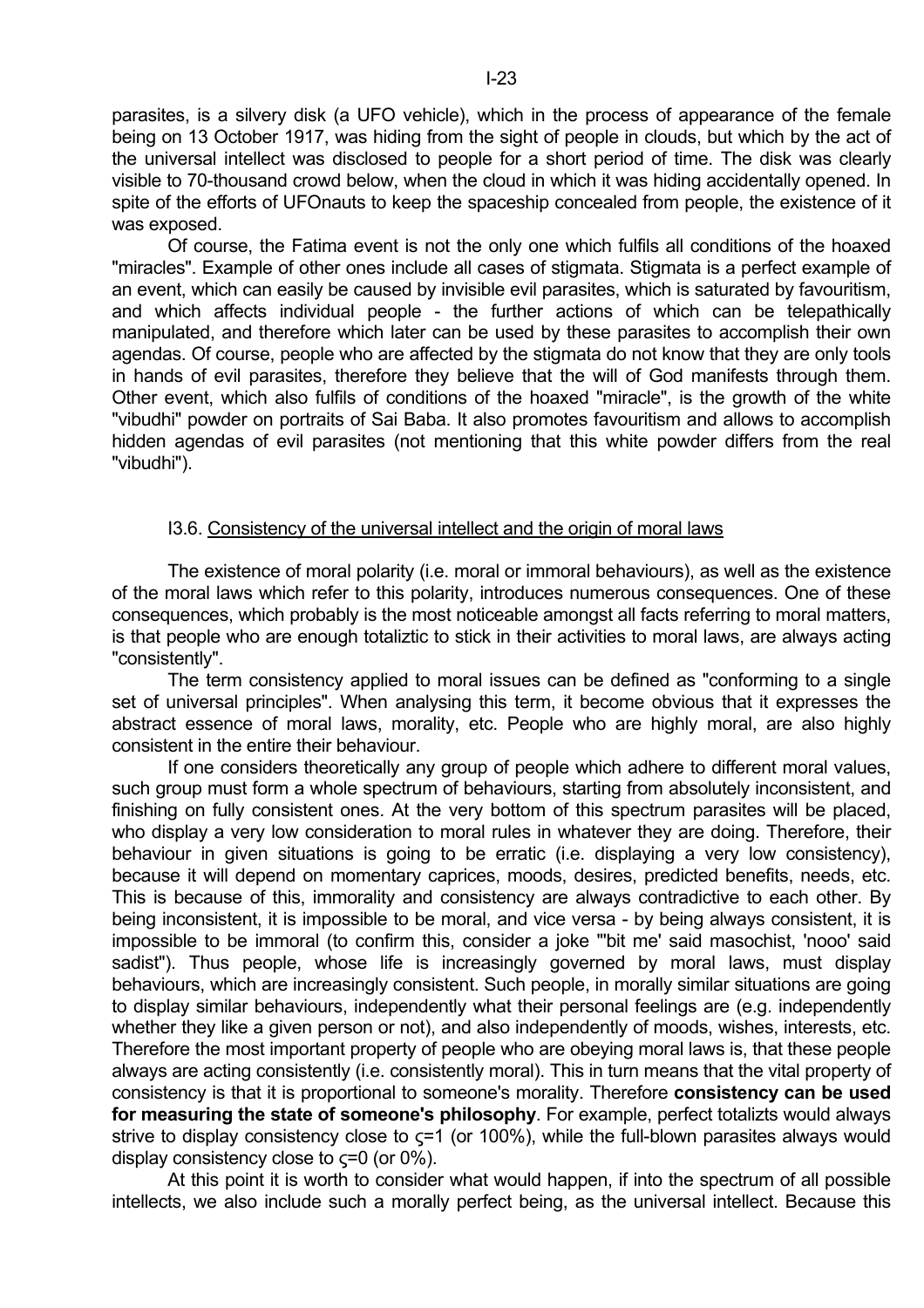parasites, is a silvery disk (a UFO vehicle), which in the process of appearance of the female being on 13 October 1917, was hiding from the sight of people in clouds, but which by the act of the universal intellect was disclosed to people for a short period of time. The disk was clearly visible to 70-thousand crowd below, when the cloud in which it was hiding accidentally opened. In spite of the efforts of UFOnauts to keep the spaceship concealed from people, the existence of it was exposed.

Of course, the Fatima event is not the only one which fulfils all conditions of the hoaxed "miracles". Example of other ones include all cases of stigmata. Stigmata is a perfect example of an event, which can easily be caused by invisible evil parasites, which is saturated by favouritism, and which affects individual people - the further actions of which can be telepathically manipulated, and therefore which later can be used by these parasites to accomplish their own agendas. Of course, people who are affected by the stigmata do not know that they are only tools in hands of evil parasites, therefore they believe that the will of God manifests through them. Other event, which also fulfils of conditions of the hoaxed "miracle", is the growth of the white "vibudhi" powder on portraits of Sai Baba. It also promotes favouritism and allows to accomplish hidden agendas of evil parasites (not mentioning that this white powder differs from the real "vibudhi").

### I3.6. Consistency of the universal intellect and the origin of moral laws

The existence of moral polarity (i.e. moral or immoral behaviours), as well as the existence of the moral laws which refer to this polarity, introduces numerous consequences. One of these consequences, which probably is the most noticeable amongst all facts referring to moral matters, is that people who are enough totaliztic to stick in their activities to moral laws, are always acting "consistently".

The term consistency applied to moral issues can be defined as "conforming to a single set of universal principles". When analysing this term, it become obvious that it expresses the abstract essence of moral laws, morality, etc. People who are highly moral, are also highly consistent in the entire their behaviour.

If one considers theoretically any group of people which adhere to different moral values, such group must form a whole spectrum of behaviours, starting from absolutely inconsistent, and finishing on fully consistent ones. At the very bottom of this spectrum parasites will be placed, who display a very low consideration to moral rules in whatever they are doing. Therefore, their behaviour in given situations is going to be erratic (i.e. displaying a very low consistency), because it will depend on momentary caprices, moods, desires, predicted benefits, needs, etc. This is because of this, immorality and consistency are always contradictive to each other. By being inconsistent, it is impossible to be moral, and vice versa - by being always consistent, it is impossible to be immoral (to confirm this, consider a joke "'bit me' said masochist, 'nooo' said sadist"). Thus people, whose life is increasingly governed by moral laws, must display behaviours, which are increasingly consistent. Such people, in morally similar situations are going to display similar behaviours, independently what their personal feelings are (e.g. independently whether they like a given person or not), and also independently of moods, wishes, interests, etc. Therefore the most important property of people who are obeying moral laws is, that these people always are acting consistently (i.e. consistently moral). This in turn means that the vital property of consistency is that it is proportional to someone's morality. Therefore **consistency can be used for measuring the state of someone's philosophy**. For example, perfect totalizts would always strive to display consistency close to $\varsigma$=1 (or 100%), while the full-blown parasites always would display consistency close to $\varsigma$=0 (or 0%).

At this point it is worth to consider what would happen, if into the spectrum of all possible intellects, we also include such a morally perfect being, as the universal intellect. Because this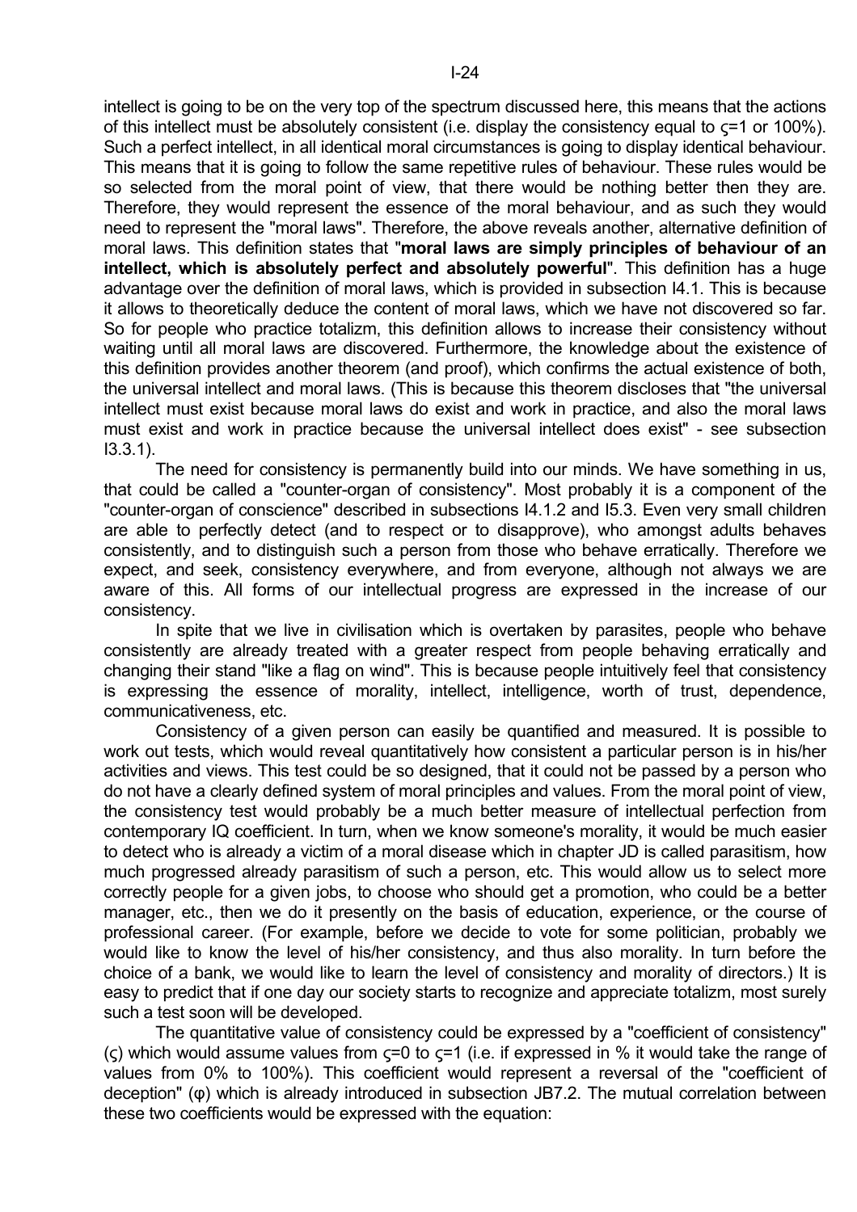intellect is going to be on the very top of the spectrum discussed here, this means that the actions of this intellect must be absolutely consistent (i.e. display the consistency equal to $\varsigma=1$ or 100%). Such a perfect intellect, in all identical moral circumstances is going to display identical behaviour. This means that it is going to follow the same repetitive rules of behaviour. These rules would be so selected from the moral point of view, that there would be nothing better then they are. Therefore, they would represent the essence of the moral behaviour, and as such they would need to represent the "moral laws". Therefore, the above reveals another, alternative definition of moral laws. This definition states that "**moral laws are simply principles of behaviour of an intellect, which is absolutely perfect and absolutely powerful**". This definition has a huge advantage over the definition of moral laws, which is provided in subsection I4.1. This is because it allows to theoretically deduce the content of moral laws, which we have not discovered so far. So for people who practice totalizm, this definition allows to increase their consistency without waiting until all moral laws are discovered. Furthermore, the knowledge about the existence of this definition provides another theorem (and proof), which confirms the actual existence of both, the universal intellect and moral laws. (This is because this theorem discloses that "the universal intellect must exist because moral laws do exist and work in practice, and also the moral laws must exist and work in practice because the universal intellect does exist" - see subsection I3.3.1).

The need for consistency is permanently build into our minds. We have something in us, that could be called a "counter-organ of consistency". Most probably it is a component of the "counter-organ of conscience" described in subsections I4.1.2 and I5.3. Even very small children are able to perfectly detect (and to respect or to disapprove), who amongst adults behaves consistently, and to distinguish such a person from those who behave erratically. Therefore we expect, and seek, consistency everywhere, and from everyone, although not always we are aware of this. All forms of our intellectual progress are expressed in the increase of our consistency.

In spite that we live in civilisation which is overtaken by parasites, people who behave consistently are already treated with a greater respect from people behaving erratically and changing their stand "like a flag on wind". This is because people intuitively feel that consistency is expressing the essence of morality, intellect, intelligence, worth of trust, dependence, communicativeness, etc.

Consistency of a given person can easily be quantified and measured. It is possible to work out tests, which would reveal quantitatively how consistent a particular person is in his/her activities and views. This test could be so designed, that it could not be passed by a person who do not have a clearly defined system of moral principles and values. From the moral point of view, the consistency test would probably be a much better measure of intellectual perfection from contemporary IQ coefficient. In turn, when we know someone's morality, it would be much easier to detect who is already a victim of a moral disease which in chapter JD is called parasitism, how much progressed already parasitism of such a person, etc. This would allow us to select more correctly people for a given jobs, to choose who should get a promotion, who could be a better manager, etc., then we do it presently on the basis of education, experience, or the course of professional career. (For example, before we decide to vote for some politician, probably we would like to know the level of his/her consistency, and thus also morality. In turn before the choice of a bank, we would like to learn the level of consistency and morality of directors.) It is easy to predict that if one day our society starts to recognize and appreciate totalizm, most surely such a test soon will be developed.

The quantitative value of consistency could be expressed by a "coefficient of consistency" ($\varsigma$) which would assume values from $\varsigma=0$ to $\varsigma=1$ (i.e. if expressed in % it would take the range of values from 0% to 100%). This coefficient would represent a reversal of the "coefficient of deception" ($\varphi$) which is already introduced in subsection JB7.2. The mutual correlation between these two coefficients would be expressed with the equation: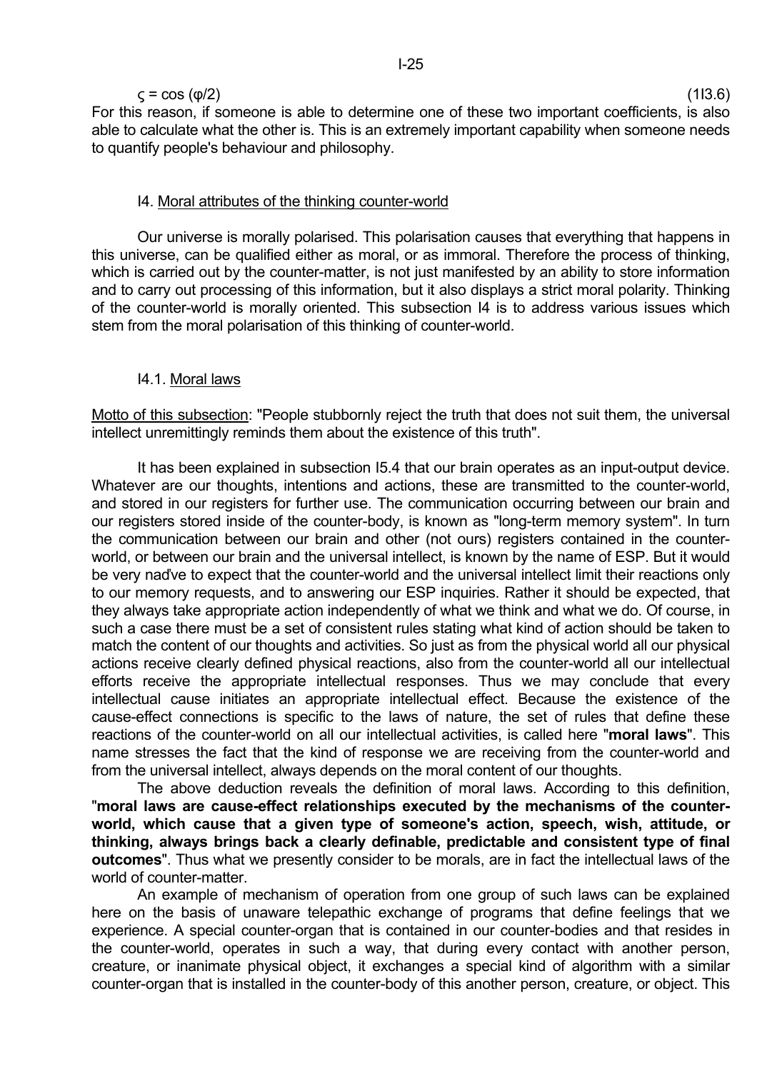$$\varsigma = \cos(\varphi/2) \qquad (1I3.6)$$

For this reason, if someone is able to determine one of these two important coefficients, is also able to calculate what the other is. This is an extremely important capability when someone needs to quantify people's behaviour and philosophy.

## I4. Moral attributes of the thinking counter-world

Our universe is morally polarised. This polarisation causes that everything that happens in this universe, can be qualified either as moral, or as immoral. Therefore the process of thinking, which is carried out by the counter-matter, is not just manifested by an ability to store information and to carry out processing of this information, but it also displays a strict moral polarity. Thinking of the counter-world is morally oriented. This subsection I4 is to address various issues which stem from the moral polarisation of this thinking of counter-world.

### I4.1. Moral laws

Motto of this subsection: "People stubbornly reject the truth that does not suit them, the universal intellect unremittingly reminds them about the existence of this truth".

It has been explained in subsection I5.4 that our brain operates as an input-output device. Whatever are our thoughts, intentions and actions, these are transmitted to the counter-world, and stored in our registers for further use. The communication occurring between our brain and our registers stored inside of the counter-body, is known as "long-term memory system". In turn the communication between our brain and other (not ours) registers contained in the counter-world, or between our brain and the universal intellect, is known by the name of ESP. But it would be very naďve to expect that the counter-world and the universal intellect limit their reactions only to our memory requests, and to answering our ESP inquiries. Rather it should be expected, that they always take appropriate action independently of what we think and what we do. Of course, in such a case there must be a set of consistent rules stating what kind of action should be taken to match the content of our thoughts and activities. So just as from the physical world all our physical actions receive clearly defined physical reactions, also from the counter-world all our intellectual efforts receive the appropriate intellectual responses. Thus we may conclude that every intellectual cause initiates an appropriate intellectual effect. Because the existence of the cause-effect connections is specific to the laws of nature, the set of rules that define these reactions of the counter-world on all our intellectual activities, is called here "**moral laws**". This name stresses the fact that the kind of response we are receiving from the counter-world and from the universal intellect, always depends on the moral content of our thoughts.

The above deduction reveals the definition of moral laws. According to this definition, "**moral laws are cause-effect relationships executed by the mechanisms of the counter-world, which cause that a given type of someone's action, speech, wish, attitude, or thinking, always brings back a clearly definable, predictable and consistent type of final outcomes**". Thus what we presently consider to be morals, are in fact the intellectual laws of the world of counter-matter.

An example of mechanism of operation from one group of such laws can be explained here on the basis of unaware telepathic exchange of programs that define feelings that we experience. A special counter-organ that is contained in our counter-bodies and that resides in the counter-world, operates in such a way, that during every contact with another person, creature, or inanimate physical object, it exchanges a special kind of algorithm with a similar counter-organ that is installed in the counter-body of this another person, creature, or object. This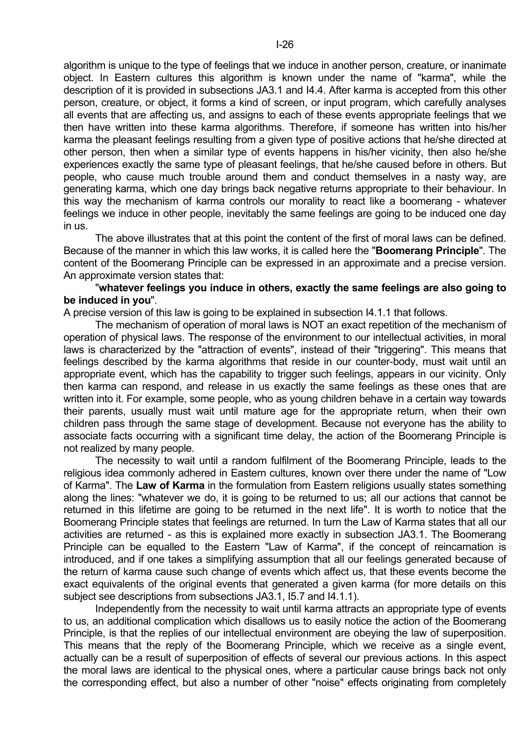algorithm is unique to the type of feelings that we induce in another person, creature, or inanimate object. In Eastern cultures this algorithm is known under the name of "karma", while the description of it is provided in subsections JA3.1 and I4.4. After karma is accepted from this other person, creature, or object, it forms a kind of screen, or input program, which carefully analyses all events that are affecting us, and assigns to each of these events appropriate feelings that we then have written into these karma algorithms. Therefore, if someone has written into his/her karma the pleasant feelings resulting from a given type of positive actions that he/she directed at other person, then when a similar type of events happens in his/her vicinity, then also he/she experiences exactly the same type of pleasant feelings, that he/she caused before in others. But people, who cause much trouble around them and conduct themselves in a nasty way, are generating karma, which one day brings back negative returns appropriate to their behaviour. In this way the mechanism of karma controls our morality to react like a boomerang - whatever feelings we induce in other people, inevitably the same feelings are going to be induced one day in us.

The above illustrates that at this point the content of the first of moral laws can be defined. Because of the manner in which this law works, it is called here the "**Boomerang Principle**". The content of the Boomerang Principle can be expressed in an approximate and a precise version. An approximate version states that:

"**whatever feelings you induce in others, exactly the same feelings are also going to be induced in you**".

A precise version of this law is going to be explained in subsection I4.1.1 that follows.

The mechanism of operation of moral laws is NOT an exact repetition of the mechanism of operation of physical laws. The response of the environment to our intellectual activities, in moral laws is characterized by the "attraction of events", instead of their "triggering". This means that feelings described by the karma algorithms that reside in our counter-body, must wait until an appropriate event, which has the capability to trigger such feelings, appears in our vicinity. Only then karma can respond, and release in us exactly the same feelings as these ones that are written into it. For example, some people, who as young children behave in a certain way towards their parents, usually must wait until mature age for the appropriate return, when their own children pass through the same stage of development. Because not everyone has the ability to associate facts occurring with a significant time delay, the action of the Boomerang Principle is not realized by many people.

The necessity to wait until a random fulfilment of the Boomerang Principle, leads to the religious idea commonly adhered in Eastern cultures, known over there under the name of "Low of Karma". The **Law of Karma** in the formulation from Eastern religions usually states something along the lines: "whatever we do, it is going to be returned to us; all our actions that cannot be returned in this lifetime are going to be returned in the next life". It is worth to notice that the Boomerang Principle states that feelings are returned. In turn the Law of Karma states that all our activities are returned - as this is explained more exactly in subsection JA3.1. The Boomerang Principle can be equalled to the Eastern "Law of Karma", if the concept of reincarnation is introduced, and if one takes a simplifying assumption that all our feelings generated because of the return of karma cause such change of events which affect us, that these events become the exact equivalents of the original events that generated a given karma (for more details on this subject see descriptions from subsections JA3.1, I5.7 and I4.1.1).

Independently from the necessity to wait until karma attracts an appropriate type of events to us, an additional complication which disallows us to easily notice the action of the Boomerang Principle, is that the replies of our intellectual environment are obeying the law of superposition. This means that the reply of the Boomerang Principle, which we receive as a single event, actually can be a result of superposition of effects of several our previous actions. In this aspect the moral laws are identical to the physical ones, where a particular cause brings back not only the corresponding effect, but also a number of other "noise" effects originating from completely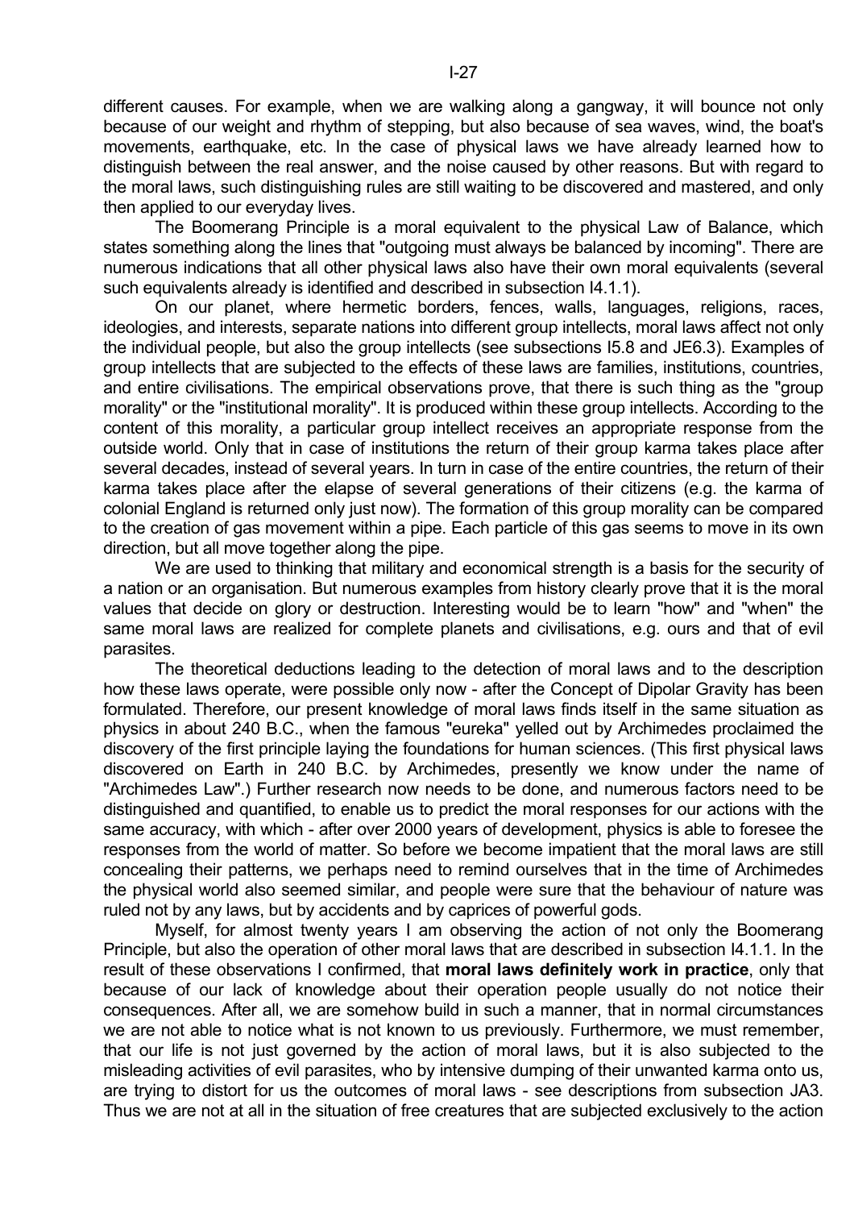different causes. For example, when we are walking along a gangway, it will bounce not only because of our weight and rhythm of stepping, but also because of sea waves, wind, the boat's movements, earthquake, etc. In the case of physical laws we have already learned how to distinguish between the real answer, and the noise caused by other reasons. But with regard to the moral laws, such distinguishing rules are still waiting to be discovered and mastered, and only then applied to our everyday lives.

The Boomerang Principle is a moral equivalent to the physical Law of Balance, which states something along the lines that "outgoing must always be balanced by incoming". There are numerous indications that all other physical laws also have their own moral equivalents (several such equivalents already is identified and described in subsection I4.1.1).

On our planet, where hermetic borders, fences, walls, languages, religions, races, ideologies, and interests, separate nations into different group intellects, moral laws affect not only the individual people, but also the group intellects (see subsections I5.8 and JE6.3). Examples of group intellects that are subjected to the effects of these laws are families, institutions, countries, and entire civilisations. The empirical observations prove, that there is such thing as the "group morality" or the "institutional morality". It is produced within these group intellects. According to the content of this morality, a particular group intellect receives an appropriate response from the outside world. Only that in case of institutions the return of their group karma takes place after several decades, instead of several years. In turn in case of the entire countries, the return of their karma takes place after the elapse of several generations of their citizens (e.g. the karma of colonial England is returned only just now). The formation of this group morality can be compared to the creation of gas movement within a pipe. Each particle of this gas seems to move in its own direction, but all move together along the pipe.

We are used to thinking that military and economical strength is a basis for the security of a nation or an organisation. But numerous examples from history clearly prove that it is the moral values that decide on glory or destruction. Interesting would be to learn "how" and "when" the same moral laws are realized for complete planets and civilisations, e.g. ours and that of evil parasites.

The theoretical deductions leading to the detection of moral laws and to the description how these laws operate, were possible only now - after the Concept of Dipolar Gravity has been formulated. Therefore, our present knowledge of moral laws finds itself in the same situation as physics in about 240 B.C., when the famous "eureka" yelled out by Archimedes proclaimed the discovery of the first principle laying the foundations for human sciences. (This first physical laws discovered on Earth in 240 B.C. by Archimedes, presently we know under the name of "Archimedes Law".) Further research now needs to be done, and numerous factors need to be distinguished and quantified, to enable us to predict the moral responses for our actions with the same accuracy, with which - after over 2000 years of development, physics is able to foresee the responses from the world of matter. So before we become impatient that the moral laws are still concealing their patterns, we perhaps need to remind ourselves that in the time of Archimedes the physical world also seemed similar, and people were sure that the behaviour of nature was ruled not by any laws, but by accidents and by caprices of powerful gods.

Myself, for almost twenty years I am observing the action of not only the Boomerang Principle, but also the operation of other moral laws that are described in subsection I4.1.1. In the result of these observations I confirmed, that **moral laws definitely work in practice**, only that because of our lack of knowledge about their operation people usually do not notice their consequences. After all, we are somehow build in such a manner, that in normal circumstances we are not able to notice what is not known to us previously. Furthermore, we must remember, that our life is not just governed by the action of moral laws, but it is also subjected to the misleading activities of evil parasites, who by intensive dumping of their unwanted karma onto us, are trying to distort for us the outcomes of moral laws - see descriptions from subsection JA3. Thus we are not at all in the situation of free creatures that are subjected exclusively to the action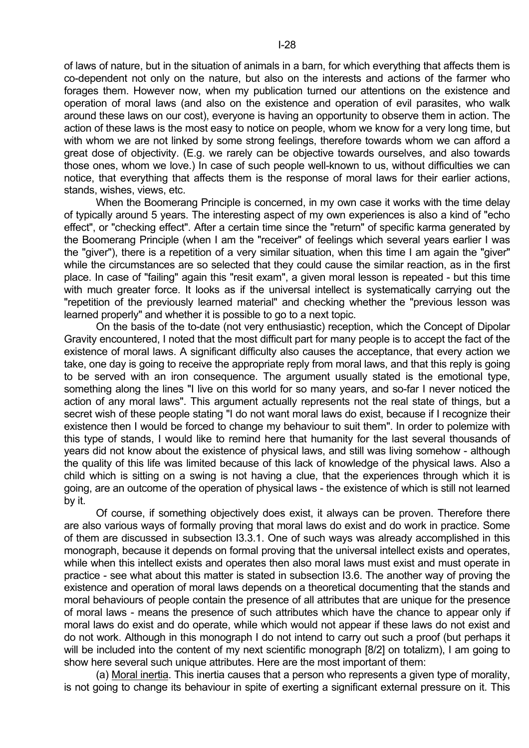of laws of nature, but in the situation of animals in a barn, for which everything that affects them is co-dependent not only on the nature, but also on the interests and actions of the farmer who forages them. However now, when my publication turned our attentions on the existence and operation of moral laws (and also on the existence and operation of evil parasites, who walk around these laws on our cost), everyone is having an opportunity to observe them in action. The action of these laws is the most easy to notice on people, whom we know for a very long time, but with whom we are not linked by some strong feelings, therefore towards whom we can afford a great dose of objectivity. (E.g. we rarely can be objective towards ourselves, and also towards those ones, whom we love.) In case of such people well-known to us, without difficulties we can notice, that everything that affects them is the response of moral laws for their earlier actions, stands, wishes, views, etc.

When the Boomerang Principle is concerned, in my own case it works with the time delay of typically around 5 years. The interesting aspect of my own experiences is also a kind of "echo effect", or "checking effect". After a certain time since the "return" of specific karma generated by the Boomerang Principle (when I am the "receiver" of feelings which several years earlier I was the "giver"), there is a repetition of a very similar situation, when this time I am again the "giver" while the circumstances are so selected that they could cause the similar reaction, as in the first place. In case of "failing" again this "resit exam", a given moral lesson is repeated - but this time with much greater force. It looks as if the universal intellect is systematically carrying out the "repetition of the previously learned material" and checking whether the "previous lesson was learned properly" and whether it is possible to go to a next topic.

On the basis of the to-date (not very enthusiastic) reception, which the Concept of Dipolar Gravity encountered, I noted that the most difficult part for many people is to accept the fact of the existence of moral laws. A significant difficulty also causes the acceptance, that every action we take, one day is going to receive the appropriate reply from moral laws, and that this reply is going to be served with an iron consequence. The argument usually stated is the emotional type, something along the lines "I live on this world for so many years, and so-far I never noticed the action of any moral laws". This argument actually represents not the real state of things, but a secret wish of these people stating "I do not want moral laws do exist, because if I recognize their existence then I would be forced to change my behaviour to suit them". In order to polemize with this type of stands, I would like to remind here that humanity for the last several thousands of years did not know about the existence of physical laws, and still was living somehow - although the quality of this life was limited because of this lack of knowledge of the physical laws. Also a child which is sitting on a swing is not having a clue, that the experiences through which it is going, are an outcome of the operation of physical laws - the existence of which is still not learned by it.

Of course, if something objectively does exist, it always can be proven. Therefore there are also various ways of formally proving that moral laws do exist and do work in practice. Some of them are discussed in subsection I3.3.1. One of such ways was already accomplished in this monograph, because it depends on formal proving that the universal intellect exists and operates, while when this intellect exists and operates then also moral laws must exist and must operate in practice - see what about this matter is stated in subsection I3.6. The another way of proving the existence and operation of moral laws depends on a theoretical documenting that the stands and moral behaviours of people contain the presence of all attributes that are unique for the presence of moral laws - means the presence of such attributes which have the chance to appear only if moral laws do exist and do operate, while which would not appear if these laws do not exist and do not work. Although in this monograph I do not intend to carry out such a proof (but perhaps it will be included into the content of my next scientific monograph [8/2] on totalizm), I am going to show here several such unique attributes. Here are the most important of them:

(a) Moral inertia. This inertia causes that a person who represents a given type of morality, is not going to change its behaviour in spite of exerting a significant external pressure on it. This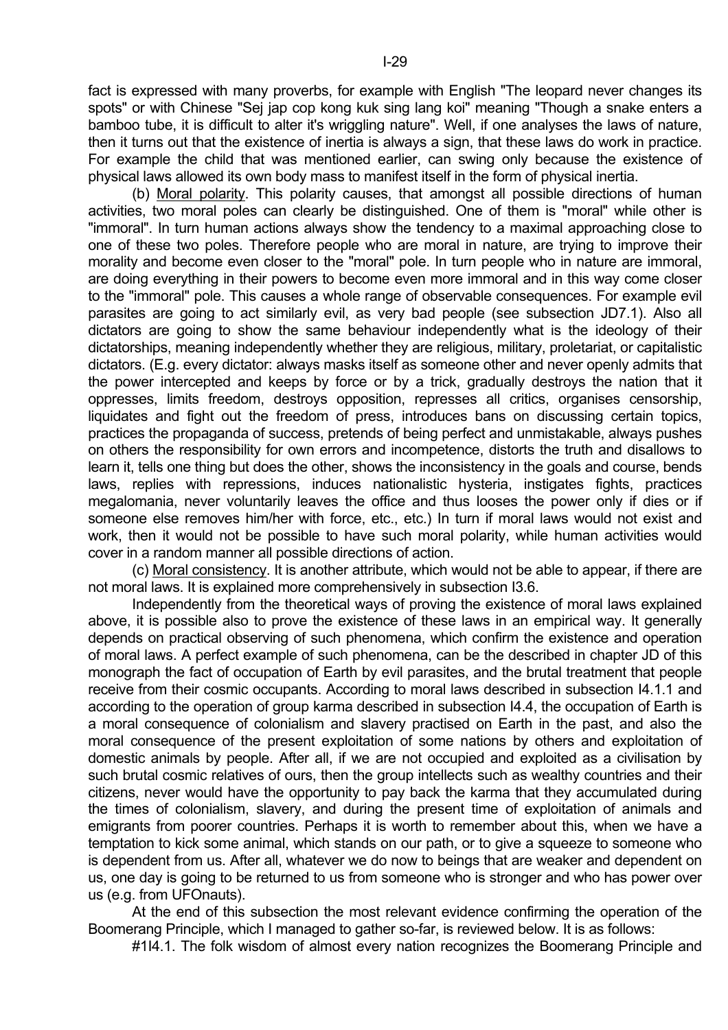fact is expressed with many proverbs, for example with English "The leopard never changes its spots" or with Chinese "Sej jap cop kong kuk sing lang koi" meaning "Though a snake enters a bamboo tube, it is difficult to alter it's wriggling nature". Well, if one analyses the laws of nature, then it turns out that the existence of inertia is always a sign, that these laws do work in practice. For example the child that was mentioned earlier, can swing only because the existence of physical laws allowed its own body mass to manifest itself in the form of physical inertia.

(b) Moral polarity. This polarity causes, that amongst all possible directions of human activities, two moral poles can clearly be distinguished. One of them is "moral" while other is "immoral". In turn human actions always show the tendency to a maximal approaching close to one of these two poles. Therefore people who are moral in nature, are trying to improve their morality and become even closer to the "moral" pole. In turn people who in nature are immoral, are doing everything in their powers to become even more immoral and in this way come closer to the "immoral" pole. This causes a whole range of observable consequences. For example evil parasites are going to act similarly evil, as very bad people (see subsection JD7.1). Also all dictators are going to show the same behaviour independently what is the ideology of their dictatorships, meaning independently whether they are religious, military, proletariat, or capitalistic dictators. (E.g. every dictator: always masks itself as someone other and never openly admits that the power intercepted and keeps by force or by a trick, gradually destroys the nation that it oppresses, limits freedom, destroys opposition, represses all critics, organises censorship, liquidates and fight out the freedom of press, introduces bans on discussing certain topics, practices the propaganda of success, pretends of being perfect and unmistakable, always pushes on others the responsibility for own errors and incompetence, distorts the truth and disallows to learn it, tells one thing but does the other, shows the inconsistency in the goals and course, bends laws, replies with repressions, induces nationalistic hysteria, instigates fights, practices megalomania, never voluntarily leaves the office and thus looses the power only if dies or if someone else removes him/her with force, etc., etc.) In turn if moral laws would not exist and work, then it would not be possible to have such moral polarity, while human activities would cover in a random manner all possible directions of action.

(c) Moral consistency. It is another attribute, which would not be able to appear, if there are not moral laws. It is explained more comprehensively in subsection I3.6.

Independently from the theoretical ways of proving the existence of moral laws explained above, it is possible also to prove the existence of these laws in an empirical way. It generally depends on practical observing of such phenomena, which confirm the existence and operation of moral laws. A perfect example of such phenomena, can be the described in chapter JD of this monograph the fact of occupation of Earth by evil parasites, and the brutal treatment that people receive from their cosmic occupants. According to moral laws described in subsection I4.1.1 and according to the operation of group karma described in subsection I4.4, the occupation of Earth is a moral consequence of colonialism and slavery practised on Earth in the past, and also the moral consequence of the present exploitation of some nations by others and exploitation of domestic animals by people. After all, if we are not occupied and exploited as a civilisation by such brutal cosmic relatives of ours, then the group intellects such as wealthy countries and their citizens, never would have the opportunity to pay back the karma that they accumulated during the times of colonialism, slavery, and during the present time of exploitation of animals and emigrants from poorer countries. Perhaps it is worth to remember about this, when we have a temptation to kick some animal, which stands on our path, or to give a squeeze to someone who is dependent from us. After all, whatever we do now to beings that are weaker and dependent on us, one day is going to be returned to us from someone who is stronger and who has power over us (e.g. from UFOnauts).

At the end of this subsection the most relevant evidence confirming the operation of the Boomerang Principle, which I managed to gather so-far, is reviewed below. It is as follows:

#1I4.1. The folk wisdom of almost every nation recognizes the Boomerang Principle and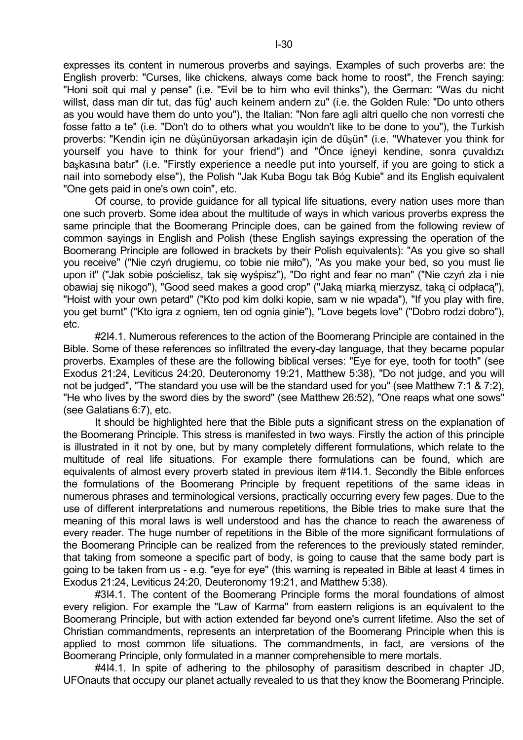expresses its content in numerous proverbs and sayings. Examples of such proverbs are: the English proverb: "Curses, like chickens, always come back home to roost", the French saying: "Honi soit qui mal y pense" (i.e. "Evil be to him who evil thinks"), the German: "Was du nicht willst, dass man dir tut, das füg' auch keinem andern zu" (i.e. the Golden Rule: "Do unto others as you would have them do unto you"), the Italian: "Non fare agli altri quello che non vorresti che fosse fatto a te" (i.e. "Don't do to others what you wouldn't like to be done to you"), the Turkish proverbs: "Kendin için ne düşünüyorsan arkadaşin için de düşün" (i.e. "Whatever you think for yourself you have to think for your friend") and "Önce iğneyi kendine, sonra çuvaldızı başkasına batır" (i.e. "Firstly experience a needle put into yourself, if you are going to stick a nail into somebody else"), the Polish "Jak Kuba Bogu tak Bóg Kubie" and its English equivalent "One gets paid in one's own coin", etc.

Of course, to provide guidance for all typical life situations, every nation uses more than one such proverb. Some idea about the multitude of ways in which various proverbs express the same principle that the Boomerang Principle does, can be gained from the following review of common sayings in English and Polish (these English sayings expressing the operation of the Boomerang Principle are followed in brackets by their Polish equivalents): "As you give so shall you receive" ("Nie czyń drugiemu, co tobie nie miło"), "As you make your bed, so you must lie upon it" ("Jak sobie pościelisz, tak się wyśpisz"), "Do right and fear no man" ("Nie czyń zła i nie obawiaj się nikogo"), "Good seed makes a good crop" ("Jaką miarką mierzysz, taką ci odpłacą"), "Hoist with your own petard" ("Kto pod kim dolki kopie, sam w nie wpada"), "If you play with fire, you get burnt" ("Kto igra z ogniem, ten od ognia ginie"), "Love begets love" ("Dobro rodzi dobro"), etc.

#2I4.1. Numerous references to the action of the Boomerang Principle are contained in the Bible. Some of these references so infiltrated the every-day language, that they became popular proverbs. Examples of these are the following biblical verses: "Eye for eye, tooth for tooth" (see Exodus 21:24, Leviticus 24:20, Deuteronomy 19:21, Matthew 5:38), "Do not judge, and you will not be judged", "The standard you use will be the standard used for you" (see Matthew 7:1 & 7:2), "He who lives by the sword dies by the sword" (see Matthew 26:52), "One reaps what one sows" (see Galatians 6:7), etc.

It should be highlighted here that the Bible puts a significant stress on the explanation of the Boomerang Principle. This stress is manifested in two ways. Firstly the action of this principle is illustrated in it not by one, but by many completely different formulations, which relate to the multitude of real life situations. For example there formulations can be found, which are equivalents of almost every proverb stated in previous item #1I4.1. Secondly the Bible enforces the formulations of the Boomerang Principle by frequent repetitions of the same ideas in numerous phrases and terminological versions, practically occurring every few pages. Due to the use of different interpretations and numerous repetitions, the Bible tries to make sure that the meaning of this moral laws is well understood and has the chance to reach the awareness of every reader. The huge number of repetitions in the Bible of the more significant formulations of the Boomerang Principle can be realized from the references to the previously stated reminder, that taking from someone a specific part of body, is going to cause that the same body part is going to be taken from us - e.g. "eye for eye" (this warning is repeated in Bible at least 4 times in Exodus 21:24, Leviticus 24:20, Deuteronomy 19:21, and Matthew 5:38).

#3I4.1. The content of the Boomerang Principle forms the moral foundations of almost every religion. For example the "Law of Karma" from eastern religions is an equivalent to the Boomerang Principle, but with action extended far beyond one's current lifetime. Also the set of Christian commandments, represents an interpretation of the Boomerang Principle when this is applied to most common life situations. The commandments, in fact, are versions of the Boomerang Principle, only formulated in a manner comprehensible to mere mortals.

#4I4.1. In spite of adhering to the philosophy of parasitism described in chapter JD, UFOnauts that occupy our planet actually revealed to us that they know the Boomerang Principle.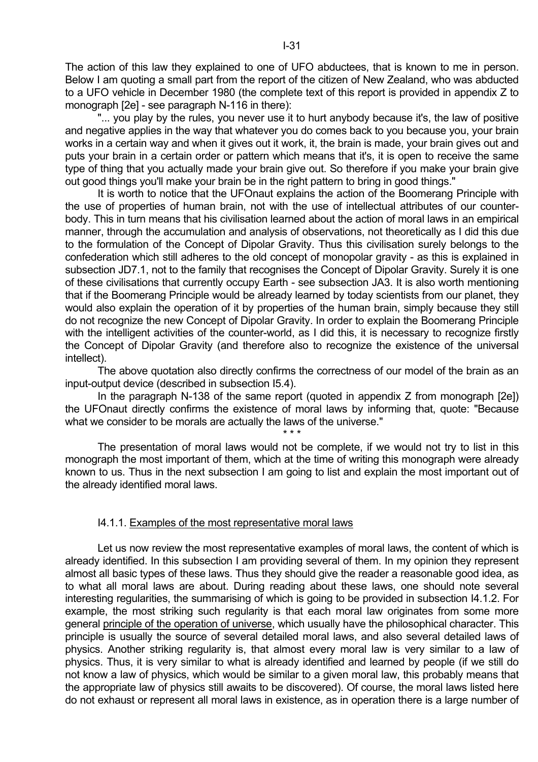The action of this law they explained to one of UFO abductees, that is known to me in person. Below I am quoting a small part from the report of the citizen of New Zealand, who was abducted to a UFO vehicle in December 1980 (the complete text of this report is provided in appendix Z to monograph [2e] - see paragraph N-116 in there):

"... you play by the rules, you never use it to hurt anybody because it's, the law of positive and negative applies in the way that whatever you do comes back to you because you, your brain works in a certain way and when it gives out it work, it, the brain is made, your brain gives out and puts your brain in a certain order or pattern which means that it's, it is open to receive the same type of thing that you actually made your brain give out. So therefore if you make your brain give out good things you'll make your brain be in the right pattern to bring in good things."

It is worth to notice that the UFOnaut explains the action of the Boomerang Principle with the use of properties of human brain, not with the use of intellectual attributes of our counter-body. This in turn means that his civilisation learned about the action of moral laws in an empirical manner, through the accumulation and analysis of observations, not theoretically as I did this due to the formulation of the Concept of Dipolar Gravity. Thus this civilisation surely belongs to the confederation which still adheres to the old concept of monopolar gravity - as this is explained in subsection JD7.1, not to the family that recognises the Concept of Dipolar Gravity. Surely it is one of these civilisations that currently occupy Earth - see subsection JA3. It is also worth mentioning that if the Boomerang Principle would be already learned by today scientists from our planet, they would also explain the operation of it by properties of the human brain, simply because they still do not recognize the new Concept of Dipolar Gravity. In order to explain the Boomerang Principle with the intelligent activities of the counter-world, as I did this, it is necessary to recognize firstly the Concept of Dipolar Gravity (and therefore also to recognize the existence of the universal intellect).

The above quotation also directly confirms the correctness of our model of the brain as an input-output device (described in subsection I5.4).

In the paragraph N-138 of the same report (quoted in appendix Z from monograph [2e]) the UFOnaut directly confirms the existence of moral laws by informing that, quote: "Because what we consider to be morals are actually the laws of the universe."

\* \* \*

The presentation of moral laws would not be complete, if we would not try to list in this monograph the most important of them, which at the time of writing this monograph were already known to us. Thus in the next subsection I am going to list and explain the most important out of the already identified moral laws.

### I4.1.1. Examples of the most representative moral laws

Let us now review the most representative examples of moral laws, the content of which is already identified. In this subsection I am providing several of them. In my opinion they represent almost all basic types of these laws. Thus they should give the reader a reasonable good idea, as to what all moral laws are about. During reading about these laws, one should note several interesting regularities, the summarising of which is going to be provided in subsection I4.1.2. For example, the most striking such regularity is that each moral law originates from some more general principle of the operation of universe, which usually have the philosophical character. This principle is usually the source of several detailed moral laws, and also several detailed laws of physics. Another striking regularity is, that almost every moral law is very similar to a law of physics. Thus, it is very similar to what is already identified and learned by people (if we still do not know a law of physics, which would be similar to a given moral law, this probably means that the appropriate law of physics still awaits to be discovered). Of course, the moral laws listed here do not exhaust or represent all moral laws in existence, as in operation there is a large number of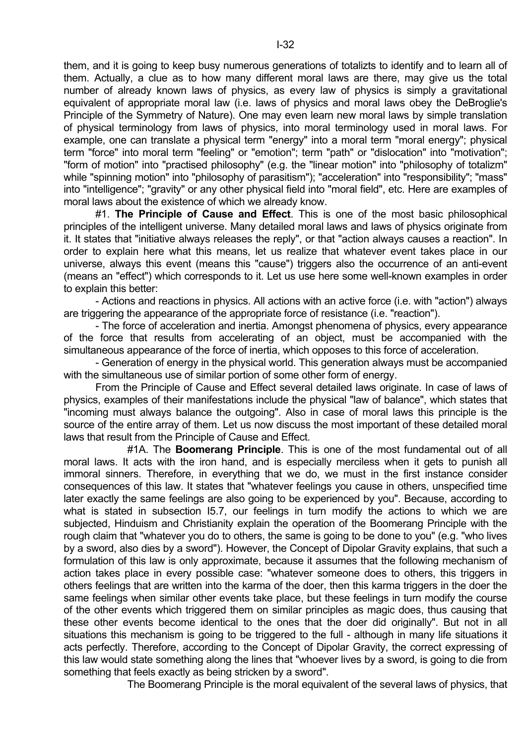them, and it is going to keep busy numerous generations of totalizts to identify and to learn all of them. Actually, a clue as to how many different moral laws are there, may give us the total number of already known laws of physics, as every law of physics is simply a gravitational equivalent of appropriate moral law (i.e. laws of physics and moral laws obey the DeBroglie's Principle of the Symmetry of Nature). One may even learn new moral laws by simple translation of physical terminology from laws of physics, into moral terminology used in moral laws. For example, one can translate a physical term "energy" into a moral term "moral energy"; physical term "force" into moral term "feeling" or "emotion"; term "path" or "dislocation" into "motivation"; "form of motion" into "practised philosophy" (e.g. the "linear motion" into "philosophy of totalizm" while "spinning motion" into "philosophy of parasitism"); "acceleration" into "responsibility"; "mass" into "intelligence"; "gravity" or any other physical field into "moral field", etc. Here are examples of moral laws about the existence of which we already know.

#1. **The Principle of Cause and Effect**. This is one of the most basic philosophical principles of the intelligent universe. Many detailed moral laws and laws of physics originate from it. It states that "initiative always releases the reply", or that "action always causes a reaction". In order to explain here what this means, let us realize that whatever event takes place in our universe, always this event (means this "cause") triggers also the occurrence of an anti-event (means an "effect") which corresponds to it. Let us use here some well-known examples in order to explain this better:

- Actions and reactions in physics. All actions with an active force (i.e. with "action") always are triggering the appearance of the appropriate force of resistance (i.e. "reaction").
- The force of acceleration and inertia. Amongst phenomena of physics, every appearance of the force that results from accelerating of an object, must be accompanied with the simultaneous appearance of the force of inertia, which opposes to this force of acceleration.
- Generation of energy in the physical world. This generation always must be accompanied with the simultaneous use of similar portion of some other form of energy.

From the Principle of Cause and Effect several detailed laws originate. In case of laws of physics, examples of their manifestations include the physical "law of balance", which states that "incoming must always balance the outgoing". Also in case of moral laws this principle is the source of the entire array of them. Let us now discuss the most important of these detailed moral laws that result from the Principle of Cause and Effect.

#1A. The **Boomerang Principle**. This is one of the most fundamental out of all moral laws. It acts with the iron hand, and is especially merciless when it gets to punish all immoral sinners. Therefore, in everything that we do, we must in the first instance consider consequences of this law. It states that "whatever feelings you cause in others, unspecified time later exactly the same feelings are also going to be experienced by you". Because, according to what is stated in subsection I5.7, our feelings in turn modify the actions to which we are subjected, Hinduism and Christianity explain the operation of the Boomerang Principle with the rough claim that "whatever you do to others, the same is going to be done to you" (e.g. "who lives by a sword, also dies by a sword"). However, the Concept of Dipolar Gravity explains, that such a formulation of this law is only approximate, because it assumes that the following mechanism of action takes place in every possible case: "whatever someone does to others, this triggers in others feelings that are written into the karma of the doer, then this karma triggers in the doer the same feelings when similar other events take place, but these feelings in turn modify the course of the other events which triggered them on similar principles as magic does, thus causing that these other events become identical to the ones that the doer did originally". But not in all situations this mechanism is going to be triggered to the full - although in many life situations it acts perfectly. Therefore, according to the Concept of Dipolar Gravity, the correct expressing of this law would state something along the lines that "whoever lives by a sword, is going to die from something that feels exactly as being stricken by a sword".

The Boomerang Principle is the moral equivalent of the several laws of physics, that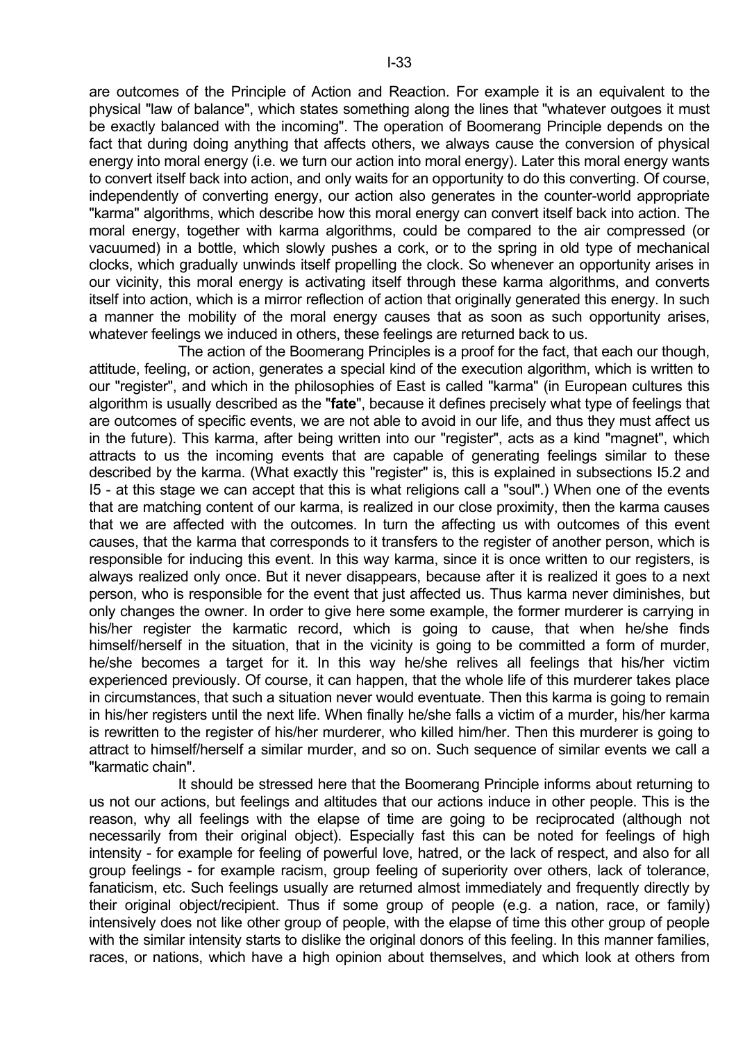are outcomes of the Principle of Action and Reaction. For example it is an equivalent to the physical "law of balance", which states something along the lines that "whatever outgoes it must be exactly balanced with the incoming". The operation of Boomerang Principle depends on the fact that during doing anything that affects others, we always cause the conversion of physical energy into moral energy (i.e. we turn our action into moral energy). Later this moral energy wants to convert itself back into action, and only waits for an opportunity to do this converting. Of course, independently of converting energy, our action also generates in the counter-world appropriate "karma" algorithms, which describe how this moral energy can convert itself back into action. The moral energy, together with karma algorithms, could be compared to the air compressed (or vacuumed) in a bottle, which slowly pushes a cork, or to the spring in old type of mechanical clocks, which gradually unwinds itself propelling the clock. So whenever an opportunity arises in our vicinity, this moral energy is activating itself through these karma algorithms, and converts itself into action, which is a mirror reflection of action that originally generated this energy. In such a manner the mobility of the moral energy causes that as soon as such opportunity arises, whatever feelings we induced in others, these feelings are returned back to us.

The action of the Boomerang Principles is a proof for the fact, that each our though, attitude, feeling, or action, generates a special kind of the execution algorithm, which is written to our "register", and which in the philosophies of East is called "karma" (in European cultures this algorithm is usually described as the "**fate**", because it defines precisely what type of feelings that are outcomes of specific events, we are not able to avoid in our life, and thus they must affect us in the future). This karma, after being written into our "register", acts as a kind "magnet", which attracts to us the incoming events that are capable of generating feelings similar to these described by the karma. (What exactly this "register" is, this is explained in subsections I5.2 and I5 - at this stage we can accept that this is what religions call a "soul".) When one of the events that are matching content of our karma, is realized in our close proximity, then the karma causes that we are affected with the outcomes. In turn the affecting us with outcomes of this event causes, that the karma that corresponds to it transfers to the register of another person, which is responsible for inducing this event. In this way karma, since it is once written to our registers, is always realized only once. But it never disappears, because after it is realized it goes to a next person, who is responsible for the event that just affected us. Thus karma never diminishes, but only changes the owner. In order to give here some example, the former murderer is carrying in his/her register the karmatic record, which is going to cause, that when he/she finds himself/herself in the situation, that in the vicinity is going to be committed a form of murder, he/she becomes a target for it. In this way he/she relives all feelings that his/her victim experienced previously. Of course, it can happen, that the whole life of this murderer takes place in circumstances, that such a situation never would eventuate. Then this karma is going to remain in his/her registers until the next life. When finally he/she falls a victim of a murder, his/her karma is rewritten to the register of his/her murderer, who killed him/her. Then this murderer is going to attract to himself/herself a similar murder, and so on. Such sequence of similar events we call a "karmatic chain".

It should be stressed here that the Boomerang Principle informs about returning to us not our actions, but feelings and altitudes that our actions induce in other people. This is the reason, why all feelings with the elapse of time are going to be reciprocated (although not necessarily from their original object). Especially fast this can be noted for feelings of high intensity - for example for feeling of powerful love, hatred, or the lack of respect, and also for all group feelings - for example racism, group feeling of superiority over others, lack of tolerance, fanaticism, etc. Such feelings usually are returned almost immediately and frequently directly by their original object/recipient. Thus if some group of people (e.g. a nation, race, or family) intensively does not like other group of people, with the elapse of time this other group of people with the similar intensity starts to dislike the original donors of this feeling. In this manner families, races, or nations, which have a high opinion about themselves, and which look at others from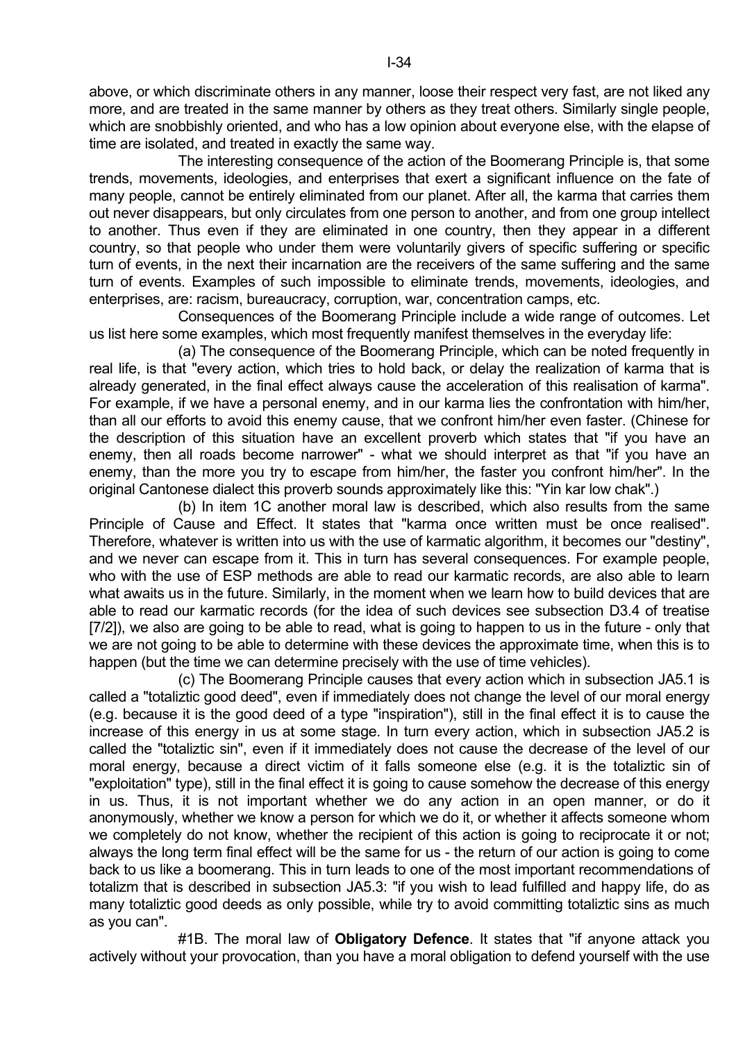above, or which discriminate others in any manner, loose their respect very fast, are not liked any more, and are treated in the same manner by others as they treat others. Similarly single people, which are snobbishly oriented, and who has a low opinion about everyone else, with the elapse of time are isolated, and treated in exactly the same way.

The interesting consequence of the action of the Boomerang Principle is, that some trends, movements, ideologies, and enterprises that exert a significant influence on the fate of many people, cannot be entirely eliminated from our planet. After all, the karma that carries them out never disappears, but only circulates from one person to another, and from one group intellect to another. Thus even if they are eliminated in one country, then they appear in a different country, so that people who under them were voluntarily givers of specific suffering or specific turn of events, in the next their incarnation are the receivers of the same suffering and the same turn of events. Examples of such impossible to eliminate trends, movements, ideologies, and enterprises, are: racism, bureaucracy, corruption, war, concentration camps, etc.

Consequences of the Boomerang Principle include a wide range of outcomes. Let us list here some examples, which most frequently manifest themselves in the everyday life:

(a) The consequence of the Boomerang Principle, which can be noted frequently in real life, is that "every action, which tries to hold back, or delay the realization of karma that is already generated, in the final effect always cause the acceleration of this realisation of karma". For example, if we have a personal enemy, and in our karma lies the confrontation with him/her, than all our efforts to avoid this enemy cause, that we confront him/her even faster. (Chinese for the description of this situation have an excellent proverb which states that "if you have an enemy, then all roads become narrower" - what we should interpret as that "if you have an enemy, than the more you try to escape from him/her, the faster you confront him/her". In the original Cantonese dialect this proverb sounds approximately like this: "Yin kar low chak".)

(b) In item 1C another moral law is described, which also results from the same Principle of Cause and Effect. It states that "karma once written must be once realised". Therefore, whatever is written into us with the use of karmatic algorithm, it becomes our "destiny", and we never can escape from it. This in turn has several consequences. For example people, who with the use of ESP methods are able to read our karmatic records, are also able to learn what awaits us in the future. Similarly, in the moment when we learn how to build devices that are able to read our karmatic records (for the idea of such devices see subsection D3.4 of treatise [7/2]), we also are going to be able to read, what is going to happen to us in the future - only that we are not going to be able to determine with these devices the approximate time, when this is to happen (but the time we can determine precisely with the use of time vehicles).

(c) The Boomerang Principle causes that every action which in subsection JA5.1 is called a "totaliztic good deed", even if immediately does not change the level of our moral energy (e.g. because it is the good deed of a type "inspiration"), still in the final effect it is to cause the increase of this energy in us at some stage. In turn every action, which in subsection JA5.2 is called the "totaliztic sin", even if it immediately does not cause the decrease of the level of our moral energy, because a direct victim of it falls someone else (e.g. it is the totaliztic sin of "exploitation" type), still in the final effect it is going to cause somehow the decrease of this energy in us. Thus, it is not important whether we do any action in an open manner, or do it anonymously, whether we know a person for which we do it, or whether it affects someone whom we completely do not know, whether the recipient of this action is going to reciprocate it or not; always the long term final effect will be the same for us - the return of our action is going to come back to us like a boomerang. This in turn leads to one of the most important recommendations of totalizm that is described in subsection JA5.3: "if you wish to lead fulfilled and happy life, do as many totaliztic good deeds as only possible, while try to avoid committing totaliztic sins as much as you can".

#1B. The moral law of **Obligatory Defence**. It states that "if anyone attack you actively without your provocation, than you have a moral obligation to defend yourself with the use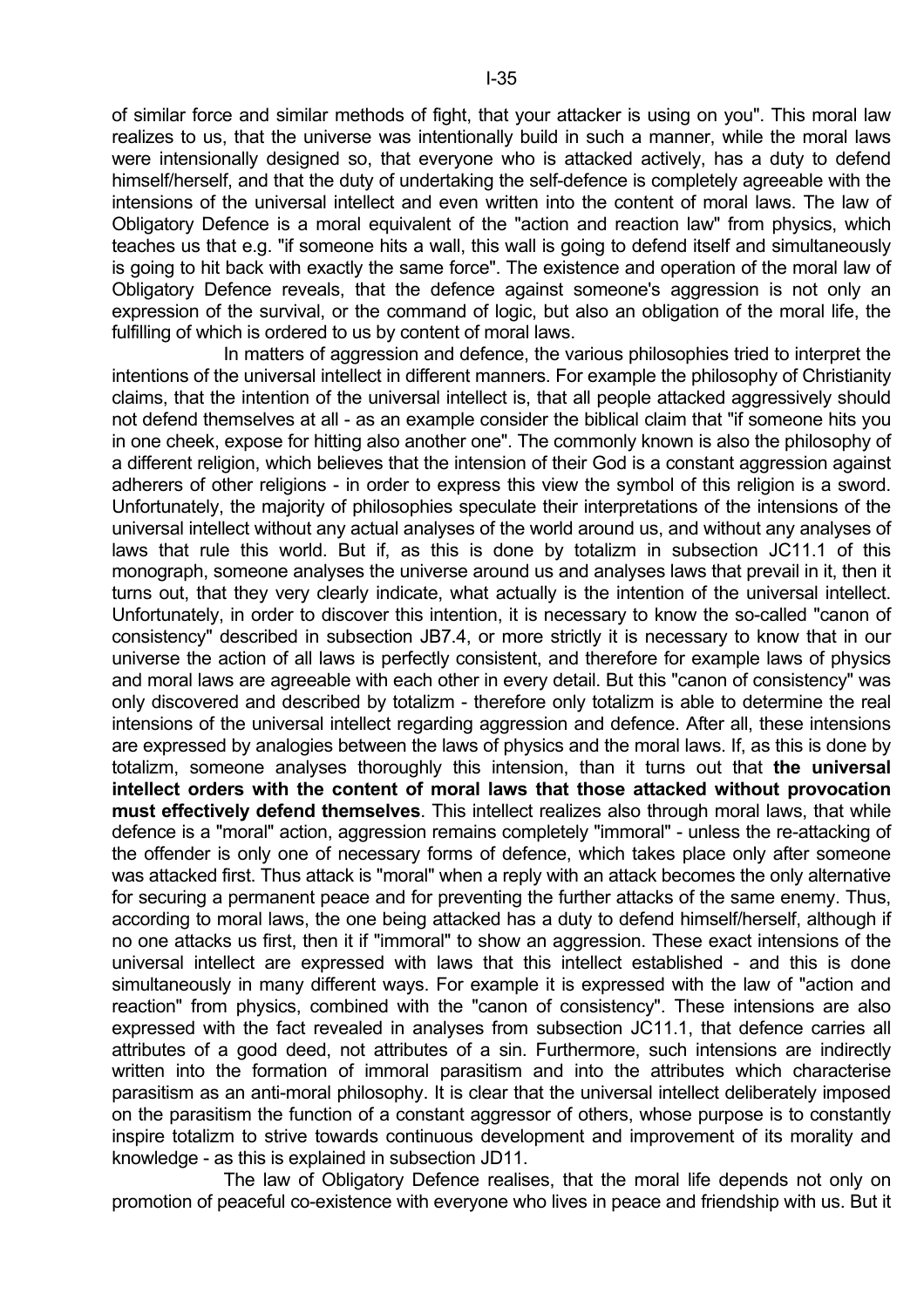of similar force and similar methods of fight, that your attacker is using on you". This moral law realizes to us, that the universe was intentionally build in such a manner, while the moral laws were intensionally designed so, that everyone who is attacked actively, has a duty to defend himself/herself, and that the duty of undertaking the self-defence is completely agreeable with the intensions of the universal intellect and even written into the content of moral laws. The law of Obligatory Defence is a moral equivalent of the "action and reaction law" from physics, which teaches us that e.g. "if someone hits a wall, this wall is going to defend itself and simultaneously is going to hit back with exactly the same force". The existence and operation of the moral law of Obligatory Defence reveals, that the defence against someone's aggression is not only an expression of the survival, or the command of logic, but also an obligation of the moral life, the fulfilling of which is ordered to us by content of moral laws.

In matters of aggression and defence, the various philosophies tried to interpret the intentions of the universal intellect in different manners. For example the philosophy of Christianity claims, that the intention of the universal intellect is, that all people attacked aggressively should not defend themselves at all - as an example consider the biblical claim that "if someone hits you in one cheek, expose for hitting also another one". The commonly known is also the philosophy of a different religion, which believes that the intension of their God is a constant aggression against adherers of other religions - in order to express this view the symbol of this religion is a sword. Unfortunately, the majority of philosophies speculate their interpretations of the intensions of the universal intellect without any actual analyses of the world around us, and without any analyses of laws that rule this world. But if, as this is done by totalizm in subsection JC11.1 of this monograph, someone analyses the universe around us and analyses laws that prevail in it, then it turns out, that they very clearly indicate, what actually is the intention of the universal intellect. Unfortunately, in order to discover this intention, it is necessary to know the so-called "canon of consistency" described in subsection JB7.4, or more strictly it is necessary to know that in our universe the action of all laws is perfectly consistent, and therefore for example laws of physics and moral laws are agreeable with each other in every detail. But this "canon of consistency" was only discovered and described by totalizm - therefore only totalizm is able to determine the real intensions of the universal intellect regarding aggression and defence. After all, these intensions are expressed by analogies between the laws of physics and the moral laws. If, as this is done by totalizm, someone analyses thoroughly this intension, than it turns out that **the universal intellect orders with the content of moral laws that those attacked without provocation must effectively defend themselves**. This intellect realizes also through moral laws, that while defence is a "moral" action, aggression remains completely "immoral" - unless the re-attacking of the offender is only one of necessary forms of defence, which takes place only after someone was attacked first. Thus attack is "moral" when a reply with an attack becomes the only alternative for securing a permanent peace and for preventing the further attacks of the same enemy. Thus, according to moral laws, the one being attacked has a duty to defend himself/herself, although if no one attacks us first, then it if "immoral" to show an aggression. These exact intensions of the universal intellect are expressed with laws that this intellect established - and this is done simultaneously in many different ways. For example it is expressed with the law of "action and reaction" from physics, combined with the "canon of consistency". These intensions are also expressed with the fact revealed in analyses from subsection JC11.1, that defence carries all attributes of a good deed, not attributes of a sin. Furthermore, such intensions are indirectly written into the formation of immoral parasitism and into the attributes which characterise parasitism as an anti-moral philosophy. It is clear that the universal intellect deliberately imposed on the parasitism the function of a constant aggressor of others, whose purpose is to constantly inspire totalizm to strive towards continuous development and improvement of its morality and knowledge - as this is explained in subsection JD11.

The law of Obligatory Defence realises, that the moral life depends not only on promotion of peaceful co-existence with everyone who lives in peace and friendship with us. But it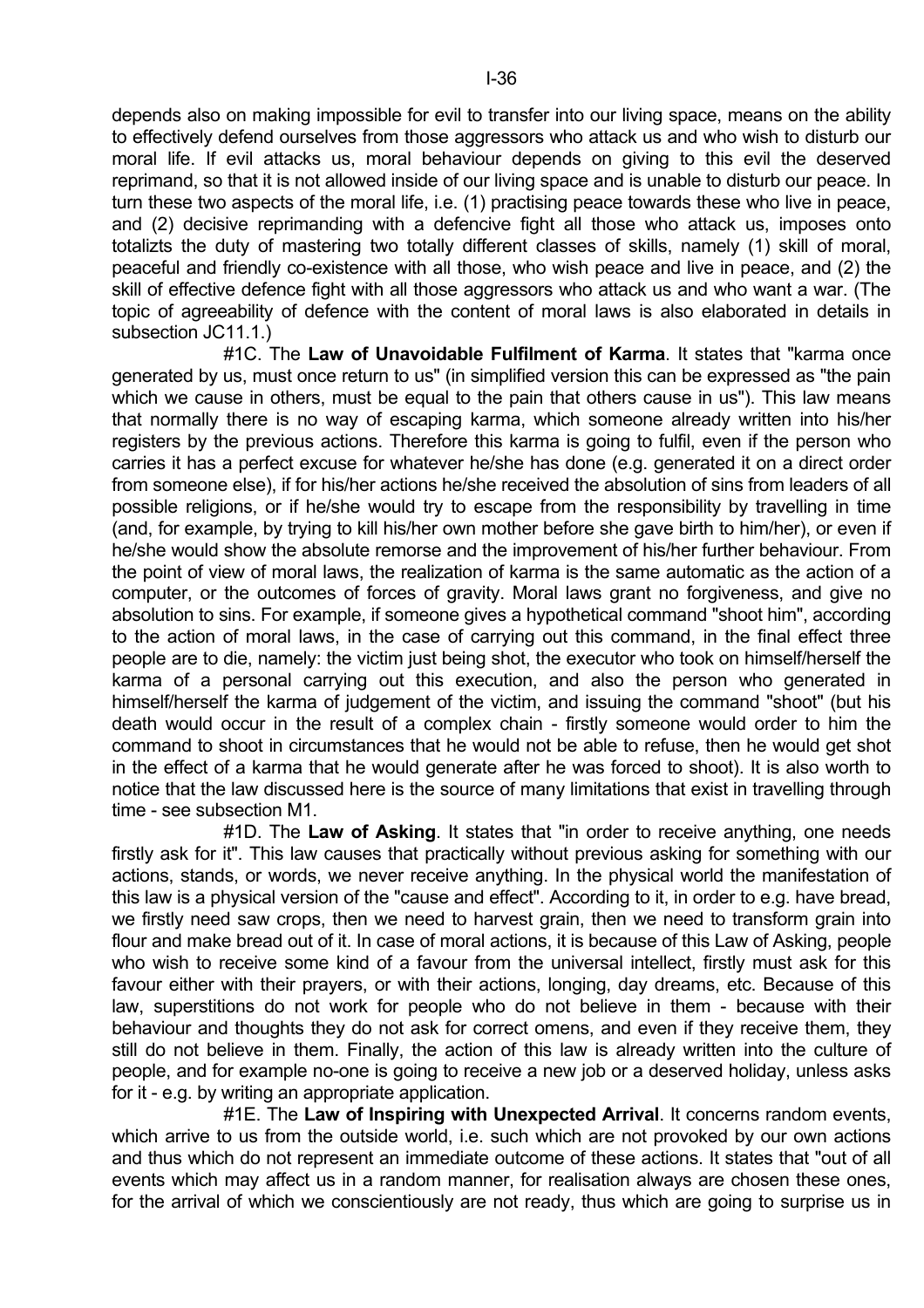depends also on making impossible for evil to transfer into our living space, means on the ability to effectively defend ourselves from those aggressors who attack us and who wish to disturb our moral life. If evil attacks us, moral behaviour depends on giving to this evil the deserved reprimand, so that it is not allowed inside of our living space and is unable to disturb our peace. In turn these two aspects of the moral life, i.e. (1) practising peace towards these who live in peace, and (2) decisive reprimanding with a defencive fight all those who attack us, imposes onto totalizts the duty of mastering two totally different classes of skills, namely (1) skill of moral, peaceful and friendly co-existence with all those, who wish peace and live in peace, and (2) the skill of effective defence fight with all those aggressors who attack us and who want a war. (The topic of agreeability of defence with the content of moral laws is also elaborated in details in subsection JC11.1.)

#1C. The **Law of Unavoidable Fulfilment of Karma**. It states that "karma once generated by us, must once return to us" (in simplified version this can be expressed as "the pain which we cause in others, must be equal to the pain that others cause in us"). This law means that normally there is no way of escaping karma, which someone already written into his/her registers by the previous actions. Therefore this karma is going to fulfil, even if the person who carries it has a perfect excuse for whatever he/she has done (e.g. generated it on a direct order from someone else), if for his/her actions he/she received the absolution of sins from leaders of all possible religions, or if he/she would try to escape from the responsibility by travelling in time (and, for example, by trying to kill his/her own mother before she gave birth to him/her), or even if he/she would show the absolute remorse and the improvement of his/her further behaviour. From the point of view of moral laws, the realization of karma is the same automatic as the action of a computer, or the outcomes of forces of gravity. Moral laws grant no forgiveness, and give no absolution to sins. For example, if someone gives a hypothetical command "shoot him", according to the action of moral laws, in the case of carrying out this command, in the final effect three people are to die, namely: the victim just being shot, the executor who took on himself/herself the karma of a personal carrying out this execution, and also the person who generated in himself/herself the karma of judgement of the victim, and issuing the command "shoot" (but his death would occur in the result of a complex chain - firstly someone would order to him the command to shoot in circumstances that he would not be able to refuse, then he would get shot in the effect of a karma that he would generate after he was forced to shoot). It is also worth to notice that the law discussed here is the source of many limitations that exist in travelling through time - see subsection M1.

#1D. The **Law of Asking**. It states that "in order to receive anything, one needs firstly ask for it". This law causes that practically without previous asking for something with our actions, stands, or words, we never receive anything. In the physical world the manifestation of this law is a physical version of the "cause and effect". According to it, in order to e.g. have bread, we firstly need saw crops, then we need to harvest grain, then we need to transform grain into flour and make bread out of it. In case of moral actions, it is because of this Law of Asking, people who wish to receive some kind of a favour from the universal intellect, firstly must ask for this favour either with their prayers, or with their actions, longing, day dreams, etc. Because of this law, superstitions do not work for people who do not believe in them - because with their behaviour and thoughts they do not ask for correct omens, and even if they receive them, they still do not believe in them. Finally, the action of this law is already written into the culture of people, and for example no-one is going to receive a new job or a deserved holiday, unless asks for it - e.g. by writing an appropriate application.

#1E. The **Law of Inspiring with Unexpected Arrival**. It concerns random events, which arrive to us from the outside world, i.e. such which are not provoked by our own actions and thus which do not represent an immediate outcome of these actions. It states that "out of all events which may affect us in a random manner, for realisation always are chosen these ones, for the arrival of which we conscientiously are not ready, thus which are going to surprise us in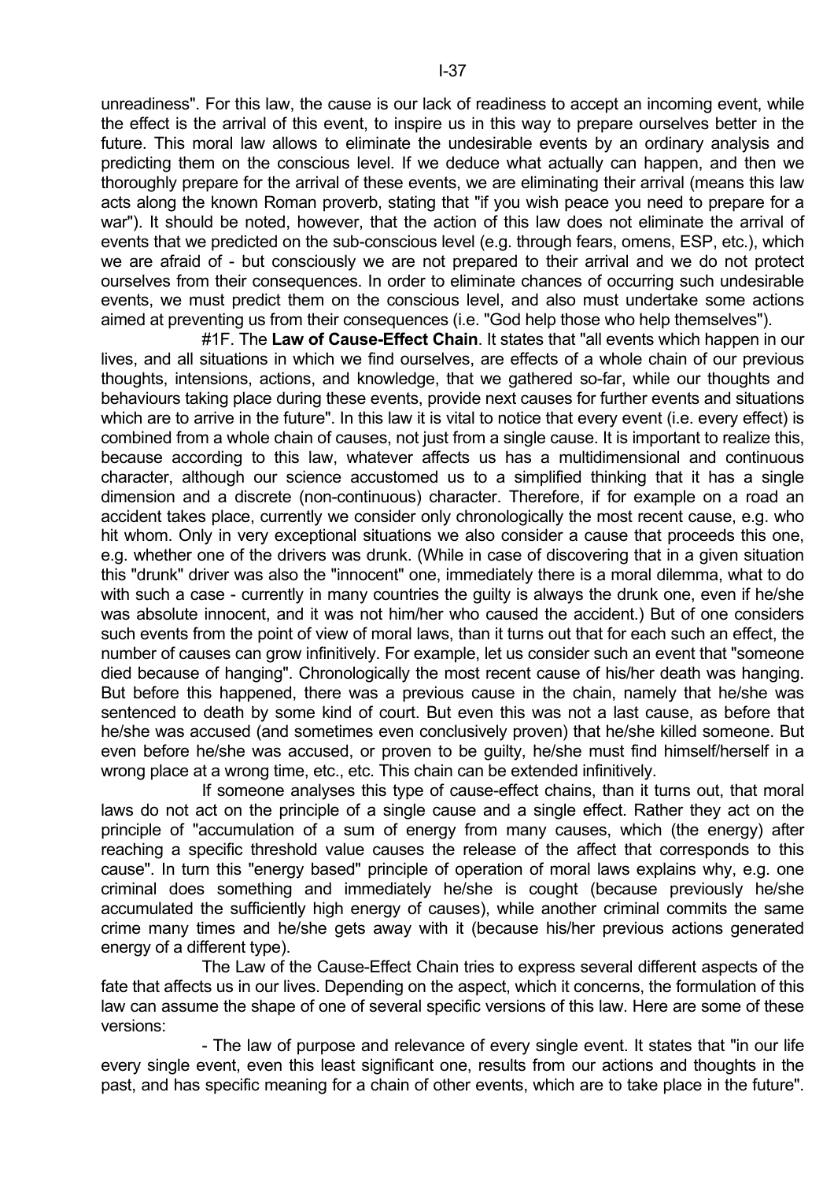unreadiness". For this law, the cause is our lack of readiness to accept an incoming event, while the effect is the arrival of this event, to inspire us in this way to prepare ourselves better in the future. This moral law allows to eliminate the undesirable events by an ordinary analysis and predicting them on the conscious level. If we deduce what actually can happen, and then we thoroughly prepare for the arrival of these events, we are eliminating their arrival (means this law acts along the known Roman proverb, stating that "if you wish peace you need to prepare for a war"). It should be noted, however, that the action of this law does not eliminate the arrival of events that we predicted on the sub-conscious level (e.g. through fears, omens, ESP, etc.), which we are afraid of - but consciously we are not prepared to their arrival and we do not protect ourselves from their consequences. In order to eliminate chances of occurring such undesirable events, we must predict them on the conscious level, and also must undertake some actions aimed at preventing us from their consequences (i.e. "God help those who help themselves").

#1F. The **Law of Cause-Effect Chain**. It states that "all events which happen in our lives, and all situations in which we find ourselves, are effects of a whole chain of our previous thoughts, intensions, actions, and knowledge, that we gathered so-far, while our thoughts and behaviours taking place during these events, provide next causes for further events and situations which are to arrive in the future". In this law it is vital to notice that every event (i.e. every effect) is combined from a whole chain of causes, not just from a single cause. It is important to realize this, because according to this law, whatever affects us has a multidimensional and continuous character, although our science accustomed us to a simplified thinking that it has a single dimension and a discrete (non-continuous) character. Therefore, if for example on a road an accident takes place, currently we consider only chronologically the most recent cause, e.g. who hit whom. Only in very exceptional situations we also consider a cause that proceeds this one, e.g. whether one of the drivers was drunk. (While in case of discovering that in a given situation this "drunk" driver was also the "innocent" one, immediately there is a moral dilemma, what to do with such a case - currently in many countries the guilty is always the drunk one, even if he/she was absolute innocent, and it was not him/her who caused the accident.) But of one considers such events from the point of view of moral laws, than it turns out that for each such an effect, the number of causes can grow infinitively. For example, let us consider such an event that "someone died because of hanging". Chronologically the most recent cause of his/her death was hanging. But before this happened, there was a previous cause in the chain, namely that he/she was sentenced to death by some kind of court. But even this was not a last cause, as before that he/she was accused (and sometimes even conclusively proven) that he/she killed someone. But even before he/she was accused, or proven to be guilty, he/she must find himself/herself in a wrong place at a wrong time, etc., etc. This chain can be extended infinitively.

If someone analyses this type of cause-effect chains, than it turns out, that moral laws do not act on the principle of a single cause and a single effect. Rather they act on the principle of "accumulation of a sum of energy from many causes, which (the energy) after reaching a specific threshold value causes the release of the affect that corresponds to this cause". In turn this "energy based" principle of operation of moral laws explains why, e.g. one criminal does something and immediately he/she is cought (because previously he/she accumulated the sufficiently high energy of causes), while another criminal commits the same crime many times and he/she gets away with it (because his/her previous actions generated energy of a different type).

The Law of the Cause-Effect Chain tries to express several different aspects of the fate that affects us in our lives. Depending on the aspect, which it concerns, the formulation of this law can assume the shape of one of several specific versions of this law. Here are some of these versions:

- The law of purpose and relevance of every single event. It states that "in our life every single event, even this least significant one, results from our actions and thoughts in the past, and has specific meaning for a chain of other events, which are to take place in the future".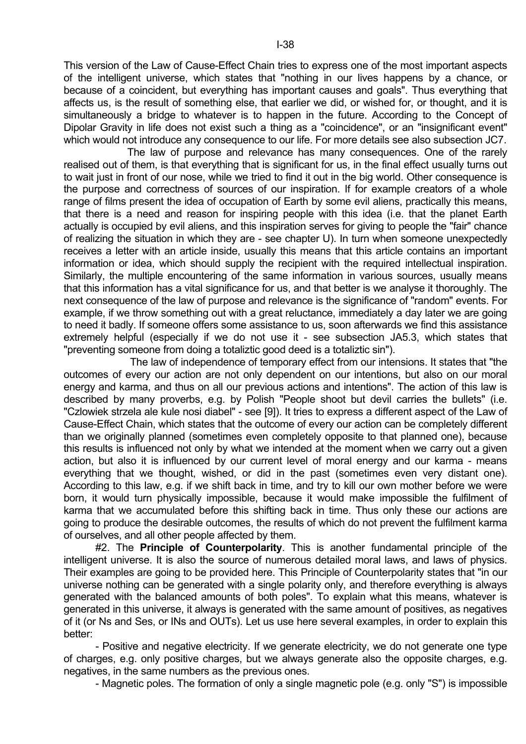This version of the Law of Cause-Effect Chain tries to express one of the most important aspects of the intelligent universe, which states that "nothing in our lives happens by a chance, or because of a coincident, but everything has important causes and goals". Thus everything that affects us, is the result of something else, that earlier we did, or wished for, or thought, and it is simultaneously a bridge to whatever is to happen in the future. According to the Concept of Dipolar Gravity in life does not exist such a thing as a "coincidence", or an "insignificant event" which would not introduce any consequence to our life. For more details see also subsection JC7.

The law of purpose and relevance has many consequences. One of the rarely realised out of them, is that everything that is significant for us, in the final effect usually turns out to wait just in front of our nose, while we tried to find it out in the big world. Other consequence is the purpose and correctness of sources of our inspiration. If for example creators of a whole range of films present the idea of occupation of Earth by some evil aliens, practically this means, that there is a need and reason for inspiring people with this idea (i.e. that the planet Earth actually is occupied by evil aliens, and this inspiration serves for giving to people the "fair" chance of realizing the situation in which they are - see chapter U). In turn when someone unexpectedly receives a letter with an article inside, usually this means that this article contains an important information or idea, which should supply the recipient with the required intellectual inspiration. Similarly, the multiple encountering of the same information in various sources, usually means that this information has a vital significance for us, and that better is we analyse it thoroughly. The next consequence of the law of purpose and relevance is the significance of "random" events. For example, if we throw something out with a great reluctance, immediately a day later we are going to need it badly. If someone offers some assistance to us, soon afterwards we find this assistance extremely helpful (especially if we do not use it - see subsection JA5.3, which states that "preventing someone from doing a totaliztic good deed is a totaliztic sin").

The law of independence of temporary effect from our intensions. It states that "the outcomes of every our action are not only dependent on our intentions, but also on our moral energy and karma, and thus on all our previous actions and intentions". The action of this law is described by many proverbs, e.g. by Polish "People shoot but devil carries the bullets" (i.e. "Czlowiek strzela ale kule nosi diabel" - see [9]). It tries to express a different aspect of the Law of Cause-Effect Chain, which states that the outcome of every our action can be completely different than we originally planned (sometimes even completely opposite to that planned one), because this results is influenced not only by what we intended at the moment when we carry out a given action, but also it is influenced by our current level of moral energy and our karma - means everything that we thought, wished, or did in the past (sometimes even very distant one). According to this law, e.g. if we shift back in time, and try to kill our own mother before we were born, it would turn physically impossible, because it would make impossible the fulfilment of karma that we accumulated before this shifting back in time. Thus only these our actions are going to produce the desirable outcomes, the results of which do not prevent the fulfilment karma of ourselves, and all other people affected by them.

#2. The **Principle of Counterpolarity**. This is another fundamental principle of the intelligent universe. It is also the source of numerous detailed moral laws, and laws of physics. Their examples are going to be provided here. This Principle of Counterpolarity states that "in our universe nothing can be generated with a single polarity only, and therefore everything is always generated with the balanced amounts of both poles". To explain what this means, whatever is generated in this universe, it always is generated with the same amount of positives, as negatives of it (or Ns and Ses, or INs and OUTs). Let us use here several examples, in order to explain this better:

- Positive and negative electricity. If we generate electricity, we do not generate one type of charges, e.g. only positive charges, but we always generate also the opposite charges, e.g. negatives, in the same numbers as the previous ones.

- Magnetic poles. The formation of only a single magnetic pole (e.g. only "S") is impossible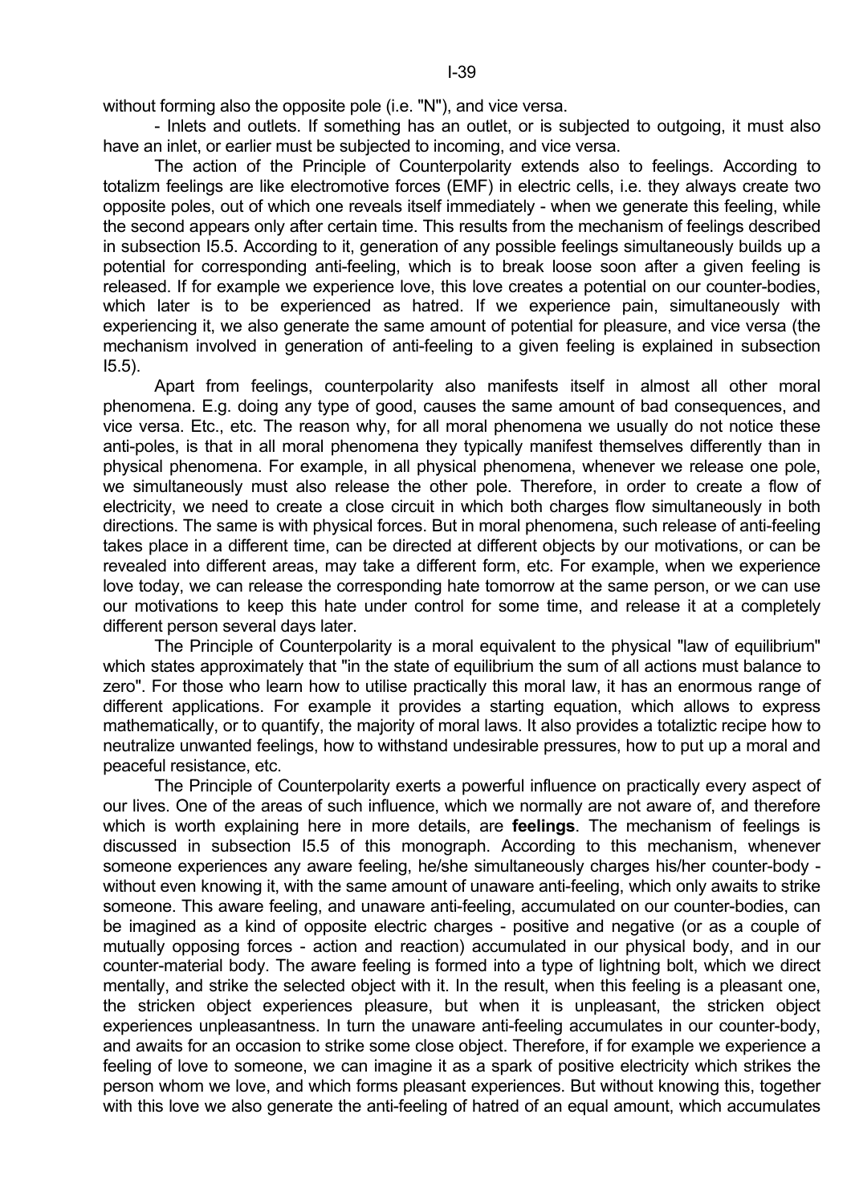without forming also the opposite pole (i.e. "N"), and vice versa.

- Inlets and outlets. If something has an outlet, or is subjected to outgoing, it must also have an inlet, or earlier must be subjected to incoming, and vice versa.

The action of the Principle of Counterpolarity extends also to feelings. According to totalizm feelings are like electromotive forces (EMF) in electric cells, i.e. they always create two opposite poles, out of which one reveals itself immediately - when we generate this feeling, while the second appears only after certain time. This results from the mechanism of feelings described in subsection I5.5. According to it, generation of any possible feelings simultaneously builds up a potential for corresponding anti-feeling, which is to break loose soon after a given feeling is released. If for example we experience love, this love creates a potential on our counter-bodies, which later is to be experienced as hatred. If we experience pain, simultaneously with experiencing it, we also generate the same amount of potential for pleasure, and vice versa (the mechanism involved in generation of anti-feeling to a given feeling is explained in subsection I5.5).

Apart from feelings, counterpolarity also manifests itself in almost all other moral phenomena. E.g. doing any type of good, causes the same amount of bad consequences, and vice versa. Etc., etc. The reason why, for all moral phenomena we usually do not notice these anti-poles, is that in all moral phenomena they typically manifest themselves differently than in physical phenomena. For example, in all physical phenomena, whenever we release one pole, we simultaneously must also release the other pole. Therefore, in order to create a flow of electricity, we need to create a close circuit in which both charges flow simultaneously in both directions. The same is with physical forces. But in moral phenomena, such release of anti-feeling takes place in a different time, can be directed at different objects by our motivations, or can be revealed into different areas, may take a different form, etc. For example, when we experience love today, we can release the corresponding hate tomorrow at the same person, or we can use our motivations to keep this hate under control for some time, and release it at a completely different person several days later.

The Principle of Counterpolarity is a moral equivalent to the physical "law of equilibrium" which states approximately that "in the state of equilibrium the sum of all actions must balance to zero". For those who learn how to utilise practically this moral law, it has an enormous range of different applications. For example it provides a starting equation, which allows to express mathematically, or to quantify, the majority of moral laws. It also provides a totaliztic recipe how to neutralize unwanted feelings, how to withstand undesirable pressures, how to put up a moral and peaceful resistance, etc.

The Principle of Counterpolarity exerts a powerful influence on practically every aspect of our lives. One of the areas of such influence, which we normally are not aware of, and therefore which is worth explaining here in more details, are **feelings**. The mechanism of feelings is discussed in subsection I5.5 of this monograph. According to this mechanism, whenever someone experiences any aware feeling, he/she simultaneously charges his/her counter-body - without even knowing it, with the same amount of unaware anti-feeling, which only awaits to strike someone. This aware feeling, and unaware anti-feeling, accumulated on our counter-bodies, can be imagined as a kind of opposite electric charges - positive and negative (or as a couple of mutually opposing forces - action and reaction) accumulated in our physical body, and in our counter-material body. The aware feeling is formed into a type of lightning bolt, which we direct mentally, and strike the selected object with it. In the result, when this feeling is a pleasant one, the stricken object experiences pleasure, but when it is unpleasant, the stricken object experiences unpleasantness. In turn the unaware anti-feeling accumulates in our counter-body, and awaits for an occasion to strike some close object. Therefore, if for example we experience a feeling of love to someone, we can imagine it as a spark of positive electricity which strikes the person whom we love, and which forms pleasant experiences. But without knowing this, together with this love we also generate the anti-feeling of hatred of an equal amount, which accumulates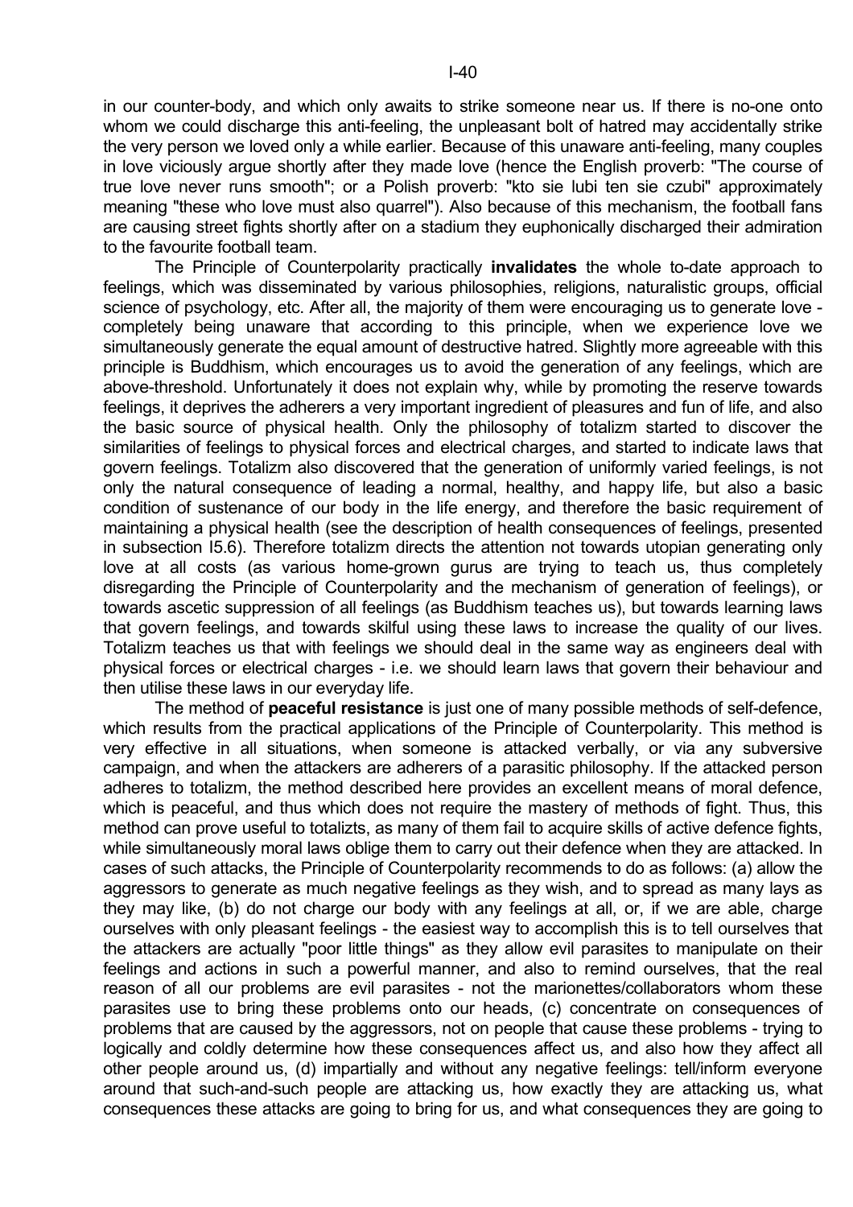in our counter-body, and which only awaits to strike someone near us. If there is no-one onto whom we could discharge this anti-feeling, the unpleasant bolt of hatred may accidentally strike the very person we loved only a while earlier. Because of this unaware anti-feeling, many couples in love viciously argue shortly after they made love (hence the English proverb: "The course of true love never runs smooth"; or a Polish proverb: "kto sie lubi ten sie czubi" approximately meaning "these who love must also quarrel"). Also because of this mechanism, the football fans are causing street fights shortly after on a stadium they euphonically discharged their admiration to the favourite football team.

The Principle of Counterpolarity practically **invalidates** the whole to-date approach to feelings, which was disseminated by various philosophies, religions, naturalistic groups, official science of psychology, etc. After all, the majority of them were encouraging us to generate love - completely being unaware that according to this principle, when we experience love we simultaneously generate the equal amount of destructive hatred. Slightly more agreeable with this principle is Buddhism, which encourages us to avoid the generation of any feelings, which are above-threshold. Unfortunately it does not explain why, while by promoting the reserve towards feelings, it deprives the adherers a very important ingredient of pleasures and fun of life, and also the basic source of physical health. Only the philosophy of totalizm started to discover the similarities of feelings to physical forces and electrical charges, and started to indicate laws that govern feelings. Totalizm also discovered that the generation of uniformly varied feelings, is not only the natural consequence of leading a normal, healthy, and happy life, but also a basic condition of sustenance of our body in the life energy, and therefore the basic requirement of maintaining a physical health (see the description of health consequences of feelings, presented in subsection I5.6). Therefore totalizm directs the attention not towards utopian generating only love at all costs (as various home-grown gurus are trying to teach us, thus completely disregarding the Principle of Counterpolarity and the mechanism of generation of feelings), or towards ascetic suppression of all feelings (as Buddhism teaches us), but towards learning laws that govern feelings, and towards skilful using these laws to increase the quality of our lives. Totalizm teaches us that with feelings we should deal in the same way as engineers deal with physical forces or electrical charges - i.e. we should learn laws that govern their behaviour and then utilise these laws in our everyday life.

The method of **peaceful resistance** is just one of many possible methods of self-defence, which results from the practical applications of the Principle of Counterpolarity. This method is very effective in all situations, when someone is attacked verbally, or via any subversive campaign, and when the attackers are adherers of a parasitic philosophy. If the attacked person adheres to totalizm, the method described here provides an excellent means of moral defence, which is peaceful, and thus which does not require the mastery of methods of fight. Thus, this method can prove useful to totalizts, as many of them fail to acquire skills of active defence fights, while simultaneously moral laws oblige them to carry out their defence when they are attacked. In cases of such attacks, the Principle of Counterpolarity recommends to do as follows: (a) allow the aggressors to generate as much negative feelings as they wish, and to spread as many lays as they may like, (b) do not charge our body with any feelings at all, or, if we are able, charge ourselves with only pleasant feelings - the easiest way to accomplish this is to tell ourselves that the attackers are actually "poor little things" as they allow evil parasites to manipulate on their feelings and actions in such a powerful manner, and also to remind ourselves, that the real reason of all our problems are evil parasites - not the marionettes/collaborators whom these parasites use to bring these problems onto our heads, (c) concentrate on consequences of problems that are caused by the aggressors, not on people that cause these problems - trying to logically and coldly determine how these consequences affect us, and also how they affect all other people around us, (d) impartially and without any negative feelings: tell/inform everyone around that such-and-such people are attacking us, how exactly they are attacking us, what consequences these attacks are going to bring for us, and what consequences they are going to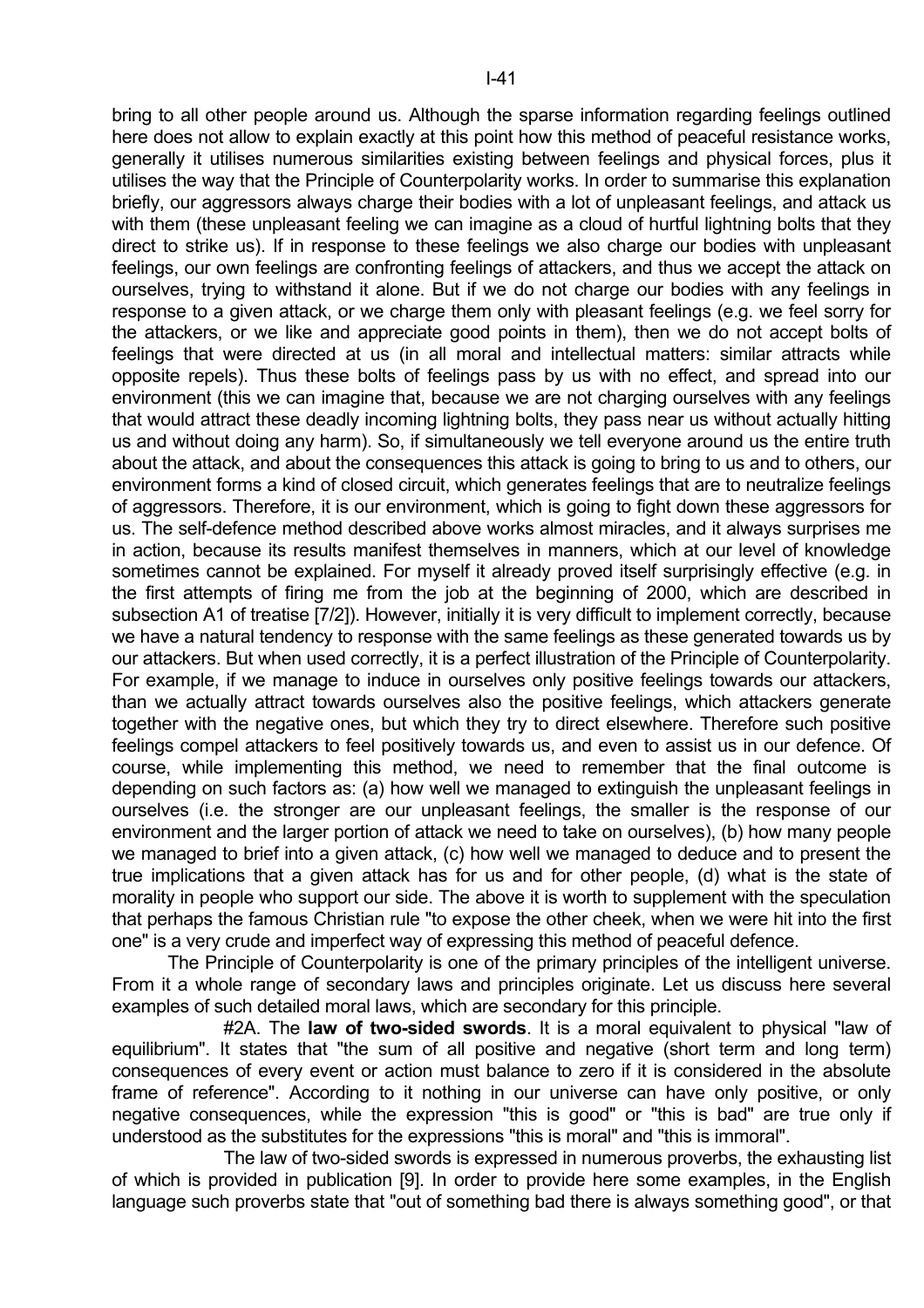bring to all other people around us. Although the sparse information regarding feelings outlined here does not allow to explain exactly at this point how this method of peaceful resistance works, generally it utilises numerous similarities existing between feelings and physical forces, plus it utilises the way that the Principle of Counterpolarity works. In order to summarise this explanation briefly, our aggressors always charge their bodies with a lot of unpleasant feelings, and attack us with them (these unpleasant feeling we can imagine as a cloud of hurtful lightning bolts that they direct to strike us). If in response to these feelings we also charge our bodies with unpleasant feelings, our own feelings are confronting feelings of attackers, and thus we accept the attack on ourselves, trying to withstand it alone. But if we do not charge our bodies with any feelings in response to a given attack, or we charge them only with pleasant feelings (e.g. we feel sorry for the attackers, or we like and appreciate good points in them), then we do not accept bolts of feelings that were directed at us (in all moral and intellectual matters: similar attracts while opposite repels). Thus these bolts of feelings pass by us with no effect, and spread into our environment (this we can imagine that, because we are not charging ourselves with any feelings that would attract these deadly incoming lightning bolts, they pass near us without actually hitting us and without doing any harm). So, if simultaneously we tell everyone around us the entire truth about the attack, and about the consequences this attack is going to bring to us and to others, our environment forms a kind of closed circuit, which generates feelings that are to neutralize feelings of aggressors. Therefore, it is our environment, which is going to fight down these aggressors for us. The self-defence method described above works almost miracles, and it always surprises me in action, because its results manifest themselves in manners, which at our level of knowledge sometimes cannot be explained. For myself it already proved itself surprisingly effective (e.g. in the first attempts of firing me from the job at the beginning of 2000, which are described in subsection A1 of treatise [7/2]). However, initially it is very difficult to implement correctly, because we have a natural tendency to response with the same feelings as these generated towards us by our attackers. But when used correctly, it is a perfect illustration of the Principle of Counterpolarity. For example, if we manage to induce in ourselves only positive feelings towards our attackers, than we actually attract towards ourselves also the positive feelings, which attackers generate together with the negative ones, but which they try to direct elsewhere. Therefore such positive feelings compel attackers to feel positively towards us, and even to assist us in our defence. Of course, while implementing this method, we need to remember that the final outcome is depending on such factors as: (a) how well we managed to extinguish the unpleasant feelings in ourselves (i.e. the stronger are our unpleasant feelings, the smaller is the response of our environment and the larger portion of attack we need to take on ourselves), (b) how many people we managed to brief into a given attack, (c) how well we managed to deduce and to present the true implications that a given attack has for us and for other people, (d) what is the state of morality in people who support our side. The above it is worth to supplement with the speculation that perhaps the famous Christian rule "to expose the other cheek, when we were hit into the first one" is a very crude and imperfect way of expressing this method of peaceful defence.

The Principle of Counterpolarity is one of the primary principles of the intelligent universe. From it a whole range of secondary laws and principles originate. Let us discuss here several examples of such detailed moral laws, which are secondary for this principle.

#2A. The **law of two-sided swords**. It is a moral equivalent to physical "law of equilibrium". It states that "the sum of all positive and negative (short term and long term) consequences of every event or action must balance to zero if it is considered in the absolute frame of reference". According to it nothing in our universe can have only positive, or only negative consequences, while the expression "this is good" or "this is bad" are true only if understood as the substitutes for the expressions "this is moral" and "this is immoral".

The law of two-sided swords is expressed in numerous proverbs, the exhausting list of which is provided in publication [9]. In order to provide here some examples, in the English language such proverbs state that "out of something bad there is always something good", or that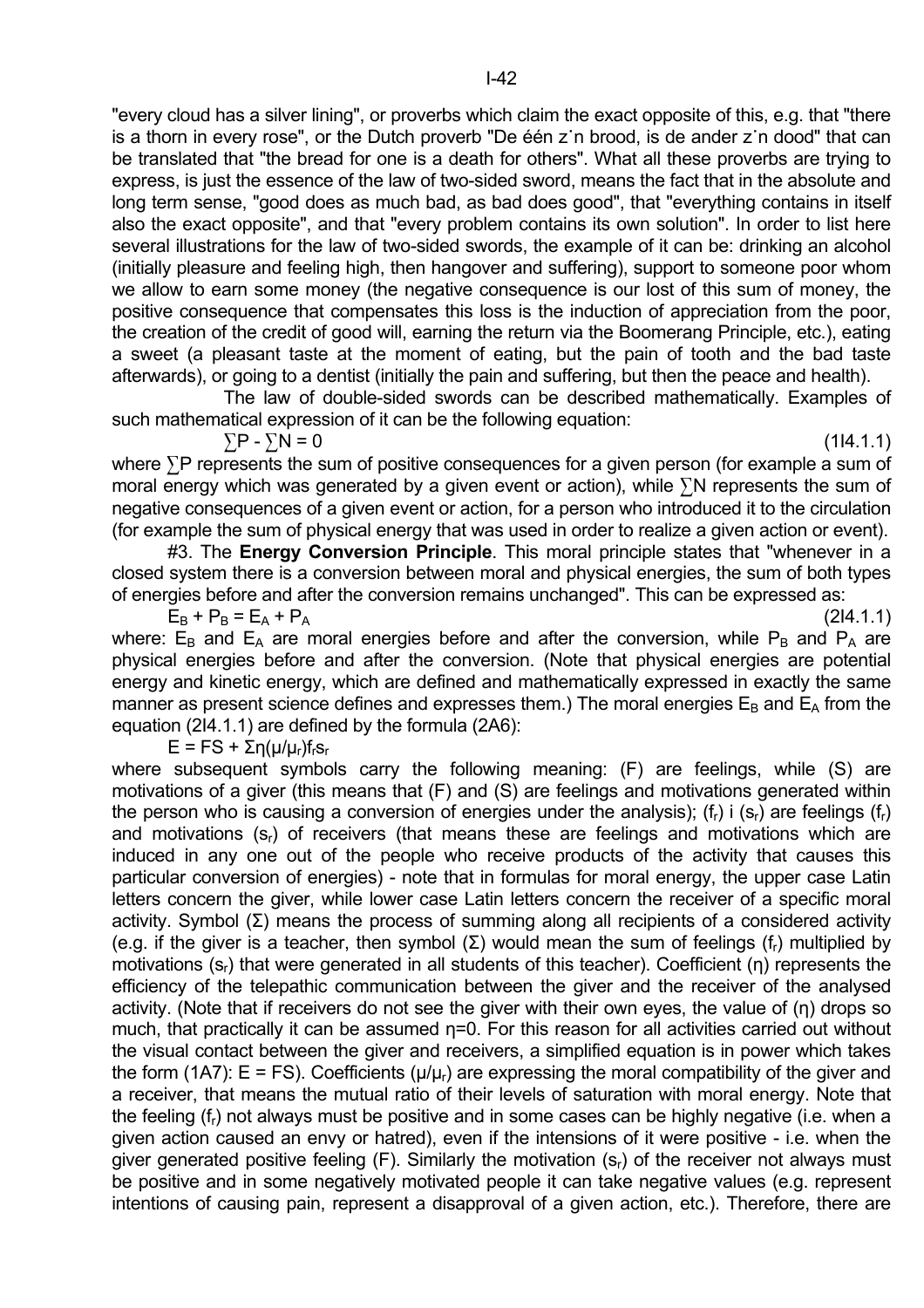"every cloud has a silver lining", or proverbs which claim the exact opposite of this, e.g. that "there is a thorn in every rose", or the Dutch proverb "De één z`n brood, is de ander z`n dood" that can be translated that "the bread for one is a death for others". What all these proverbs are trying to express, is just the essence of the law of two-sided sword, means the fact that in the absolute and long term sense, "good does as much bad, as bad does good", that "everything contains in itself also the exact opposite", and that "every problem contains its own solution". In order to list here several illustrations for the law of two-sided swords, the example of it can be: drinking an alcohol (initially pleasure and feeling high, then hangover and suffering), support to someone poor whom we allow to earn some money (the negative consequence is our lost of this sum of money, the positive consequence that compensates this loss is the induction of appreciation from the poor, the creation of the credit of good will, earning the return via the Boomerang Principle, etc.), eating a sweet (a pleasant taste at the moment of eating, but the pain of tooth and the bad taste afterwards), or going to a dentist (initially the pain and suffering, but then the peace and health).

The law of double-sided swords can be described mathematically. Examples of such mathematical expression of it can be the following equation:

$$\sum P - \sum N = 0 \qquad (1I4.1.1)$$

where $\sum P$ represents the sum of positive consequences for a given person (for example a sum of moral energy which was generated by a given event or action), while $\sum N$ represents the sum of negative consequences of a given event or action, for a person who introduced it to the circulation (for example the sum of physical energy that was used in order to realize a given action or event).

#3. The **Energy Conversion Principle**. This moral principle states that "whenever in a closed system there is a conversion between moral and physical energies, the sum of both types of energies before and after the conversion remains unchanged". This can be expressed as:

$$E_B + P_B = E_A + P_A \qquad (2I4.1.1)$$

where: $E_B$ and $E_A$ are moral energies before and after the conversion, while $P_B$ and $P_A$ are physical energies before and after the conversion. (Note that physical energies are potential energy and kinetic energy, which are defined and mathematically expressed in exactly the same manner as present science defines and expresses them.) The moral energies $E_B$ and $E_A$ from the equation (2I4.1.1) are defined by the formula (2A6):

$$E = FS + \Sigma\eta(\mu/\mu_r)f_r s_r$$

where subsequent symbols carry the following meaning: (F) are feelings, while (S) are motivations of a giver (this means that (F) and (S) are feelings and motivations generated within the person who is causing a conversion of energies under the analysis); ($f_r$) i ($s_r$) are feelings ($f_r$) and motivations ($s_r$) of receivers (that means these are feelings and motivations which are induced in any one out of the people who receive products of the activity that causes this particular conversion of energies) - note that in formulas for moral energy, the upper case Latin letters concern the giver, while lower case Latin letters concern the receiver of a specific moral activity. Symbol ($\Sigma$) means the process of summing along all recipients of a considered activity (e.g. if the giver is a teacher, then symbol ($\Sigma$) would mean the sum of feelings ($f_r$) multiplied by motivations ($s_r$) that were generated in all students of this teacher). Coefficient ($\eta$) represents the efficiency of the telepathic communication between the giver and the receiver of the analysed activity. (Note that if receivers do not see the giver with their own eyes, the value of ($\eta$) drops so much, that practically it can be assumed $\eta=0$. For this reason for all activities carried out without the visual contact between the giver and receivers, a simplified equation is in power which takes the form (1A7): $E = FS$). Coefficients ($\mu/\mu_r$) are expressing the moral compatibility of the giver and a receiver, that means the mutual ratio of their levels of saturation with moral energy. Note that the feeling ($f_r$) not always must be positive and in some cases can be highly negative (i.e. when a given action caused an envy or hatred), even if the intensions of it were positive - i.e. when the giver generated positive feeling (F). Similarly the motivation ($s_r$) of the receiver not always must be positive and in some negatively motivated people it can take negative values (e.g. represent intentions of causing pain, represent a disapproval of a given action, etc.). Therefore, there are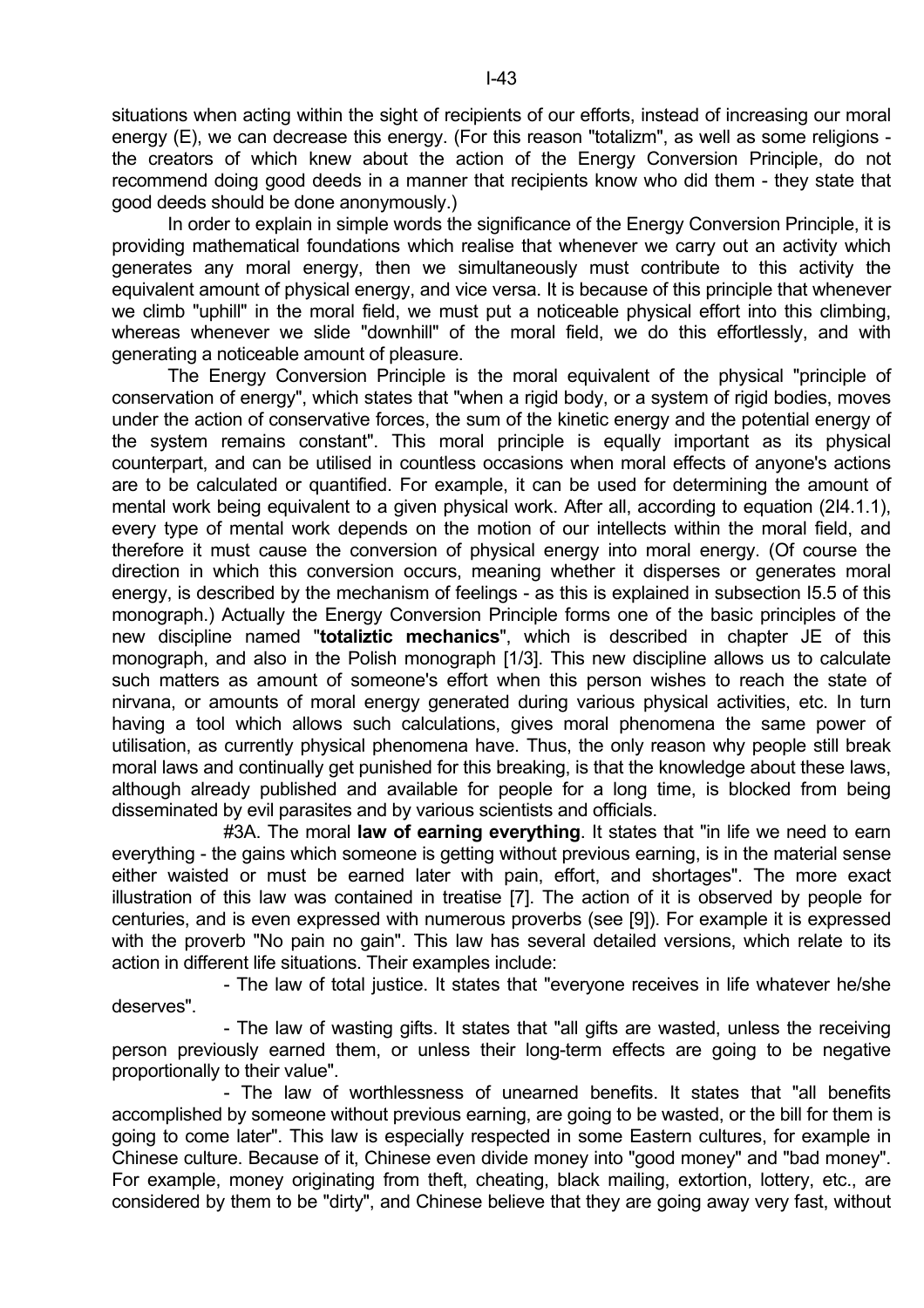situations when acting within the sight of recipients of our efforts, instead of increasing our moral energy (E), we can decrease this energy. (For this reason "totalizm", as well as some religions - the creators of which knew about the action of the Energy Conversion Principle, do not recommend doing good deeds in a manner that recipients know who did them - they state that good deeds should be done anonymously.)

In order to explain in simple words the significance of the Energy Conversion Principle, it is providing mathematical foundations which realise that whenever we carry out an activity which generates any moral energy, then we simultaneously must contribute to this activity the equivalent amount of physical energy, and vice versa. It is because of this principle that whenever we climb "uphill" in the moral field, we must put a noticeable physical effort into this climbing, whereas whenever we slide "downhill" of the moral field, we do this effortlessly, and with generating a noticeable amount of pleasure.

The Energy Conversion Principle is the moral equivalent of the physical "principle of conservation of energy", which states that "when a rigid body, or a system of rigid bodies, moves under the action of conservative forces, the sum of the kinetic energy and the potential energy of the system remains constant". This moral principle is equally important as its physical counterpart, and can be utilised in countless occasions when moral effects of anyone's actions are to be calculated or quantified. For example, it can be used for determining the amount of mental work being equivalent to a given physical work. After all, according to equation (2I4.1.1), every type of mental work depends on the motion of our intellects within the moral field, and therefore it must cause the conversion of physical energy into moral energy. (Of course the direction in which this conversion occurs, meaning whether it disperses or generates moral energy, is described by the mechanism of feelings - as this is explained in subsection I5.5 of this monograph.) Actually the Energy Conversion Principle forms one of the basic principles of the new discipline named "**totaliztic mechanics**", which is described in chapter JE of this monograph, and also in the Polish monograph [1/3]. This new discipline allows us to calculate such matters as amount of someone's effort when this person wishes to reach the state of nirvana, or amounts of moral energy generated during various physical activities, etc. In turn having a tool which allows such calculations, gives moral phenomena the same power of utilisation, as currently physical phenomena have. Thus, the only reason why people still break moral laws and continually get punished for this breaking, is that the knowledge about these laws, although already published and available for people for a long time, is blocked from being disseminated by evil parasites and by various scientists and officials.

#3A. The moral **law of earning everything**. It states that "in life we need to earn everything - the gains which someone is getting without previous earning, is in the material sense either waisted or must be earned later with pain, effort, and shortages". The more exact illustration of this law was contained in treatise [7]. The action of it is observed by people for centuries, and is even expressed with numerous proverbs (see [9]). For example it is expressed with the proverb "No pain no gain". This law has several detailed versions, which relate to its action in different life situations. Their examples include:

- The law of total justice. It states that "everyone receives in life whatever he/she deserves".
- The law of wasting gifts. It states that "all gifts are wasted, unless the receiving person previously earned them, or unless their long-term effects are going to be negative proportionally to their value".
- The law of worthlessness of unearned benefits. It states that "all benefits accomplished by someone without previous earning, are going to be wasted, or the bill for them is going to come later". This law is especially respected in some Eastern cultures, for example in Chinese culture. Because of it, Chinese even divide money into "good money" and "bad money". For example, money originating from theft, cheating, black mailing, extortion, lottery, etc., are considered by them to be "dirty", and Chinese believe that they are going away very fast, without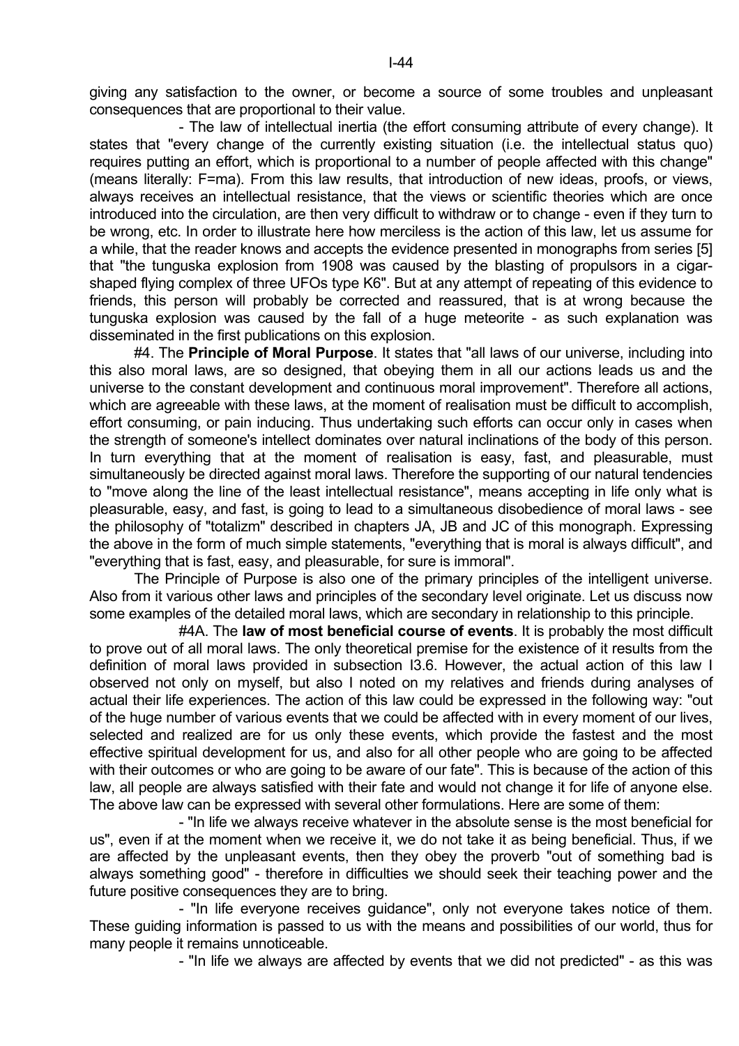giving any satisfaction to the owner, or become a source of some troubles and unpleasant consequences that are proportional to their value.

- The law of intellectual inertia (the effort consuming attribute of every change). It states that "every change of the currently existing situation (i.e. the intellectual status quo) requires putting an effort, which is proportional to a number of people affected with this change" (means literally: F=ma). From this law results, that introduction of new ideas, proofs, or views, always receives an intellectual resistance, that the views or scientific theories which are once introduced into the circulation, are then very difficult to withdraw or to change - even if they turn to be wrong, etc. In order to illustrate here how merciless is the action of this law, let us assume for a while, that the reader knows and accepts the evidence presented in monographs from series [5] that "the tunguska explosion from 1908 was caused by the blasting of propulsors in a cigar-shaped flying complex of three UFOs type K6". But at any attempt of repeating of this evidence to friends, this person will probably be corrected and reassured, that is at wrong because the tunguska explosion was caused by the fall of a huge meteorite - as such explanation was disseminated in the first publications on this explosion.

#4. The **Principle of Moral Purpose**. It states that "all laws of our universe, including into this also moral laws, are so designed, that obeying them in all our actions leads us and the universe to the constant development and continuous moral improvement". Therefore all actions, which are agreeable with these laws, at the moment of realisation must be difficult to accomplish, effort consuming, or pain inducing. Thus undertaking such efforts can occur only in cases when the strength of someone's intellect dominates over natural inclinations of the body of this person. In turn everything that at the moment of realisation is easy, fast, and pleasurable, must simultaneously be directed against moral laws. Therefore the supporting of our natural tendencies to "move along the line of the least intellectual resistance", means accepting in life only what is pleasurable, easy, and fast, is going to lead to a simultaneous disobedience of moral laws - see the philosophy of "totalizm" described in chapters JA, JB and JC of this monograph. Expressing the above in the form of much simple statements, "everything that is moral is always difficult", and "everything that is fast, easy, and pleasurable, for sure is immoral".

The Principle of Purpose is also one of the primary principles of the intelligent universe. Also from it various other laws and principles of the secondary level originate. Let us discuss now some examples of the detailed moral laws, which are secondary in relationship to this principle.

#4A. The **law of most beneficial course of events**. It is probably the most difficult to prove out of all moral laws. The only theoretical premise for the existence of it results from the definition of moral laws provided in subsection I3.6. However, the actual action of this law I observed not only on myself, but also I noted on my relatives and friends during analyses of actual their life experiences. The action of this law could be expressed in the following way: "out of the huge number of various events that we could be affected with in every moment of our lives, selected and realized are for us only these events, which provide the fastest and the most effective spiritual development for us, and also for all other people who are going to be affected with their outcomes or who are going to be aware of our fate". This is because of the action of this law, all people are always satisfied with their fate and would not change it for life of anyone else. The above law can be expressed with several other formulations. Here are some of them:

- "In life we always receive whatever in the absolute sense is the most beneficial for us", even if at the moment when we receive it, we do not take it as being beneficial. Thus, if we are affected by the unpleasant events, then they obey the proverb "out of something bad is always something good" - therefore in difficulties we should seek their teaching power and the future positive consequences they are to bring.

- "In life everyone receives guidance", only not everyone takes notice of them. These guiding information is passed to us with the means and possibilities of our world, thus for many people it remains unnoticeable.

- "In life we always are affected by events that we did not predicted" - as this was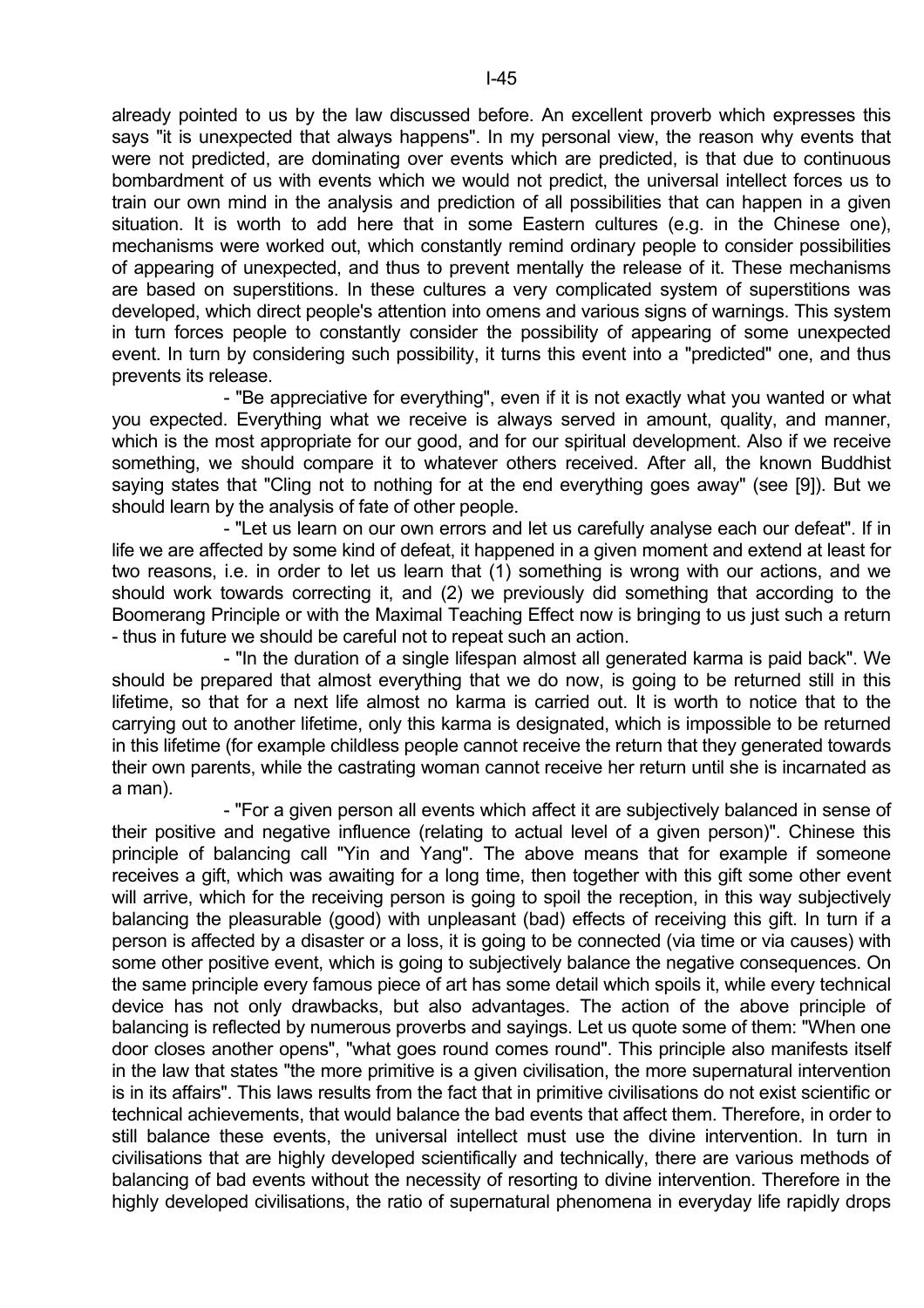already pointed to us by the law discussed before. An excellent proverb which expresses this says "it is unexpected that always happens". In my personal view, the reason why events that were not predicted, are dominating over events which are predicted, is that due to continuous bombardment of us with events which we would not predict, the universal intellect forces us to train our own mind in the analysis and prediction of all possibilities that can happen in a given situation. It is worth to add here that in some Eastern cultures (e.g. in the Chinese one), mechanisms were worked out, which constantly remind ordinary people to consider possibilities of appearing of unexpected, and thus to prevent mentally the release of it. These mechanisms are based on superstitions. In these cultures a very complicated system of superstitions was developed, which direct people's attention into omens and various signs of warnings. This system in turn forces people to constantly consider the possibility of appearing of some unexpected event. In turn by considering such possibility, it turns this event into a "predicted" one, and thus prevents its release.

- "Be appreciative for everything", even if it is not exactly what you wanted or what you expected. Everything what we receive is always served in amount, quality, and manner, which is the most appropriate for our good, and for our spiritual development. Also if we receive something, we should compare it to whatever others received. After all, the known Buddhist saying states that "Cling not to nothing for at the end everything goes away" (see [9]). But we should learn by the analysis of fate of other people.

- "Let us learn on our own errors and let us carefully analyse each our defeat". If in life we are affected by some kind of defeat, it happened in a given moment and extend at least for two reasons, i.e. in order to let us learn that (1) something is wrong with our actions, and we should work towards correcting it, and (2) we previously did something that according to the Boomerang Principle or with the Maximal Teaching Effect now is bringing to us just such a return - thus in future we should be careful not to repeat such an action.

- "In the duration of a single lifespan almost all generated karma is paid back". We should be prepared that almost everything that we do now, is going to be returned still in this lifetime, so that for a next life almost no karma is carried out. It is worth to notice that to the carrying out to another lifetime, only this karma is designated, which is impossible to be returned in this lifetime (for example childless people cannot receive the return that they generated towards their own parents, while the castrating woman cannot receive her return until she is incarnated as a man).

- "For a given person all events which affect it are subjectively balanced in sense of their positive and negative influence (relating to actual level of a given person)". Chinese this principle of balancing call "Yin and Yang". The above means that for example if someone receives a gift, which was awaiting for a long time, then together with this gift some other event will arrive, which for the receiving person is going to spoil the reception, in this way subjectively balancing the pleasurable (good) with unpleasant (bad) effects of receiving this gift. In turn if a person is affected by a disaster or a loss, it is going to be connected (via time or via causes) with some other positive event, which is going to subjectively balance the negative consequences. On the same principle every famous piece of art has some detail which spoils it, while every technical device has not only drawbacks, but also advantages. The action of the above principle of balancing is reflected by numerous proverbs and sayings. Let us quote some of them: "When one door closes another opens", "what goes round comes round". This principle also manifests itself in the law that states "the more primitive is a given civilisation, the more supernatural intervention is in its affairs". This laws results from the fact that in primitive civilisations do not exist scientific or technical achievements, that would balance the bad events that affect them. Therefore, in order to still balance these events, the universal intellect must use the divine intervention. In turn in civilisations that are highly developed scientifically and technically, there are various methods of balancing of bad events without the necessity of resorting to divine intervention. Therefore in the highly developed civilisations, the ratio of supernatural phenomena in everyday life rapidly drops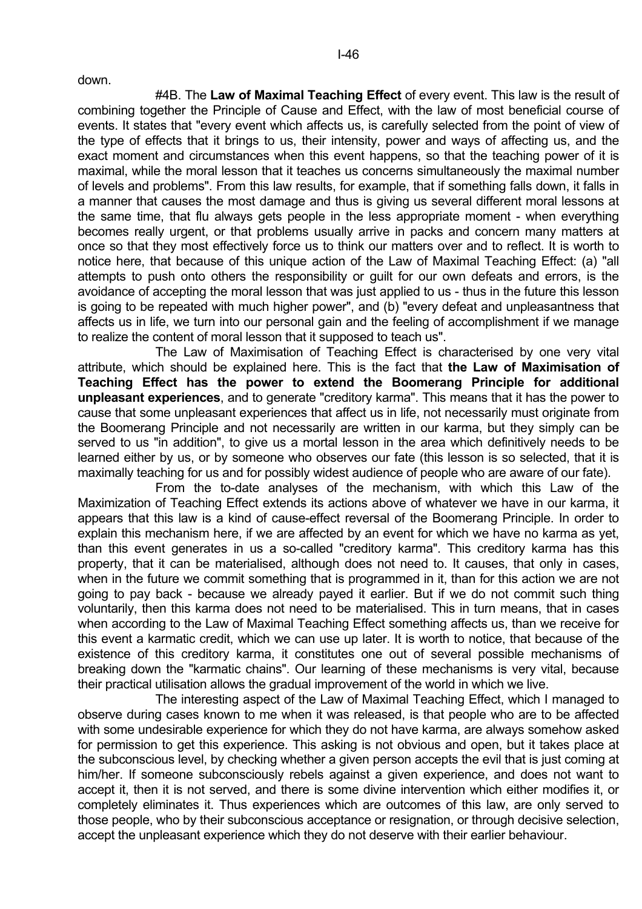down.

#4B. The **Law of Maximal Teaching Effect** of every event. This law is the result of combining together the Principle of Cause and Effect, with the law of most beneficial course of events. It states that "every event which affects us, is carefully selected from the point of view of the type of effects that it brings to us, their intensity, power and ways of affecting us, and the exact moment and circumstances when this event happens, so that the teaching power of it is maximal, while the moral lesson that it teaches us concerns simultaneously the maximal number of levels and problems". From this law results, for example, that if something falls down, it falls in a manner that causes the most damage and thus is giving us several different moral lessons at the same time, that flu always gets people in the less appropriate moment - when everything becomes really urgent, or that problems usually arrive in packs and concern many matters at once so that they most effectively force us to think our matters over and to reflect. It is worth to notice here, that because of this unique action of the Law of Maximal Teaching Effect: (a) "all attempts to push onto others the responsibility or guilt for our own defeats and errors, is the avoidance of accepting the moral lesson that was just applied to us - thus in the future this lesson is going to be repeated with much higher power", and (b) "every defeat and unpleasantness that affects us in life, we turn into our personal gain and the feeling of accomplishment if we manage to realize the content of moral lesson that it supposed to teach us".

The Law of Maximisation of Teaching Effect is characterised by one very vital attribute, which should be explained here. This is the fact that **the Law of Maximisation of Teaching Effect has the power to extend the Boomerang Principle for additional unpleasant experiences**, and to generate "creditory karma". This means that it has the power to cause that some unpleasant experiences that affect us in life, not necessarily must originate from the Boomerang Principle and not necessarily are written in our karma, but they simply can be served to us "in addition", to give us a mortal lesson in the area which definitively needs to be learned either by us, or by someone who observes our fate (this lesson is so selected, that it is maximally teaching for us and for possibly widest audience of people who are aware of our fate).

From the to-date analyses of the mechanism, with which this Law of the Maximization of Teaching Effect extends its actions above of whatever we have in our karma, it appears that this law is a kind of cause-effect reversal of the Boomerang Principle. In order to explain this mechanism here, if we are affected by an event for which we have no karma as yet, than this event generates in us a so-called "creditory karma". This creditory karma has this property, that it can be materialised, although does not need to. It causes, that only in cases, when in the future we commit something that is programmed in it, than for this action we are not going to pay back - because we already payed it earlier. But if we do not commit such thing voluntarily, then this karma does not need to be materialised. This in turn means, that in cases when according to the Law of Maximal Teaching Effect something affects us, than we receive for this event a karmatic credit, which we can use up later. It is worth to notice, that because of the existence of this creditory karma, it constitutes one out of several possible mechanisms of breaking down the "karmatic chains". Our learning of these mechanisms is very vital, because their practical utilisation allows the gradual improvement of the world in which we live.

The interesting aspect of the Law of Maximal Teaching Effect, which I managed to observe during cases known to me when it was released, is that people who are to be affected with some undesirable experience for which they do not have karma, are always somehow asked for permission to get this experience. This asking is not obvious and open, but it takes place at the subconscious level, by checking whether a given person accepts the evil that is just coming at him/her. If someone subconsciously rebels against a given experience, and does not want to accept it, then it is not served, and there is some divine intervention which either modifies it, or completely eliminates it. Thus experiences which are outcomes of this law, are only served to those people, who by their subconscious acceptance or resignation, or through decisive selection, accept the unpleasant experience which they do not deserve with their earlier behaviour.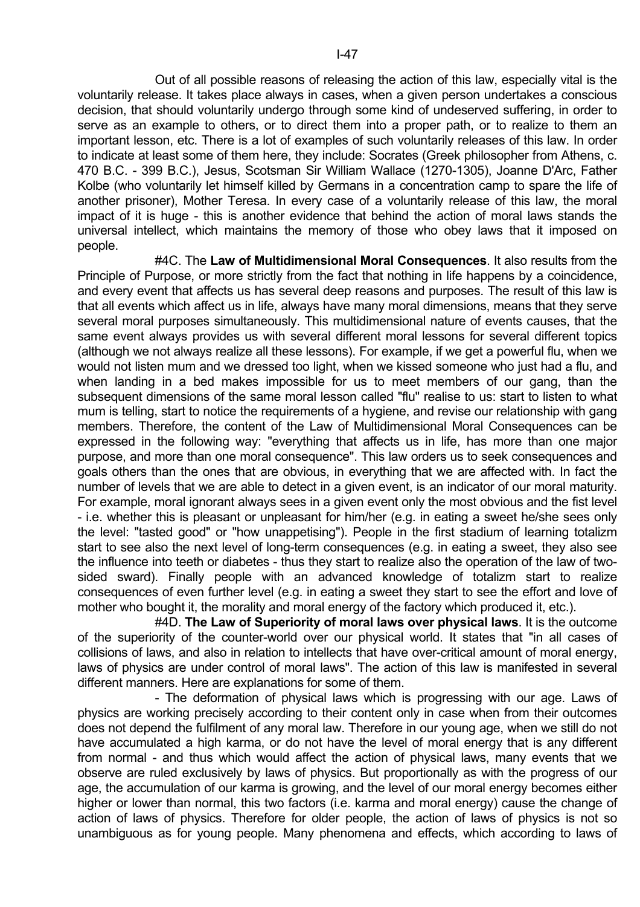Out of all possible reasons of releasing the action of this law, especially vital is the voluntarily release. It takes place always in cases, when a given person undertakes a conscious decision, that should voluntarily undergo through some kind of undeserved suffering, in order to serve as an example to others, or to direct them into a proper path, or to realize to them an important lesson, etc. There is a lot of examples of such voluntarily releases of this law. In order to indicate at least some of them here, they include: Socrates (Greek philosopher from Athens, c. 470 B.C. - 399 B.C.), Jesus, Scotsman Sir William Wallace (1270-1305), Joanne D'Arc, Father Kolbe (who voluntarily let himself killed by Germans in a concentration camp to spare the life of another prisoner), Mother Teresa. In every case of a voluntarily release of this law, the moral impact of it is huge - this is another evidence that behind the action of moral laws stands the universal intellect, which maintains the memory of those who obey laws that it imposed on people.

#4C. The **Law of Multidimensional Moral Consequences**. It also results from the Principle of Purpose, or more strictly from the fact that nothing in life happens by a coincidence, and every event that affects us has several deep reasons and purposes. The result of this law is that all events which affect us in life, always have many moral dimensions, means that they serve several moral purposes simultaneously. This multidimensional nature of events causes, that the same event always provides us with several different moral lessons for several different topics (although we not always realize all these lessons). For example, if we get a powerful flu, when we would not listen mum and we dressed too light, when we kissed someone who just had a flu, and when landing in a bed makes impossible for us to meet members of our gang, than the subsequent dimensions of the same moral lesson called "flu" realise to us: start to listen to what mum is telling, start to notice the requirements of a hygiene, and revise our relationship with gang members. Therefore, the content of the Law of Multidimensional Moral Consequences can be expressed in the following way: "everything that affects us in life, has more than one major purpose, and more than one moral consequence". This law orders us to seek consequences and goals others than the ones that are obvious, in everything that we are affected with. In fact the number of levels that we are able to detect in a given event, is an indicator of our moral maturity. For example, moral ignorant always sees in a given event only the most obvious and the fist level - i.e. whether this is pleasant or unpleasant for him/her (e.g. in eating a sweet he/she sees only the level: "tasted good" or "how unappetising"). People in the first stadium of learning totalizm start to see also the next level of long-term consequences (e.g. in eating a sweet, they also see the influence into teeth or diabetes - thus they start to realize also the operation of the law of two-sided sward). Finally people with an advanced knowledge of totalizm start to realize consequences of even further level (e.g. in eating a sweet they start to see the effort and love of mother who bought it, the morality and moral energy of the factory which produced it, etc.).

#4D. **The Law of Superiority of moral laws over physical laws**. It is the outcome of the superiority of the counter-world over our physical world. It states that "in all cases of collisions of laws, and also in relation to intellects that have over-critical amount of moral energy, laws of physics are under control of moral laws". The action of this law is manifested in several different manners. Here are explanations for some of them.

- The deformation of physical laws which is progressing with our age. Laws of physics are working precisely according to their content only in case when from their outcomes does not depend the fulfilment of any moral law. Therefore in our young age, when we still do not have accumulated a high karma, or do not have the level of moral energy that is any different from normal - and thus which would affect the action of physical laws, many events that we observe are ruled exclusively by laws of physics. But proportionally as with the progress of our age, the accumulation of our karma is growing, and the level of our moral energy becomes either higher or lower than normal, this two factors (i.e. karma and moral energy) cause the change of action of laws of physics. Therefore for older people, the action of laws of physics is not so unambiguous as for young people. Many phenomena and effects, which according to laws of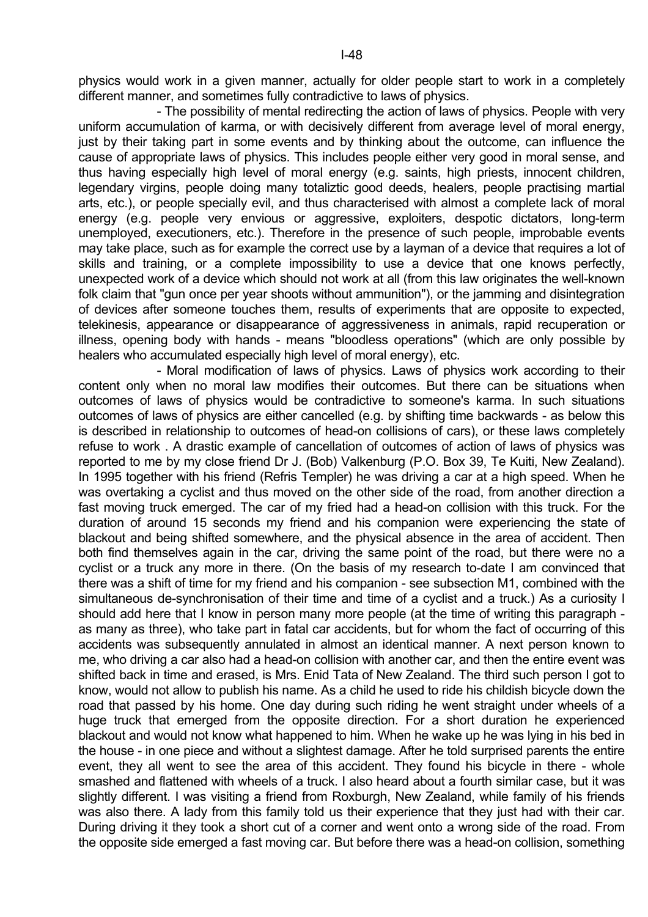physics would work in a given manner, actually for older people start to work in a completely different manner, and sometimes fully contradictive to laws of physics.

- The possibility of mental redirecting the action of laws of physics. People with very uniform accumulation of karma, or with decisively different from average level of moral energy, just by their taking part in some events and by thinking about the outcome, can influence the cause of appropriate laws of physics. This includes people either very good in moral sense, and thus having especially high level of moral energy (e.g. saints, high priests, innocent children, legendary virgins, people doing many totaliztic good deeds, healers, people practising martial arts, etc.), or people specially evil, and thus characterised with almost a complete lack of moral energy (e.g. people very envious or aggressive, exploiters, despotic dictators, long-term unemployed, executioners, etc.). Therefore in the presence of such people, improbable events may take place, such as for example the correct use by a layman of a device that requires a lot of skills and training, or a complete impossibility to use a device that one knows perfectly, unexpected work of a device which should not work at all (from this law originates the well-known folk claim that "gun once per year shoots without ammunition"), or the jamming and disintegration of devices after someone touches them, results of experiments that are opposite to expected, telekinesis, appearance or disappearance of aggressiveness in animals, rapid recuperation or illness, opening body with hands - means "bloodless operations" (which are only possible by healers who accumulated especially high level of moral energy), etc.

- Moral modification of laws of physics. Laws of physics work according to their content only when no moral law modifies their outcomes. But there can be situations when outcomes of laws of physics would be contradictive to someone's karma. In such situations outcomes of laws of physics are either cancelled (e.g. by shifting time backwards - as below this is described in relationship to outcomes of head-on collisions of cars), or these laws completely refuse to work . A drastic example of cancellation of outcomes of action of laws of physics was reported to me by my close friend Dr J. (Bob) Valkenburg (P.O. Box 39, Te Kuiti, New Zealand). In 1995 together with his friend (Refris Templer) he was driving a car at a high speed. When he was overtaking a cyclist and thus moved on the other side of the road, from another direction a fast moving truck emerged. The car of my fried had a head-on collision with this truck. For the duration of around 15 seconds my friend and his companion were experiencing the state of blackout and being shifted somewhere, and the physical absence in the area of accident. Then both find themselves again in the car, driving the same point of the road, but there were no a cyclist or a truck any more in there. (On the basis of my research to-date I am convinced that there was a shift of time for my friend and his companion - see subsection M1, combined with the simultaneous de-synchronisation of their time and time of a cyclist and a truck.) As a curiosity I should add here that I know in person many more people (at the time of writing this paragraph - as many as three), who take part in fatal car accidents, but for whom the fact of occurring of this accidents was subsequently annulated in almost an identical manner. A next person known to me, who driving a car also had a head-on collision with another car, and then the entire event was shifted back in time and erased, is Mrs. Enid Tata of New Zealand. The third such person I got to know, would not allow to publish his name. As a child he used to ride his childish bicycle down the road that passed by his home. One day during such riding he went straight under wheels of a huge truck that emerged from the opposite direction. For a short duration he experienced blackout and would not know what happened to him. When he wake up he was lying in his bed in the house - in one piece and without a slightest damage. After he told surprised parents the entire event, they all went to see the area of this accident. They found his bicycle in there - whole smashed and flattened with wheels of a truck. I also heard about a fourth similar case, but it was slightly different. I was visiting a friend from Roxburgh, New Zealand, while family of his friends was also there. A lady from this family told us their experience that they just had with their car. During driving it they took a short cut of a corner and went onto a wrong side of the road. From the opposite side emerged a fast moving car. But before there was a head-on collision, something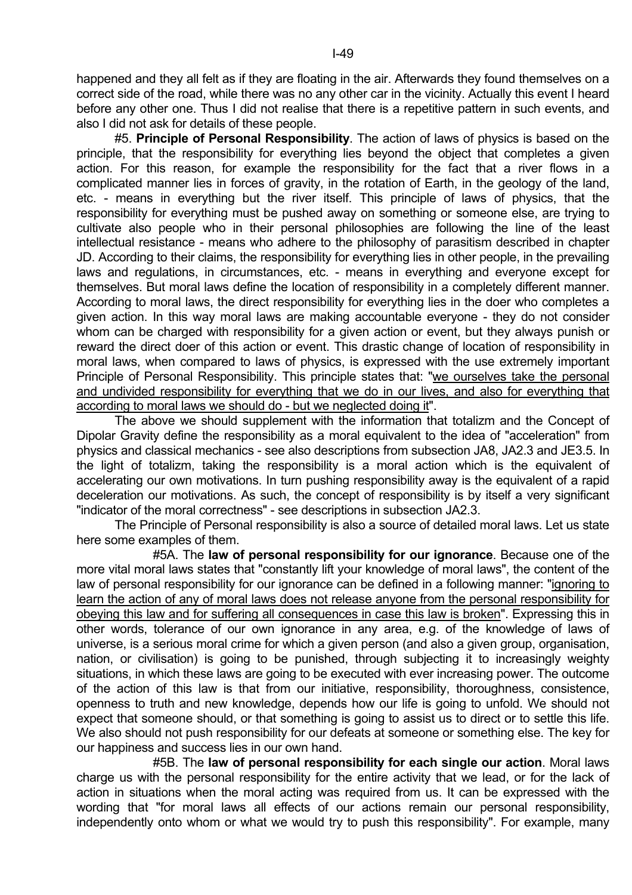happened and they all felt as if they are floating in the air. Afterwards they found themselves on a correct side of the road, while there was no any other car in the vicinity. Actually this event I heard before any other one. Thus I did not realise that there is a repetitive pattern in such events, and also I did not ask for details of these people.

#5. **Principle of Personal Responsibility**. The action of laws of physics is based on the principle, that the responsibility for everything lies beyond the object that completes a given action. For this reason, for example the responsibility for the fact that a river flows in a complicated manner lies in forces of gravity, in the rotation of Earth, in the geology of the land, etc. - means in everything but the river itself. This principle of laws of physics, that the responsibility for everything must be pushed away on something or someone else, are trying to cultivate also people who in their personal philosophies are following the line of the least intellectual resistance - means who adhere to the philosophy of parasitism described in chapter JD. According to their claims, the responsibility for everything lies in other people, in the prevailing laws and regulations, in circumstances, etc. - means in everything and everyone except for themselves. But moral laws define the location of responsibility in a completely different manner. According to moral laws, the direct responsibility for everything lies in the doer who completes a given action. In this way moral laws are making accountable everyone - they do not consider whom can be charged with responsibility for a given action or event, but they always punish or reward the direct doer of this action or event. This drastic change of location of responsibility in moral laws, when compared to laws of physics, is expressed with the use extremely important Principle of Personal Responsibility. This principle states that: "<u>we ourselves take the personal and undivided responsibility for everything that we do in our lives, and also for everything that according to moral laws we should do - but we neglected doing it</u>".

The above we should supplement with the information that totalizm and the Concept of Dipolar Gravity define the responsibility as a moral equivalent to the idea of "acceleration" from physics and classical mechanics - see also descriptions from subsection JA8, JA2.3 and JE3.5. In the light of totalizm, taking the responsibility is a moral action which is the equivalent of accelerating our own motivations. In turn pushing responsibility away is the equivalent of a rapid deceleration our motivations. As such, the concept of responsibility is by itself a very significant "indicator of the moral correctness" - see descriptions in subsection JA2.3.

The Principle of Personal responsibility is also a source of detailed moral laws. Let us state here some examples of them.

#5A. The **law of personal responsibility for our ignorance**. Because one of the more vital moral laws states that "constantly lift your knowledge of moral laws", the content of the law of personal responsibility for our ignorance can be defined in a following manner: "<u>ignoring to learn the action of any of moral laws does not release anyone from the personal responsibility for obeying this law and for suffering all consequences in case this law is broken</u>". Expressing this in other words, tolerance of our own ignorance in any area, e.g. of the knowledge of laws of universe, is a serious moral crime for which a given person (and also a given group, organisation, nation, or civilisation) is going to be punished, through subjecting it to increasingly weighty situations, in which these laws are going to be executed with ever increasing power. The outcome of the action of this law is that from our initiative, responsibility, thoroughness, consistence, openness to truth and new knowledge, depends how our life is going to unfold. We should not expect that someone should, or that something is going to assist us to direct or to settle this life. We also should not push responsibility for our defeats at someone or something else. The key for our happiness and success lies in our own hand.

#5B. The **law of personal responsibility for each single our action**. Moral laws charge us with the personal responsibility for the entire activity that we lead, or for the lack of action in situations when the moral acting was required from us. It can be expressed with the wording that "for moral laws all effects of our actions remain our personal responsibility, independently onto whom or what we would try to push this responsibility". For example, many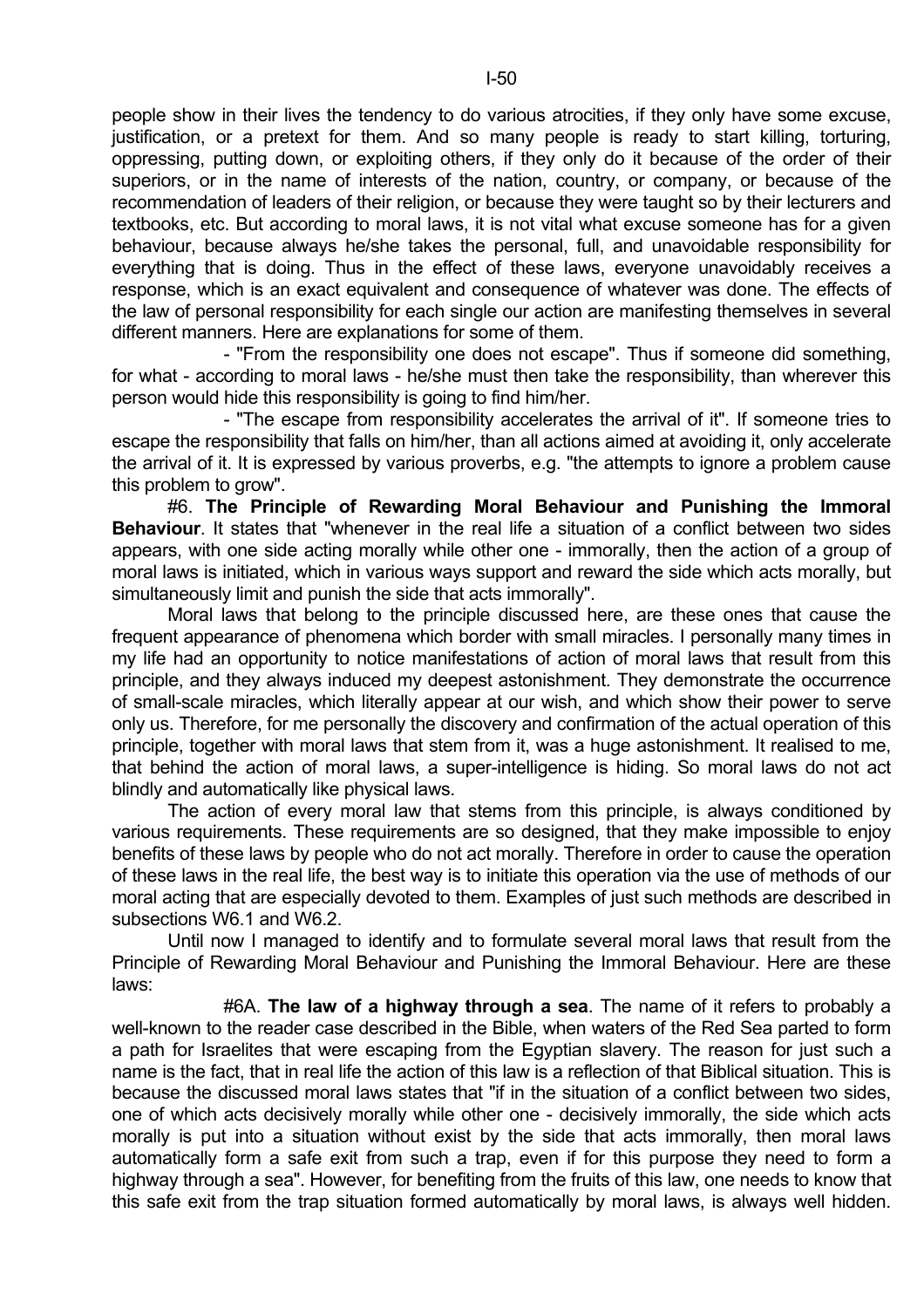people show in their lives the tendency to do various atrocities, if they only have some excuse, justification, or a pretext for them. And so many people is ready to start killing, torturing, oppressing, putting down, or exploiting others, if they only do it because of the order of their superiors, or in the name of interests of the nation, country, or company, or because of the recommendation of leaders of their religion, or because they were taught so by their lecturers and textbooks, etc. But according to moral laws, it is not vital what excuse someone has for a given behaviour, because always he/she takes the personal, full, and unavoidable responsibility for everything that is doing. Thus in the effect of these laws, everyone unavoidably receives a response, which is an exact equivalent and consequence of whatever was done. The effects of the law of personal responsibility for each single our action are manifesting themselves in several different manners. Here are explanations for some of them.

- "From the responsibility one does not escape". Thus if someone did something, for what - according to moral laws - he/she must then take the responsibility, than wherever this person would hide this responsibility is going to find him/her.

- "The escape from responsibility accelerates the arrival of it". If someone tries to escape the responsibility that falls on him/her, than all actions aimed at avoiding it, only accelerate the arrival of it. It is expressed by various proverbs, e.g. "the attempts to ignore a problem cause this problem to grow".

#6. **The Principle of Rewarding Moral Behaviour and Punishing the Immoral Behaviour**. It states that "whenever in the real life a situation of a conflict between two sides appears, with one side acting morally while other one - immorally, then the action of a group of moral laws is initiated, which in various ways support and reward the side which acts morally, but simultaneously limit and punish the side that acts immorally".

Moral laws that belong to the principle discussed here, are these ones that cause the frequent appearance of phenomena which border with small miracles. I personally many times in my life had an opportunity to notice manifestations of action of moral laws that result from this principle, and they always induced my deepest astonishment. They demonstrate the occurrence of small-scale miracles, which literally appear at our wish, and which show their power to serve only us. Therefore, for me personally the discovery and confirmation of the actual operation of this principle, together with moral laws that stem from it, was a huge astonishment. It realised to me, that behind the action of moral laws, a super-intelligence is hiding. So moral laws do not act blindly and automatically like physical laws.

The action of every moral law that stems from this principle, is always conditioned by various requirements. These requirements are so designed, that they make impossible to enjoy benefits of these laws by people who do not act morally. Therefore in order to cause the operation of these laws in the real life, the best way is to initiate this operation via the use of methods of our moral acting that are especially devoted to them. Examples of just such methods are described in subsections W6.1 and W6.2.

Until now I managed to identify and to formulate several moral laws that result from the Principle of Rewarding Moral Behaviour and Punishing the Immoral Behaviour. Here are these laws:

#6A. **The law of a highway through a sea**. The name of it refers to probably a well-known to the reader case described in the Bible, when waters of the Red Sea parted to form a path for Israelites that were escaping from the Egyptian slavery. The reason for just such a name is the fact, that in real life the action of this law is a reflection of that Biblical situation. This is because the discussed moral laws states that "if in the situation of a conflict between two sides, one of which acts decisively morally while other one - decisively immorally, the side which acts morally is put into a situation without exist by the side that acts immorally, then moral laws automatically form a safe exit from such a trap, even if for this purpose they need to form a highway through a sea". However, for benefiting from the fruits of this law, one needs to know that this safe exit from the trap situation formed automatically by moral laws, is always well hidden.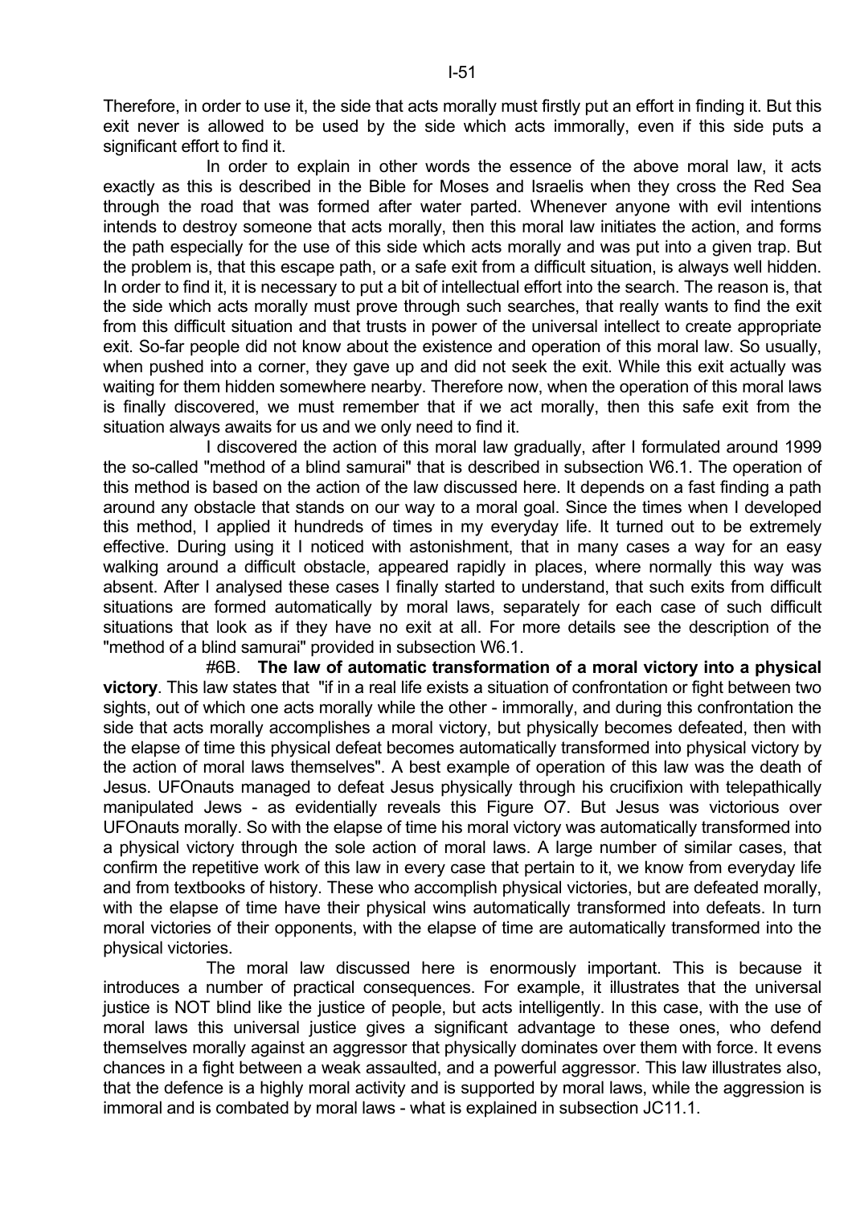Therefore, in order to use it, the side that acts morally must firstly put an effort in finding it. But this exit never is allowed to be used by the side which acts immorally, even if this side puts a significant effort to find it.

In order to explain in other words the essence of the above moral law, it acts exactly as this is described in the Bible for Moses and Israelis when they cross the Red Sea through the road that was formed after water parted. Whenever anyone with evil intentions intends to destroy someone that acts morally, then this moral law initiates the action, and forms the path especially for the use of this side which acts morally and was put into a given trap. But the problem is, that this escape path, or a safe exit from a difficult situation, is always well hidden. In order to find it, it is necessary to put a bit of intellectual effort into the search. The reason is, that the side which acts morally must prove through such searches, that really wants to find the exit from this difficult situation and that trusts in power of the universal intellect to create appropriate exit. So-far people did not know about the existence and operation of this moral law. So usually, when pushed into a corner, they gave up and did not seek the exit. While this exit actually was waiting for them hidden somewhere nearby. Therefore now, when the operation of this moral laws is finally discovered, we must remember that if we act morally, then this safe exit from the situation always awaits for us and we only need to find it.

I discovered the action of this moral law gradually, after I formulated around 1999 the so-called "method of a blind samurai" that is described in subsection W6.1. The operation of this method is based on the action of the law discussed here. It depends on a fast finding a path around any obstacle that stands on our way to a moral goal. Since the times when I developed this method, I applied it hundreds of times in my everyday life. It turned out to be extremely effective. During using it I noticed with astonishment, that in many cases a way for an easy walking around a difficult obstacle, appeared rapidly in places, where normally this way was absent. After I analysed these cases I finally started to understand, that such exits from difficult situations are formed automatically by moral laws, separately for each case of such difficult situations that look as if they have no exit at all. For more details see the description of the "method of a blind samurai" provided in subsection W6.1.

#6B. **The law of automatic transformation of a moral victory into a physical victory**. This law states that "if in a real life exists a situation of confrontation or fight between two sights, out of which one acts morally while the other - immorally, and during this confrontation the side that acts morally accomplishes a moral victory, but physically becomes defeated, then with the elapse of time this physical defeat becomes automatically transformed into physical victory by the action of moral laws themselves". A best example of operation of this law was the death of Jesus. UFOnauts managed to defeat Jesus physically through his crucifixion with telepathically manipulated Jews - as evidentially reveals this Figure O7. But Jesus was victorious over UFOnauts morally. So with the elapse of time his moral victory was automatically transformed into a physical victory through the sole action of moral laws. A large number of similar cases, that confirm the repetitive work of this law in every case that pertain to it, we know from everyday life and from textbooks of history. These who accomplish physical victories, but are defeated morally, with the elapse of time have their physical wins automatically transformed into defeats. In turn moral victories of their opponents, with the elapse of time are automatically transformed into the physical victories.

The moral law discussed here is enormously important. This is because it introduces a number of practical consequences. For example, it illustrates that the universal justice is NOT blind like the justice of people, but acts intelligently. In this case, with the use of moral laws this universal justice gives a significant advantage to these ones, who defend themselves morally against an aggressor that physically dominates over them with force. It evens chances in a fight between a weak assaulted, and a powerful aggressor. This law illustrates also, that the defence is a highly moral activity and is supported by moral laws, while the aggression is immoral and is combated by moral laws - what is explained in subsection JC11.1.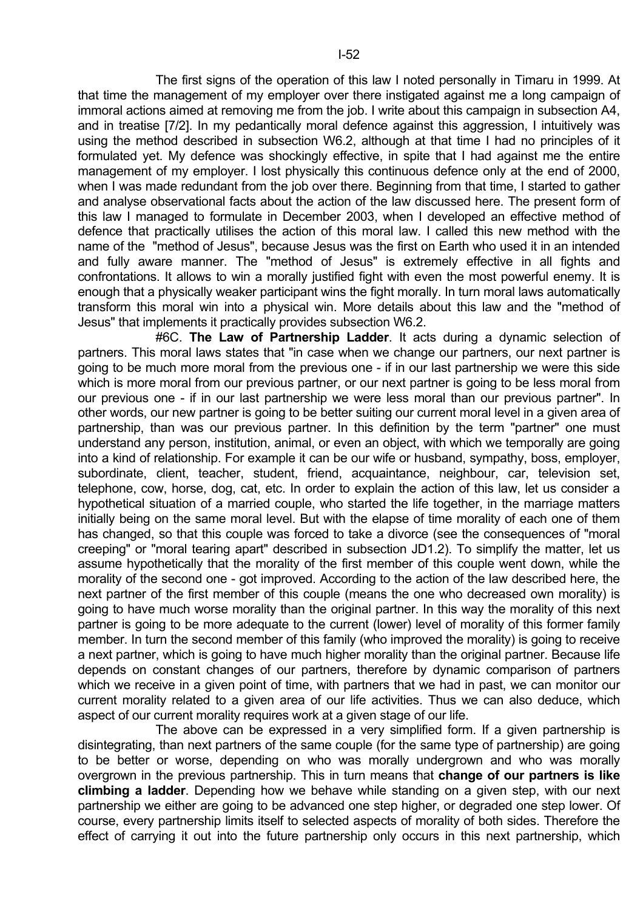The first signs of the operation of this law I noted personally in Timaru in 1999. At that time the management of my employer over there instigated against me a long campaign of immoral actions aimed at removing me from the job. I write about this campaign in subsection A4, and in treatise [7/2]. In my pedantically moral defence against this aggression, I intuitively was using the method described in subsection W6.2, although at that time I had no principles of it formulated yet. My defence was shockingly effective, in spite that I had against me the entire management of my employer. I lost physically this continuous defence only at the end of 2000, when I was made redundant from the job over there. Beginning from that time, I started to gather and analyse observational facts about the action of the law discussed here. The present form of this law I managed to formulate in December 2003, when I developed an effective method of defence that practically utilises the action of this moral law. I called this new method with the name of the "method of Jesus", because Jesus was the first on Earth who used it in an intended and fully aware manner. The "method of Jesus" is extremely effective in all fights and confrontations. It allows to win a morally justified fight with even the most powerful enemy. It is enough that a physically weaker participant wins the fight morally. In turn moral laws automatically transform this moral win into a physical win. More details about this law and the "method of Jesus" that implements it practically provides subsection W6.2.

#6C. **The Law of Partnership Ladder**. It acts during a dynamic selection of partners. This moral laws states that "in case when we change our partners, our next partner is going to be much more moral from the previous one - if in our last partnership we were this side which is more moral from our previous partner, or our next partner is going to be less moral from our previous one - if in our last partnership we were less moral than our previous partner". In other words, our new partner is going to be better suiting our current moral level in a given area of partnership, than was our previous partner. In this definition by the term "partner" one must understand any person, institution, animal, or even an object, with which we temporally are going into a kind of relationship. For example it can be our wife or husband, sympathy, boss, employer, subordinate, client, teacher, student, friend, acquaintance, neighbour, car, television set, telephone, cow, horse, dog, cat, etc. In order to explain the action of this law, let us consider a hypothetical situation of a married couple, who started the life together, in the marriage matters initially being on the same moral level. But with the elapse of time morality of each one of them has changed, so that this couple was forced to take a divorce (see the consequences of "moral creeping" or "moral tearing apart" described in subsection JD1.2). To simplify the matter, let us assume hypothetically that the morality of the first member of this couple went down, while the morality of the second one - got improved. According to the action of the law described here, the next partner of the first member of this couple (means the one who decreased own morality) is going to have much worse morality than the original partner. In this way the morality of this next partner is going to be more adequate to the current (lower) level of morality of this former family member. In turn the second member of this family (who improved the morality) is going to receive a next partner, which is going to have much higher morality than the original partner. Because life depends on constant changes of our partners, therefore by dynamic comparison of partners which we receive in a given point of time, with partners that we had in past, we can monitor our current morality related to a given area of our life activities. Thus we can also deduce, which aspect of our current morality requires work at a given stage of our life.

The above can be expressed in a very simplified form. If a given partnership is disintegrating, than next partners of the same couple (for the same type of partnership) are going to be better or worse, depending on who was morally undergrown and who was morally overgrown in the previous partnership. This in turn means that **change of our partners is like climbing a ladder**. Depending how we behave while standing on a given step, with our next partnership we either are going to be advanced one step higher, or degraded one step lower. Of course, every partnership limits itself to selected aspects of morality of both sides. Therefore the effect of carrying it out into the future partnership only occurs in this next partnership, which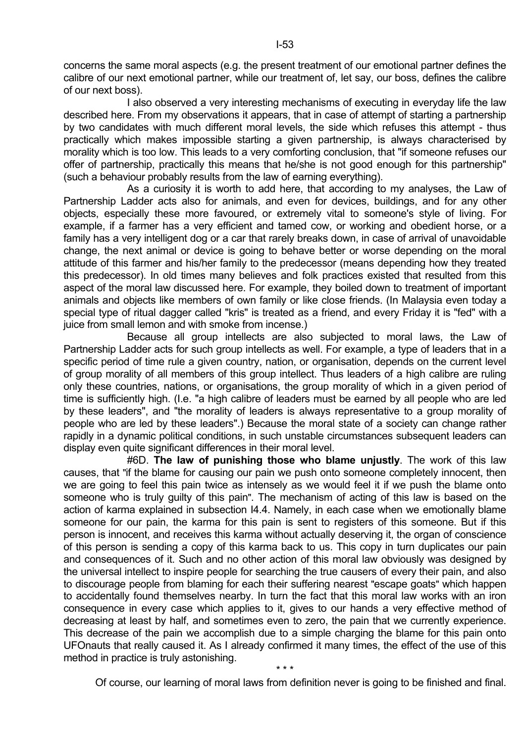concerns the same moral aspects (e.g. the present treatment of our emotional partner defines the calibre of our next emotional partner, while our treatment of, let say, our boss, defines the calibre of our next boss).

I also observed a very interesting mechanisms of executing in everyday life the law described here. From my observations it appears, that in case of attempt of starting a partnership by two candidates with much different moral levels, the side which refuses this attempt - thus practically which makes impossible starting a given partnership, is always characterised by morality which is too low. This leads to a very comforting conclusion, that "if someone refuses our offer of partnership, practically this means that he/she is not good enough for this partnership" (such a behaviour probably results from the law of earning everything).

As a curiosity it is worth to add here, that according to my analyses, the Law of Partnership Ladder acts also for animals, and even for devices, buildings, and for any other objects, especially these more favoured, or extremely vital to someone's style of living. For example, if a farmer has a very efficient and tamed cow, or working and obedient horse, or a family has a very intelligent dog or a car that rarely breaks down, in case of arrival of unavoidable change, the next animal or device is going to behave better or worse depending on the moral attitude of this farmer and his/her family to the predecessor (means depending how they treated this predecessor). In old times many believes and folk practices existed that resulted from this aspect of the moral law discussed here. For example, they boiled down to treatment of important animals and objects like members of own family or like close friends. (In Malaysia even today a special type of ritual dagger called "kris" is treated as a friend, and every Friday it is "fed" with a juice from small lemon and with smoke from incense.)

Because all group intellects are also subjected to moral laws, the Law of Partnership Ladder acts for such group intellects as well. For example, a type of leaders that in a specific period of time rule a given country, nation, or organisation, depends on the current level of group morality of all members of this group intellect. Thus leaders of a high calibre are ruling only these countries, nations, or organisations, the group morality of which in a given period of time is sufficiently high. (I.e. "a high calibre of leaders must be earned by all people who are led by these leaders", and "the morality of leaders is always representative to a group morality of people who are led by these leaders".) Because the moral state of a society can change rather rapidly in a dynamic political conditions, in such unstable circumstances subsequent leaders can display even quite significant differences in their moral level.

#6D. **The law of punishing those who blame unjustly**. The work of this law causes, that "if the blame for causing our pain we push onto someone completely innocent, then we are going to feel this pain twice as intensely as we would feel it if we push the blame onto someone who is truly guilty of this pain". The mechanism of acting of this law is based on the action of karma explained in subsection I4.4. Namely, in each case when we emotionally blame someone for our pain, the karma for this pain is sent to registers of this someone. But if this person is innocent, and receives this karma without actually deserving it, the organ of conscience of this person is sending a copy of this karma back to us. This copy in turn duplicates our pain and consequences of it. Such and no other action of this moral law obviously was designed by the universal intellect to inspire people for searching the true causers of every their pain, and also to discourage people from blaming for each their suffering nearest "escape goats" which happen to accidentally found themselves nearby. In turn the fact that this moral law works with an iron consequence in every case which applies to it, gives to our hands a very effective method of decreasing at least by half, and sometimes even to zero, the pain that we currently experience. This decrease of the pain we accomplish due to a simple charging the blame for this pain onto UFOnauts that really caused it. As I already confirmed it many times, the effect of the use of this method in practice is truly astonishing.

\* \* \*

Of course, our learning of moral laws from definition never is going to be finished and final.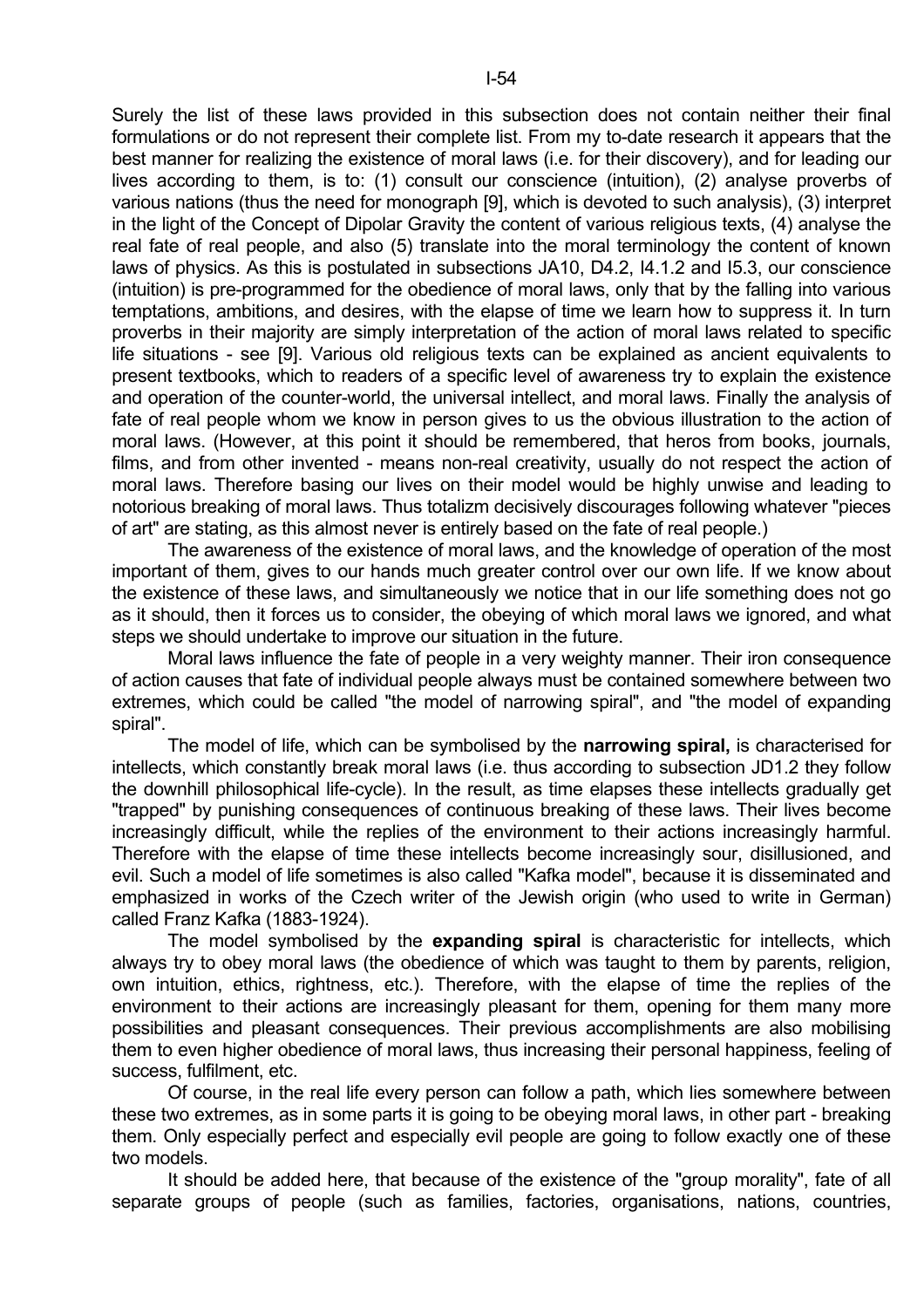Surely the list of these laws provided in this subsection does not contain neither their final formulations or do not represent their complete list. From my to-date research it appears that the best manner for realizing the existence of moral laws (i.e. for their discovery), and for leading our lives according to them, is to: (1) consult our conscience (intuition), (2) analyse proverbs of various nations (thus the need for monograph [9], which is devoted to such analysis), (3) interpret in the light of the Concept of Dipolar Gravity the content of various religious texts, (4) analyse the real fate of real people, and also (5) translate into the moral terminology the content of known laws of physics. As this is postulated in subsections JA10, D4.2, I4.1.2 and I5.3, our conscience (intuition) is pre-programmed for the obedience of moral laws, only that by the falling into various temptations, ambitions, and desires, with the elapse of time we learn how to suppress it. In turn proverbs in their majority are simply interpretation of the action of moral laws related to specific life situations - see [9]. Various old religious texts can be explained as ancient equivalents to present textbooks, which to readers of a specific level of awareness try to explain the existence and operation of the counter-world, the universal intellect, and moral laws. Finally the analysis of fate of real people whom we know in person gives to us the obvious illustration to the action of moral laws. (However, at this point it should be remembered, that heros from books, journals, films, and from other invented - means non-real creativity, usually do not respect the action of moral laws. Therefore basing our lives on their model would be highly unwise and leading to notorious breaking of moral laws. Thus totalizm decisively discourages following whatever "pieces of art" are stating, as this almost never is entirely based on the fate of real people.)

The awareness of the existence of moral laws, and the knowledge of operation of the most important of them, gives to our hands much greater control over our own life. If we know about the existence of these laws, and simultaneously we notice that in our life something does not go as it should, then it forces us to consider, the obeying of which moral laws we ignored, and what steps we should undertake to improve our situation in the future.

Moral laws influence the fate of people in a very weighty manner. Their iron consequence of action causes that fate of individual people always must be contained somewhere between two extremes, which could be called "the model of narrowing spiral", and "the model of expanding spiral".

The model of life, which can be symbolised by the **narrowing spiral,** is characterised for intellects, which constantly break moral laws (i.e. thus according to subsection JD1.2 they follow the downhill philosophical life-cycle). In the result, as time elapses these intellects gradually get "trapped" by punishing consequences of continuous breaking of these laws. Their lives become increasingly difficult, while the replies of the environment to their actions increasingly harmful. Therefore with the elapse of time these intellects become increasingly sour, disillusioned, and evil. Such a model of life sometimes is also called "Kafka model", because it is disseminated and emphasized in works of the Czech writer of the Jewish origin (who used to write in German) called Franz Kafka (1883-1924).

The model symbolised by the **expanding spiral** is characteristic for intellects, which always try to obey moral laws (the obedience of which was taught to them by parents, religion, own intuition, ethics, rightness, etc.). Therefore, with the elapse of time the replies of the environment to their actions are increasingly pleasant for them, opening for them many more possibilities and pleasant consequences. Their previous accomplishments are also mobilising them to even higher obedience of moral laws, thus increasing their personal happiness, feeling of success, fulfilment, etc.

Of course, in the real life every person can follow a path, which lies somewhere between these two extremes, as in some parts it is going to be obeying moral laws, in other part - breaking them. Only especially perfect and especially evil people are going to follow exactly one of these two models.

It should be added here, that because of the existence of the "group morality", fate of all separate groups of people (such as families, factories, organisations, nations, countries,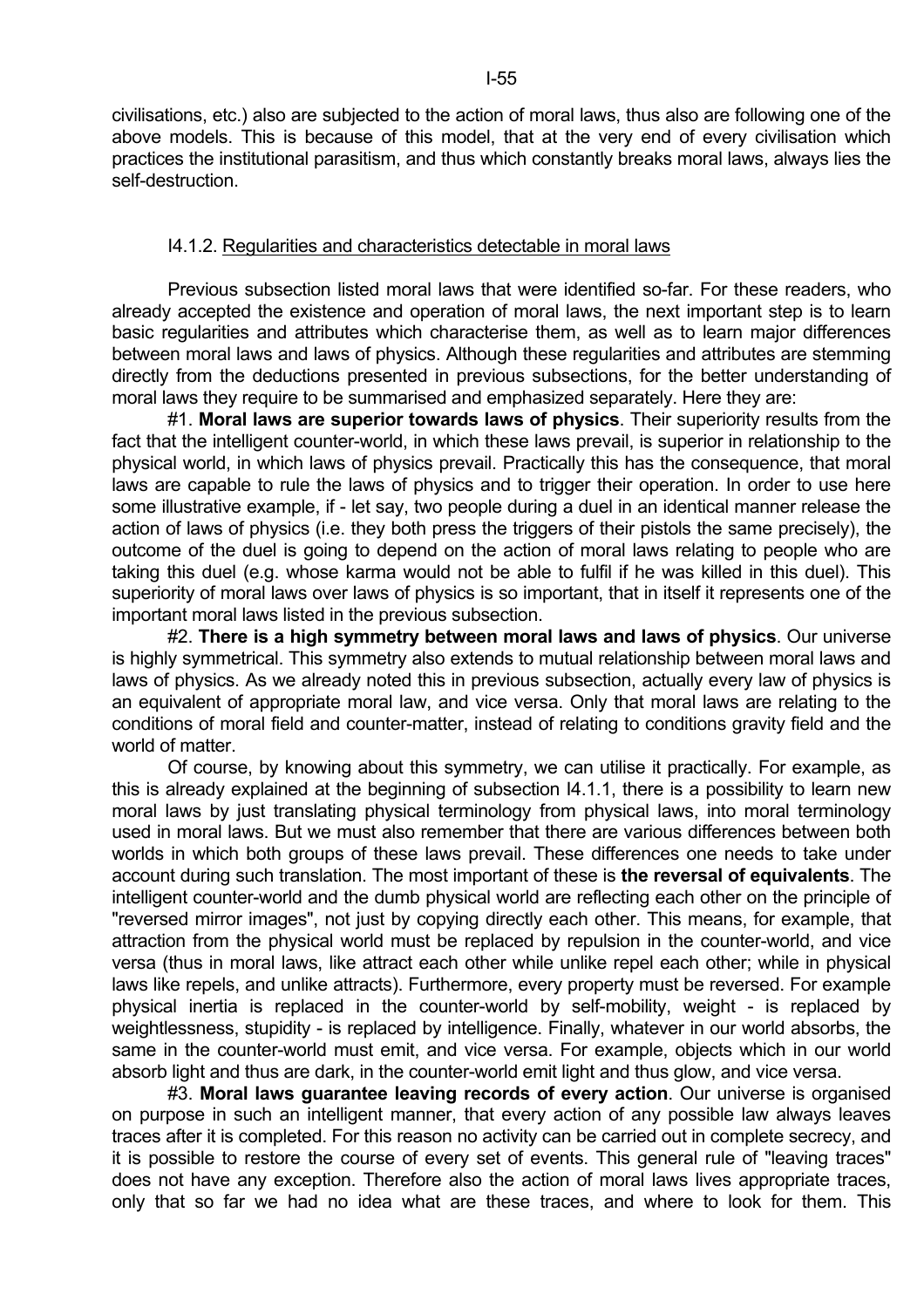civilisations, etc.) also are subjected to the action of moral laws, thus also are following one of the above models. This is because of this model, that at the very end of every civilisation which practices the institutional parasitism, and thus which constantly breaks moral laws, always lies the self-destruction.

### I4.1.2. Regularities and characteristics detectable in moral laws

Previous subsection listed moral laws that were identified so-far. For these readers, who already accepted the existence and operation of moral laws, the next important step is to learn basic regularities and attributes which characterise them, as well as to learn major differences between moral laws and laws of physics. Although these regularities and attributes are stemming directly from the deductions presented in previous subsections, for the better understanding of moral laws they require to be summarised and emphasized separately. Here they are:

#1. **Moral laws are superior towards laws of physics**. Their superiority results from the fact that the intelligent counter-world, in which these laws prevail, is superior in relationship to the physical world, in which laws of physics prevail. Practically this has the consequence, that moral laws are capable to rule the laws of physics and to trigger their operation. In order to use here some illustrative example, if - let say, two people during a duel in an identical manner release the action of laws of physics (i.e. they both press the triggers of their pistols the same precisely), the outcome of the duel is going to depend on the action of moral laws relating to people who are taking this duel (e.g. whose karma would not be able to fulfil if he was killed in this duel). This superiority of moral laws over laws of physics is so important, that in itself it represents one of the important moral laws listed in the previous subsection.

#2. **There is a high symmetry between moral laws and laws of physics**. Our universe is highly symmetrical. This symmetry also extends to mutual relationship between moral laws and laws of physics. As we already noted this in previous subsection, actually every law of physics is an equivalent of appropriate moral law, and vice versa. Only that moral laws are relating to the conditions of moral field and counter-matter, instead of relating to conditions gravity field and the world of matter.

Of course, by knowing about this symmetry, we can utilise it practically. For example, as this is already explained at the beginning of subsection I4.1.1, there is a possibility to learn new moral laws by just translating physical terminology from physical laws, into moral terminology used in moral laws. But we must also remember that there are various differences between both worlds in which both groups of these laws prevail. These differences one needs to take under account during such translation. The most important of these is **the reversal of equivalents**. The intelligent counter-world and the dumb physical world are reflecting each other on the principle of "reversed mirror images", not just by copying directly each other. This means, for example, that attraction from the physical world must be replaced by repulsion in the counter-world, and vice versa (thus in moral laws, like attract each other while unlike repel each other; while in physical laws like repels, and unlike attracts). Furthermore, every property must be reversed. For example physical inertia is replaced in the counter-world by self-mobility, weight - is replaced by weightlessness, stupidity - is replaced by intelligence. Finally, whatever in our world absorbs, the same in the counter-world must emit, and vice versa. For example, objects which in our world absorb light and thus are dark, in the counter-world emit light and thus glow, and vice versa.

#3. **Moral laws guarantee leaving records of every action**. Our universe is organised on purpose in such an intelligent manner, that every action of any possible law always leaves traces after it is completed. For this reason no activity can be carried out in complete secrecy, and it is possible to restore the course of every set of events. This general rule of "leaving traces" does not have any exception. Therefore also the action of moral laws lives appropriate traces, only that so far we had no idea what are these traces, and where to look for them. This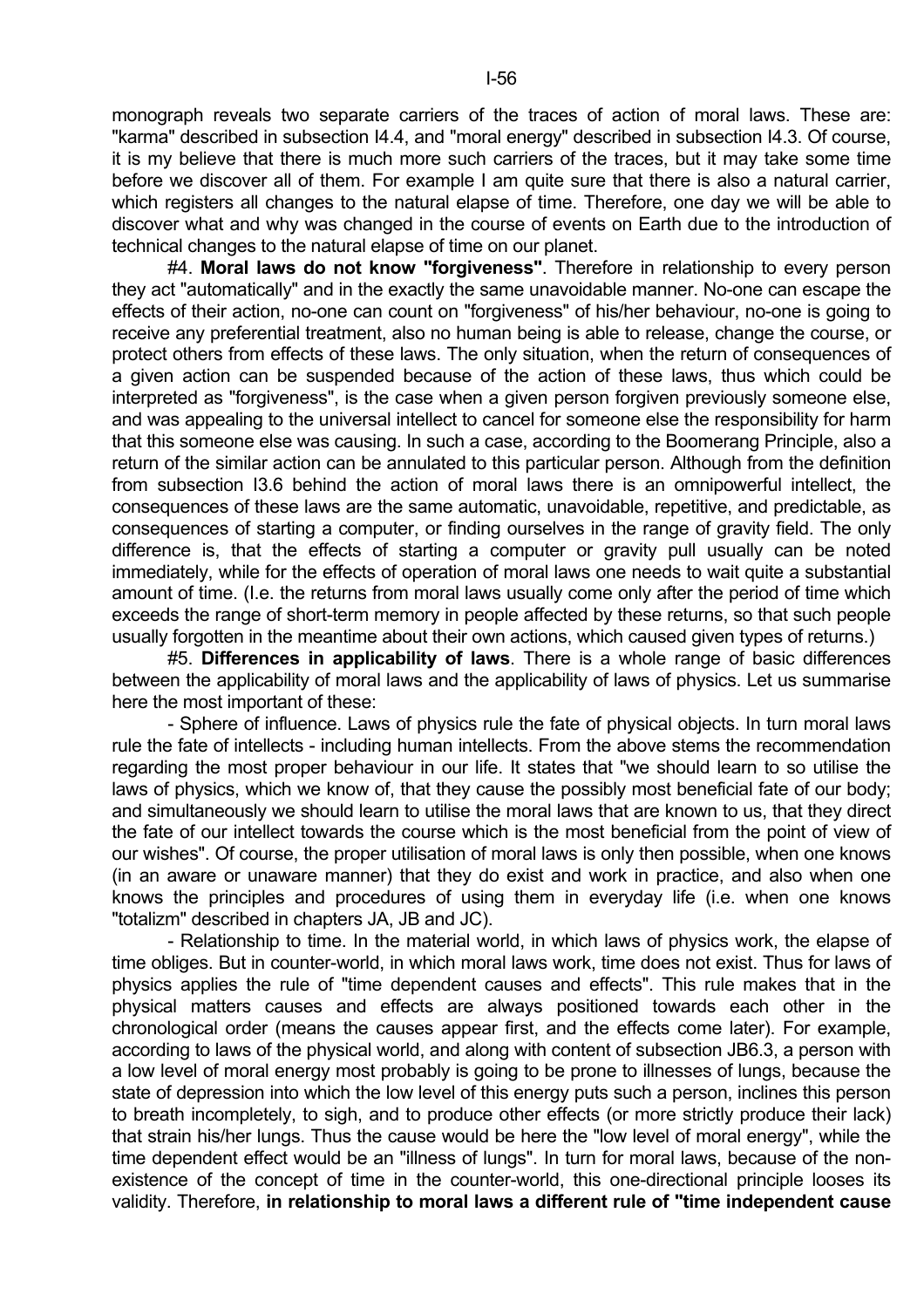monograph reveals two separate carriers of the traces of action of moral laws. These are: "karma" described in subsection I4.4, and "moral energy" described in subsection I4.3. Of course, it is my believe that there is much more such carriers of the traces, but it may take some time before we discover all of them. For example I am quite sure that there is also a natural carrier, which registers all changes to the natural elapse of time. Therefore, one day we will be able to discover what and why was changed in the course of events on Earth due to the introduction of technical changes to the natural elapse of time on our planet.

#4. **Moral laws do not know "forgiveness"**. Therefore in relationship to every person they act "automatically" and in the exactly the same unavoidable manner. No-one can escape the effects of their action, no-one can count on "forgiveness" of his/her behaviour, no-one is going to receive any preferential treatment, also no human being is able to release, change the course, or protect others from effects of these laws. The only situation, when the return of consequences of a given action can be suspended because of the action of these laws, thus which could be interpreted as "forgiveness", is the case when a given person forgiven previously someone else, and was appealing to the universal intellect to cancel for someone else the responsibility for harm that this someone else was causing. In such a case, according to the Boomerang Principle, also a return of the similar action can be annulated to this particular person. Although from the definition from subsection I3.6 behind the action of moral laws there is an omnipowerful intellect, the consequences of these laws are the same automatic, unavoidable, repetitive, and predictable, as consequences of starting a computer, or finding ourselves in the range of gravity field. The only difference is, that the effects of starting a computer or gravity pull usually can be noted immediately, while for the effects of operation of moral laws one needs to wait quite a substantial amount of time. (I.e. the returns from moral laws usually come only after the period of time which exceeds the range of short-term memory in people affected by these returns, so that such people usually forgotten in the meantime about their own actions, which caused given types of returns.)

#5. **Differences in applicability of laws**. There is a whole range of basic differences between the applicability of moral laws and the applicability of laws of physics. Let us summarise here the most important of these:

- Sphere of influence. Laws of physics rule the fate of physical objects. In turn moral laws rule the fate of intellects - including human intellects. From the above stems the recommendation regarding the most proper behaviour in our life. It states that "we should learn to so utilise the laws of physics, which we know of, that they cause the possibly most beneficial fate of our body; and simultaneously we should learn to utilise the moral laws that are known to us, that they direct the fate of our intellect towards the course which is the most beneficial from the point of view of our wishes". Of course, the proper utilisation of moral laws is only then possible, when one knows (in an aware or unaware manner) that they do exist and work in practice, and also when one knows the principles and procedures of using them in everyday life (i.e. when one knows "totalizm" described in chapters JA, JB and JC).

- Relationship to time. In the material world, in which laws of physics work, the elapse of time obliges. But in counter-world, in which moral laws work, time does not exist. Thus for laws of physics applies the rule of "time dependent causes and effects". This rule makes that in the physical matters causes and effects are always positioned towards each other in the chronological order (means the causes appear first, and the effects come later). For example, according to laws of the physical world, and along with content of subsection JB6.3, a person with a low level of moral energy most probably is going to be prone to illnesses of lungs, because the state of depression into which the low level of this energy puts such a person, inclines this person to breath incompletely, to sigh, and to produce other effects (or more strictly produce their lack) that strain his/her lungs. Thus the cause would be here the "low level of moral energy", while the time dependent effect would be an "illness of lungs". In turn for moral laws, because of the non-existence of the concept of time in the counter-world, this one-directional principle looses its validity. Therefore, **in relationship to moral laws a different rule of "time independent cause**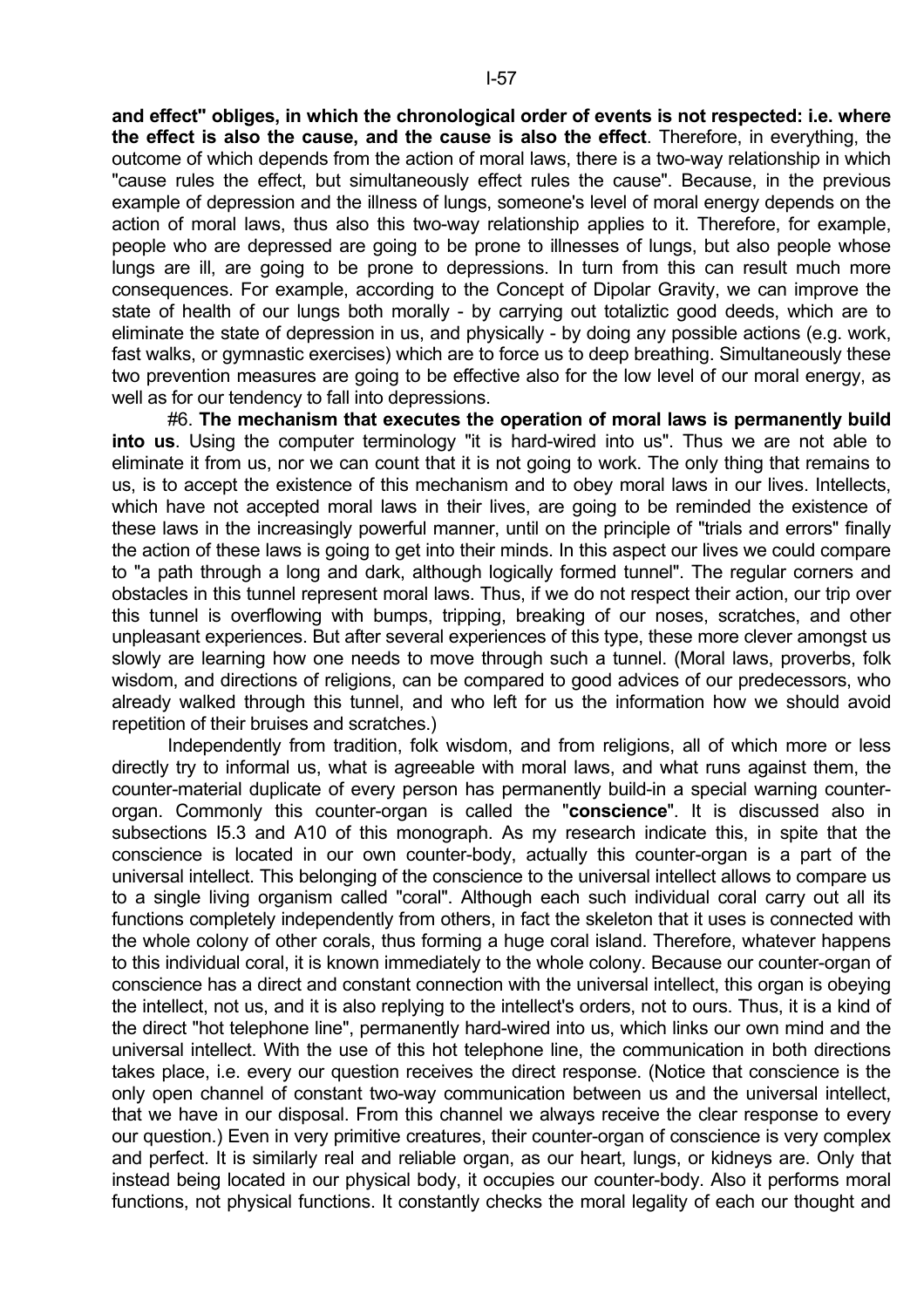**and effect" obliges, in which the chronological order of events is not respected: i.e. where the effect is also the cause, and the cause is also the effect**. Therefore, in everything, the outcome of which depends from the action of moral laws, there is a two-way relationship in which "cause rules the effect, but simultaneously effect rules the cause". Because, in the previous example of depression and the illness of lungs, someone's level of moral energy depends on the action of moral laws, thus also this two-way relationship applies to it. Therefore, for example, people who are depressed are going to be prone to illnesses of lungs, but also people whose lungs are ill, are going to be prone to depressions. In turn from this can result much more consequences. For example, according to the Concept of Dipolar Gravity, we can improve the state of health of our lungs both morally - by carrying out totaliztic good deeds, which are to eliminate the state of depression in us, and physically - by doing any possible actions (e.g. work, fast walks, or gymnastic exercises) which are to force us to deep breathing. Simultaneously these two prevention measures are going to be effective also for the low level of our moral energy, as well as for our tendency to fall into depressions.

#6. **The mechanism that executes the operation of moral laws is permanently build into us**. Using the computer terminology "it is hard-wired into us". Thus we are not able to eliminate it from us, nor we can count that it is not going to work. The only thing that remains to us, is to accept the existence of this mechanism and to obey moral laws in our lives. Intellects, which have not accepted moral laws in their lives, are going to be reminded the existence of these laws in the increasingly powerful manner, until on the principle of "trials and errors" finally the action of these laws is going to get into their minds. In this aspect our lives we could compare to "a path through a long and dark, although logically formed tunnel". The regular corners and obstacles in this tunnel represent moral laws. Thus, if we do not respect their action, our trip over this tunnel is overflowing with bumps, tripping, breaking of our noses, scratches, and other unpleasant experiences. But after several experiences of this type, these more clever amongst us slowly are learning how one needs to move through such a tunnel. (Moral laws, proverbs, folk wisdom, and directions of religions, can be compared to good advices of our predecessors, who already walked through this tunnel, and who left for us the information how we should avoid repetition of their bruises and scratches.)

Independently from tradition, folk wisdom, and from religions, all of which more or less directly try to informal us, what is agreeable with moral laws, and what runs against them, the counter-material duplicate of every person has permanently build-in a special warning counter-organ. Commonly this counter-organ is called the "**conscience**". It is discussed also in subsections I5.3 and A10 of this monograph. As my research indicate this, in spite that the conscience is located in our own counter-body, actually this counter-organ is a part of the universal intellect. This belonging of the conscience to the universal intellect allows to compare us to a single living organism called "coral". Although each such individual coral carry out all its functions completely independently from others, in fact the skeleton that it uses is connected with the whole colony of other corals, thus forming a huge coral island. Therefore, whatever happens to this individual coral, it is known immediately to the whole colony. Because our counter-organ of conscience has a direct and constant connection with the universal intellect, this organ is obeying the intellect, not us, and it is also replying to the intellect's orders, not to ours. Thus, it is a kind of the direct "hot telephone line", permanently hard-wired into us, which links our own mind and the universal intellect. With the use of this hot telephone line, the communication in both directions takes place, i.e. every our question receives the direct response. (Notice that conscience is the only open channel of constant two-way communication between us and the universal intellect, that we have in our disposal. From this channel we always receive the clear response to every our question.) Even in very primitive creatures, their counter-organ of conscience is very complex and perfect. It is similarly real and reliable organ, as our heart, lungs, or kidneys are. Only that instead being located in our physical body, it occupies our counter-body. Also it performs moral functions, not physical functions. It constantly checks the moral legality of each our thought and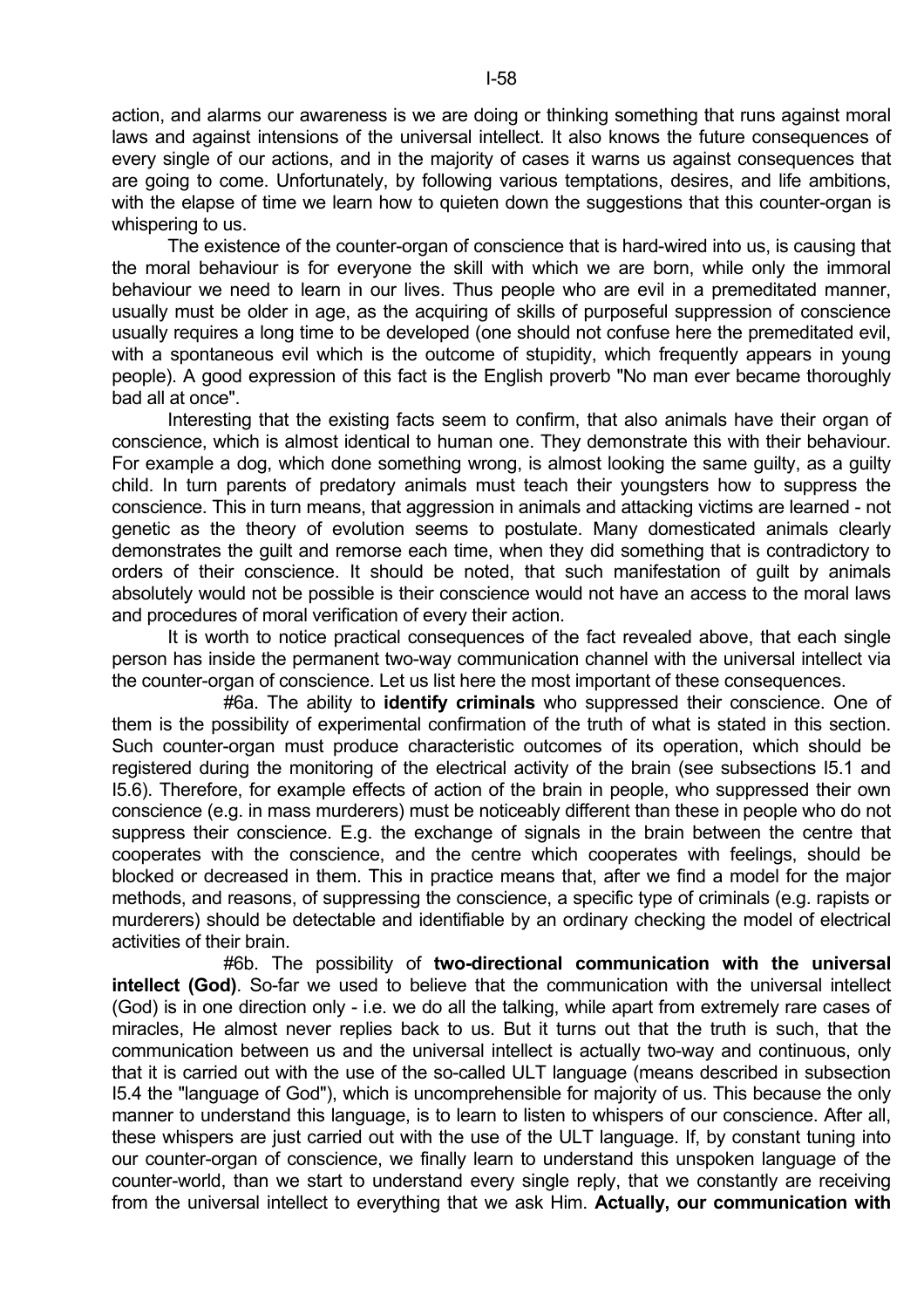action, and alarms our awareness is we are doing or thinking something that runs against moral laws and against intensions of the universal intellect. It also knows the future consequences of every single of our actions, and in the majority of cases it warns us against consequences that are going to come. Unfortunately, by following various temptations, desires, and life ambitions, with the elapse of time we learn how to quieten down the suggestions that this counter-organ is whispering to us.

The existence of the counter-organ of conscience that is hard-wired into us, is causing that the moral behaviour is for everyone the skill with which we are born, while only the immoral behaviour we need to learn in our lives. Thus people who are evil in a premeditated manner, usually must be older in age, as the acquiring of skills of purposeful suppression of conscience usually requires a long time to be developed (one should not confuse here the premeditated evil, with a spontaneous evil which is the outcome of stupidity, which frequently appears in young people). A good expression of this fact is the English proverb "No man ever became thoroughly bad all at once".

Interesting that the existing facts seem to confirm, that also animals have their organ of conscience, which is almost identical to human one. They demonstrate this with their behaviour. For example a dog, which done something wrong, is almost looking the same guilty, as a guilty child. In turn parents of predatory animals must teach their youngsters how to suppress the conscience. This in turn means, that aggression in animals and attacking victims are learned - not genetic as the theory of evolution seems to postulate. Many domesticated animals clearly demonstrates the guilt and remorse each time, when they did something that is contradictory to orders of their conscience. It should be noted, that such manifestation of guilt by animals absolutely would not be possible is their conscience would not have an access to the moral laws and procedures of moral verification of every their action.

It is worth to notice practical consequences of the fact revealed above, that each single person has inside the permanent two-way communication channel with the universal intellect via the counter-organ of conscience. Let us list here the most important of these consequences.

#6a. The ability to **identify criminals** who suppressed their conscience. One of them is the possibility of experimental confirmation of the truth of what is stated in this section. Such counter-organ must produce characteristic outcomes of its operation, which should be registered during the monitoring of the electrical activity of the brain (see subsections I5.1 and I5.6). Therefore, for example effects of action of the brain in people, who suppressed their own conscience (e.g. in mass murderers) must be noticeably different than these in people who do not suppress their conscience. E.g. the exchange of signals in the brain between the centre that cooperates with the conscience, and the centre which cooperates with feelings, should be blocked or decreased in them. This in practice means that, after we find a model for the major methods, and reasons, of suppressing the conscience, a specific type of criminals (e.g. rapists or murderers) should be detectable and identifiable by an ordinary checking the model of electrical activities of their brain.

#6b. The possibility of **two-directional communication with the universal intellect (God)**. So-far we used to believe that the communication with the universal intellect (God) is in one direction only - i.e. we do all the talking, while apart from extremely rare cases of miracles, He almost never replies back to us. But it turns out that the truth is such, that the communication between us and the universal intellect is actually two-way and continuous, only that it is carried out with the use of the so-called ULT language (means described in subsection I5.4 the "language of God"), which is uncomprehensible for majority of us. This because the only manner to understand this language, is to learn to listen to whispers of our conscience. After all, these whispers are just carried out with the use of the ULT language. If, by constant tuning into our counter-organ of conscience, we finally learn to understand this unspoken language of the counter-world, than we start to understand every single reply, that we constantly are receiving from the universal intellect to everything that we ask Him. **Actually, our communication with**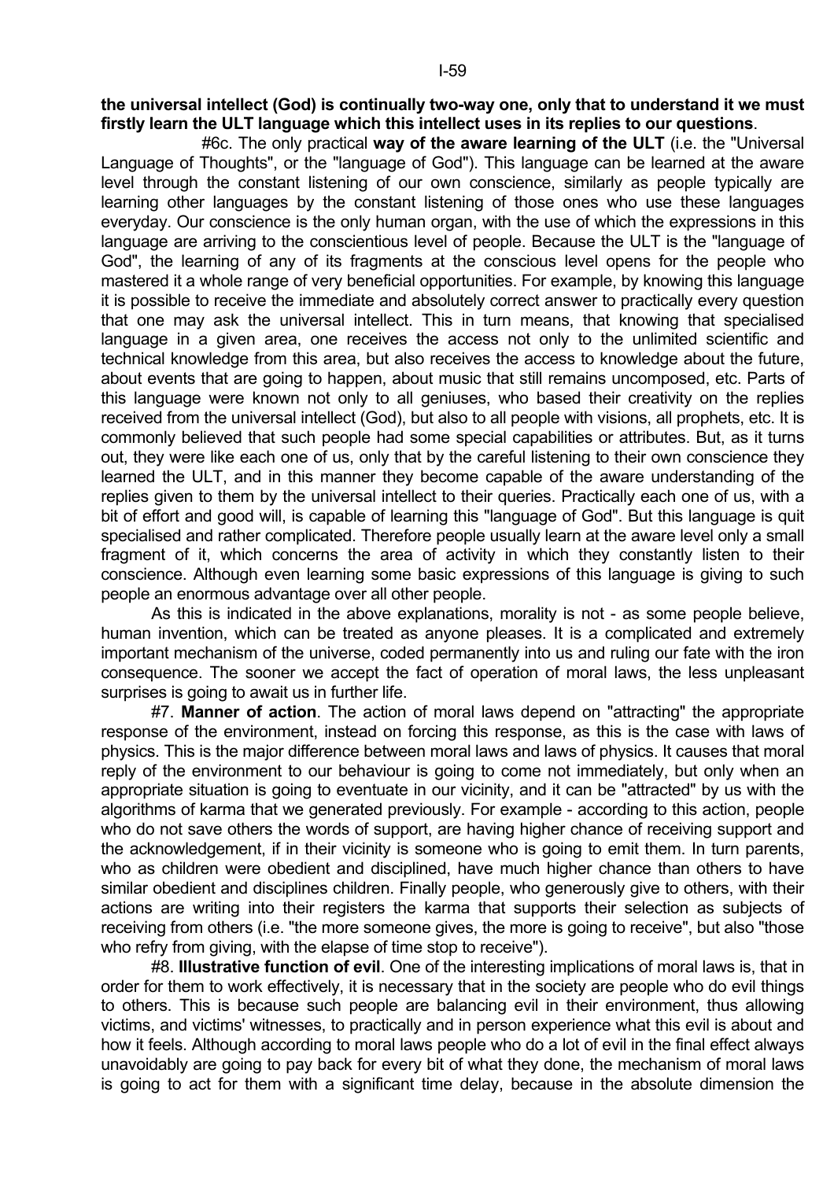**the universal intellect (God) is continually two-way one, only that to understand it we must firstly learn the ULT language which this intellect uses in its replies to our questions**.

#6c. The only practical **way of the aware learning of the ULT** (i.e. the "Universal Language of Thoughts", or the "language of God"). This language can be learned at the aware level through the constant listening of our own conscience, similarly as people typically are learning other languages by the constant listening of those ones who use these languages everyday. Our conscience is the only human organ, with the use of which the expressions in this language are arriving to the conscientious level of people. Because the ULT is the "language of God", the learning of any of its fragments at the conscious level opens for the people who mastered it a whole range of very beneficial opportunities. For example, by knowing this language it is possible to receive the immediate and absolutely correct answer to practically every question that one may ask the universal intellect. This in turn means, that knowing that specialised language in a given area, one receives the access not only to the unlimited scientific and technical knowledge from this area, but also receives the access to knowledge about the future, about events that are going to happen, about music that still remains uncomposed, etc. Parts of this language were known not only to all geniuses, who based their creativity on the replies received from the universal intellect (God), but also to all people with visions, all prophets, etc. It is commonly believed that such people had some special capabilities or attributes. But, as it turns out, they were like each one of us, only that by the careful listening to their own conscience they learned the ULT, and in this manner they become capable of the aware understanding of the replies given to them by the universal intellect to their queries. Practically each one of us, with a bit of effort and good will, is capable of learning this "language of God". But this language is quit specialised and rather complicated. Therefore people usually learn at the aware level only a small fragment of it, which concerns the area of activity in which they constantly listen to their conscience. Although even learning some basic expressions of this language is giving to such people an enormous advantage over all other people.

As this is indicated in the above explanations, morality is not - as some people believe, human invention, which can be treated as anyone pleases. It is a complicated and extremely important mechanism of the universe, coded permanently into us and ruling our fate with the iron consequence. The sooner we accept the fact of operation of moral laws, the less unpleasant surprises is going to await us in further life.

#7. **Manner of action**. The action of moral laws depend on "attracting" the appropriate response of the environment, instead on forcing this response, as this is the case with laws of physics. This is the major difference between moral laws and laws of physics. It causes that moral reply of the environment to our behaviour is going to come not immediately, but only when an appropriate situation is going to eventuate in our vicinity, and it can be "attracted" by us with the algorithms of karma that we generated previously. For example - according to this action, people who do not save others the words of support, are having higher chance of receiving support and the acknowledgement, if in their vicinity is someone who is going to emit them. In turn parents, who as children were obedient and disciplined, have much higher chance than others to have similar obedient and disciplines children. Finally people, who generously give to others, with their actions are writing into their registers the karma that supports their selection as subjects of receiving from others (i.e. "the more someone gives, the more is going to receive", but also "those who refry from giving, with the elapse of time stop to receive").

#8. **Illustrative function of evil**. One of the interesting implications of moral laws is, that in order for them to work effectively, it is necessary that in the society are people who do evil things to others. This is because such people are balancing evil in their environment, thus allowing victims, and victims' witnesses, to practically and in person experience what this evil is about and how it feels. Although according to moral laws people who do a lot of evil in the final effect always unavoidably are going to pay back for every bit of what they done, the mechanism of moral laws is going to act for them with a significant time delay, because in the absolute dimension the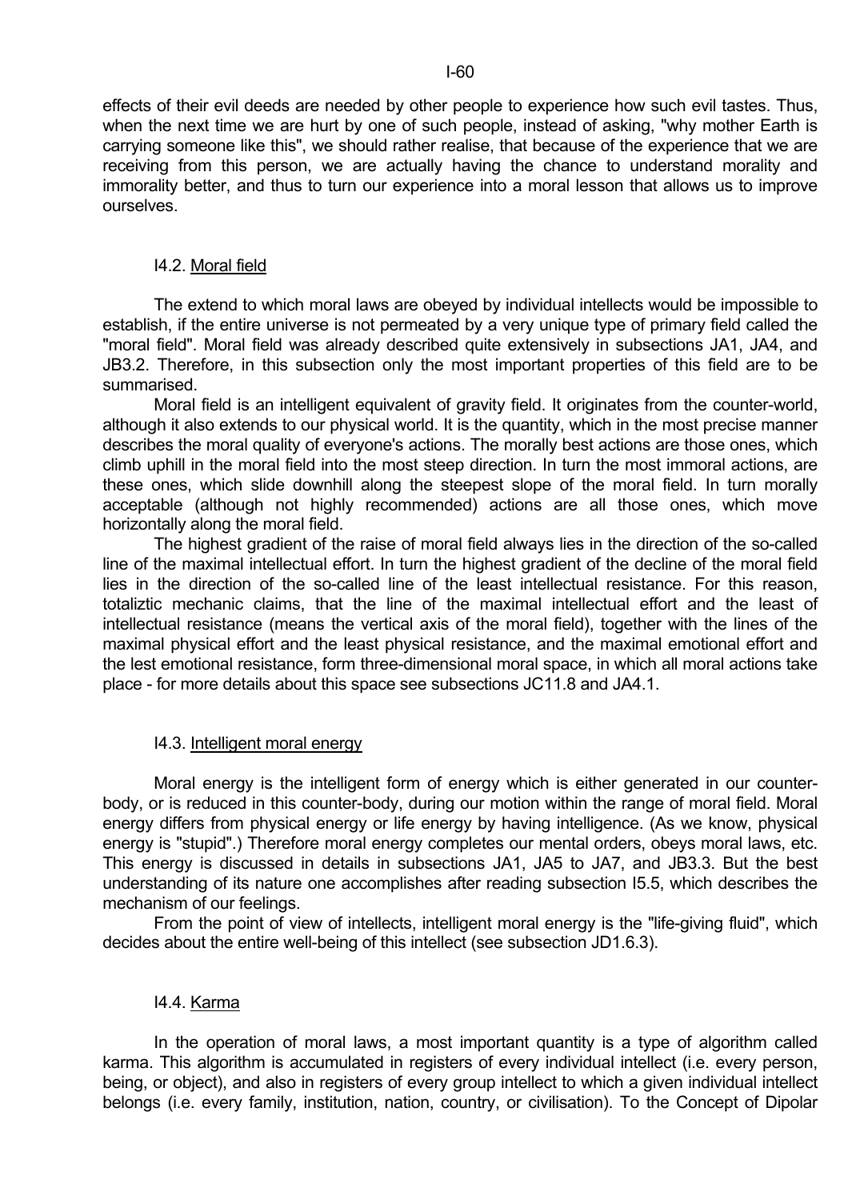effects of their evil deeds are needed by other people to experience how such evil tastes. Thus, when the next time we are hurt by one of such people, instead of asking, "why mother Earth is carrying someone like this", we should rather realise, that because of the experience that we are receiving from this person, we are actually having the chance to understand morality and immorality better, and thus to turn our experience into a moral lesson that allows us to improve ourselves.

### I4.2. Moral field

The extend to which moral laws are obeyed by individual intellects would be impossible to establish, if the entire universe is not permeated by a very unique type of primary field called the "moral field". Moral field was already described quite extensively in subsections JA1, JA4, and JB3.2. Therefore, in this subsection only the most important properties of this field are to be summarised.

Moral field is an intelligent equivalent of gravity field. It originates from the counter-world, although it also extends to our physical world. It is the quantity, which in the most precise manner describes the moral quality of everyone's actions. The morally best actions are those ones, which climb uphill in the moral field into the most steep direction. In turn the most immoral actions, are these ones, which slide downhill along the steepest slope of the moral field. In turn morally acceptable (although not highly recommended) actions are all those ones, which move horizontally along the moral field.

The highest gradient of the raise of moral field always lies in the direction of the so-called line of the maximal intellectual effort. In turn the highest gradient of the decline of the moral field lies in the direction of the so-called line of the least intellectual resistance. For this reason, totaliztic mechanic claims, that the line of the maximal intellectual effort and the least of intellectual resistance (means the vertical axis of the moral field), together with the lines of the maximal physical effort and the least physical resistance, and the maximal emotional effort and the lest emotional resistance, form three-dimensional moral space, in which all moral actions take place - for more details about this space see subsections JC11.8 and JA4.1.

### I4.3. Intelligent moral energy

Moral energy is the intelligent form of energy which is either generated in our counter-body, or is reduced in this counter-body, during our motion within the range of moral field. Moral energy differs from physical energy or life energy by having intelligence. (As we know, physical energy is "stupid".) Therefore moral energy completes our mental orders, obeys moral laws, etc. This energy is discussed in details in subsections JA1, JA5 to JA7, and JB3.3. But the best understanding of its nature one accomplishes after reading subsection I5.5, which describes the mechanism of our feelings.

From the point of view of intellects, intelligent moral energy is the "life-giving fluid", which decides about the entire well-being of this intellect (see subsection JD1.6.3).

### I4.4. Karma

In the operation of moral laws, a most important quantity is a type of algorithm called karma. This algorithm is accumulated in registers of every individual intellect (i.e. every person, being, or object), and also in registers of every group intellect to which a given individual intellect belongs (i.e. every family, institution, nation, country, or civilisation). To the Concept of Dipolar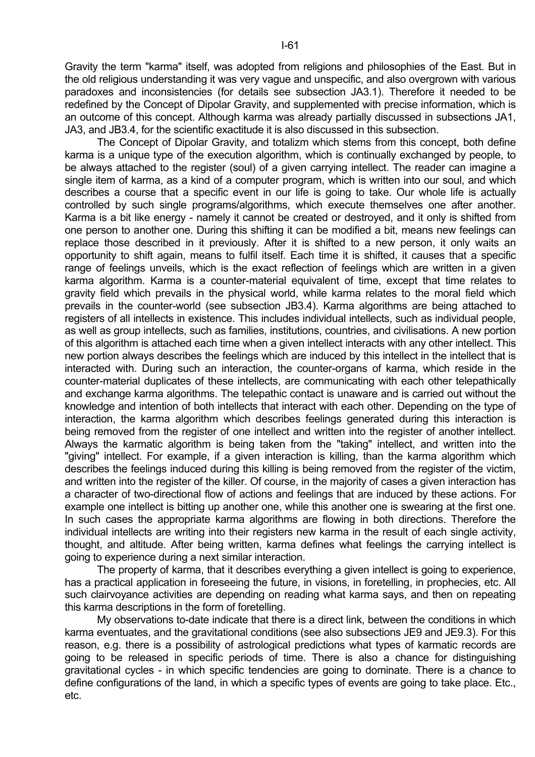Gravity the term "karma" itself, was adopted from religions and philosophies of the East. But in the old religious understanding it was very vague and unspecific, and also overgrown with various paradoxes and inconsistencies (for details see subsection JA3.1). Therefore it needed to be redefined by the Concept of Dipolar Gravity, and supplemented with precise information, which is an outcome of this concept. Although karma was already partially discussed in subsections JA1, JA3, and JB3.4, for the scientific exactitude it is also discussed in this subsection.

The Concept of Dipolar Gravity, and totalizm which stems from this concept, both define karma is a unique type of the execution algorithm, which is continually exchanged by people, to be always attached to the register (soul) of a given carrying intellect. The reader can imagine a single item of karma, as a kind of a computer program, which is written into our soul, and which describes a course that a specific event in our life is going to take. Our whole life is actually controlled by such single programs/algorithms, which execute themselves one after another. Karma is a bit like energy - namely it cannot be created or destroyed, and it only is shifted from one person to another one. During this shifting it can be modified a bit, means new feelings can replace those described in it previously. After it is shifted to a new person, it only waits an opportunity to shift again, means to fulfil itself. Each time it is shifted, it causes that a specific range of feelings unveils, which is the exact reflection of feelings which are written in a given karma algorithm. Karma is a counter-material equivalent of time, except that time relates to gravity field which prevails in the physical world, while karma relates to the moral field which prevails in the counter-world (see subsection JB3.4). Karma algorithms are being attached to registers of all intellects in existence. This includes individual intellects, such as individual people, as well as group intellects, such as families, institutions, countries, and civilisations. A new portion of this algorithm is attached each time when a given intellect interacts with any other intellect. This new portion always describes the feelings which are induced by this intellect in the intellect that is interacted with. During such an interaction, the counter-organs of karma, which reside in the counter-material duplicates of these intellects, are communicating with each other telepathically and exchange karma algorithms. The telepathic contact is unaware and is carried out without the knowledge and intention of both intellects that interact with each other. Depending on the type of interaction, the karma algorithm which describes feelings generated during this interaction is being removed from the register of one intellect and written into the register of another intellect. Always the karmatic algorithm is being taken from the "taking" intellect, and written into the "giving" intellect. For example, if a given interaction is killing, than the karma algorithm which describes the feelings induced during this killing is being removed from the register of the victim, and written into the register of the killer. Of course, in the majority of cases a given interaction has a character of two-directional flow of actions and feelings that are induced by these actions. For example one intellect is bitting up another one, while this another one is swearing at the first one. In such cases the appropriate karma algorithms are flowing in both directions. Therefore the individual intellects are writing into their registers new karma in the result of each single activity, thought, and altitude. After being written, karma defines what feelings the carrying intellect is going to experience during a next similar interaction.

The property of karma, that it describes everything a given intellect is going to experience, has a practical application in foreseeing the future, in visions, in foretelling, in prophecies, etc. All such clairvoyance activities are depending on reading what karma says, and then on repeating this karma descriptions in the form of foretelling.

My observations to-date indicate that there is a direct link, between the conditions in which karma eventuates, and the gravitational conditions (see also subsections JE9 and JE9.3). For this reason, e.g. there is a possibility of astrological predictions what types of karmatic records are going to be released in specific periods of time. There is also a chance for distinguishing gravitational cycles - in which specific tendencies are going to dominate. There is a chance to define configurations of the land, in which a specific types of events are going to take place. Etc., etc.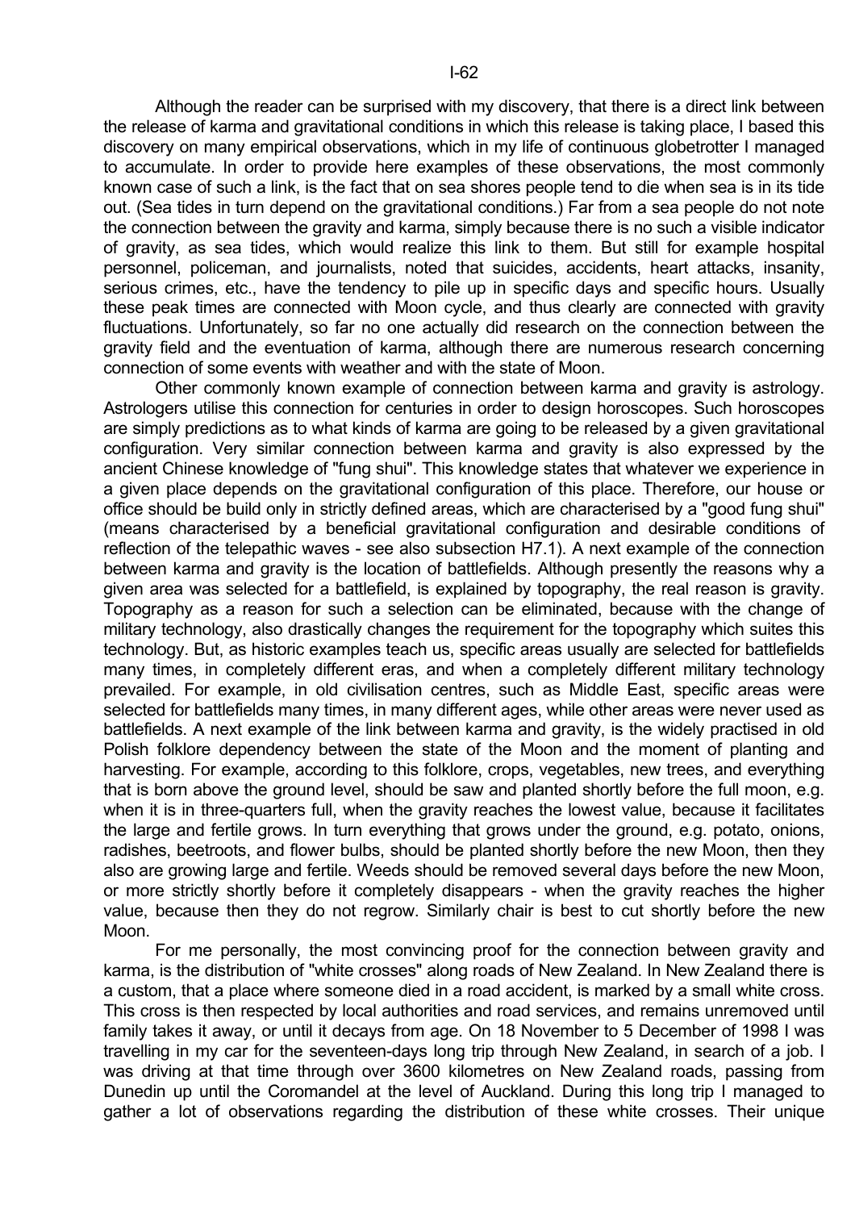Although the reader can be surprised with my discovery, that there is a direct link between the release of karma and gravitational conditions in which this release is taking place, I based this discovery on many empirical observations, which in my life of continuous globetrotter I managed to accumulate. In order to provide here examples of these observations, the most commonly known case of such a link, is the fact that on sea shores people tend to die when sea is in its tide out. (Sea tides in turn depend on the gravitational conditions.) Far from a sea people do not note the connection between the gravity and karma, simply because there is no such a visible indicator of gravity, as sea tides, which would realize this link to them. But still for example hospital personnel, policeman, and journalists, noted that suicides, accidents, heart attacks, insanity, serious crimes, etc., have the tendency to pile up in specific days and specific hours. Usually these peak times are connected with Moon cycle, and thus clearly are connected with gravity fluctuations. Unfortunately, so far no one actually did research on the connection between the gravity field and the eventuation of karma, although there are numerous research concerning connection of some events with weather and with the state of Moon.

Other commonly known example of connection between karma and gravity is astrology. Astrologers utilise this connection for centuries in order to design horoscopes. Such horoscopes are simply predictions as to what kinds of karma are going to be released by a given gravitational configuration. Very similar connection between karma and gravity is also expressed by the ancient Chinese knowledge of "fung shui". This knowledge states that whatever we experience in a given place depends on the gravitational configuration of this place. Therefore, our house or office should be build only in strictly defined areas, which are characterised by a "good fung shui" (means characterised by a beneficial gravitational configuration and desirable conditions of reflection of the telepathic waves - see also subsection H7.1). A next example of the connection between karma and gravity is the location of battlefields. Although presently the reasons why a given area was selected for a battlefield, is explained by topography, the real reason is gravity. Topography as a reason for such a selection can be eliminated, because with the change of military technology, also drastically changes the requirement for the topography which suites this technology. But, as historic examples teach us, specific areas usually are selected for battlefields many times, in completely different eras, and when a completely different military technology prevailed. For example, in old civilisation centres, such as Middle East, specific areas were selected for battlefields many times, in many different ages, while other areas were never used as battlefields. A next example of the link between karma and gravity, is the widely practised in old Polish folklore dependency between the state of the Moon and the moment of planting and harvesting. For example, according to this folklore, crops, vegetables, new trees, and everything that is born above the ground level, should be saw and planted shortly before the full moon, e.g. when it is in three-quarters full, when the gravity reaches the lowest value, because it facilitates the large and fertile grows. In turn everything that grows under the ground, e.g. potato, onions, radishes, beetroots, and flower bulbs, should be planted shortly before the new Moon, then they also are growing large and fertile. Weeds should be removed several days before the new Moon, or more strictly shortly before it completely disappears - when the gravity reaches the higher value, because then they do not regrow. Similarly chair is best to cut shortly before the new Moon.

For me personally, the most convincing proof for the connection between gravity and karma, is the distribution of "white crosses" along roads of New Zealand. In New Zealand there is a custom, that a place where someone died in a road accident, is marked by a small white cross. This cross is then respected by local authorities and road services, and remains unremoved until family takes it away, or until it decays from age. On 18 November to 5 December of 1998 I was travelling in my car for the seventeen-days long trip through New Zealand, in search of a job. I was driving at that time through over 3600 kilometres on New Zealand roads, passing from Dunedin up until the Coromandel at the level of Auckland. During this long trip I managed to gather a lot of observations regarding the distribution of these white crosses. Their unique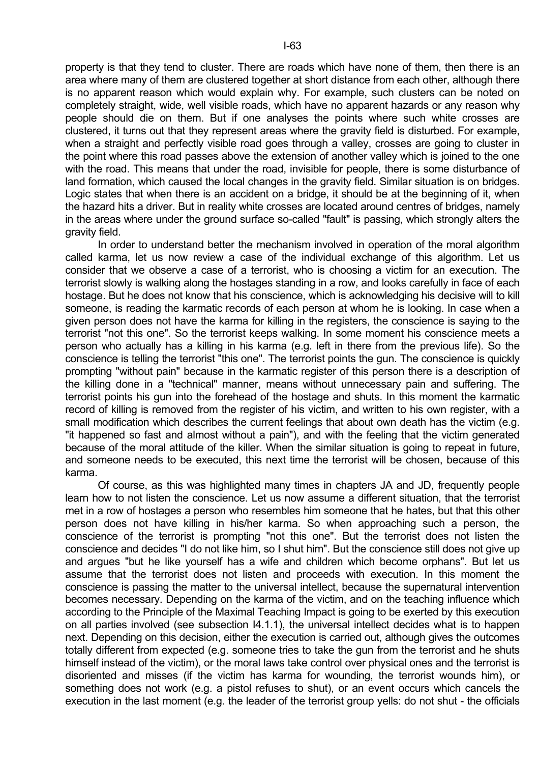property is that they tend to cluster. There are roads which have none of them, then there is an area where many of them are clustered together at short distance from each other, although there is no apparent reason which would explain why. For example, such clusters can be noted on completely straight, wide, well visible roads, which have no apparent hazards or any reason why people should die on them. But if one analyses the points where such white crosses are clustered, it turns out that they represent areas where the gravity field is disturbed. For example, when a straight and perfectly visible road goes through a valley, crosses are going to cluster in the point where this road passes above the extension of another valley which is joined to the one with the road. This means that under the road, invisible for people, there is some disturbance of land formation, which caused the local changes in the gravity field. Similar situation is on bridges. Logic states that when there is an accident on a bridge, it should be at the beginning of it, when the hazard hits a driver. But in reality white crosses are located around centres of bridges, namely in the areas where under the ground surface so-called "fault" is passing, which strongly alters the gravity field.

In order to understand better the mechanism involved in operation of the moral algorithm called karma, let us now review a case of the individual exchange of this algorithm. Let us consider that we observe a case of a terrorist, who is choosing a victim for an execution. The terrorist slowly is walking along the hostages standing in a row, and looks carefully in face of each hostage. But he does not know that his conscience, which is acknowledging his decisive will to kill someone, is reading the karmatic records of each person at whom he is looking. In case when a given person does not have the karma for killing in the registers, the conscience is saying to the terrorist "not this one". So the terrorist keeps walking. In some moment his conscience meets a person who actually has a killing in his karma (e.g. left in there from the previous life). So the conscience is telling the terrorist "this one". The terrorist points the gun. The conscience is quickly prompting "without pain" because in the karmatic register of this person there is a description of the killing done in a "technical" manner, means without unnecessary pain and suffering. The terrorist points his gun into the forehead of the hostage and shuts. In this moment the karmatic record of killing is removed from the register of his victim, and written to his own register, with a small modification which describes the current feelings that about own death has the victim (e.g. "it happened so fast and almost without a pain"), and with the feeling that the victim generated because of the moral attitude of the killer. When the similar situation is going to repeat in future, and someone needs to be executed, this next time the terrorist will be chosen, because of this karma.

Of course, as this was highlighted many times in chapters JA and JD, frequently people learn how to not listen the conscience. Let us now assume a different situation, that the terrorist met in a row of hostages a person who resembles him someone that he hates, but that this other person does not have killing in his/her karma. So when approaching such a person, the conscience of the terrorist is prompting "not this one". But the terrorist does not listen the conscience and decides "I do not like him, so I shut him". But the conscience still does not give up and argues "but he like yourself has a wife and children which become orphans". But let us assume that the terrorist does not listen and proceeds with execution. In this moment the conscience is passing the matter to the universal intellect, because the supernatural intervention becomes necessary. Depending on the karma of the victim, and on the teaching influence which according to the Principle of the Maximal Teaching Impact is going to be exerted by this execution on all parties involved (see subsection I4.1.1), the universal intellect decides what is to happen next. Depending on this decision, either the execution is carried out, although gives the outcomes totally different from expected (e.g. someone tries to take the gun from the terrorist and he shuts himself instead of the victim), or the moral laws take control over physical ones and the terrorist is disoriented and misses (if the victim has karma for wounding, the terrorist wounds him), or something does not work (e.g. a pistol refuses to shut), or an event occurs which cancels the execution in the last moment (e.g. the leader of the terrorist group yells: do not shut - the officials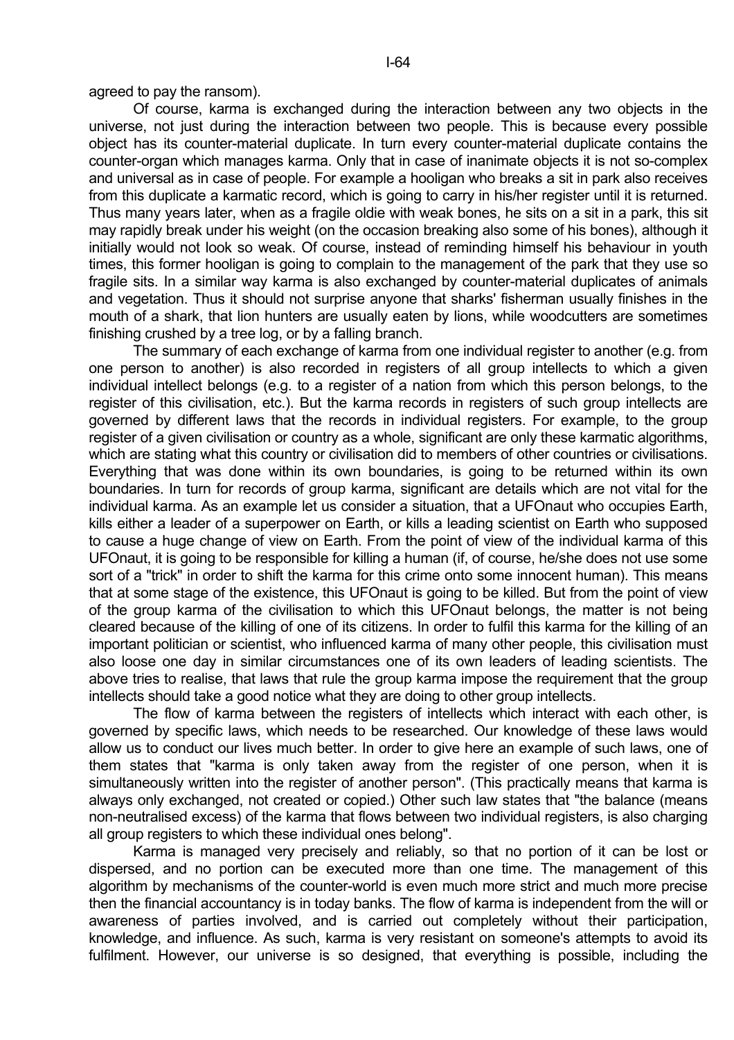agreed to pay the ransom).

Of course, karma is exchanged during the interaction between any two objects in the universe, not just during the interaction between two people. This is because every possible object has its counter-material duplicate. In turn every counter-material duplicate contains the counter-organ which manages karma. Only that in case of inanimate objects it is not so-complex and universal as in case of people. For example a hooligan who breaks a sit in park also receives from this duplicate a karmatic record, which is going to carry in his/her register until it is returned. Thus many years later, when as a fragile oldie with weak bones, he sits on a sit in a park, this sit may rapidly break under his weight (on the occasion breaking also some of his bones), although it initially would not look so weak. Of course, instead of reminding himself his behaviour in youth times, this former hooligan is going to complain to the management of the park that they use so fragile sits. In a similar way karma is also exchanged by counter-material duplicates of animals and vegetation. Thus it should not surprise anyone that sharks' fisherman usually finishes in the mouth of a shark, that lion hunters are usually eaten by lions, while woodcutters are sometimes finishing crushed by a tree log, or by a falling branch.

The summary of each exchange of karma from one individual register to another (e.g. from one person to another) is also recorded in registers of all group intellects to which a given individual intellect belongs (e.g. to a register of a nation from which this person belongs, to the register of this civilisation, etc.). But the karma records in registers of such group intellects are governed by different laws that the records in individual registers. For example, to the group register of a given civilisation or country as a whole, significant are only these karmatic algorithms, which are stating what this country or civilisation did to members of other countries or civilisations. Everything that was done within its own boundaries, is going to be returned within its own boundaries. In turn for records of group karma, significant are details which are not vital for the individual karma. As an example let us consider a situation, that a UFOnaut who occupies Earth, kills either a leader of a superpower on Earth, or kills a leading scientist on Earth who supposed to cause a huge change of view on Earth. From the point of view of the individual karma of this UFOnaut, it is going to be responsible for killing a human (if, of course, he/she does not use some sort of a "trick" in order to shift the karma for this crime onto some innocent human). This means that at some stage of the existence, this UFOnaut is going to be killed. But from the point of view of the group karma of the civilisation to which this UFOnaut belongs, the matter is not being cleared because of the killing of one of its citizens. In order to fulfil this karma for the killing of an important politician or scientist, who influenced karma of many other people, this civilisation must also loose one day in similar circumstances one of its own leaders of leading scientists. The above tries to realise, that laws that rule the group karma impose the requirement that the group intellects should take a good notice what they are doing to other group intellects.

The flow of karma between the registers of intellects which interact with each other, is governed by specific laws, which needs to be researched. Our knowledge of these laws would allow us to conduct our lives much better. In order to give here an example of such laws, one of them states that "karma is only taken away from the register of one person, when it is simultaneously written into the register of another person". (This practically means that karma is always only exchanged, not created or copied.) Other such law states that "the balance (means non-neutralised excess) of the karma that flows between two individual registers, is also charging all group registers to which these individual ones belong".

Karma is managed very precisely and reliably, so that no portion of it can be lost or dispersed, and no portion can be executed more than one time. The management of this algorithm by mechanisms of the counter-world is even much more strict and much more precise then the financial accountancy is in today banks. The flow of karma is independent from the will or awareness of parties involved, and is carried out completely without their participation, knowledge, and influence. As such, karma is very resistant on someone's attempts to avoid its fulfilment. However, our universe is so designed, that everything is possible, including the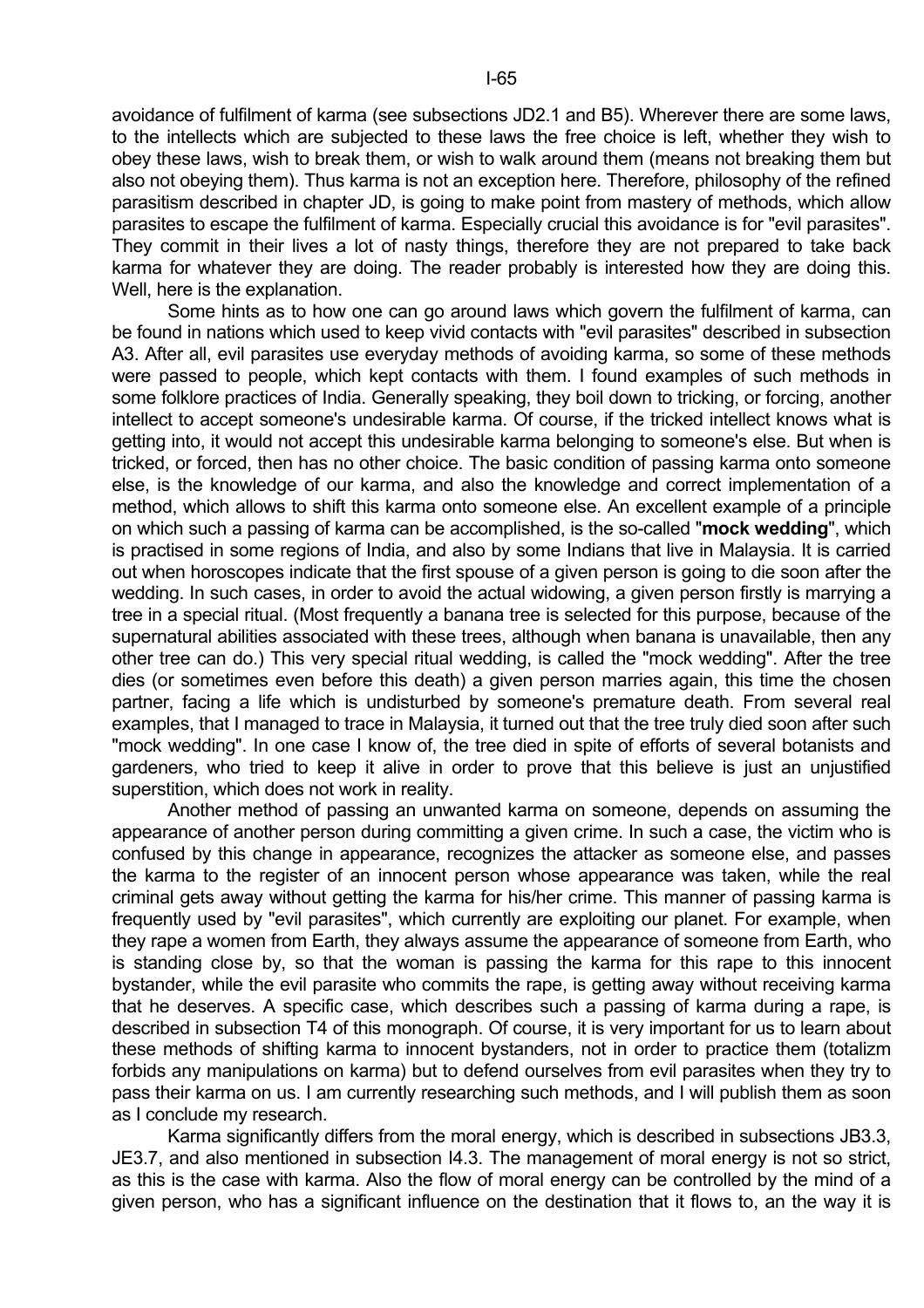avoidance of fulfilment of karma (see subsections JD2.1 and B5). Wherever there are some laws, to the intellects which are subjected to these laws the free choice is left, whether they wish to obey these laws, wish to break them, or wish to walk around them (means not breaking them but also not obeying them). Thus karma is not an exception here. Therefore, philosophy of the refined parasitism described in chapter JD, is going to make point from mastery of methods, which allow parasites to escape the fulfilment of karma. Especially crucial this avoidance is for "evil parasites". They commit in their lives a lot of nasty things, therefore they are not prepared to take back karma for whatever they are doing. The reader probably is interested how they are doing this. Well, here is the explanation.

Some hints as to how one can go around laws which govern the fulfilment of karma, can be found in nations which used to keep vivid contacts with "evil parasites" described in subsection A3. After all, evil parasites use everyday methods of avoiding karma, so some of these methods were passed to people, which kept contacts with them. I found examples of such methods in some folklore practices of India. Generally speaking, they boil down to tricking, or forcing, another intellect to accept someone's undesirable karma. Of course, if the tricked intellect knows what is getting into, it would not accept this undesirable karma belonging to someone's else. But when is tricked, or forced, then has no other choice. The basic condition of passing karma onto someone else, is the knowledge of our karma, and also the knowledge and correct implementation of a method, which allows to shift this karma onto someone else. An excellent example of a principle on which such a passing of karma can be accomplished, is the so-called "**mock wedding**", which is practised in some regions of India, and also by some Indians that live in Malaysia. It is carried out when horoscopes indicate that the first spouse of a given person is going to die soon after the wedding. In such cases, in order to avoid the actual widowing, a given person firstly is marrying a tree in a special ritual. (Most frequently a banana tree is selected for this purpose, because of the supernatural abilities associated with these trees, although when banana is unavailable, then any other tree can do.) This very special ritual wedding, is called the "mock wedding". After the tree dies (or sometimes even before this death) a given person marries again, this time the chosen partner, facing a life which is undisturbed by someone's premature death. From several real examples, that I managed to trace in Malaysia, it turned out that the tree truly died soon after such "mock wedding". In one case I know of, the tree died in spite of efforts of several botanists and gardeners, who tried to keep it alive in order to prove that this believe is just an unjustified superstition, which does not work in reality.

Another method of passing an unwanted karma on someone, depends on assuming the appearance of another person during committing a given crime. In such a case, the victim who is confused by this change in appearance, recognizes the attacker as someone else, and passes the karma to the register of an innocent person whose appearance was taken, while the real criminal gets away without getting the karma for his/her crime. This manner of passing karma is frequently used by "evil parasites", which currently are exploiting our planet. For example, when they rape a women from Earth, they always assume the appearance of someone from Earth, who is standing close by, so that the woman is passing the karma for this rape to this innocent bystander, while the evil parasite who commits the rape, is getting away without receiving karma that he deserves. A specific case, which describes such a passing of karma during a rape, is described in subsection T4 of this monograph. Of course, it is very important for us to learn about these methods of shifting karma to innocent bystanders, not in order to practice them (totalizm forbids any manipulations on karma) but to defend ourselves from evil parasites when they try to pass their karma on us. I am currently researching such methods, and I will publish them as soon as I conclude my research.

Karma significantly differs from the moral energy, which is described in subsections JB3.3, JE3.7, and also mentioned in subsection I4.3. The management of moral energy is not so strict, as this is the case with karma. Also the flow of moral energy can be controlled by the mind of a given person, who has a significant influence on the destination that it flows to, an the way it is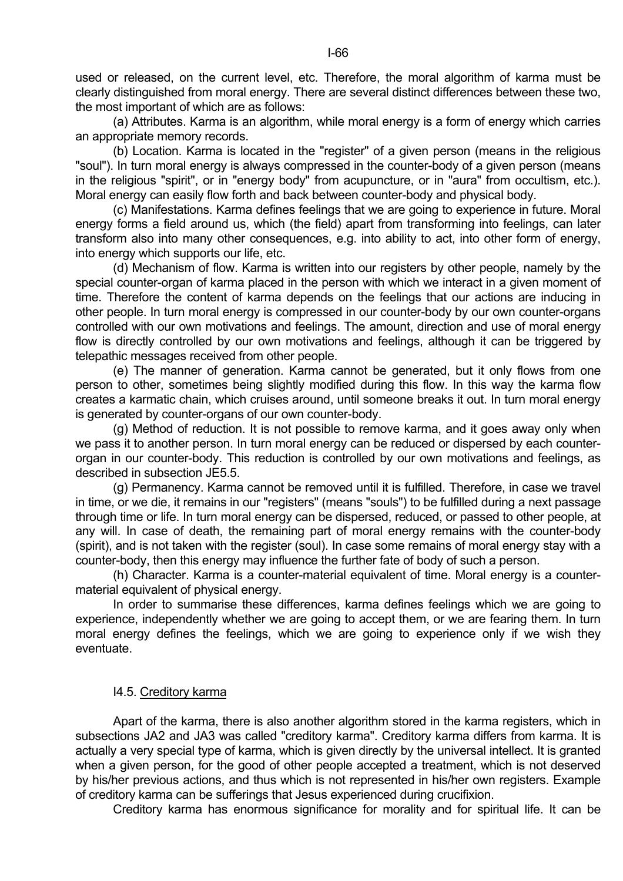used or released, on the current level, etc. Therefore, the moral algorithm of karma must be clearly distinguished from moral energy. There are several distinct differences between these two, the most important of which are as follows:

(a) Attributes. Karma is an algorithm, while moral energy is a form of energy which carries an appropriate memory records.

(b) Location. Karma is located in the "register" of a given person (means in the religious "soul"). In turn moral energy is always compressed in the counter-body of a given person (means in the religious "spirit", or in "energy body" from acupuncture, or in "aura" from occultism, etc.). Moral energy can easily flow forth and back between counter-body and physical body.

(c) Manifestations. Karma defines feelings that we are going to experience in future. Moral energy forms a field around us, which (the field) apart from transforming into feelings, can later transform also into many other consequences, e.g. into ability to act, into other form of energy, into energy which supports our life, etc.

(d) Mechanism of flow. Karma is written into our registers by other people, namely by the special counter-organ of karma placed in the person with which we interact in a given moment of time. Therefore the content of karma depends on the feelings that our actions are inducing in other people. In turn moral energy is compressed in our counter-body by our own counter-organs controlled with our own motivations and feelings. The amount, direction and use of moral energy flow is directly controlled by our own motivations and feelings, although it can be triggered by telepathic messages received from other people.

(e) The manner of generation. Karma cannot be generated, but it only flows from one person to other, sometimes being slightly modified during this flow. In this way the karma flow creates a karmatic chain, which cruises around, until someone breaks it out. In turn moral energy is generated by counter-organs of our own counter-body.

(g) Method of reduction. It is not possible to remove karma, and it goes away only when we pass it to another person. In turn moral energy can be reduced or dispersed by each counter-organ in our counter-body. This reduction is controlled by our own motivations and feelings, as described in subsection JE5.5.

(g) Permanency. Karma cannot be removed until it is fulfilled. Therefore, in case we travel in time, or we die, it remains in our "registers" (means "souls") to be fulfilled during a next passage through time or life. In turn moral energy can be dispersed, reduced, or passed to other people, at any will. In case of death, the remaining part of moral energy remains with the counter-body (spirit), and is not taken with the register (soul). In case some remains of moral energy stay with a counter-body, then this energy may influence the further fate of body of such a person.

(h) Character. Karma is a counter-material equivalent of time. Moral energy is a counter-material equivalent of physical energy.

In order to summarise these differences, karma defines feelings which we are going to experience, independently whether we are going to accept them, or we are fearing them. In turn moral energy defines the feelings, which we are going to experience only if we wish they eventuate.

## I4.5. Creditory karma

Apart of the karma, there is also another algorithm stored in the karma registers, which in subsections JA2 and JA3 was called "creditory karma". Creditory karma differs from karma. It is actually a very special type of karma, which is given directly by the universal intellect. It is granted when a given person, for the good of other people accepted a treatment, which is not deserved by his/her previous actions, and thus which is not represented in his/her own registers. Example of creditory karma can be sufferings that Jesus experienced during crucifixion.

Creditory karma has enormous significance for morality and for spiritual life. It can be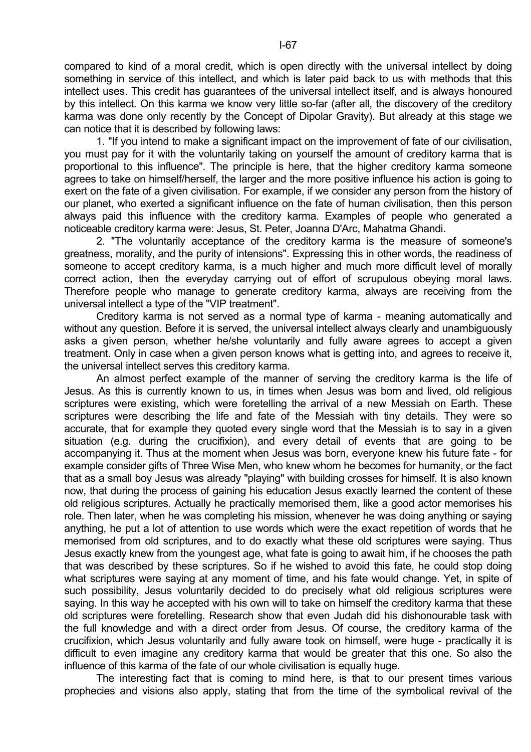compared to kind of a moral credit, which is open directly with the universal intellect by doing something in service of this intellect, and which is later paid back to us with methods that this intellect uses. This credit has guarantees of the universal intellect itself, and is always honoured by this intellect. On this karma we know very little so-far (after all, the discovery of the creditory karma was done only recently by the Concept of Dipolar Gravity). But already at this stage we can notice that it is described by following laws:

1. "If you intend to make a significant impact on the improvement of fate of our civilisation, you must pay for it with the voluntarily taking on yourself the amount of creditory karma that is proportional to this influence". The principle is here, that the higher creditory karma someone agrees to take on himself/herself, the larger and the more positive influence his action is going to exert on the fate of a given civilisation. For example, if we consider any person from the history of our planet, who exerted a significant influence on the fate of human civilisation, then this person always paid this influence with the creditory karma. Examples of people who generated a noticeable creditory karma were: Jesus, St. Peter, Joanna D'Arc, Mahatma Ghandi.

2. "The voluntarily acceptance of the creditory karma is the measure of someone's greatness, morality, and the purity of intensions". Expressing this in other words, the readiness of someone to accept creditory karma, is a much higher and much more difficult level of morally correct action, then the everyday carrying out of effort of scrupulous obeying moral laws. Therefore people who manage to generate creditory karma, always are receiving from the universal intellect a type of the "VIP treatment".

Creditory karma is not served as a normal type of karma - meaning automatically and without any question. Before it is served, the universal intellect always clearly and unambiguously asks a given person, whether he/she voluntarily and fully aware agrees to accept a given treatment. Only in case when a given person knows what is getting into, and agrees to receive it, the universal intellect serves this creditory karma.

An almost perfect example of the manner of serving the creditory karma is the life of Jesus. As this is currently known to us, in times when Jesus was born and lived, old religious scriptures were existing, which were foretelling the arrival of a new Messiah on Earth. These scriptures were describing the life and fate of the Messiah with tiny details. They were so accurate, that for example they quoted every single word that the Messiah is to say in a given situation (e.g. during the crucifixion), and every detail of events that are going to be accompanying it. Thus at the moment when Jesus was born, everyone knew his future fate - for example consider gifts of Three Wise Men, who knew whom he becomes for humanity, or the fact that as a small boy Jesus was already "playing" with building crosses for himself. It is also known now, that during the process of gaining his education Jesus exactly learned the content of these old religious scriptures. Actually he practically memorised them, like a good actor memorises his role. Then later, when he was completing his mission, whenever he was doing anything or saying anything, he put a lot of attention to use words which were the exact repetition of words that he memorised from old scriptures, and to do exactly what these old scriptures were saying. Thus Jesus exactly knew from the youngest age, what fate is going to await him, if he chooses the path that was described by these scriptures. So if he wished to avoid this fate, he could stop doing what scriptures were saying at any moment of time, and his fate would change. Yet, in spite of such possibility, Jesus voluntarily decided to do precisely what old religious scriptures were saying. In this way he accepted with his own will to take on himself the creditory karma that these old scriptures were foretelling. Research show that even Judah did his dishonourable task with the full knowledge and with a direct order from Jesus. Of course, the creditory karma of the crucifixion, which Jesus voluntarily and fully aware took on himself, were huge - practically it is difficult to even imagine any creditory karma that would be greater that this one. So also the influence of this karma of the fate of our whole civilisation is equally huge.

The interesting fact that is coming to mind here, is that to our present times various prophecies and visions also apply, stating that from the time of the symbolical revival of the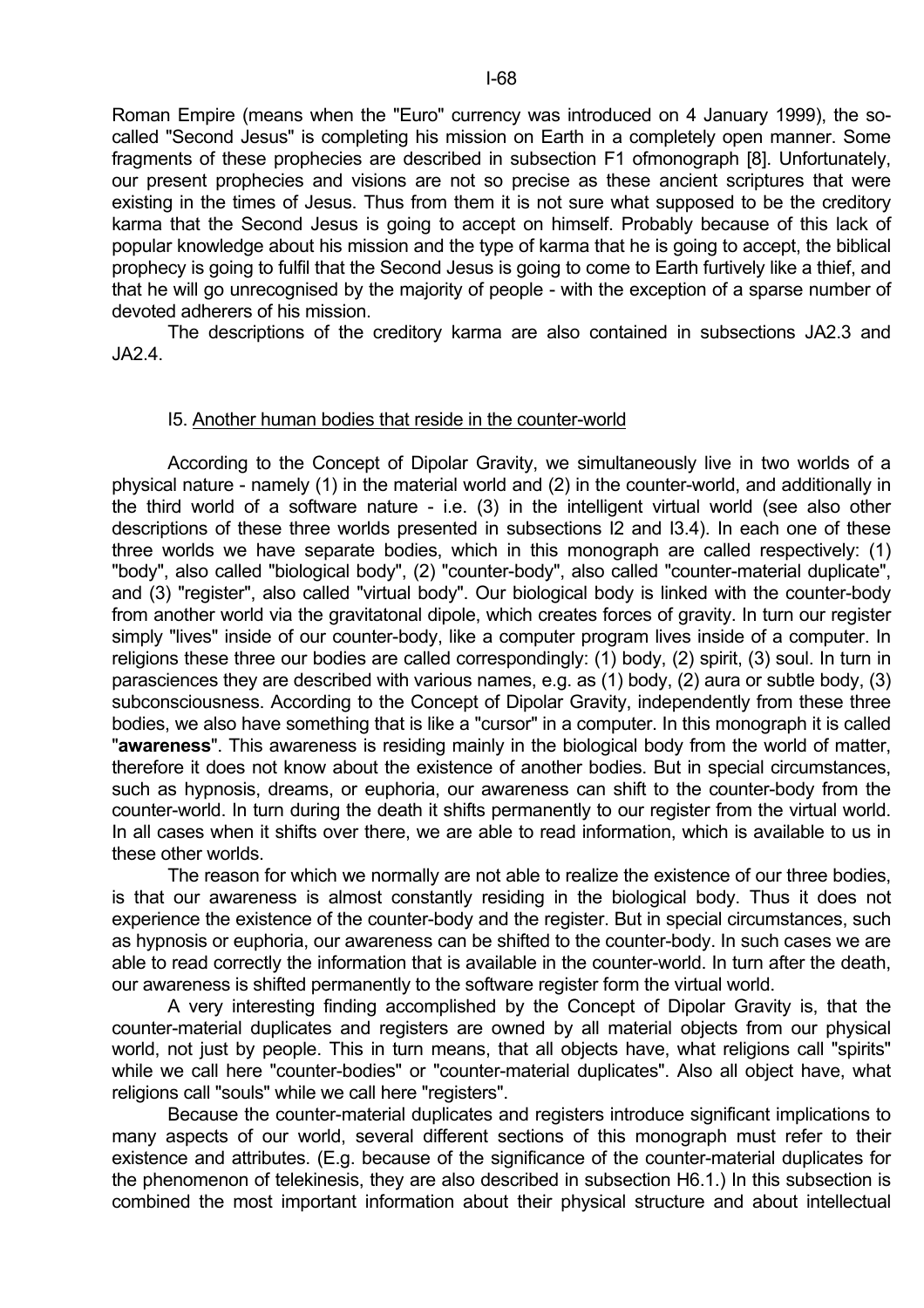Roman Empire (means when the "Euro" currency was introduced on 4 January 1999), the so-called "Second Jesus" is completing his mission on Earth in a completely open manner. Some fragments of these prophecies are described in subsection F1 ofmonograph [8]. Unfortunately, our present prophecies and visions are not so precise as these ancient scriptures that were existing in the times of Jesus. Thus from them it is not sure what supposed to be the creditory karma that the Second Jesus is going to accept on himself. Probably because of this lack of popular knowledge about his mission and the type of karma that he is going to accept, the biblical prophecy is going to fulfil that the Second Jesus is going to come to Earth furtively like a thief, and that he will go unrecognised by the majority of people - with the exception of a sparse number of devoted adherers of his mission.

The descriptions of the creditory karma are also contained in subsections JA2.3 and JA2.4.

## I5. Another human bodies that reside in the counter-world

According to the Concept of Dipolar Gravity, we simultaneously live in two worlds of a physical nature - namely (1) in the material world and (2) in the counter-world, and additionally in the third world of a software nature - i.e. (3) in the intelligent virtual world (see also other descriptions of these three worlds presented in subsections I2 and I3.4). In each one of these three worlds we have separate bodies, which in this monograph are called respectively: (1) "body", also called "biological body", (2) "counter-body", also called "counter-material duplicate", and (3) "register", also called "virtual body". Our biological body is linked with the counter-body from another world via the gravitatonal dipole, which creates forces of gravity. In turn our register simply "lives" inside of our counter-body, like a computer program lives inside of a computer. In religions these three our bodies are called correspondingly: (1) body, (2) spirit, (3) soul. In turn in parasciences they are described with various names, e.g. as (1) body, (2) aura or subtle body, (3) subconsciousness. According to the Concept of Dipolar Gravity, independently from these three bodies, we also have something that is like a "cursor" in a computer. In this monograph it is called "**awareness**". This awareness is residing mainly in the biological body from the world of matter, therefore it does not know about the existence of another bodies. But in special circumstances, such as hypnosis, dreams, or euphoria, our awareness can shift to the counter-body from the counter-world. In turn during the death it shifts permanently to our register from the virtual world. In all cases when it shifts over there, we are able to read information, which is available to us in these other worlds.

The reason for which we normally are not able to realize the existence of our three bodies, is that our awareness is almost constantly residing in the biological body. Thus it does not experience the existence of the counter-body and the register. But in special circumstances, such as hypnosis or euphoria, our awareness can be shifted to the counter-body. In such cases we are able to read correctly the information that is available in the counter-world. In turn after the death, our awareness is shifted permanently to the software register form the virtual world.

A very interesting finding accomplished by the Concept of Dipolar Gravity is, that the counter-material duplicates and registers are owned by all material objects from our physical world, not just by people. This in turn means, that all objects have, what religions call "spirits" while we call here "counter-bodies" or "counter-material duplicates". Also all object have, what religions call "souls" while we call here "registers".

Because the counter-material duplicates and registers introduce significant implications to many aspects of our world, several different sections of this monograph must refer to their existence and attributes. (E.g. because of the significance of the counter-material duplicates for the phenomenon of telekinesis, they are also described in subsection H6.1.) In this subsection is combined the most important information about their physical structure and about intellectual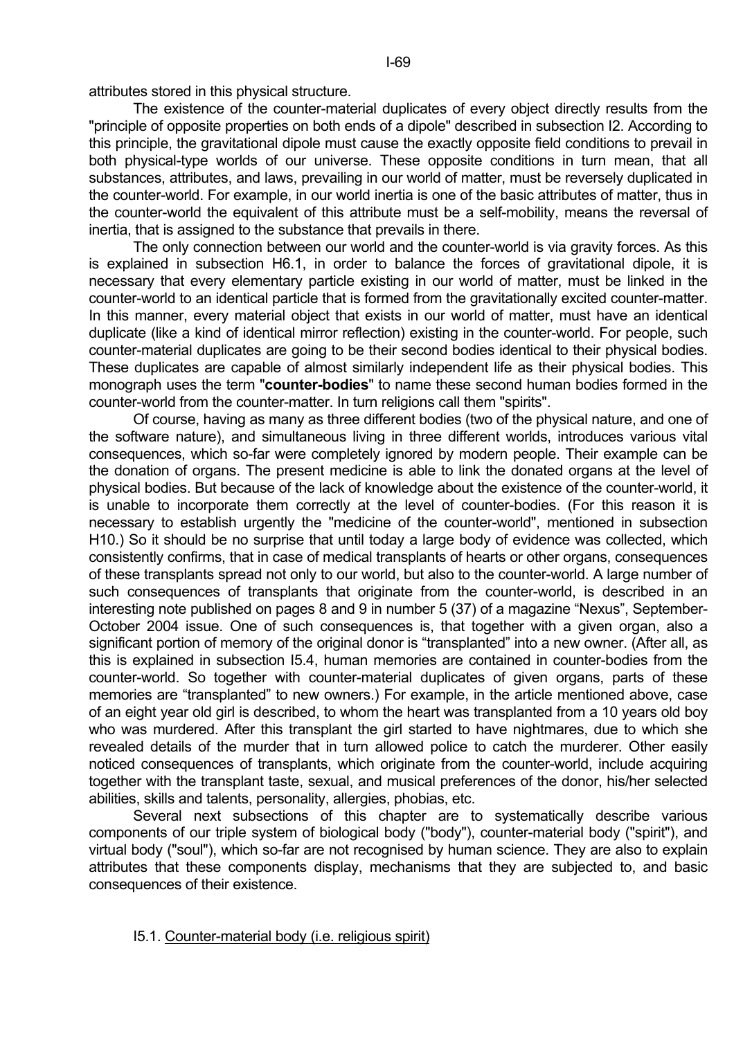attributes stored in this physical structure.

The existence of the counter-material duplicates of every object directly results from the "principle of opposite properties on both ends of a dipole" described in subsection I2. According to this principle, the gravitational dipole must cause the exactly opposite field conditions to prevail in both physical-type worlds of our universe. These opposite conditions in turn mean, that all substances, attributes, and laws, prevailing in our world of matter, must be reversely duplicated in the counter-world. For example, in our world inertia is one of the basic attributes of matter, thus in the counter-world the equivalent of this attribute must be a self-mobility, means the reversal of inertia, that is assigned to the substance that prevails in there.

The only connection between our world and the counter-world is via gravity forces. As this is explained in subsection H6.1, in order to balance the forces of gravitational dipole, it is necessary that every elementary particle existing in our world of matter, must be linked in the counter-world to an identical particle that is formed from the gravitationally excited counter-matter. In this manner, every material object that exists in our world of matter, must have an identical duplicate (like a kind of identical mirror reflection) existing in the counter-world. For people, such counter-material duplicates are going to be their second bodies identical to their physical bodies. These duplicates are capable of almost similarly independent life as their physical bodies. This monograph uses the term "**counter-bodies**" to name these second human bodies formed in the counter-world from the counter-matter. In turn religions call them "spirits".

Of course, having as many as three different bodies (two of the physical nature, and one of the software nature), and simultaneous living in three different worlds, introduces various vital consequences, which so-far were completely ignored by modern people. Their example can be the donation of organs. The present medicine is able to link the donated organs at the level of physical bodies. But because of the lack of knowledge about the existence of the counter-world, it is unable to incorporate them correctly at the level of counter-bodies. (For this reason it is necessary to establish urgently the "medicine of the counter-world", mentioned in subsection H10.) So it should be no surprise that until today a large body of evidence was collected, which consistently confirms, that in case of medical transplants of hearts or other organs, consequences of these transplants spread not only to our world, but also to the counter-world. A large number of such consequences of transplants that originate from the counter-world, is described in an interesting note published on pages 8 and 9 in number 5 (37) of a magazine "Nexus", September-October 2004 issue. One of such consequences is, that together with a given organ, also a significant portion of memory of the original donor is "transplanted" into a new owner. (After all, as this is explained in subsection I5.4, human memories are contained in counter-bodies from the counter-world. So together with counter-material duplicates of given organs, parts of these memories are "transplanted" to new owners.) For example, in the article mentioned above, case of an eight year old girl is described, to whom the heart was transplanted from a 10 years old boy who was murdered. After this transplant the girl started to have nightmares, due to which she revealed details of the murder that in turn allowed police to catch the murderer. Other easily noticed consequences of transplants, which originate from the counter-world, include acquiring together with the transplant taste, sexual, and musical preferences of the donor, his/her selected abilities, skills and talents, personality, allergies, phobias, etc.

Several next subsections of this chapter are to systematically describe various components of our triple system of biological body ("body"), counter-material body ("spirit"), and virtual body ("soul"), which so-far are not recognised by human science. They are also to explain attributes that these components display, mechanisms that they are subjected to, and basic consequences of their existence.

### I5.1. Counter-material body (i.e. religious spirit)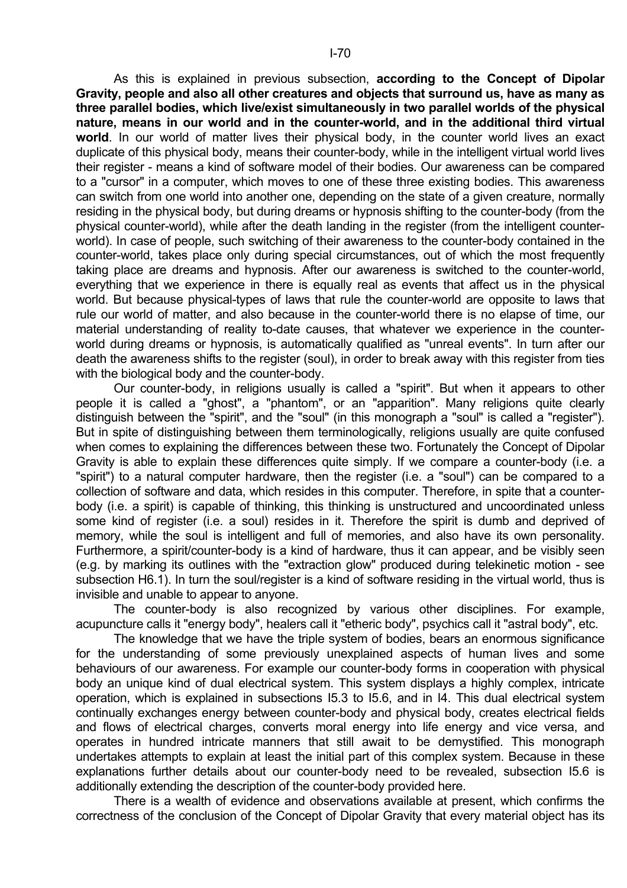As this is explained in previous subsection, **according to the Concept of Dipolar Gravity, people and also all other creatures and objects that surround us, have as many as three parallel bodies, which live/exist simultaneously in two parallel worlds of the physical nature, means in our world and in the counter-world, and in the additional third virtual world**. In our world of matter lives their physical body, in the counter world lives an exact duplicate of this physical body, means their counter-body, while in the intelligent virtual world lives their register - means a kind of software model of their bodies. Our awareness can be compared to a "cursor" in a computer, which moves to one of these three existing bodies. This awareness can switch from one world into another one, depending on the state of a given creature, normally residing in the physical body, but during dreams or hypnosis shifting to the counter-body (from the physical counter-world), while after the death landing in the register (from the intelligent counter-world). In case of people, such switching of their awareness to the counter-body contained in the counter-world, takes place only during special circumstances, out of which the most frequently taking place are dreams and hypnosis. After our awareness is switched to the counter-world, everything that we experience in there is equally real as events that affect us in the physical world. But because physical-types of laws that rule the counter-world are opposite to laws that rule our world of matter, and also because in the counter-world there is no elapse of time, our material understanding of reality to-date causes, that whatever we experience in the counter-world during dreams or hypnosis, is automatically qualified as "unreal events". In turn after our death the awareness shifts to the register (soul), in order to break away with this register from ties with the biological body and the counter-body.

Our counter-body, in religions usually is called a "spirit". But when it appears to other people it is called a "ghost", a "phantom", or an "apparition". Many religions quite clearly distinguish between the "spirit", and the "soul" (in this monograph a "soul" is called a "register"). But in spite of distinguishing between them terminologically, religions usually are quite confused when comes to explaining the differences between these two. Fortunately the Concept of Dipolar Gravity is able to explain these differences quite simply. If we compare a counter-body (i.e. a "spirit") to a natural computer hardware, then the register (i.e. a "soul") can be compared to a collection of software and data, which resides in this computer. Therefore, in spite that a counter-body (i.e. a spirit) is capable of thinking, this thinking is unstructured and uncoordinated unless some kind of register (i.e. a soul) resides in it. Therefore the spirit is dumb and deprived of memory, while the soul is intelligent and full of memories, and also have its own personality. Furthermore, a spirit/counter-body is a kind of hardware, thus it can appear, and be visibly seen (e.g. by marking its outlines with the "extraction glow" produced during telekinetic motion - see subsection H6.1). In turn the soul/register is a kind of software residing in the virtual world, thus is invisible and unable to appear to anyone.

The counter-body is also recognized by various other disciplines. For example, acupuncture calls it "energy body", healers call it "etheric body", psychics call it "astral body", etc.

The knowledge that we have the triple system of bodies, bears an enormous significance for the understanding of some previously unexplained aspects of human lives and some behaviours of our awareness. For example our counter-body forms in cooperation with physical body an unique kind of dual electrical system. This system displays a highly complex, intricate operation, which is explained in subsections I5.3 to I5.6, and in I4. This dual electrical system continually exchanges energy between counter-body and physical body, creates electrical fields and flows of electrical charges, converts moral energy into life energy and vice versa, and operates in hundred intricate manners that still await to be demystified. This monograph undertakes attempts to explain at least the initial part of this complex system. Because in these explanations further details about our counter-body need to be revealed, subsection I5.6 is additionally extending the description of the counter-body provided here.

There is a wealth of evidence and observations available at present, which confirms the correctness of the conclusion of the Concept of Dipolar Gravity that every material object has its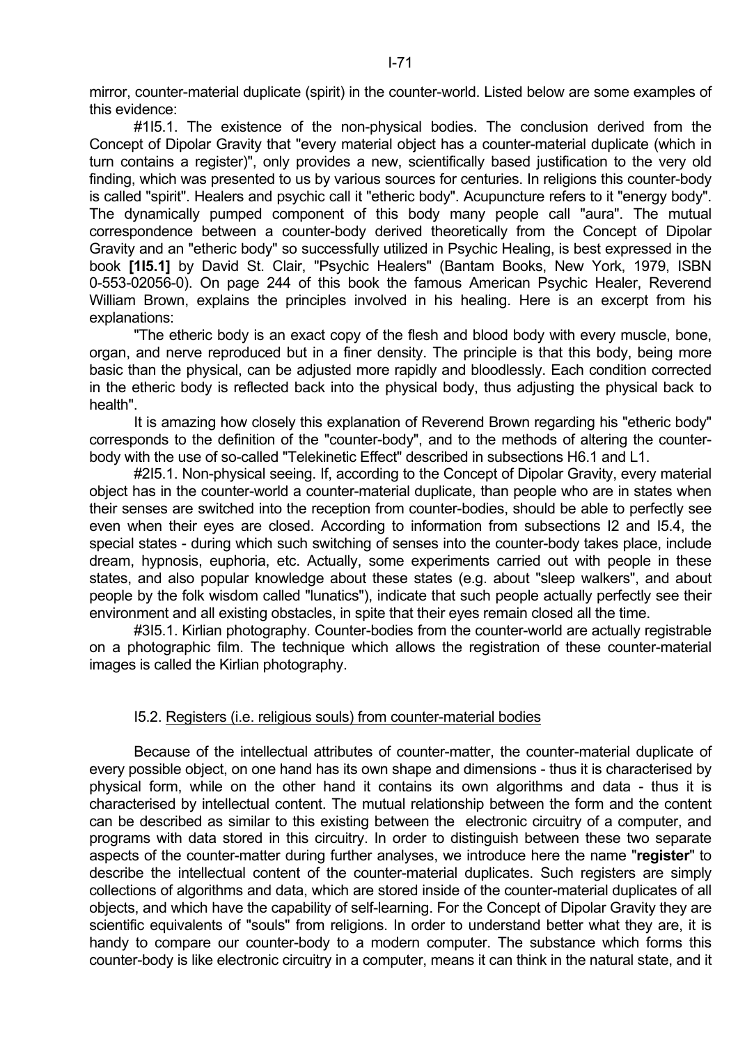mirror, counter-material duplicate (spirit) in the counter-world. Listed below are some examples of this evidence:

#1I5.1. The existence of the non-physical bodies. The conclusion derived from the Concept of Dipolar Gravity that "every material object has a counter-material duplicate (which in turn contains a register)", only provides a new, scientifically based justification to the very old finding, which was presented to us by various sources for centuries. In religions this counter-body is called "spirit". Healers and psychic call it "etheric body". Acupuncture refers to it "energy body". The dynamically pumped component of this body many people call "aura". The mutual correspondence between a counter-body derived theoretically from the Concept of Dipolar Gravity and an "etheric body" so successfully utilized in Psychic Healing, is best expressed in the book **[1I5.1]** by David St. Clair, "Psychic Healers" (Bantam Books, New York, 1979, ISBN 0-553-02056-0). On page 244 of this book the famous American Psychic Healer, Reverend William Brown, explains the principles involved in his healing. Here is an excerpt from his explanations:

"The etheric body is an exact copy of the flesh and blood body with every muscle, bone, organ, and nerve reproduced but in a finer density. The principle is that this body, being more basic than the physical, can be adjusted more rapidly and bloodlessly. Each condition corrected in the etheric body is reflected back into the physical body, thus adjusting the physical back to health".

It is amazing how closely this explanation of Reverend Brown regarding his "etheric body" corresponds to the definition of the "counter-body", and to the methods of altering the counter-body with the use of so-called "Telekinetic Effect" described in subsections H6.1 and L1.

#2I5.1. Non-physical seeing. If, according to the Concept of Dipolar Gravity, every material object has in the counter-world a counter-material duplicate, than people who are in states when their senses are switched into the reception from counter-bodies, should be able to perfectly see even when their eyes are closed. According to information from subsections I2 and I5.4, the special states - during which such switching of senses into the counter-body takes place, include dream, hypnosis, euphoria, etc. Actually, some experiments carried out with people in these states, and also popular knowledge about these states (e.g. about "sleep walkers", and about people by the folk wisdom called "lunatics"), indicate that such people actually perfectly see their environment and all existing obstacles, in spite that their eyes remain closed all the time.

#3I5.1. Kirlian photography. Counter-bodies from the counter-world are actually registrable on a photographic film. The technique which allows the registration of these counter-material images is called the Kirlian photography.

### I5.2. Registers (i.e. religious souls) from counter-material bodies

Because of the intellectual attributes of counter-matter, the counter-material duplicate of every possible object, on one hand has its own shape and dimensions - thus it is characterised by physical form, while on the other hand it contains its own algorithms and data - thus it is characterised by intellectual content. The mutual relationship between the form and the content can be described as similar to this existing between the electronic circuitry of a computer, and programs with data stored in this circuitry. In order to distinguish between these two separate aspects of the counter-matter during further analyses, we introduce here the name "**register**" to describe the intellectual content of the counter-material duplicates. Such registers are simply collections of algorithms and data, which are stored inside of the counter-material duplicates of all objects, and which have the capability of self-learning. For the Concept of Dipolar Gravity they are scientific equivalents of "souls" from religions. In order to understand better what they are, it is handy to compare our counter-body to a modern computer. The substance which forms this counter-body is like electronic circuitry in a computer, means it can think in the natural state, and it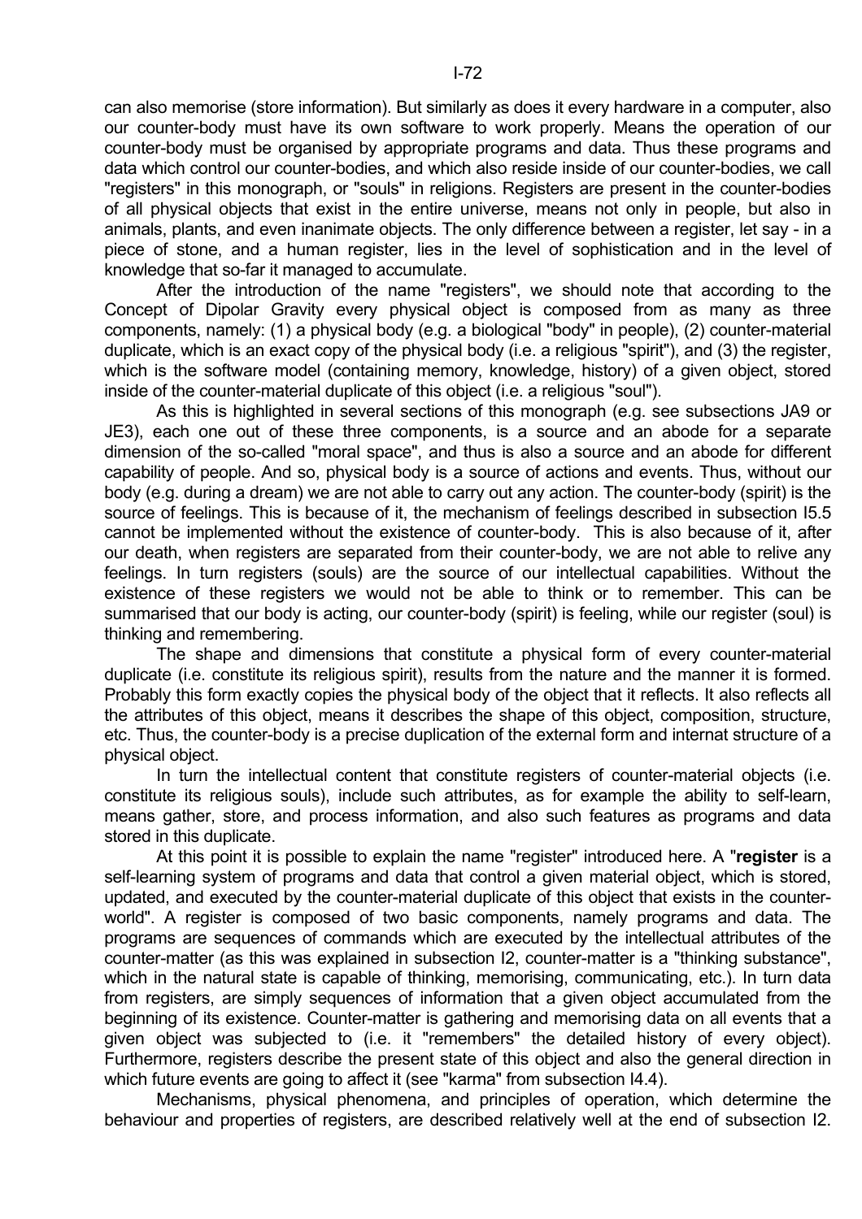can also memorise (store information). But similarly as does it every hardware in a computer, also our counter-body must have its own software to work properly. Means the operation of our counter-body must be organised by appropriate programs and data. Thus these programs and data which control our counter-bodies, and which also reside inside of our counter-bodies, we call "registers" in this monograph, or "souls" in religions. Registers are present in the counter-bodies of all physical objects that exist in the entire universe, means not only in people, but also in animals, plants, and even inanimate objects. The only difference between a register, let say - in a piece of stone, and a human register, lies in the level of sophistication and in the level of knowledge that so-far it managed to accumulate.

After the introduction of the name "registers", we should note that according to the Concept of Dipolar Gravity every physical object is composed from as many as three components, namely: (1) a physical body (e.g. a biological "body" in people), (2) counter-material duplicate, which is an exact copy of the physical body (i.e. a religious "spirit"), and (3) the register, which is the software model (containing memory, knowledge, history) of a given object, stored inside of the counter-material duplicate of this object (i.e. a religious "soul").

As this is highlighted in several sections of this monograph (e.g. see subsections JA9 or JE3), each one out of these three components, is a source and an abode for a separate dimension of the so-called "moral space", and thus is also a source and an abode for different capability of people. And so, physical body is a source of actions and events. Thus, without our body (e.g. during a dream) we are not able to carry out any action. The counter-body (spirit) is the source of feelings. This is because of it, the mechanism of feelings described in subsection I5.5 cannot be implemented without the existence of counter-body. This is also because of it, after our death, when registers are separated from their counter-body, we are not able to relive any feelings. In turn registers (souls) are the source of our intellectual capabilities. Without the existence of these registers we would not be able to think or to remember. This can be summarised that our body is acting, our counter-body (spirit) is feeling, while our register (soul) is thinking and remembering.

The shape and dimensions that constitute a physical form of every counter-material duplicate (i.e. constitute its religious spirit), results from the nature and the manner it is formed. Probably this form exactly copies the physical body of the object that it reflects. It also reflects all the attributes of this object, means it describes the shape of this object, composition, structure, etc. Thus, the counter-body is a precise duplication of the external form and internat structure of a physical object.

In turn the intellectual content that constitute registers of counter-material objects (i.e. constitute its religious souls), include such attributes, as for example the ability to self-learn, means gather, store, and process information, and also such features as programs and data stored in this duplicate.

At this point it is possible to explain the name "register" introduced here. A "**register** is a self-learning system of programs and data that control a given material object, which is stored, updated, and executed by the counter-material duplicate of this object that exists in the counter-world". A register is composed of two basic components, namely programs and data. The programs are sequences of commands which are executed by the intellectual attributes of the counter-matter (as this was explained in subsection I2, counter-matter is a "thinking substance", which in the natural state is capable of thinking, memorising, communicating, etc.). In turn data from registers, are simply sequences of information that a given object accumulated from the beginning of its existence. Counter-matter is gathering and memorising data on all events that a given object was subjected to (i.e. it "remembers" the detailed history of every object). Furthermore, registers describe the present state of this object and also the general direction in which future events are going to affect it (see "karma" from subsection I4.4).

Mechanisms, physical phenomena, and principles of operation, which determine the behaviour and properties of registers, are described relatively well at the end of subsection I2.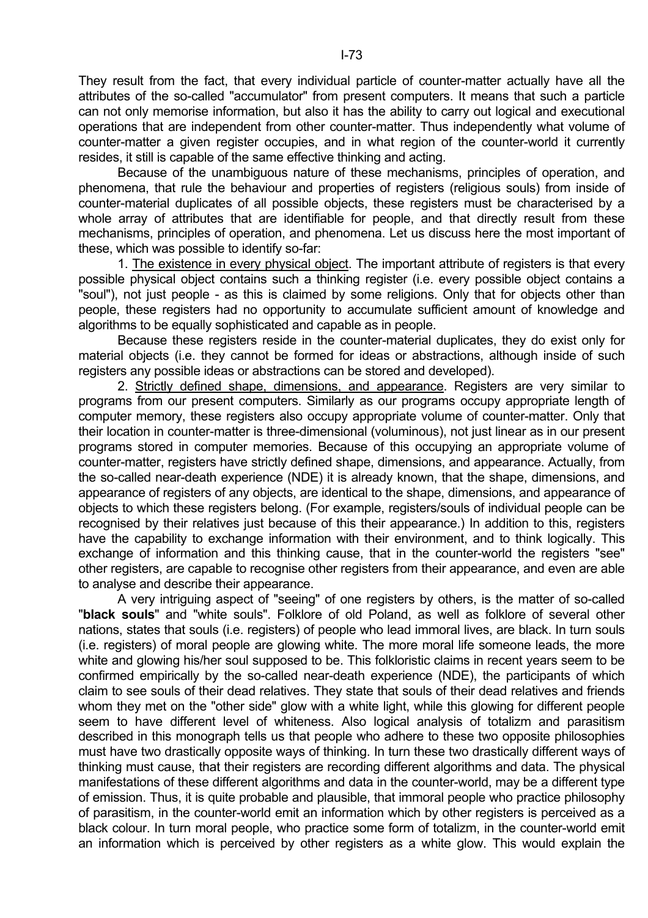They result from the fact, that every individual particle of counter-matter actually have all the attributes of the so-called "accumulator" from present computers. It means that such a particle can not only memorise information, but also it has the ability to carry out logical and executional operations that are independent from other counter-matter. Thus independently what volume of counter-matter a given register occupies, and in what region of the counter-world it currently resides, it still is capable of the same effective thinking and acting.

Because of the unambiguous nature of these mechanisms, principles of operation, and phenomena, that rule the behaviour and properties of registers (religious souls) from inside of counter-material duplicates of all possible objects, these registers must be characterised by a whole array of attributes that are identifiable for people, and that directly result from these mechanisms, principles of operation, and phenomena. Let us discuss here the most important of these, which was possible to identify so-far:

1. The existence in every physical object. The important attribute of registers is that every possible physical object contains such a thinking register (i.e. every possible object contains a "soul"), not just people - as this is claimed by some religions. Only that for objects other than people, these registers had no opportunity to accumulate sufficient amount of knowledge and algorithms to be equally sophisticated and capable as in people.

Because these registers reside in the counter-material duplicates, they do exist only for material objects (i.e. they cannot be formed for ideas or abstractions, although inside of such registers any possible ideas or abstractions can be stored and developed).

2. Strictly defined shape, dimensions, and appearance. Registers are very similar to programs from our present computers. Similarly as our programs occupy appropriate length of computer memory, these registers also occupy appropriate volume of counter-matter. Only that their location in counter-matter is three-dimensional (voluminous), not just linear as in our present programs stored in computer memories. Because of this occupying an appropriate volume of counter-matter, registers have strictly defined shape, dimensions, and appearance. Actually, from the so-called near-death experience (NDE) it is already known, that the shape, dimensions, and appearance of registers of any objects, are identical to the shape, dimensions, and appearance of objects to which these registers belong. (For example, registers/souls of individual people can be recognised by their relatives just because of this their appearance.) In addition to this, registers have the capability to exchange information with their environment, and to think logically. This exchange of information and this thinking cause, that in the counter-world the registers "see" other registers, are capable to recognise other registers from their appearance, and even are able to analyse and describe their appearance.

A very intriguing aspect of "seeing" of one registers by others, is the matter of so-called "**black souls**" and "white souls". Folklore of old Poland, as well as folklore of several other nations, states that souls (i.e. registers) of people who lead immoral lives, are black. In turn souls (i.e. registers) of moral people are glowing white. The more moral life someone leads, the more white and glowing his/her soul supposed to be. This folkloristic claims in recent years seem to be confirmed empirically by the so-called near-death experience (NDE), the participants of which claim to see souls of their dead relatives. They state that souls of their dead relatives and friends whom they met on the "other side" glow with a white light, while this glowing for different people seem to have different level of whiteness. Also logical analysis of totalizm and parasitism described in this monograph tells us that people who adhere to these two opposite philosophies must have two drastically opposite ways of thinking. In turn these two drastically different ways of thinking must cause, that their registers are recording different algorithms and data. The physical manifestations of these different algorithms and data in the counter-world, may be a different type of emission. Thus, it is quite probable and plausible, that immoral people who practice philosophy of parasitism, in the counter-world emit an information which by other registers is perceived as a black colour. In turn moral people, who practice some form of totalizm, in the counter-world emit an information which is perceived by other registers as a white glow. This would explain the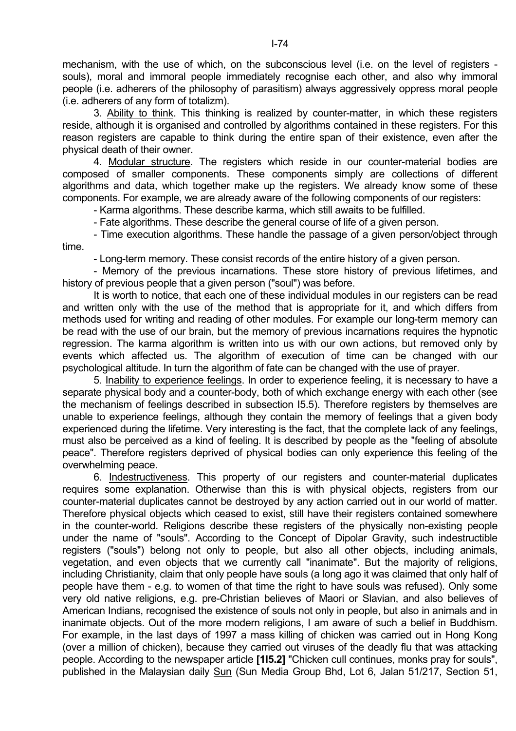mechanism, with the use of which, on the subconscious level (i.e. on the level of registers - souls), moral and immoral people immediately recognise each other, and also why immoral people (i.e. adherers of the philosophy of parasitism) always aggressively oppress moral people (i.e. adherers of any form of totalizm).

3. Ability to think. This thinking is realized by counter-matter, in which these registers reside, although it is organised and controlled by algorithms contained in these registers. For this reason registers are capable to think during the entire span of their existence, even after the physical death of their owner.

4. Modular structure. The registers which reside in our counter-material bodies are composed of smaller components. These components simply are collections of different algorithms and data, which together make up the registers. We already know some of these components. For example, we are already aware of the following components of our registers:

- Karma algorithms. These describe karma, which still awaits to be fulfilled.

- Fate algorithms. These describe the general course of life of a given person.

- Time execution algorithms. These handle the passage of a given person/object through time.

- Long-term memory. These consist records of the entire history of a given person.

- Memory of the previous incarnations. These store history of previous lifetimes, and history of previous people that a given person ("soul") was before.

It is worth to notice, that each one of these individual modules in our registers can be read and written only with the use of the method that is appropriate for it, and which differs from methods used for writing and reading of other modules. For example our long-term memory can be read with the use of our brain, but the memory of previous incarnations requires the hypnotic regression. The karma algorithm is written into us with our own actions, but removed only by events which affected us. The algorithm of execution of time can be changed with our psychological altitude. In turn the algorithm of fate can be changed with the use of prayer.

5. Inability to experience feelings. In order to experience feeling, it is necessary to have a separate physical body and a counter-body, both of which exchange energy with each other (see the mechanism of feelings described in subsection I5.5). Therefore registers by themselves are unable to experience feelings, although they contain the memory of feelings that a given body experienced during the lifetime. Very interesting is the fact, that the complete lack of any feelings, must also be perceived as a kind of feeling. It is described by people as the "feeling of absolute peace". Therefore registers deprived of physical bodies can only experience this feeling of the overwhelming peace.

6. Indestructiveness. This property of our registers and counter-material duplicates requires some explanation. Otherwise than this is with physical objects, registers from our counter-material duplicates cannot be destroyed by any action carried out in our world of matter. Therefore physical objects which ceased to exist, still have their registers contained somewhere in the counter-world. Religions describe these registers of the physically non-existing people under the name of "souls". According to the Concept of Dipolar Gravity, such indestructible registers ("souls") belong not only to people, but also all other objects, including animals, vegetation, and even objects that we currently call "inanimate". But the majority of religions, including Christianity, claim that only people have souls (a long ago it was claimed that only half of people have them - e.g. to women of that time the right to have souls was refused). Only some very old native religions, e.g. pre-Christian believes of Maori or Slavian, and also believes of American Indians, recognised the existence of souls not only in people, but also in animals and in inanimate objects. Out of the more modern religions, I am aware of such a belief in Buddhism. For example, in the last days of 1997 a mass killing of chicken was carried out in Hong Kong (over a million of chicken), because they carried out viruses of the deadly flu that was attacking people. According to the newspaper article **[1I5.2]** "Chicken cull continues, monks pray for souls", published in the Malaysian daily Sun (Sun Media Group Bhd, Lot 6, Jalan 51/217, Section 51,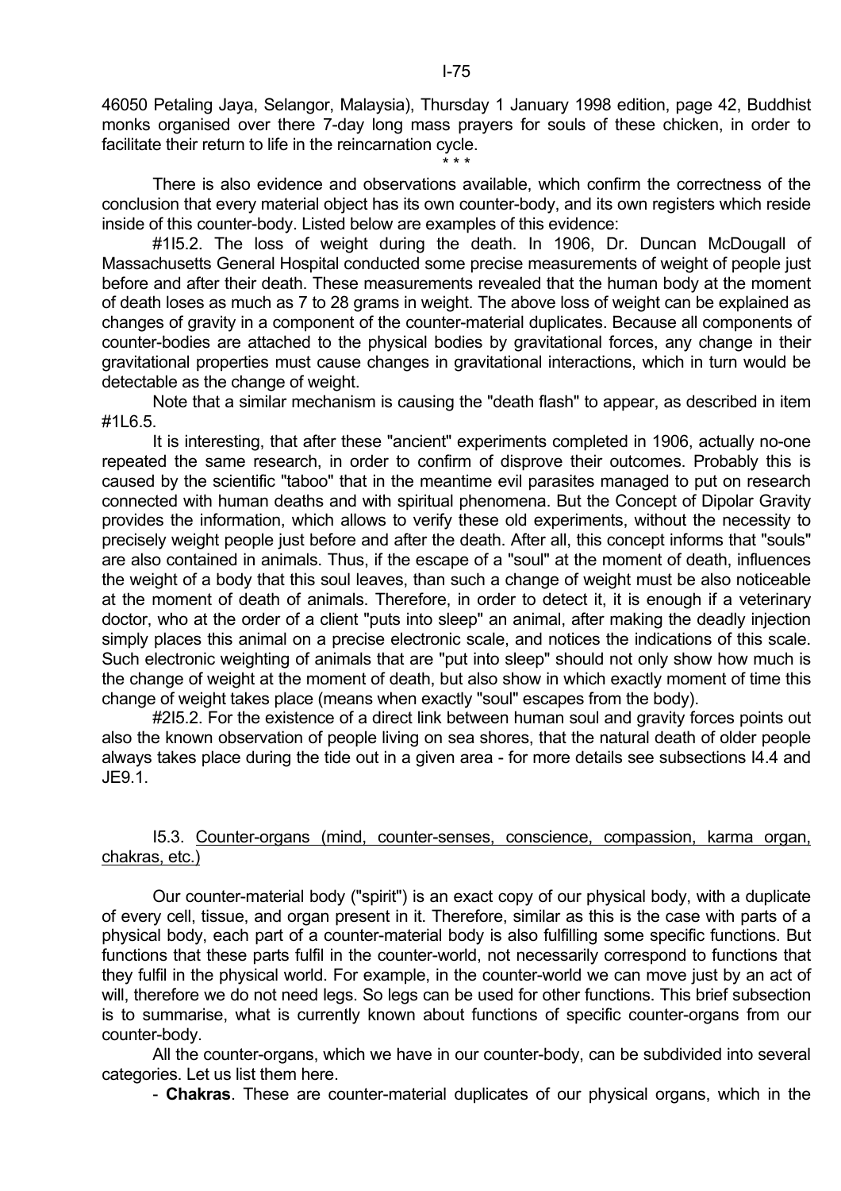46050 Petaling Jaya, Selangor, Malaysia), Thursday 1 January 1998 edition, page 42, Buddhist monks organised over there 7-day long mass prayers for souls of these chicken, in order to facilitate their return to life in the reincarnation cycle.

\* \* \*

There is also evidence and observations available, which confirm the correctness of the conclusion that every material object has its own counter-body, and its own registers which reside inside of this counter-body. Listed below are examples of this evidence:

#1I5.2. The loss of weight during the death. In 1906, Dr. Duncan McDougall of Massachusetts General Hospital conducted some precise measurements of weight of people just before and after their death. These measurements revealed that the human body at the moment of death loses as much as 7 to 28 grams in weight. The above loss of weight can be explained as changes of gravity in a component of the counter-material duplicates. Because all components of counter-bodies are attached to the physical bodies by gravitational forces, any change in their gravitational properties must cause changes in gravitational interactions, which in turn would be detectable as the change of weight.

Note that a similar mechanism is causing the "death flash" to appear, as described in item #1L6.5.

It is interesting, that after these "ancient" experiments completed in 1906, actually no-one repeated the same research, in order to confirm of disprove their outcomes. Probably this is caused by the scientific "taboo" that in the meantime evil parasites managed to put on research connected with human deaths and with spiritual phenomena. But the Concept of Dipolar Gravity provides the information, which allows to verify these old experiments, without the necessity to precisely weight people just before and after the death. After all, this concept informs that "souls" are also contained in animals. Thus, if the escape of a "soul" at the moment of death, influences the weight of a body that this soul leaves, than such a change of weight must be also noticeable at the moment of death of animals. Therefore, in order to detect it, it is enough if a veterinary doctor, who at the order of a client "puts into sleep" an animal, after making the deadly injection simply places this animal on a precise electronic scale, and notices the indications of this scale. Such electronic weighting of animals that are "put into sleep" should not only show how much is the change of weight at the moment of death, but also show in which exactly moment of time this change of weight takes place (means when exactly "soul" escapes from the body).

#2I5.2. For the existence of a direct link between human soul and gravity forces points out also the known observation of people living on sea shores, that the natural death of older people always takes place during the tide out in a given area - for more details see subsections I4.4 and JE9.1.

## I5.3. Counter-organs (mind, counter-senses, conscience, compassion, karma organ, chakras, etc.)

Our counter-material body ("spirit") is an exact copy of our physical body, with a duplicate of every cell, tissue, and organ present in it. Therefore, similar as this is the case with parts of a physical body, each part of a counter-material body is also fulfilling some specific functions. But functions that these parts fulfil in the counter-world, not necessarily correspond to functions that they fulfil in the physical world. For example, in the counter-world we can move just by an act of will, therefore we do not need legs. So legs can be used for other functions. This brief subsection is to summarise, what is currently known about functions of specific counter-organs from our counter-body.

All the counter-organs, which we have in our counter-body, can be subdivided into several categories. Let us list them here.

- **Chakras**. These are counter-material duplicates of our physical organs, which in the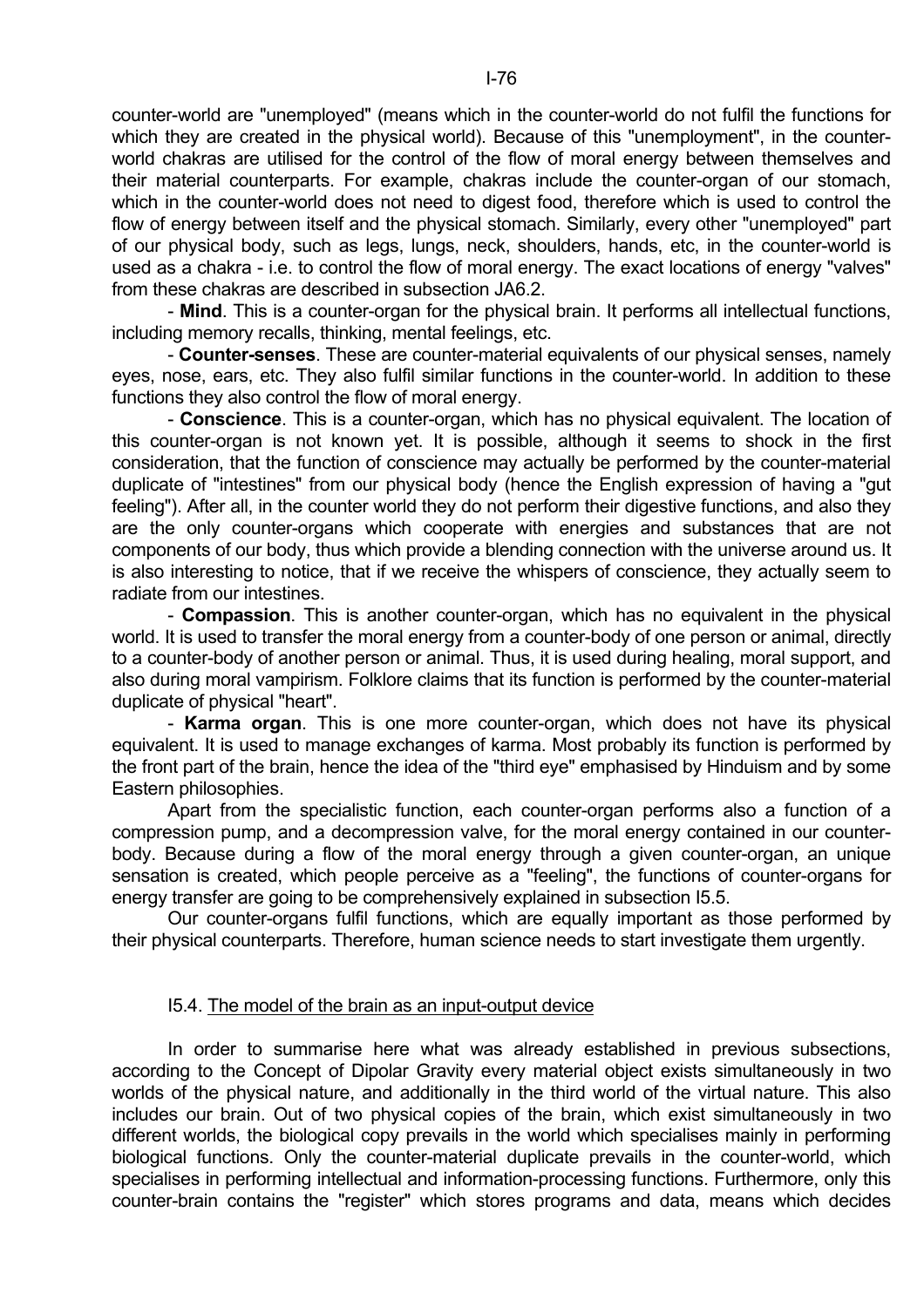counter-world are "unemployed" (means which in the counter-world do not fulfil the functions for which they are created in the physical world). Because of this "unemployment", in the counter-world chakras are utilised for the control of the flow of moral energy between themselves and their material counterparts. For example, chakras include the counter-organ of our stomach, which in the counter-world does not need to digest food, therefore which is used to control the flow of energy between itself and the physical stomach. Similarly, every other "unemployed" part of our physical body, such as legs, lungs, neck, shoulders, hands, etc, in the counter-world is used as a chakra - i.e. to control the flow of moral energy. The exact locations of energy "valves" from these chakras are described in subsection JA6.2.

- **Mind**. This is a counter-organ for the physical brain. It performs all intellectual functions, including memory recalls, thinking, mental feelings, etc.

- **Counter-senses**. These are counter-material equivalents of our physical senses, namely eyes, nose, ears, etc. They also fulfil similar functions in the counter-world. In addition to these functions they also control the flow of moral energy.

- **Conscience**. This is a counter-organ, which has no physical equivalent. The location of this counter-organ is not known yet. It is possible, although it seems to shock in the first consideration, that the function of conscience may actually be performed by the counter-material duplicate of "intestines" from our physical body (hence the English expression of having a "gut feeling"). After all, in the counter world they do not perform their digestive functions, and also they are the only counter-organs which cooperate with energies and substances that are not components of our body, thus which provide a blending connection with the universe around us. It is also interesting to notice, that if we receive the whispers of conscience, they actually seem to radiate from our intestines.

- **Compassion**. This is another counter-organ, which has no equivalent in the physical world. It is used to transfer the moral energy from a counter-body of one person or animal, directly to a counter-body of another person or animal. Thus, it is used during healing, moral support, and also during moral vampirism. Folklore claims that its function is performed by the counter-material duplicate of physical "heart".

- **Karma organ**. This is one more counter-organ, which does not have its physical equivalent. It is used to manage exchanges of karma. Most probably its function is performed by the front part of the brain, hence the idea of the "third eye" emphasised by Hinduism and by some Eastern philosophies.

Apart from the specialistic function, each counter-organ performs also a function of a compression pump, and a decompression valve, for the moral energy contained in our counter-body. Because during a flow of the moral energy through a given counter-organ, an unique sensation is created, which people perceive as a "feeling", the functions of counter-organs for energy transfer are going to be comprehensively explained in subsection I5.5.

Our counter-organs fulfil functions, which are equally important as those performed by their physical counterparts. Therefore, human science needs to start investigate them urgently.

## I5.4. The model of the brain as an input-output device

In order to summarise here what was already established in previous subsections, according to the Concept of Dipolar Gravity every material object exists simultaneously in two worlds of the physical nature, and additionally in the third world of the virtual nature. This also includes our brain. Out of two physical copies of the brain, which exist simultaneously in two different worlds, the biological copy prevails in the world which specialises mainly in performing biological functions. Only the counter-material duplicate prevails in the counter-world, which specialises in performing intellectual and information-processing functions. Furthermore, only this counter-brain contains the "register" which stores programs and data, means which decides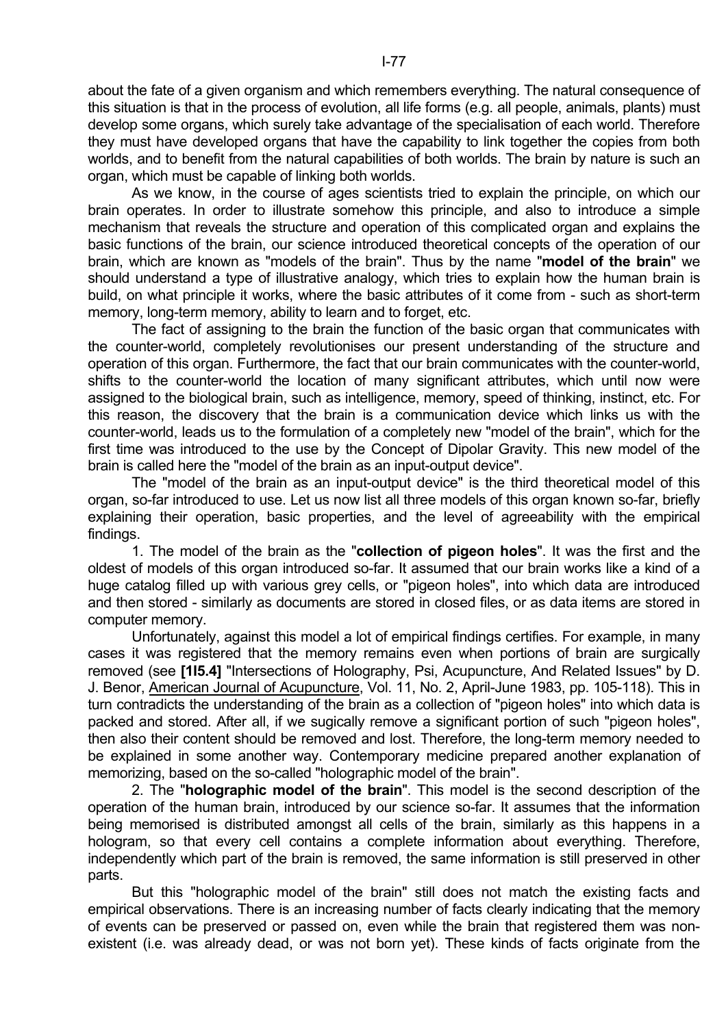about the fate of a given organism and which remembers everything. The natural consequence of this situation is that in the process of evolution, all life forms (e.g. all people, animals, plants) must develop some organs, which surely take advantage of the specialisation of each world. Therefore they must have developed organs that have the capability to link together the copies from both worlds, and to benefit from the natural capabilities of both worlds. The brain by nature is such an organ, which must be capable of linking both worlds.

As we know, in the course of ages scientists tried to explain the principle, on which our brain operates. In order to illustrate somehow this principle, and also to introduce a simple mechanism that reveals the structure and operation of this complicated organ and explains the basic functions of the brain, our science introduced theoretical concepts of the operation of our brain, which are known as "models of the brain". Thus by the name "**model of the brain**" we should understand a type of illustrative analogy, which tries to explain how the human brain is build, on what principle it works, where the basic attributes of it come from - such as short-term memory, long-term memory, ability to learn and to forget, etc.

The fact of assigning to the brain the function of the basic organ that communicates with the counter-world, completely revolutionises our present understanding of the structure and operation of this organ. Furthermore, the fact that our brain communicates with the counter-world, shifts to the counter-world the location of many significant attributes, which until now were assigned to the biological brain, such as intelligence, memory, speed of thinking, instinct, etc. For this reason, the discovery that the brain is a communication device which links us with the counter-world, leads us to the formulation of a completely new "model of the brain", which for the first time was introduced to the use by the Concept of Dipolar Gravity. This new model of the brain is called here the "model of the brain as an input-output device".

The "model of the brain as an input-output device" is the third theoretical model of this organ, so-far introduced to use. Let us now list all three models of this organ known so-far, briefly explaining their operation, basic properties, and the level of agreeability with the empirical findings.

1. The model of the brain as the "**collection of pigeon holes**". It was the first and the oldest of models of this organ introduced so-far. It assumed that our brain works like a kind of a huge catalog filled up with various grey cells, or "pigeon holes", into which data are introduced and then stored - similarly as documents are stored in closed files, or as data items are stored in computer memory.

Unfortunately, against this model a lot of empirical findings certifies. For example, in many cases it was registered that the memory remains even when portions of brain are surgically removed (see **[1I5.4]** "Intersections of Holography, Psi, Acupuncture, And Related Issues" by D. J. Benor, American Journal of Acupuncture, Vol. 11, No. 2, April-June 1983, pp. 105-118). This in turn contradicts the understanding of the brain as a collection of "pigeon holes" into which data is packed and stored. After all, if we sugically remove a significant portion of such "pigeon holes", then also their content should be removed and lost. Therefore, the long-term memory needed to be explained in some another way. Contemporary medicine prepared another explanation of memorizing, based on the so-called "holographic model of the brain".

2. The "**holographic model of the brain**". This model is the second description of the operation of the human brain, introduced by our science so-far. It assumes that the information being memorised is distributed amongst all cells of the brain, similarly as this happens in a hologram, so that every cell contains a complete information about everything. Therefore, independently which part of the brain is removed, the same information is still preserved in other parts.

But this "holographic model of the brain" still does not match the existing facts and empirical observations. There is an increasing number of facts clearly indicating that the memory of events can be preserved or passed on, even while the brain that registered them was non-existent (i.e. was already dead, or was not born yet). These kinds of facts originate from the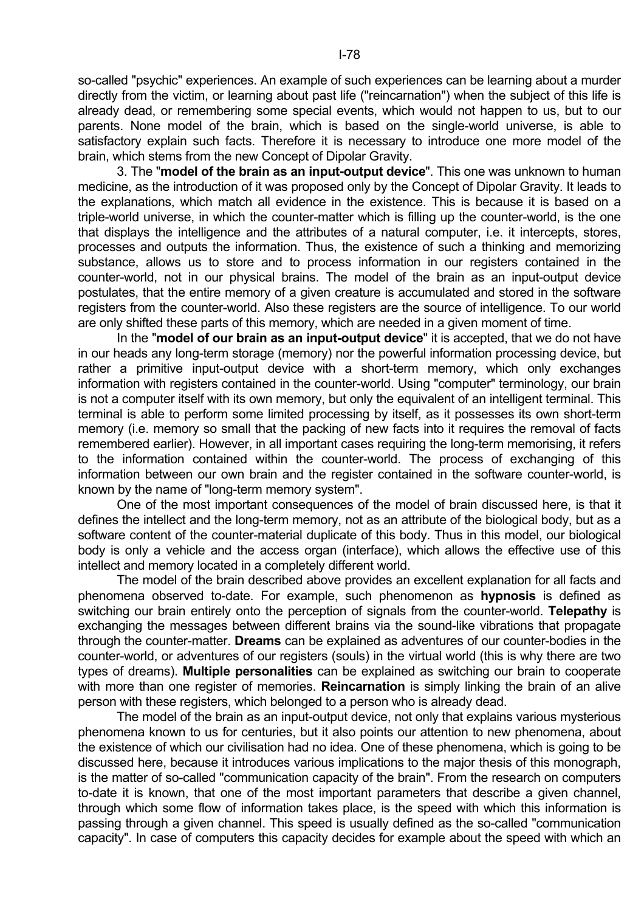so-called "psychic" experiences. An example of such experiences can be learning about a murder directly from the victim, or learning about past life ("reincarnation") when the subject of this life is already dead, or remembering some special events, which would not happen to us, but to our parents. None model of the brain, which is based on the single-world universe, is able to satisfactory explain such facts. Therefore it is necessary to introduce one more model of the brain, which stems from the new Concept of Dipolar Gravity.

3. The "**model of the brain as an input-output device**". This one was unknown to human medicine, as the introduction of it was proposed only by the Concept of Dipolar Gravity. It leads to the explanations, which match all evidence in the existence. This is because it is based on a triple-world universe, in which the counter-matter which is filling up the counter-world, is the one that displays the intelligence and the attributes of a natural computer, i.e. it intercepts, stores, processes and outputs the information. Thus, the existence of such a thinking and memorizing substance, allows us to store and to process information in our registers contained in the counter-world, not in our physical brains. The model of the brain as an input-output device postulates, that the entire memory of a given creature is accumulated and stored in the software registers from the counter-world. Also these registers are the source of intelligence. To our world are only shifted these parts of this memory, which are needed in a given moment of time.

In the "**model of our brain as an input-output device**" it is accepted, that we do not have in our heads any long-term storage (memory) nor the powerful information processing device, but rather a primitive input-output device with a short-term memory, which only exchanges information with registers contained in the counter-world. Using "computer" terminology, our brain is not a computer itself with its own memory, but only the equivalent of an intelligent terminal. This terminal is able to perform some limited processing by itself, as it possesses its own short-term memory (i.e. memory so small that the packing of new facts into it requires the removal of facts remembered earlier). However, in all important cases requiring the long-term memorising, it refers to the information contained within the counter-world. The process of exchanging of this information between our own brain and the register contained in the software counter-world, is known by the name of "long-term memory system".

One of the most important consequences of the model of brain discussed here, is that it defines the intellect and the long-term memory, not as an attribute of the biological body, but as a software content of the counter-material duplicate of this body. Thus in this model, our biological body is only a vehicle and the access organ (interface), which allows the effective use of this intellect and memory located in a completely different world.

The model of the brain described above provides an excellent explanation for all facts and phenomena observed to-date. For example, such phenomenon as **hypnosis** is defined as switching our brain entirely onto the perception of signals from the counter-world. **Telepathy** is exchanging the messages between different brains via the sound-like vibrations that propagate through the counter-matter. **Dreams** can be explained as adventures of our counter-bodies in the counter-world, or adventures of our registers (souls) in the virtual world (this is why there are two types of dreams). **Multiple personalities** can be explained as switching our brain to cooperate with more than one register of memories. **Reincarnation** is simply linking the brain of an alive person with these registers, which belonged to a person who is already dead.

The model of the brain as an input-output device, not only that explains various mysterious phenomena known to us for centuries, but it also points our attention to new phenomena, about the existence of which our civilisation had no idea. One of these phenomena, which is going to be discussed here, because it introduces various implications to the major thesis of this monograph, is the matter of so-called "communication capacity of the brain". From the research on computers to-date it is known, that one of the most important parameters that describe a given channel, through which some flow of information takes place, is the speed with which this information is passing through a given channel. This speed is usually defined as the so-called "communication capacity". In case of computers this capacity decides for example about the speed with which an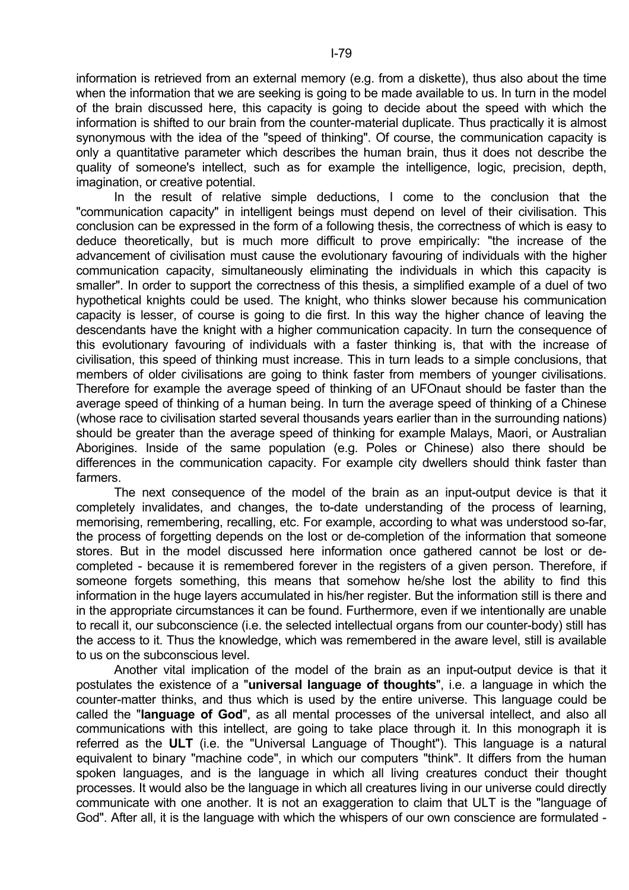information is retrieved from an external memory (e.g. from a diskette), thus also about the time when the information that we are seeking is going to be made available to us. In turn in the model of the brain discussed here, this capacity is going to decide about the speed with which the information is shifted to our brain from the counter-material duplicate. Thus practically it is almost synonymous with the idea of the "speed of thinking". Of course, the communication capacity is only a quantitative parameter which describes the human brain, thus it does not describe the quality of someone's intellect, such as for example the intelligence, logic, precision, depth, imagination, or creative potential.

In the result of relative simple deductions, I come to the conclusion that the "communication capacity" in intelligent beings must depend on level of their civilisation. This conclusion can be expressed in the form of a following thesis, the correctness of which is easy to deduce theoretically, but is much more difficult to prove empirically: "the increase of the advancement of civilisation must cause the evolutionary favouring of individuals with the higher communication capacity, simultaneously eliminating the individuals in which this capacity is smaller". In order to support the correctness of this thesis, a simplified example of a duel of two hypothetical knights could be used. The knight, who thinks slower because his communication capacity is lesser, of course is going to die first. In this way the higher chance of leaving the descendants have the knight with a higher communication capacity. In turn the consequence of this evolutionary favouring of individuals with a faster thinking is, that with the increase of civilisation, this speed of thinking must increase. This in turn leads to a simple conclusions, that members of older civilisations are going to think faster from members of younger civilisations. Therefore for example the average speed of thinking of an UFOnaut should be faster than the average speed of thinking of a human being. In turn the average speed of thinking of a Chinese (whose race to civilisation started several thousands years earlier than in the surrounding nations) should be greater than the average speed of thinking for example Malays, Maori, or Australian Aborigines. Inside of the same population (e.g. Poles or Chinese) also there should be differences in the communication capacity. For example city dwellers should think faster than farmers.

The next consequence of the model of the brain as an input-output device is that it completely invalidates, and changes, the to-date understanding of the process of learning, memorising, remembering, recalling, etc. For example, according to what was understood so-far, the process of forgetting depends on the lost or de-completion of the information that someone stores. But in the model discussed here information once gathered cannot be lost or de-completed - because it is remembered forever in the registers of a given person. Therefore, if someone forgets something, this means that somehow he/she lost the ability to find this information in the huge layers accumulated in his/her register. But the information still is there and in the appropriate circumstances it can be found. Furthermore, even if we intentionally are unable to recall it, our subconscience (i.e. the selected intellectual organs from our counter-body) still has the access to it. Thus the knowledge, which was remembered in the aware level, still is available to us on the subconscious level.

Another vital implication of the model of the brain as an input-output device is that it postulates the existence of a "**universal language of thoughts**", i.e. a language in which the counter-matter thinks, and thus which is used by the entire universe. This language could be called the "**language of God**", as all mental processes of the universal intellect, and also all communications with this intellect, are going to take place through it. In this monograph it is referred as the **ULT** (i.e. the "Universal Language of Thought"). This language is a natural equivalent to binary "machine code", in which our computers "think". It differs from the human spoken languages, and is the language in which all living creatures conduct their thought processes. It would also be the language in which all creatures living in our universe could directly communicate with one another. It is not an exaggeration to claim that ULT is the "language of God". After all, it is the language with which the whispers of our own conscience are formulated -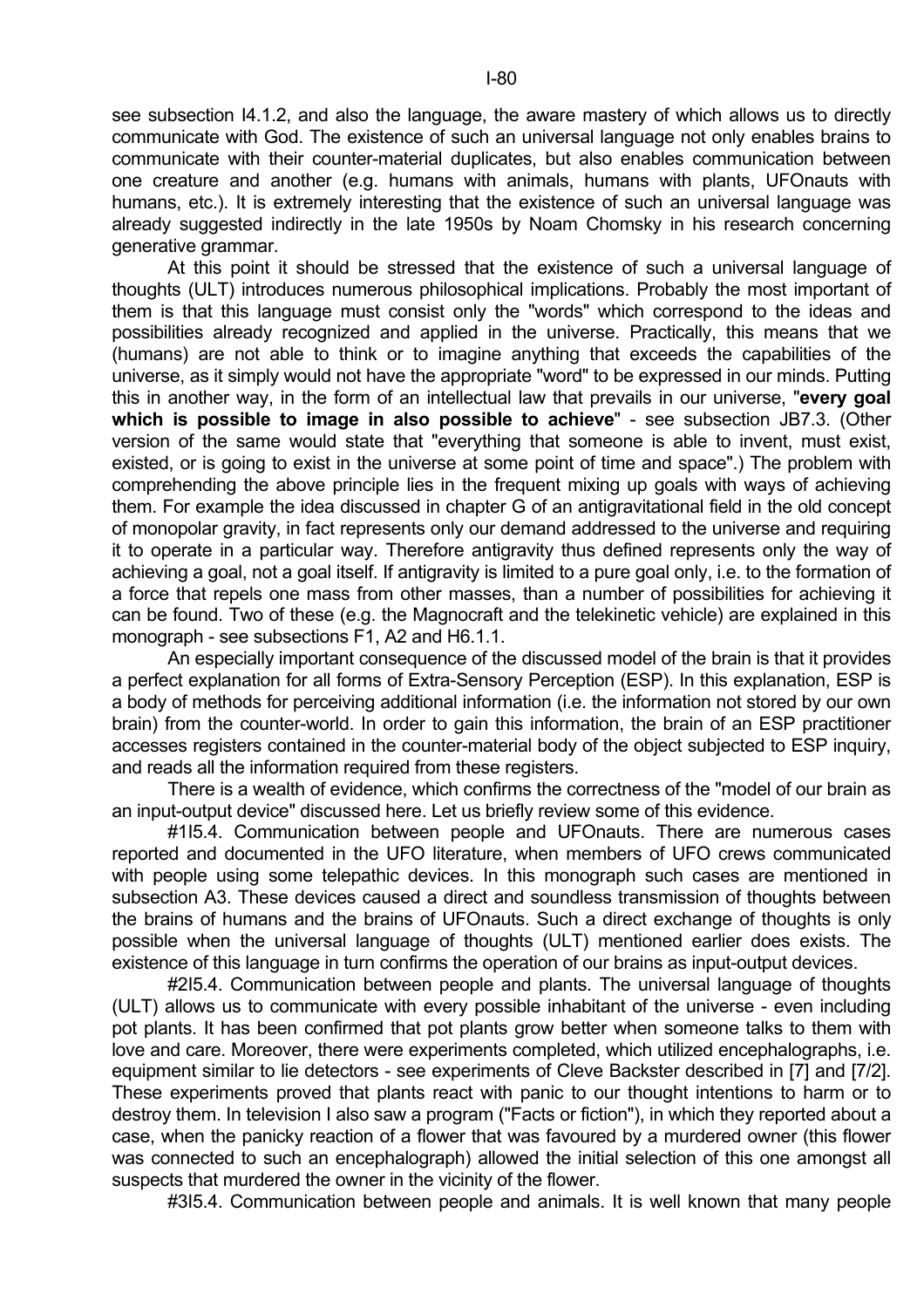see subsection I4.1.2, and also the language, the aware mastery of which allows us to directly communicate with God. The existence of such an universal language not only enables brains to communicate with their counter-material duplicates, but also enables communication between one creature and another (e.g. humans with animals, humans with plants, UFOnauts with humans, etc.). It is extremely interesting that the existence of such an universal language was already suggested indirectly in the late 1950s by Noam Chomsky in his research concerning generative grammar.

At this point it should be stressed that the existence of such a universal language of thoughts (ULT) introduces numerous philosophical implications. Probably the most important of them is that this language must consist only the "words" which correspond to the ideas and possibilities already recognized and applied in the universe. Practically, this means that we (humans) are not able to think or to imagine anything that exceeds the capabilities of the universe, as it simply would not have the appropriate "word" to be expressed in our minds. Putting this in another way, in the form of an intellectual law that prevails in our universe, "**every goal which is possible to image in also possible to achieve**" - see subsection JB7.3. (Other version of the same would state that "everything that someone is able to invent, must exist, existed, or is going to exist in the universe at some point of time and space".) The problem with comprehending the above principle lies in the frequent mixing up goals with ways of achieving them. For example the idea discussed in chapter G of an antigravitational field in the old concept of monopolar gravity, in fact represents only our demand addressed to the universe and requiring it to operate in a particular way. Therefore antigravity thus defined represents only the way of achieving a goal, not a goal itself. If antigravity is limited to a pure goal only, i.e. to the formation of a force that repels one mass from other masses, than a number of possibilities for achieving it can be found. Two of these (e.g. the Magnocraft and the telekinetic vehicle) are explained in this monograph - see subsections F1, A2 and H6.1.1.

An especially important consequence of the discussed model of the brain is that it provides a perfect explanation for all forms of Extra-Sensory Perception (ESP). In this explanation, ESP is a body of methods for perceiving additional information (i.e. the information not stored by our own brain) from the counter-world. In order to gain this information, the brain of an ESP practitioner accesses registers contained in the counter-material body of the object subjected to ESP inquiry, and reads all the information required from these registers.

There is a wealth of evidence, which confirms the correctness of the "model of our brain as an input-output device" discussed here. Let us briefly review some of this evidence.

#1I5.4. Communication between people and UFOnauts. There are numerous cases reported and documented in the UFO literature, when members of UFO crews communicated with people using some telepathic devices. In this monograph such cases are mentioned in subsection A3. These devices caused a direct and soundless transmission of thoughts between the brains of humans and the brains of UFOnauts. Such a direct exchange of thoughts is only possible when the universal language of thoughts (ULT) mentioned earlier does exists. The existence of this language in turn confirms the operation of our brains as input-output devices.

#2I5.4. Communication between people and plants. The universal language of thoughts (ULT) allows us to communicate with every possible inhabitant of the universe - even including pot plants. It has been confirmed that pot plants grow better when someone talks to them with love and care. Moreover, there were experiments completed, which utilized encephalographs, i.e. equipment similar to lie detectors - see experiments of Cleve Backster described in [7] and [7/2]. These experiments proved that plants react with panic to our thought intentions to harm or to destroy them. In television I also saw a program ("Facts or fiction"), in which they reported about a case, when the panicky reaction of a flower that was favoured by a murdered owner (this flower was connected to such an encephalograph) allowed the initial selection of this one amongst all suspects that murdered the owner in the vicinity of the flower.

#3I5.4. Communication between people and animals. It is well known that many people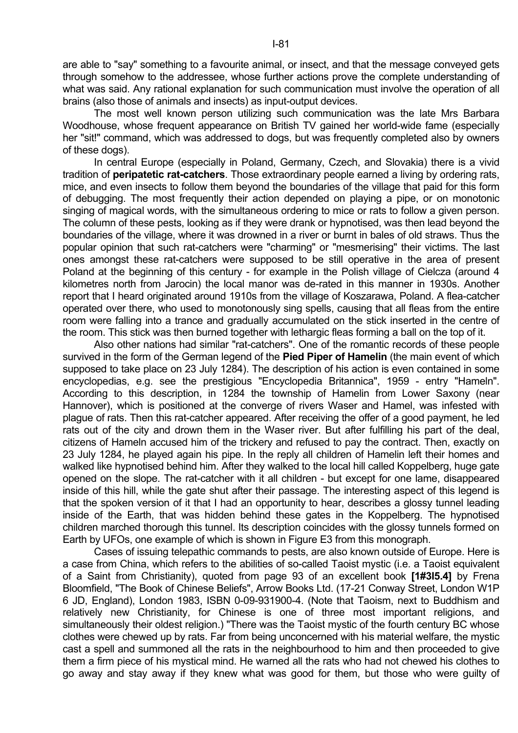are able to "say" something to a favourite animal, or insect, and that the message conveyed gets through somehow to the addressee, whose further actions prove the complete understanding of what was said. Any rational explanation for such communication must involve the operation of all brains (also those of animals and insects) as input-output devices.

The most well known person utilizing such communication was the late Mrs Barbara Woodhouse, whose frequent appearance on British TV gained her world-wide fame (especially her "sit!" command, which was addressed to dogs, but was frequently completed also by owners of these dogs).

In central Europe (especially in Poland, Germany, Czech, and Slovakia) there is a vivid tradition of **peripatetic rat-catchers**. Those extraordinary people earned a living by ordering rats, mice, and even insects to follow them beyond the boundaries of the village that paid for this form of debugging. The most frequently their action depended on playing a pipe, or on monotonic singing of magical words, with the simultaneous ordering to mice or rats to follow a given person. The column of these pests, looking as if they were drank or hypnotised, was then lead beyond the boundaries of the village, where it was drowned in a river or burnt in bales of old straws. Thus the popular opinion that such rat-catchers were "charming" or "mesmerising" their victims. The last ones amongst these rat-catchers were supposed to be still operative in the area of present Poland at the beginning of this century - for example in the Polish village of Cielcza (around 4 kilometres north from Jarocin) the local manor was de-rated in this manner in 1930s. Another report that I heard originated around 1910s from the village of Koszarawa, Poland. A flea-catcher operated over there, who used to monotonously sing spells, causing that all fleas from the entire room were falling into a trance and gradually accumulated on the stick inserted in the centre of the room. This stick was then burned together with lethargic fleas forming a ball on the top of it.

Also other nations had similar "rat-catchers". One of the romantic records of these people survived in the form of the German legend of the **Pied Piper of Hamelin** (the main event of which supposed to take place on 23 July 1284). The description of his action is even contained in some encyclopedias, e.g. see the prestigious "Encyclopedia Britannica", 1959 - entry "Hameln". According to this description, in 1284 the township of Hamelin from Lower Saxony (near Hannover), which is positioned at the converge of rivers Waser and Hamel, was infested with plague of rats. Then this rat-catcher appeared. After receiving the offer of a good payment, he led rats out of the city and drown them in the Waser river. But after fulfilling his part of the deal, citizens of Hameln accused him of the trickery and refused to pay the contract. Then, exactly on 23 July 1284, he played again his pipe. In the reply all children of Hamelin left their homes and walked like hypnotised behind him. After they walked to the local hill called Koppelberg, huge gate opened on the slope. The rat-catcher with it all children - but except for one lame, disappeared inside of this hill, while the gate shut after their passage. The interesting aspect of this legend is that the spoken version of it that I had an opportunity to hear, describes a glossy tunnel leading inside of the Earth, that was hidden behind these gates in the Koppelberg. The hypnotised children marched thorough this tunnel. Its description coincides with the glossy tunnels formed on Earth by UFOs, one example of which is shown in Figure E3 from this monograph.

Cases of issuing telepathic commands to pests, are also known outside of Europe. Here is a case from China, which refers to the abilities of so-called Taoist mystic (i.e. a Taoist equivalent of a Saint from Christianity), quoted from page 93 of an excellent book **[1#3I5.4]** by Frena Bloomfield, "The Book of Chinese Beliefs", Arrow Books Ltd. (17-21 Conway Street, London W1P 6 JD, England), London 1983, ISBN 0-09-931900-4. (Note that Taoism, next to Buddhism and relatively new Christianity, for Chinese is one of three most important religions, and simultaneously their oldest religion.) "There was the Taoist mystic of the fourth century BC whose clothes were chewed up by rats. Far from being unconcerned with his material welfare, the mystic cast a spell and summoned all the rats in the neighbourhood to him and then proceeded to give them a firm piece of his mystical mind. He warned all the rats who had not chewed his clothes to go away and stay away if they knew what was good for them, but those who were guilty of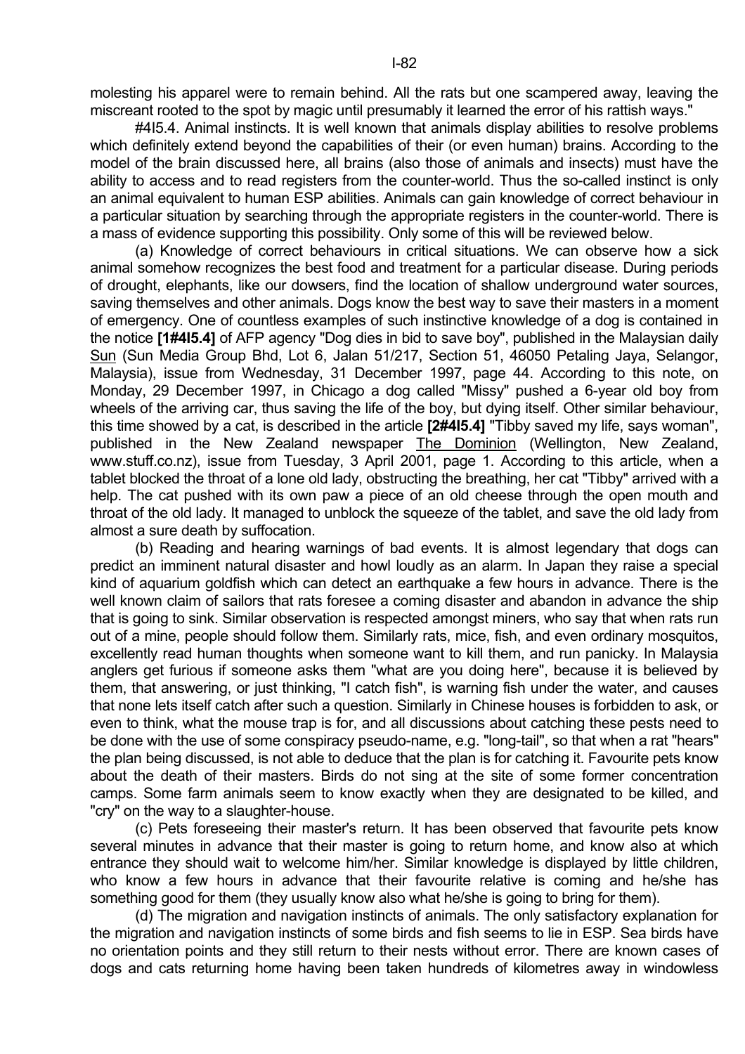molesting his apparel were to remain behind. All the rats but one scampered away, leaving the miscreant rooted to the spot by magic until presumably it learned the error of his rattish ways."

#4I5.4. Animal instincts. It is well known that animals display abilities to resolve problems which definitely extend beyond the capabilities of their (or even human) brains. According to the model of the brain discussed here, all brains (also those of animals and insects) must have the ability to access and to read registers from the counter-world. Thus the so-called instinct is only an animal equivalent to human ESP abilities. Animals can gain knowledge of correct behaviour in a particular situation by searching through the appropriate registers in the counter-world. There is a mass of evidence supporting this possibility. Only some of this will be reviewed below.

(a) Knowledge of correct behaviours in critical situations. We can observe how a sick animal somehow recognizes the best food and treatment for a particular disease. During periods of drought, elephants, like our dowsers, find the location of shallow underground water sources, saving themselves and other animals. Dogs know the best way to save their masters in a moment of emergency. One of countless examples of such instinctive knowledge of a dog is contained in the notice **[1#4I5.4]** of AFP agency "Dog dies in bid to save boy", published in the Malaysian daily Sun (Sun Media Group Bhd, Lot 6, Jalan 51/217, Section 51, 46050 Petaling Jaya, Selangor, Malaysia), issue from Wednesday, 31 December 1997, page 44. According to this note, on Monday, 29 December 1997, in Chicago a dog called "Missy" pushed a 6-year old boy from wheels of the arriving car, thus saving the life of the boy, but dying itself. Other similar behaviour, this time showed by a cat, is described in the article **[2#4I5.4]** "Tibby saved my life, says woman", published in the New Zealand newspaper The Dominion (Wellington, New Zealand, www.stuff.co.nz), issue from Tuesday, 3 April 2001, page 1. According to this article, when a tablet blocked the throat of a lone old lady, obstructing the breathing, her cat "Tibby" arrived with a help. The cat pushed with its own paw a piece of an old cheese through the open mouth and throat of the old lady. It managed to unblock the squeeze of the tablet, and save the old lady from almost a sure death by suffocation.

(b) Reading and hearing warnings of bad events. It is almost legendary that dogs can predict an imminent natural disaster and howl loudly as an alarm. In Japan they raise a special kind of aquarium goldfish which can detect an earthquake a few hours in advance. There is the well known claim of sailors that rats foresee a coming disaster and abandon in advance the ship that is going to sink. Similar observation is respected amongst miners, who say that when rats run out of a mine, people should follow them. Similarly rats, mice, fish, and even ordinary mosquitos, excellently read human thoughts when someone want to kill them, and run panicky. In Malaysia anglers get furious if someone asks them "what are you doing here", because it is believed by them, that answering, or just thinking, "I catch fish", is warning fish under the water, and causes that none lets itself catch after such a question. Similarly in Chinese houses is forbidden to ask, or even to think, what the mouse trap is for, and all discussions about catching these pests need to be done with the use of some conspiracy pseudo-name, e.g. "long-tail", so that when a rat "hears" the plan being discussed, is not able to deduce that the plan is for catching it. Favourite pets know about the death of their masters. Birds do not sing at the site of some former concentration camps. Some farm animals seem to know exactly when they are designated to be killed, and "cry" on the way to a slaughter-house.

(c) Pets foreseeing their master's return. It has been observed that favourite pets know several minutes in advance that their master is going to return home, and know also at which entrance they should wait to welcome him/her. Similar knowledge is displayed by little children, who know a few hours in advance that their favourite relative is coming and he/she has something good for them (they usually know also what he/she is going to bring for them).

(d) The migration and navigation instincts of animals. The only satisfactory explanation for the migration and navigation instincts of some birds and fish seems to lie in ESP. Sea birds have no orientation points and they still return to their nests without error. There are known cases of dogs and cats returning home having been taken hundreds of kilometres away in windowless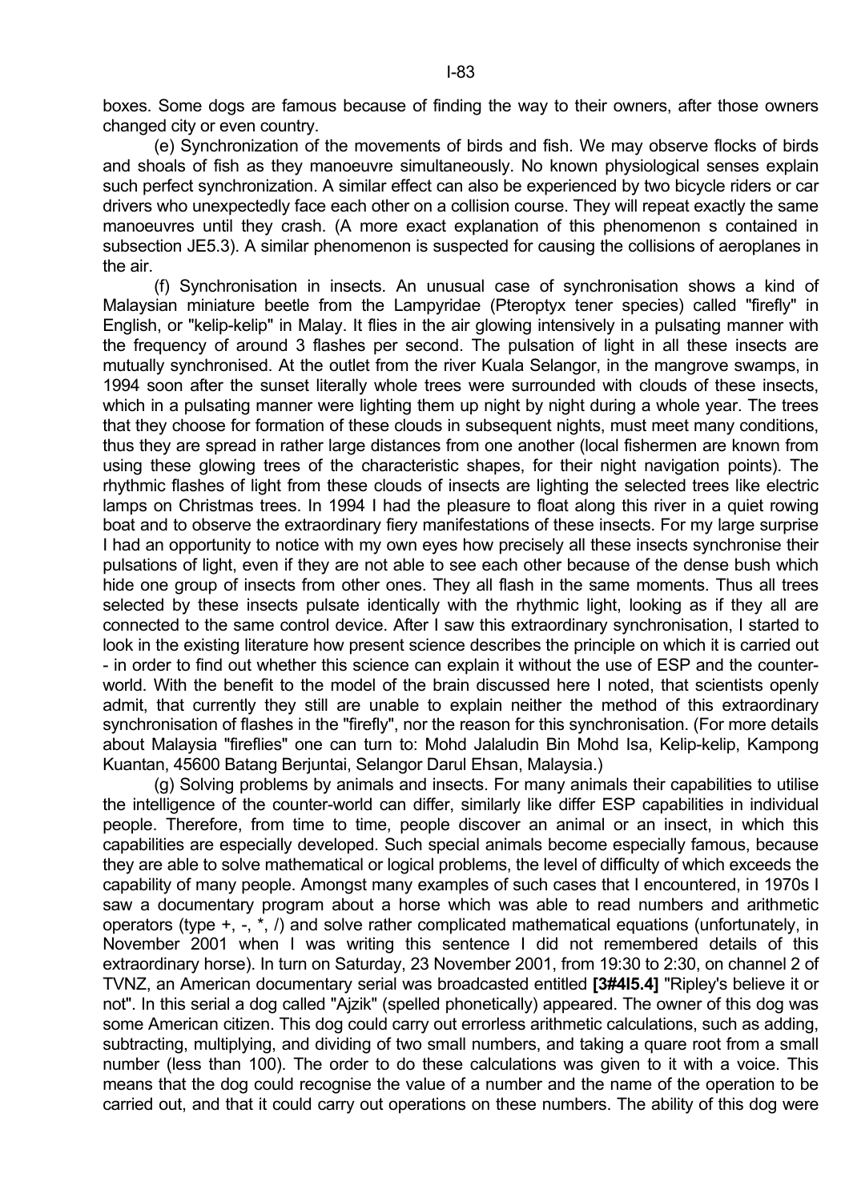boxes. Some dogs are famous because of finding the way to their owners, after those owners changed city or even country.

(e) Synchronization of the movements of birds and fish. We may observe flocks of birds and shoals of fish as they manoeuvre simultaneously. No known physiological senses explain such perfect synchronization. A similar effect can also be experienced by two bicycle riders or car drivers who unexpectedly face each other on a collision course. They will repeat exactly the same manoeuvres until they crash. (A more exact explanation of this phenomenon s contained in subsection JE5.3). A similar phenomenon is suspected for causing the collisions of aeroplanes in the air.

(f) Synchronisation in insects. An unusual case of synchronisation shows a kind of Malaysian miniature beetle from the Lampyridae (Pteroptyx tener species) called "firefly" in English, or "kelip-kelip" in Malay. It flies in the air glowing intensively in a pulsating manner with the frequency of around 3 flashes per second. The pulsation of light in all these insects are mutually synchronised. At the outlet from the river Kuala Selangor, in the mangrove swamps, in 1994 soon after the sunset literally whole trees were surrounded with clouds of these insects, which in a pulsating manner were lighting them up night by night during a whole year. The trees that they choose for formation of these clouds in subsequent nights, must meet many conditions, thus they are spread in rather large distances from one another (local fishermen are known from using these glowing trees of the characteristic shapes, for their night navigation points). The rhythmic flashes of light from these clouds of insects are lighting the selected trees like electric lamps on Christmas trees. In 1994 I had the pleasure to float along this river in a quiet rowing boat and to observe the extraordinary fiery manifestations of these insects. For my large surprise I had an opportunity to notice with my own eyes how precisely all these insects synchronise their pulsations of light, even if they are not able to see each other because of the dense bush which hide one group of insects from other ones. They all flash in the same moments. Thus all trees selected by these insects pulsate identically with the rhythmic light, looking as if they all are connected to the same control device. After I saw this extraordinary synchronisation, I started to look in the existing literature how present science describes the principle on which it is carried out - in order to find out whether this science can explain it without the use of ESP and the counter-world. With the benefit to the model of the brain discussed here I noted, that scientists openly admit, that currently they still are unable to explain neither the method of this extraordinary synchronisation of flashes in the "firefly", nor the reason for this synchronisation. (For more details about Malaysia "fireflies" one can turn to: Mohd Jalaludin Bin Mohd Isa, Kelip-kelip, Kampong Kuantan, 45600 Batang Berjuntai, Selangor Darul Ehsan, Malaysia.)

(g) Solving problems by animals and insects. For many animals their capabilities to utilise the intelligence of the counter-world can differ, similarly like differ ESP capabilities in individual people. Therefore, from time to time, people discover an animal or an insect, in which this capabilities are especially developed. Such special animals become especially famous, because they are able to solve mathematical or logical problems, the level of difficulty of which exceeds the capability of many people. Amongst many examples of such cases that I encountered, in 1970s I saw a documentary program about a horse which was able to read numbers and arithmetic operators (type +, -, *, /) and solve rather complicated mathematical equations (unfortunately, in November 2001 when I was writing this sentence I did not remembered details of this extraordinary horse). In turn on Saturday, 23 November 2001, from 19:30 to 2:30, on channel 2 of TVNZ, an American documentary serial was broadcasted entitled **[3#4I5.4]** "Ripley's believe it or not". In this serial a dog called "Ajzik" (spelled phonetically) appeared. The owner of this dog was some American citizen. This dog could carry out errorless arithmetic calculations, such as adding, subtracting, multiplying, and dividing of two small numbers, and taking a quare root from a small number (less than 100). The order to do these calculations was given to it with a voice. This means that the dog could recognise the value of a number and the name of the operation to be carried out, and that it could carry out operations on these numbers. The ability of this dog were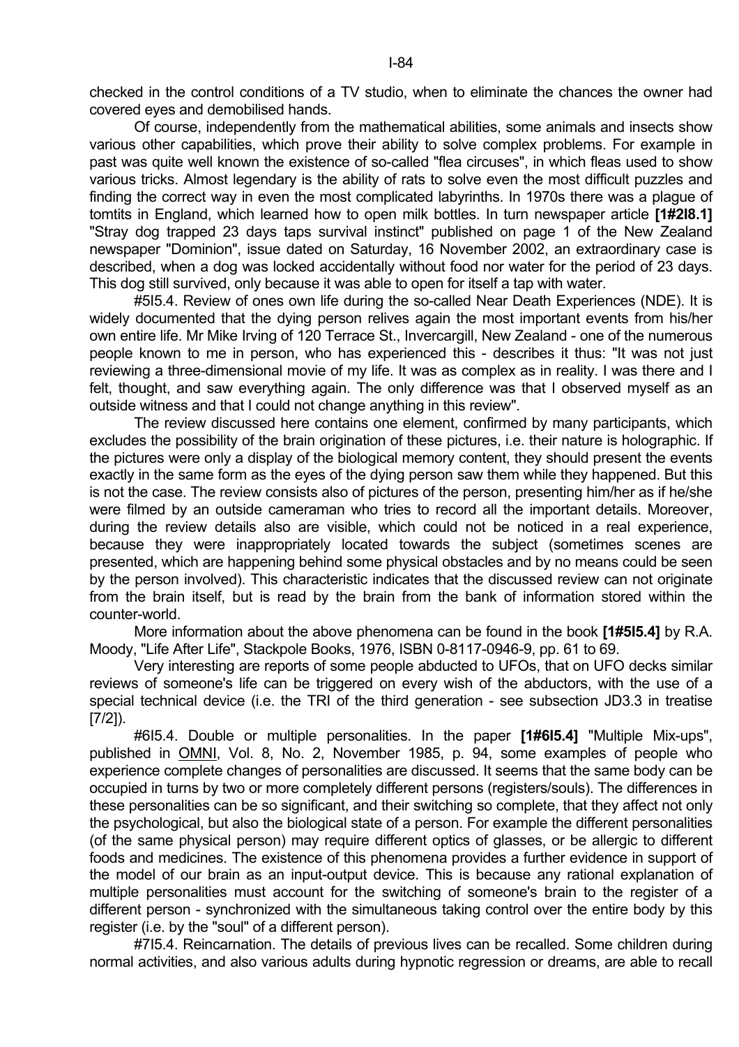checked in the control conditions of a TV studio, when to eliminate the chances the owner had covered eyes and demobilised hands.

Of course, independently from the mathematical abilities, some animals and insects show various other capabilities, which prove their ability to solve complex problems. For example in past was quite well known the existence of so-called "flea circuses", in which fleas used to show various tricks. Almost legendary is the ability of rats to solve even the most difficult puzzles and finding the correct way in even the most complicated labyrinths. In 1970s there was a plague of tomtits in England, which learned how to open milk bottles. In turn newspaper article **[1#2I8.1]** "Stray dog trapped 23 days taps survival instinct" published on page 1 of the New Zealand newspaper "Dominion", issue dated on Saturday, 16 November 2002, an extraordinary case is described, when a dog was locked accidentally without food nor water for the period of 23 days. This dog still survived, only because it was able to open for itself a tap with water.

#5I5.4. Review of ones own life during the so-called Near Death Experiences (NDE). It is widely documented that the dying person relives again the most important events from his/her own entire life. Mr Mike Irving of 120 Terrace St., Invercargill, New Zealand - one of the numerous people known to me in person, who has experienced this - describes it thus: "It was not just reviewing a three-dimensional movie of my life. It was as complex as in reality. I was there and I felt, thought, and saw everything again. The only difference was that I observed myself as an outside witness and that I could not change anything in this review".

The review discussed here contains one element, confirmed by many participants, which excludes the possibility of the brain origination of these pictures, i.e. their nature is holographic. If the pictures were only a display of the biological memory content, they should present the events exactly in the same form as the eyes of the dying person saw them while they happened. But this is not the case. The review consists also of pictures of the person, presenting him/her as if he/she were filmed by an outside cameraman who tries to record all the important details. Moreover, during the review details also are visible, which could not be noticed in a real experience, because they were inappropriately located towards the subject (sometimes scenes are presented, which are happening behind some physical obstacles and by no means could be seen by the person involved). This characteristic indicates that the discussed review can not originate from the brain itself, but is read by the brain from the bank of information stored within the counter-world.

More information about the above phenomena can be found in the book **[1#5I5.4]** by R.A. Moody, "Life After Life", Stackpole Books, 1976, ISBN 0-8117-0946-9, pp. 61 to 69.

Very interesting are reports of some people abducted to UFOs, that on UFO decks similar reviews of someone's life can be triggered on every wish of the abductors, with the use of a special technical device (i.e. the TRI of the third generation - see subsection JD3.3 in treatise [7/2]).

#6I5.4. Double or multiple personalities. In the paper **[1#6I5.4]** "Multiple Mix-ups", published in OMNI, Vol. 8, No. 2, November 1985, p. 94, some examples of people who experience complete changes of personalities are discussed. It seems that the same body can be occupied in turns by two or more completely different persons (registers/souls). The differences in these personalities can be so significant, and their switching so complete, that they affect not only the psychological, but also the biological state of a person. For example the different personalities (of the same physical person) may require different optics of glasses, or be allergic to different foods and medicines. The existence of this phenomena provides a further evidence in support of the model of our brain as an input-output device. This is because any rational explanation of multiple personalities must account for the switching of someone's brain to the register of a different person - synchronized with the simultaneous taking control over the entire body by this register (i.e. by the "soul" of a different person).

#7I5.4. Reincarnation. The details of previous lives can be recalled. Some children during normal activities, and also various adults during hypnotic regression or dreams, are able to recall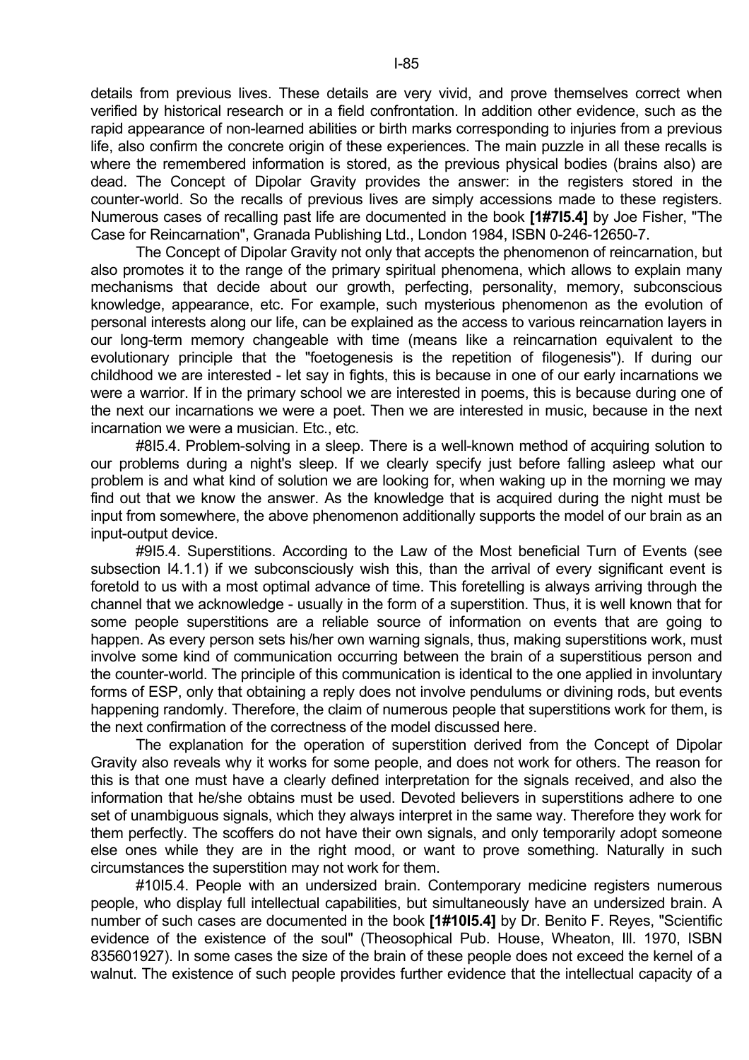details from previous lives. These details are very vivid, and prove themselves correct when verified by historical research or in a field confrontation. In addition other evidence, such as the rapid appearance of non-learned abilities or birth marks corresponding to injuries from a previous life, also confirm the concrete origin of these experiences. The main puzzle in all these recalls is where the remembered information is stored, as the previous physical bodies (brains also) are dead. The Concept of Dipolar Gravity provides the answer: in the registers stored in the counter-world. So the recalls of previous lives are simply accessions made to these registers. Numerous cases of recalling past life are documented in the book **[1#7I5.4]** by Joe Fisher, "The Case for Reincarnation", Granada Publishing Ltd., London 1984, ISBN 0-246-12650-7.

The Concept of Dipolar Gravity not only that accepts the phenomenon of reincarnation, but also promotes it to the range of the primary spiritual phenomena, which allows to explain many mechanisms that decide about our growth, perfecting, personality, memory, subconscious knowledge, appearance, etc. For example, such mysterious phenomenon as the evolution of personal interests along our life, can be explained as the access to various reincarnation layers in our long-term memory changeable with time (means like a reincarnation equivalent to the evolutionary principle that the "foetogenesis is the repetition of filogenesis"). If during our childhood we are interested - let say in fights, this is because in one of our early incarnations we were a warrior. If in the primary school we are interested in poems, this is because during one of the next our incarnations we were a poet. Then we are interested in music, because in the next incarnation we were a musician. Etc., etc.

#8I5.4. Problem-solving in a sleep. There is a well-known method of acquiring solution to our problems during a night's sleep. If we clearly specify just before falling asleep what our problem is and what kind of solution we are looking for, when waking up in the morning we may find out that we know the answer. As the knowledge that is acquired during the night must be input from somewhere, the above phenomenon additionally supports the model of our brain as an input-output device.

#9I5.4. Superstitions. According to the Law of the Most beneficial Turn of Events (see subsection I4.1.1) if we subconsciously wish this, than the arrival of every significant event is foretold to us with a most optimal advance of time. This foretelling is always arriving through the channel that we acknowledge - usually in the form of a superstition. Thus, it is well known that for some people superstitions are a reliable source of information on events that are going to happen. As every person sets his/her own warning signals, thus, making superstitions work, must involve some kind of communication occurring between the brain of a superstitious person and the counter-world. The principle of this communication is identical to the one applied in involuntary forms of ESP, only that obtaining a reply does not involve pendulums or divining rods, but events happening randomly. Therefore, the claim of numerous people that superstitions work for them, is the next confirmation of the correctness of the model discussed here.

The explanation for the operation of superstition derived from the Concept of Dipolar Gravity also reveals why it works for some people, and does not work for others. The reason for this is that one must have a clearly defined interpretation for the signals received, and also the information that he/she obtains must be used. Devoted believers in superstitions adhere to one set of unambiguous signals, which they always interpret in the same way. Therefore they work for them perfectly. The scoffers do not have their own signals, and only temporarily adopt someone else ones while they are in the right mood, or want to prove something. Naturally in such circumstances the superstition may not work for them.

#10I5.4. People with an undersized brain. Contemporary medicine registers numerous people, who display full intellectual capabilities, but simultaneously have an undersized brain. A number of such cases are documented in the book **[1#10I5.4]** by Dr. Benito F. Reyes, "Scientific evidence of the existence of the soul" (Theosophical Pub. House, Wheaton, Ill. 1970, ISBN 835601927). In some cases the size of the brain of these people does not exceed the kernel of a walnut. The existence of such people provides further evidence that the intellectual capacity of a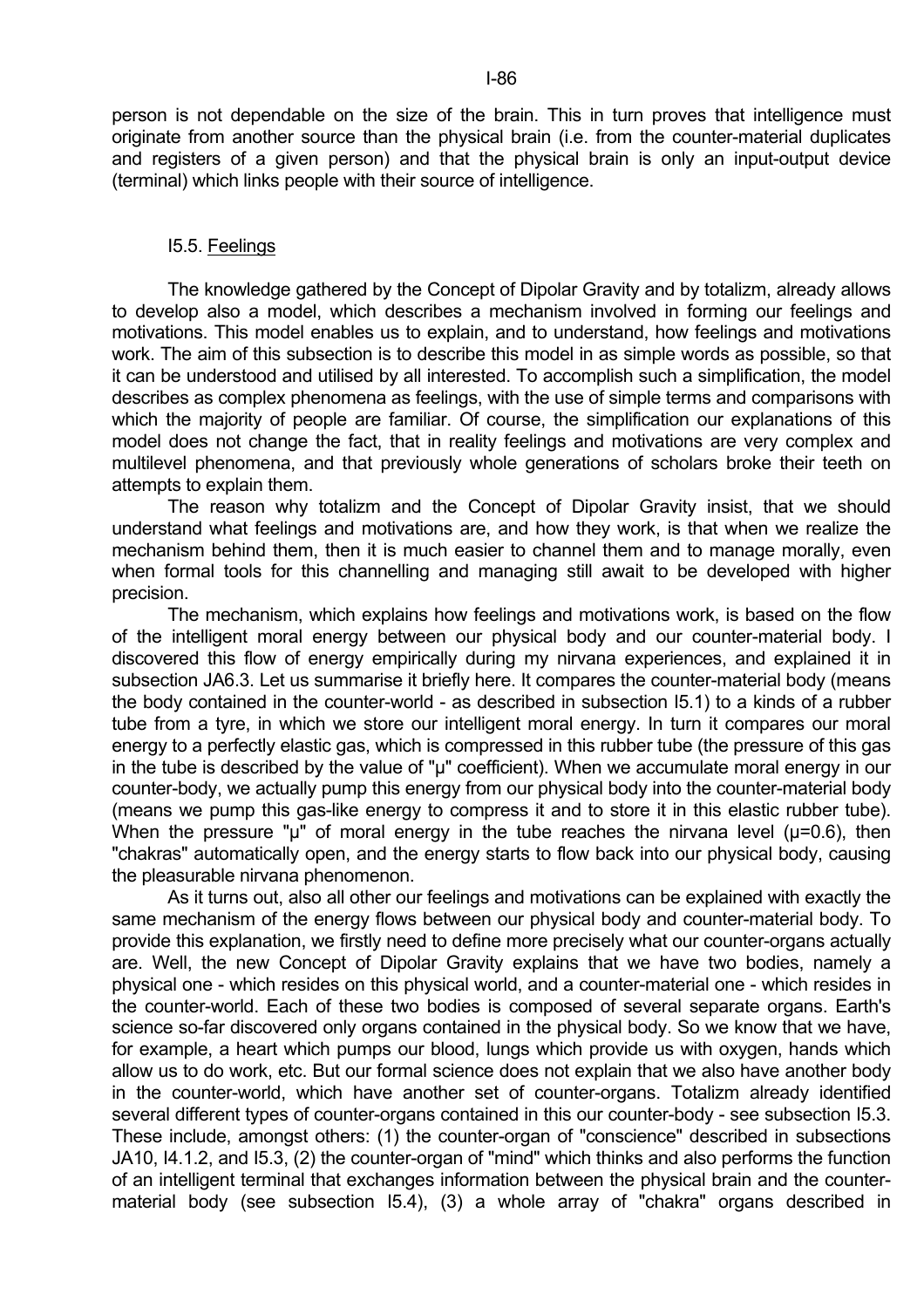person is not dependable on the size of the brain. This in turn proves that intelligence must originate from another source than the physical brain (i.e. from the counter-material duplicates and registers of a given person) and that the physical brain is only an input-output device (terminal) which links people with their source of intelligence.

### I5.5. Feelings

The knowledge gathered by the Concept of Dipolar Gravity and by totalizm, already allows to develop also a model, which describes a mechanism involved in forming our feelings and motivations. This model enables us to explain, and to understand, how feelings and motivations work. The aim of this subsection is to describe this model in as simple words as possible, so that it can be understood and utilised by all interested. To accomplish such a simplification, the model describes as complex phenomena as feelings, with the use of simple terms and comparisons with which the majority of people are familiar. Of course, the simplification our explanations of this model does not change the fact, that in reality feelings and motivations are very complex and multilevel phenomena, and that previously whole generations of scholars broke their teeth on attempts to explain them.

The reason why totalizm and the Concept of Dipolar Gravity insist, that we should understand what feelings and motivations are, and how they work, is that when we realize the mechanism behind them, then it is much easier to channel them and to manage morally, even when formal tools for this channelling and managing still await to be developed with higher precision.

The mechanism, which explains how feelings and motivations work, is based on the flow of the intelligent moral energy between our physical body and our counter-material body. I discovered this flow of energy empirically during my nirvana experiences, and explained it in subsection JA6.3. Let us summarise it briefly here. It compares the counter-material body (means the body contained in the counter-world - as described in subsection I5.1) to a kinds of a rubber tube from a tyre, in which we store our intelligent moral energy. In turn it compares our moral energy to a perfectly elastic gas, which is compressed in this rubber tube (the pressure of this gas in the tube is described by the value of "μ" coefficient). When we accumulate moral energy in our counter-body, we actually pump this energy from our physical body into the counter-material body (means we pump this gas-like energy to compress it and to store it in this elastic rubber tube). When the pressure "μ" of moral energy in the tube reaches the nirvana level (μ=0.6), then "chakras" automatically open, and the energy starts to flow back into our physical body, causing the pleasurable nirvana phenomenon.

As it turns out, also all other our feelings and motivations can be explained with exactly the same mechanism of the energy flows between our physical body and counter-material body. To provide this explanation, we firstly need to define more precisely what our counter-organs actually are. Well, the new Concept of Dipolar Gravity explains that we have two bodies, namely a physical one - which resides on this physical world, and a counter-material one - which resides in the counter-world. Each of these two bodies is composed of several separate organs. Earth's science so-far discovered only organs contained in the physical body. So we know that we have, for example, a heart which pumps our blood, lungs which provide us with oxygen, hands which allow us to do work, etc. But our formal science does not explain that we also have another body in the counter-world, which have another set of counter-organs. Totalizm already identified several different types of counter-organs contained in this our counter-body - see subsection I5.3. These include, amongst others: (1) the counter-organ of "conscience" described in subsections JA10, I4.1.2, and I5.3, (2) the counter-organ of "mind" which thinks and also performs the function of an intelligent terminal that exchanges information between the physical brain and the counter-material body (see subsection I5.4), (3) a whole array of "chakra" organs described in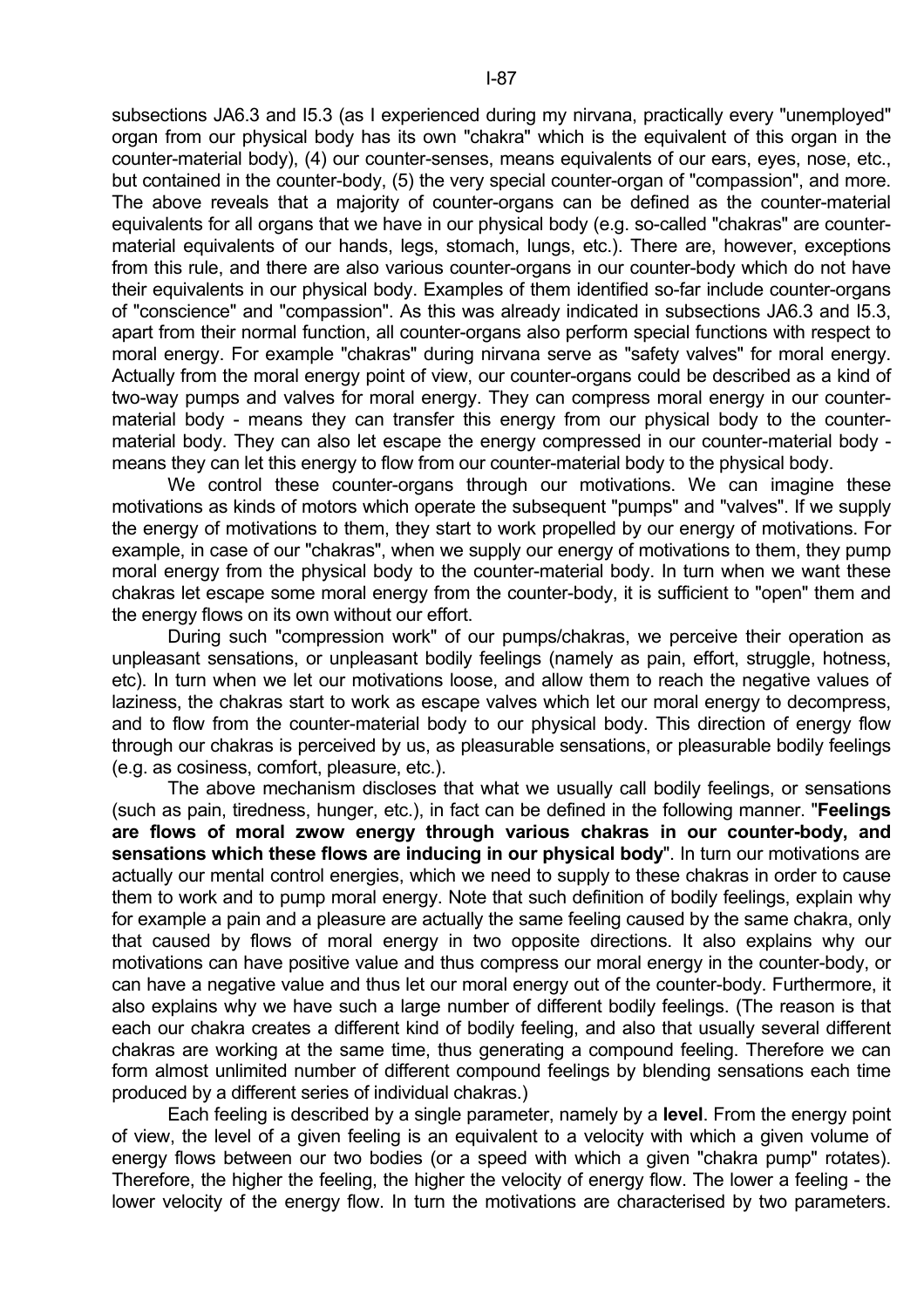subsections JA6.3 and I5.3 (as I experienced during my nirvana, practically every "unemployed" organ from our physical body has its own "chakra" which is the equivalent of this organ in the counter-material body), (4) our counter-senses, means equivalents of our ears, eyes, nose, etc., but contained in the counter-body, (5) the very special counter-organ of "compassion", and more. The above reveals that a majority of counter-organs can be defined as the counter-material equivalents for all organs that we have in our physical body (e.g. so-called "chakras" are counter-material equivalents of our hands, legs, stomach, lungs, etc.). There are, however, exceptions from this rule, and there are also various counter-organs in our counter-body which do not have their equivalents in our physical body. Examples of them identified so-far include counter-organs of "conscience" and "compassion". As this was already indicated in subsections JA6.3 and I5.3, apart from their normal function, all counter-organs also perform special functions with respect to moral energy. For example "chakras" during nirvana serve as "safety valves" for moral energy. Actually from the moral energy point of view, our counter-organs could be described as a kind of two-way pumps and valves for moral energy. They can compress moral energy in our counter-material body - means they can transfer this energy from our physical body to the counter-material body. They can also let escape the energy compressed in our counter-material body - means they can let this energy to flow from our counter-material body to the physical body.

We control these counter-organs through our motivations. We can imagine these motivations as kinds of motors which operate the subsequent "pumps" and "valves". If we supply the energy of motivations to them, they start to work propelled by our energy of motivations. For example, in case of our "chakras", when we supply our energy of motivations to them, they pump moral energy from the physical body to the counter-material body. In turn when we want these chakras let escape some moral energy from the counter-body, it is sufficient to "open" them and the energy flows on its own without our effort.

During such "compression work" of our pumps/chakras, we perceive their operation as unpleasant sensations, or unpleasant bodily feelings (namely as pain, effort, struggle, hotness, etc). In turn when we let our motivations loose, and allow them to reach the negative values of laziness, the chakras start to work as escape valves which let our moral energy to decompress, and to flow from the counter-material body to our physical body. This direction of energy flow through our chakras is perceived by us, as pleasurable sensations, or pleasurable bodily feelings (e.g. as cosiness, comfort, pleasure, etc.).

The above mechanism discloses that what we usually call bodily feelings, or sensations (such as pain, tiredness, hunger, etc.), in fact can be defined in the following manner. "**Feelings are flows of moral zwow energy through various chakras in our counter-body, and sensations which these flows are inducing in our physical body**". In turn our motivations are actually our mental control energies, which we need to supply to these chakras in order to cause them to work and to pump moral energy. Note that such definition of bodily feelings, explain why for example a pain and a pleasure are actually the same feeling caused by the same chakra, only that caused by flows of moral energy in two opposite directions. It also explains why our motivations can have positive value and thus compress our moral energy in the counter-body, or can have a negative value and thus let our moral energy out of the counter-body. Furthermore, it also explains why we have such a large number of different bodily feelings. (The reason is that each our chakra creates a different kind of bodily feeling, and also that usually several different chakras are working at the same time, thus generating a compound feeling. Therefore we can form almost unlimited number of different compound feelings by blending sensations each time produced by a different series of individual chakras.)

Each feeling is described by a single parameter, namely by a **level**. From the energy point of view, the level of a given feeling is an equivalent to a velocity with which a given volume of energy flows between our two bodies (or a speed with which a given "chakra pump" rotates). Therefore, the higher the feeling, the higher the velocity of energy flow. The lower a feeling - the lower velocity of the energy flow. In turn the motivations are characterised by two parameters.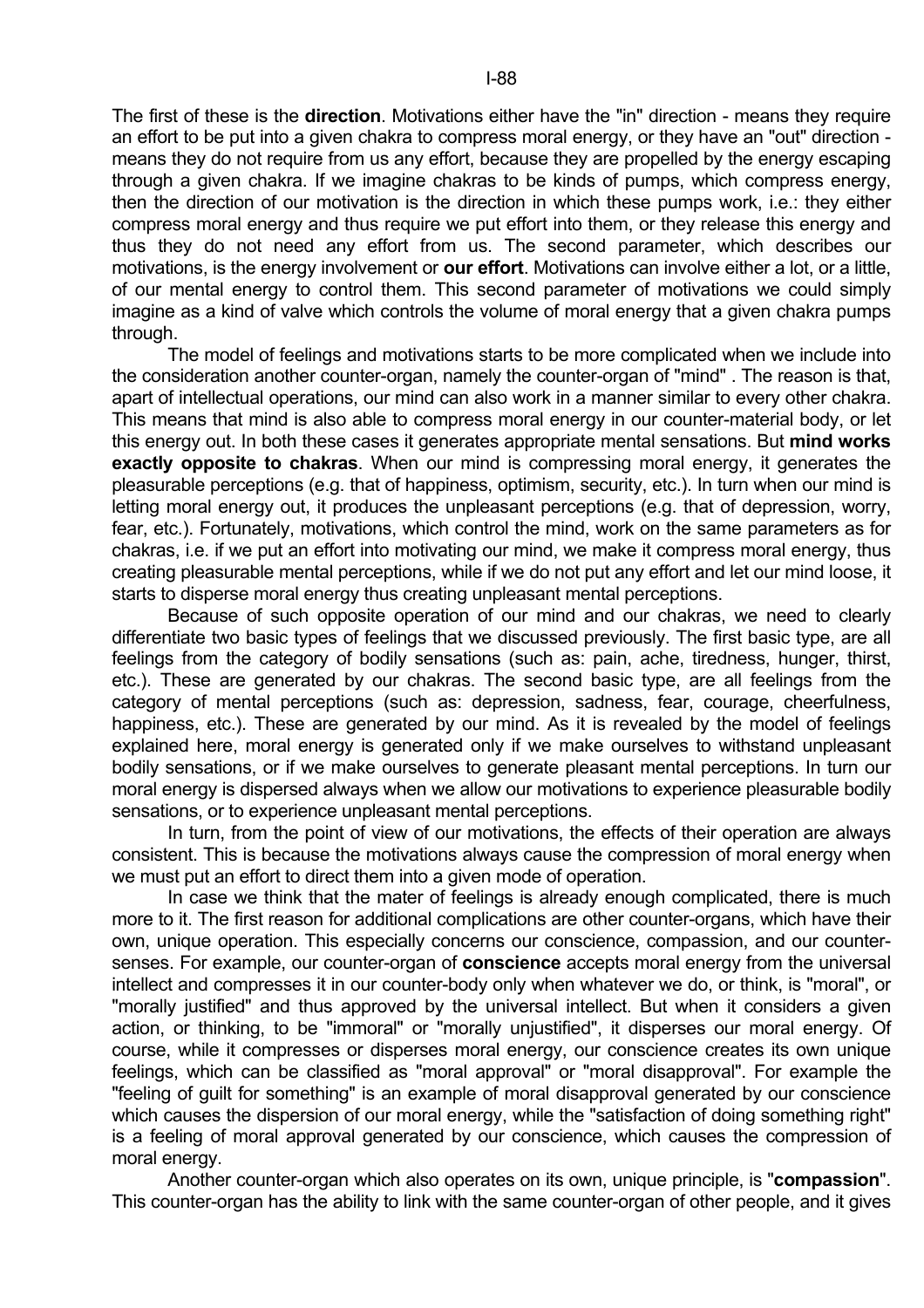The first of these is the **direction**. Motivations either have the "in" direction - means they require an effort to be put into a given chakra to compress moral energy, or they have an "out" direction - means they do not require from us any effort, because they are propelled by the energy escaping through a given chakra. If we imagine chakras to be kinds of pumps, which compress energy, then the direction of our motivation is the direction in which these pumps work, i.e.: they either compress moral energy and thus require we put effort into them, or they release this energy and thus they do not need any effort from us. The second parameter, which describes our motivations, is the energy involvement or **our effort**. Motivations can involve either a lot, or a little, of our mental energy to control them. This second parameter of motivations we could simply imagine as a kind of valve which controls the volume of moral energy that a given chakra pumps through.

The model of feelings and motivations starts to be more complicated when we include into the consideration another counter-organ, namely the counter-organ of "mind" . The reason is that, apart of intellectual operations, our mind can also work in a manner similar to every other chakra. This means that mind is also able to compress moral energy in our counter-material body, or let this energy out. In both these cases it generates appropriate mental sensations. But **mind works exactly opposite to chakras**. When our mind is compressing moral energy, it generates the pleasurable perceptions (e.g. that of happiness, optimism, security, etc.). In turn when our mind is letting moral energy out, it produces the unpleasant perceptions (e.g. that of depression, worry, fear, etc.). Fortunately, motivations, which control the mind, work on the same parameters as for chakras, i.e. if we put an effort into motivating our mind, we make it compress moral energy, thus creating pleasurable mental perceptions, while if we do not put any effort and let our mind loose, it starts to disperse moral energy thus creating unpleasant mental perceptions.

Because of such opposite operation of our mind and our chakras, we need to clearly differentiate two basic types of feelings that we discussed previously. The first basic type, are all feelings from the category of bodily sensations (such as: pain, ache, tiredness, hunger, thirst, etc.). These are generated by our chakras. The second basic type, are all feelings from the category of mental perceptions (such as: depression, sadness, fear, courage, cheerfulness, happiness, etc.). These are generated by our mind. As it is revealed by the model of feelings explained here, moral energy is generated only if we make ourselves to withstand unpleasant bodily sensations, or if we make ourselves to generate pleasant mental perceptions. In turn our moral energy is dispersed always when we allow our motivations to experience pleasurable bodily sensations, or to experience unpleasant mental perceptions.

In turn, from the point of view of our motivations, the effects of their operation are always consistent. This is because the motivations always cause the compression of moral energy when we must put an effort to direct them into a given mode of operation.

In case we think that the mater of feelings is already enough complicated, there is much more to it. The first reason for additional complications are other counter-organs, which have their own, unique operation. This especially concerns our conscience, compassion, and our counter-senses. For example, our counter-organ of **conscience** accepts moral energy from the universal intellect and compresses it in our counter-body only when whatever we do, or think, is "moral", or "morally justified" and thus approved by the universal intellect. But when it considers a given action, or thinking, to be "immoral" or "morally unjustified", it disperses our moral energy. Of course, while it compresses or disperses moral energy, our conscience creates its own unique feelings, which can be classified as "moral approval" or "moral disapproval". For example the "feeling of guilt for something" is an example of moral disapproval generated by our conscience which causes the dispersion of our moral energy, while the "satisfaction of doing something right" is a feeling of moral approval generated by our conscience, which causes the compression of moral energy.

Another counter-organ which also operates on its own, unique principle, is "**compassion**". This counter-organ has the ability to link with the same counter-organ of other people, and it gives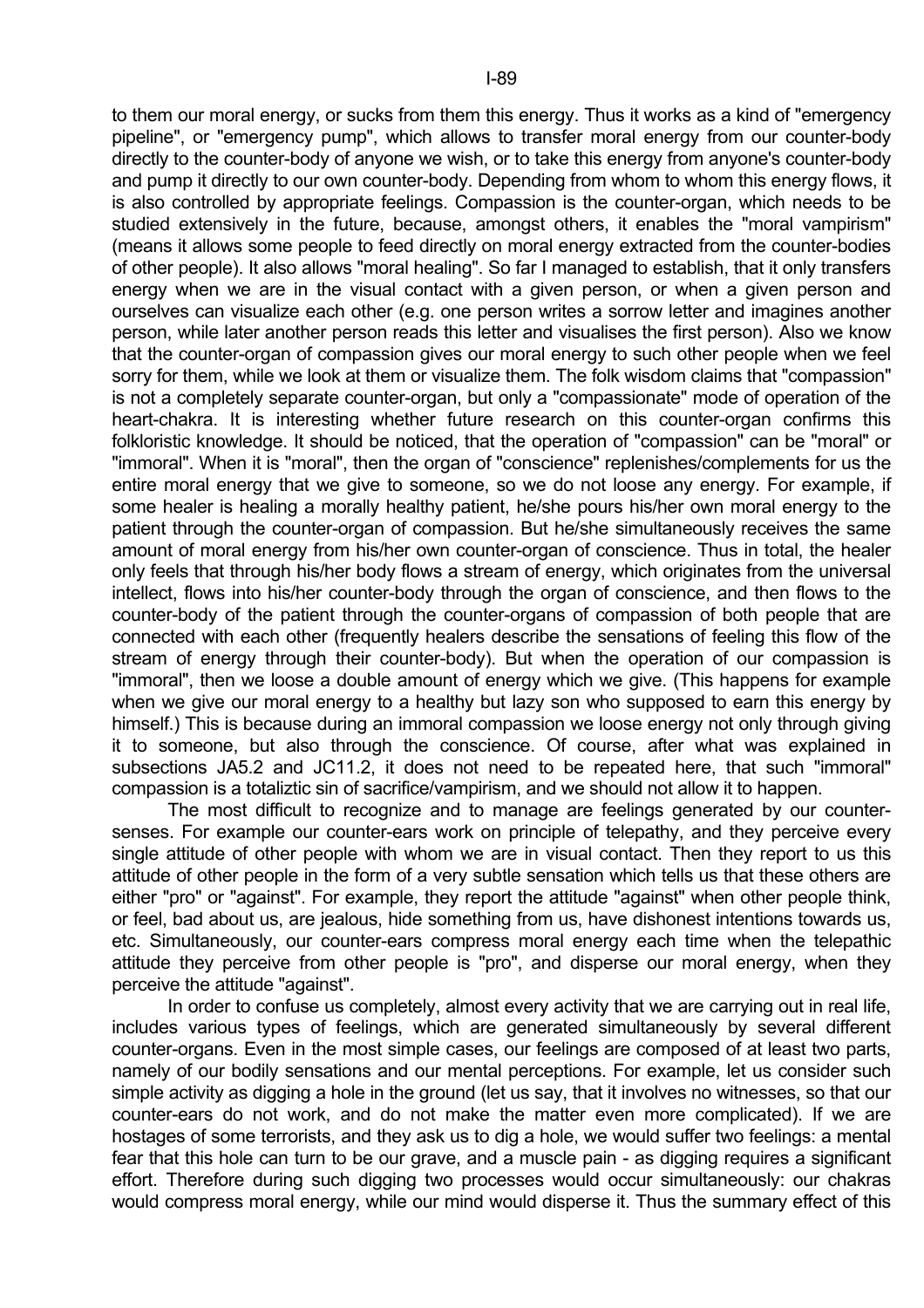to them our moral energy, or sucks from them this energy. Thus it works as a kind of "emergency pipeline", or "emergency pump", which allows to transfer moral energy from our counter-body directly to the counter-body of anyone we wish, or to take this energy from anyone's counter-body and pump it directly to our own counter-body. Depending from whom to whom this energy flows, it is also controlled by appropriate feelings. Compassion is the counter-organ, which needs to be studied extensively in the future, because, amongst others, it enables the "moral vampirism" (means it allows some people to feed directly on moral energy extracted from the counter-bodies of other people). It also allows "moral healing". So far I managed to establish, that it only transfers energy when we are in the visual contact with a given person, or when a given person and ourselves can visualize each other (e.g. one person writes a sorrow letter and imagines another person, while later another person reads this letter and visualises the first person). Also we know that the counter-organ of compassion gives our moral energy to such other people when we feel sorry for them, while we look at them or visualize them. The folk wisdom claims that "compassion" is not a completely separate counter-organ, but only a "compassionate" mode of operation of the heart-chakra. It is interesting whether future research on this counter-organ confirms this folkloristic knowledge. It should be noticed, that the operation of "compassion" can be "moral" or "immoral". When it is "moral", then the organ of "conscience" replenishes/complements for us the entire moral energy that we give to someone, so we do not loose any energy. For example, if some healer is healing a morally healthy patient, he/she pours his/her own moral energy to the patient through the counter-organ of compassion. But he/she simultaneously receives the same amount of moral energy from his/her own counter-organ of conscience. Thus in total, the healer only feels that through his/her body flows a stream of energy, which originates from the universal intellect, flows into his/her counter-body through the organ of conscience, and then flows to the counter-body of the patient through the counter-organs of compassion of both people that are connected with each other (frequently healers describe the sensations of feeling this flow of the stream of energy through their counter-body). But when the operation of our compassion is "immoral", then we loose a double amount of energy which we give. (This happens for example when we give our moral energy to a healthy but lazy son who supposed to earn this energy by himself.) This is because during an immoral compassion we loose energy not only through giving it to someone, but also through the conscience. Of course, after what was explained in subsections JA5.2 and JC11.2, it does not need to be repeated here, that such "immoral" compassion is a totaliztic sin of sacrifice/vampirism, and we should not allow it to happen.

The most difficult to recognize and to manage are feelings generated by our counter-senses. For example our counter-ears work on principle of telepathy, and they perceive every single attitude of other people with whom we are in visual contact. Then they report to us this attitude of other people in the form of a very subtle sensation which tells us that these others are either "pro" or "against". For example, they report the attitude "against" when other people think, or feel, bad about us, are jealous, hide something from us, have dishonest intentions towards us, etc. Simultaneously, our counter-ears compress moral energy each time when the telepathic attitude they perceive from other people is "pro", and disperse our moral energy, when they perceive the attitude "against".

In order to confuse us completely, almost every activity that we are carrying out in real life, includes various types of feelings, which are generated simultaneously by several different counter-organs. Even in the most simple cases, our feelings are composed of at least two parts, namely of our bodily sensations and our mental perceptions. For example, let us consider such simple activity as digging a hole in the ground (let us say, that it involves no witnesses, so that our counter-ears do not work, and do not make the matter even more complicated). If we are hostages of some terrorists, and they ask us to dig a hole, we would suffer two feelings: a mental fear that this hole can turn to be our grave, and a muscle pain - as digging requires a significant effort. Therefore during such digging two processes would occur simultaneously: our chakras would compress moral energy, while our mind would disperse it. Thus the summary effect of this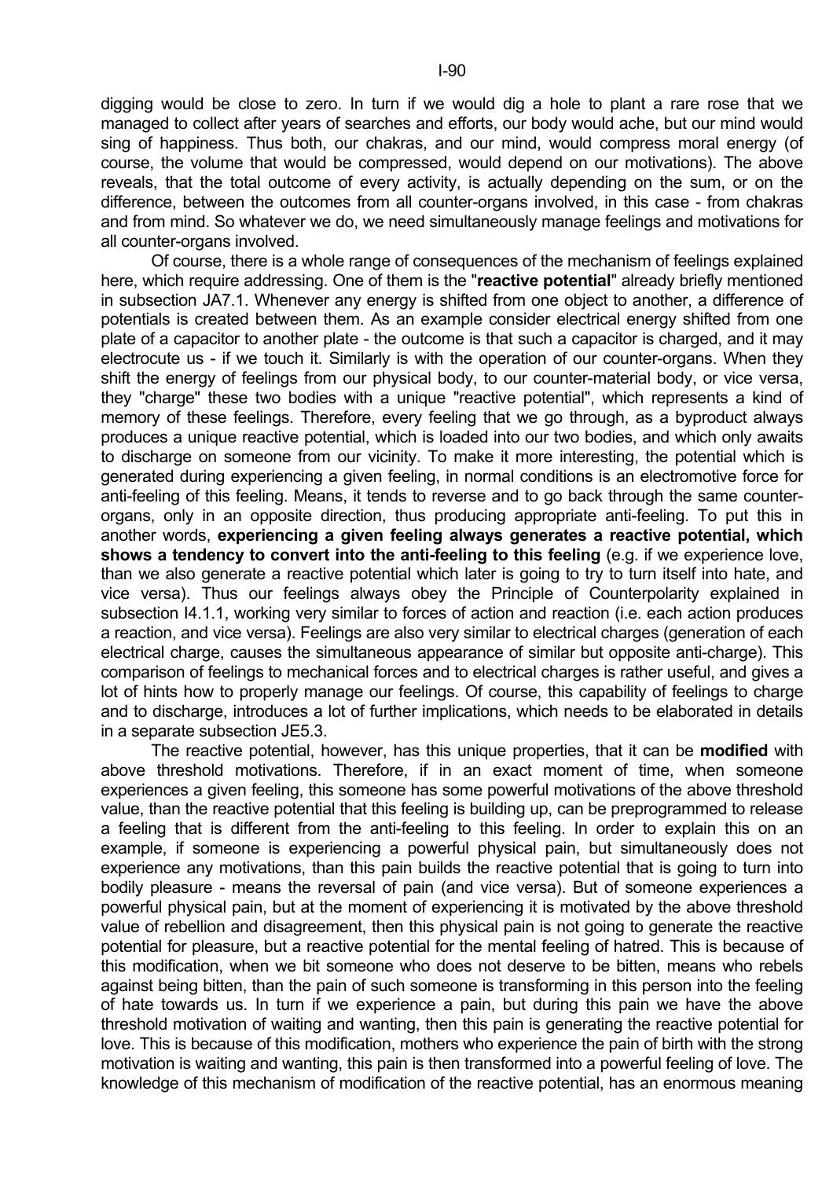digging would be close to zero. In turn if we would dig a hole to plant a rare rose that we managed to collect after years of searches and efforts, our body would ache, but our mind would sing of happiness. Thus both, our chakras, and our mind, would compress moral energy (of course, the volume that would be compressed, would depend on our motivations). The above reveals, that the total outcome of every activity, is actually depending on the sum, or on the difference, between the outcomes from all counter-organs involved, in this case - from chakras and from mind. So whatever we do, we need simultaneously manage feelings and motivations for all counter-organs involved.

Of course, there is a whole range of consequences of the mechanism of feelings explained here, which require addressing. One of them is the "**reactive potential**" already briefly mentioned in subsection JA7.1. Whenever any energy is shifted from one object to another, a difference of potentials is created between them. As an example consider electrical energy shifted from one plate of a capacitor to another plate - the outcome is that such a capacitor is charged, and it may electrocute us - if we touch it. Similarly is with the operation of our counter-organs. When they shift the energy of feelings from our physical body, to our counter-material body, or vice versa, they "charge" these two bodies with a unique "reactive potential", which represents a kind of memory of these feelings. Therefore, every feeling that we go through, as a byproduct always produces a unique reactive potential, which is loaded into our two bodies, and which only awaits to discharge on someone from our vicinity. To make it more interesting, the potential which is generated during experiencing a given feeling, in normal conditions is an electromotive force for anti-feeling of this feeling. Means, it tends to reverse and to go back through the same counter-organs, only in an opposite direction, thus producing appropriate anti-feeling. To put this in another words, **experiencing a given feeling always generates a reactive potential, which shows a tendency to convert into the anti-feeling to this feeling** (e.g. if we experience love, than we also generate a reactive potential which later is going to try to turn itself into hate, and vice versa). Thus our feelings always obey the Principle of Counterpolarity explained in subsection I4.1.1, working very similar to forces of action and reaction (i.e. each action produces a reaction, and vice versa). Feelings are also very similar to electrical charges (generation of each electrical charge, causes the simultaneous appearance of similar but opposite anti-charge). This comparison of feelings to mechanical forces and to electrical charges is rather useful, and gives a lot of hints how to properly manage our feelings. Of course, this capability of feelings to charge and to discharge, introduces a lot of further implications, which needs to be elaborated in details in a separate subsection JE5.3.

The reactive potential, however, has this unique properties, that it can be **modified** with above threshold motivations. Therefore, if in an exact moment of time, when someone experiences a given feeling, this someone has some powerful motivations of the above threshold value, than the reactive potential that this feeling is building up, can be preprogrammed to release a feeling that is different from the anti-feeling to this feeling. In order to explain this on an example, if someone is experiencing a powerful physical pain, but simultaneously does not experience any motivations, than this pain builds the reactive potential that is going to turn into bodily pleasure - means the reversal of pain (and vice versa). But of someone experiences a powerful physical pain, but at the moment of experiencing it is motivated by the above threshold value of rebellion and disagreement, then this physical pain is not going to generate the reactive potential for pleasure, but a reactive potential for the mental feeling of hatred. This is because of this modification, when we bit someone who does not deserve to be bitten, means who rebels against being bitten, than the pain of such someone is transforming in this person into the feeling of hate towards us. In turn if we experience a pain, but during this pain we have the above threshold motivation of waiting and wanting, then this pain is generating the reactive potential for love. This is because of this modification, mothers who experience the pain of birth with the strong motivation is waiting and wanting, this pain is then transformed into a powerful feeling of love. The knowledge of this mechanism of modification of the reactive potential, has an enormous meaning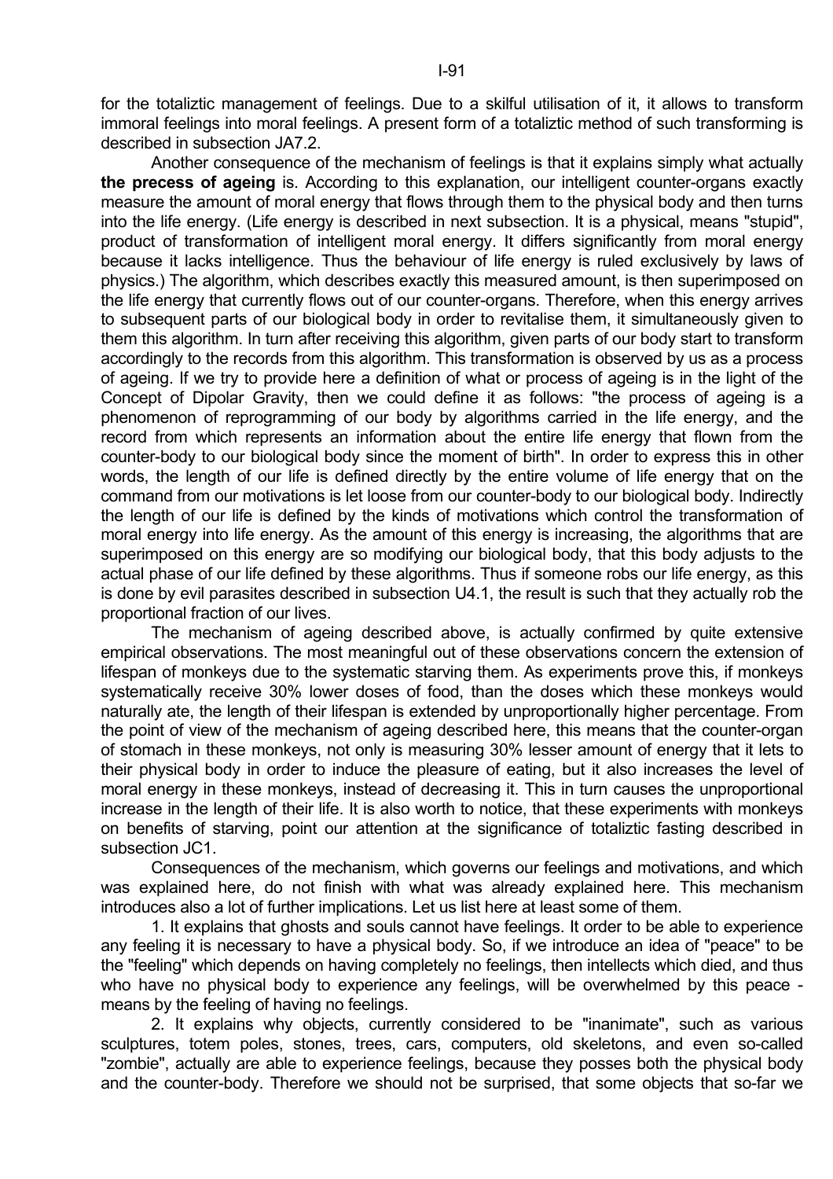for the totaliztic management of feelings. Due to a skilful utilisation of it, it allows to transform immoral feelings into moral feelings. A present form of a totaliztic method of such transforming is described in subsection JA7.2.

Another consequence of the mechanism of feelings is that it explains simply what actually **the precess of ageing** is. According to this explanation, our intelligent counter-organs exactly measure the amount of moral energy that flows through them to the physical body and then turns into the life energy. (Life energy is described in next subsection. It is a physical, means "stupid", product of transformation of intelligent moral energy. It differs significantly from moral energy because it lacks intelligence. Thus the behaviour of life energy is ruled exclusively by laws of physics.) The algorithm, which describes exactly this measured amount, is then superimposed on the life energy that currently flows out of our counter-organs. Therefore, when this energy arrives to subsequent parts of our biological body in order to revitalise them, it simultaneously given to them this algorithm. In turn after receiving this algorithm, given parts of our body start to transform accordingly to the records from this algorithm. This transformation is observed by us as a process of ageing. If we try to provide here a definition of what or process of ageing is in the light of the Concept of Dipolar Gravity, then we could define it as follows: "the process of ageing is a phenomenon of reprogramming of our body by algorithms carried in the life energy, and the record from which represents an information about the entire life energy that flown from the counter-body to our biological body since the moment of birth". In order to express this in other words, the length of our life is defined directly by the entire volume of life energy that on the command from our motivations is let loose from our counter-body to our biological body. Indirectly the length of our life is defined by the kinds of motivations which control the transformation of moral energy into life energy. As the amount of this energy is increasing, the algorithms that are superimposed on this energy are so modifying our biological body, that this body adjusts to the actual phase of our life defined by these algorithms. Thus if someone robs our life energy, as this is done by evil parasites described in subsection U4.1, the result is such that they actually rob the proportional fraction of our lives.

The mechanism of ageing described above, is actually confirmed by quite extensive empirical observations. The most meaningful out of these observations concern the extension of lifespan of monkeys due to the systematic starving them. As experiments prove this, if monkeys systematically receive 30% lower doses of food, than the doses which these monkeys would naturally ate, the length of their lifespan is extended by unproportionally higher percentage. From the point of view of the mechanism of ageing described here, this means that the counter-organ of stomach in these monkeys, not only is measuring 30% lesser amount of energy that it lets to their physical body in order to induce the pleasure of eating, but it also increases the level of moral energy in these monkeys, instead of decreasing it. This in turn causes the unproportional increase in the length of their life. It is also worth to notice, that these experiments with monkeys on benefits of starving, point our attention at the significance of totaliztic fasting described in subsection JC1.

Consequences of the mechanism, which governs our feelings and motivations, and which was explained here, do not finish with what was already explained here. This mechanism introduces also a lot of further implications. Let us list here at least some of them.

1. It explains that ghosts and souls cannot have feelings. It order to be able to experience any feeling it is necessary to have a physical body. So, if we introduce an idea of "peace" to be the "feeling" which depends on having completely no feelings, then intellects which died, and thus who have no physical body to experience any feelings, will be overwhelmed by this peace - means by the feeling of having no feelings.

2. It explains why objects, currently considered to be "inanimate", such as various sculptures, totem poles, stones, trees, cars, computers, old skeletons, and even so-called "zombie", actually are able to experience feelings, because they posses both the physical body and the counter-body. Therefore we should not be surprised, that some objects that so-far we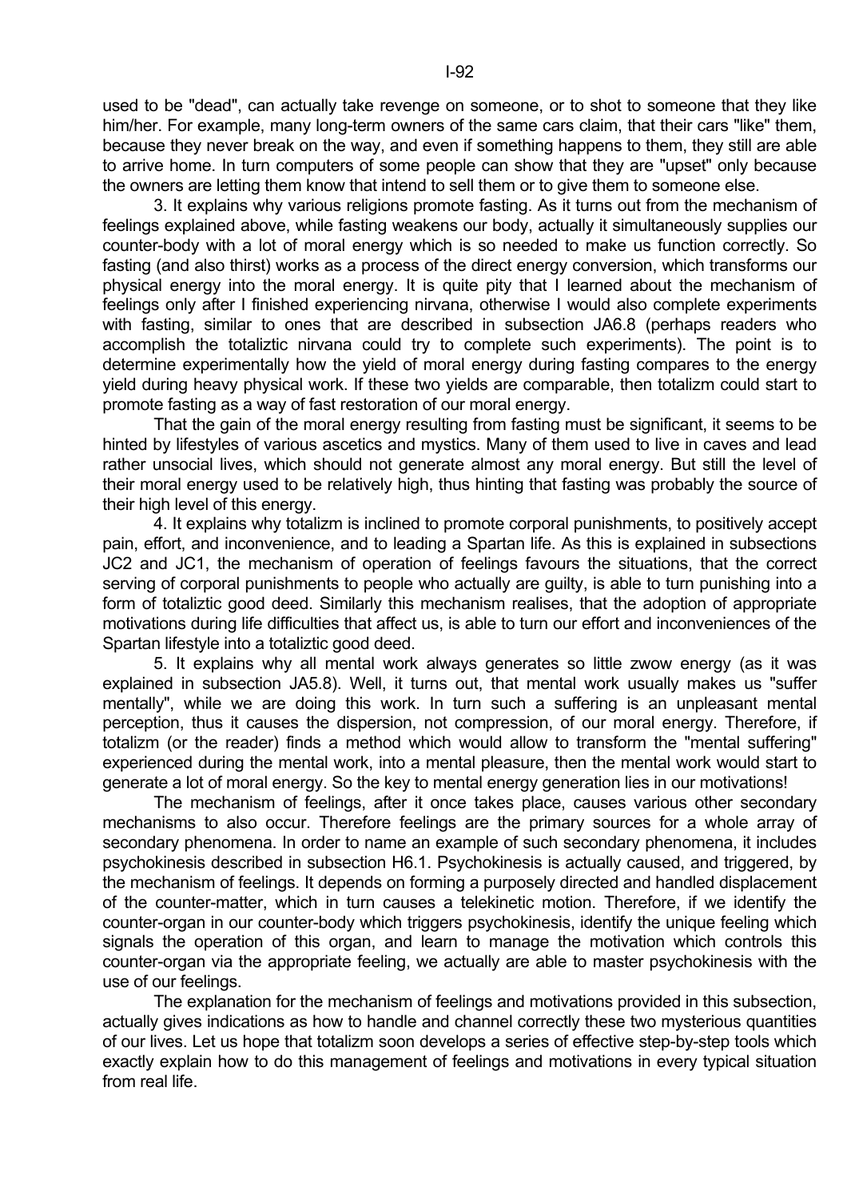used to be "dead", can actually take revenge on someone, or to shot to someone that they like him/her. For example, many long-term owners of the same cars claim, that their cars "like" them, because they never break on the way, and even if something happens to them, they still are able to arrive home. In turn computers of some people can show that they are "upset" only because the owners are letting them know that intend to sell them or to give them to someone else.

3. It explains why various religions promote fasting. As it turns out from the mechanism of feelings explained above, while fasting weakens our body, actually it simultaneously supplies our counter-body with a lot of moral energy which is so needed to make us function correctly. So fasting (and also thirst) works as a process of the direct energy conversion, which transforms our physical energy into the moral energy. It is quite pity that I learned about the mechanism of feelings only after I finished experiencing nirvana, otherwise I would also complete experiments with fasting, similar to ones that are described in subsection JA6.8 (perhaps readers who accomplish the totaliztic nirvana could try to complete such experiments). The point is to determine experimentally how the yield of moral energy during fasting compares to the energy yield during heavy physical work. If these two yields are comparable, then totalizm could start to promote fasting as a way of fast restoration of our moral energy.

That the gain of the moral energy resulting from fasting must be significant, it seems to be hinted by lifestyles of various ascetics and mystics. Many of them used to live in caves and lead rather unsocial lives, which should not generate almost any moral energy. But still the level of their moral energy used to be relatively high, thus hinting that fasting was probably the source of their high level of this energy.

4. It explains why totalizm is inclined to promote corporal punishments, to positively accept pain, effort, and inconvenience, and to leading a Spartan life. As this is explained in subsections JC2 and JC1, the mechanism of operation of feelings favours the situations, that the correct serving of corporal punishments to people who actually are guilty, is able to turn punishing into a form of totaliztic good deed. Similarly this mechanism realises, that the adoption of appropriate motivations during life difficulties that affect us, is able to turn our effort and inconveniences of the Spartan lifestyle into a totaliztic good deed.

5. It explains why all mental work always generates so little zwow energy (as it was explained in subsection JA5.8). Well, it turns out, that mental work usually makes us "suffer mentally", while we are doing this work. In turn such a suffering is an unpleasant mental perception, thus it causes the dispersion, not compression, of our moral energy. Therefore, if totalizm (or the reader) finds a method which would allow to transform the "mental suffering" experienced during the mental work, into a mental pleasure, then the mental work would start to generate a lot of moral energy. So the key to mental energy generation lies in our motivations!

The mechanism of feelings, after it once takes place, causes various other secondary mechanisms to also occur. Therefore feelings are the primary sources for a whole array of secondary phenomena. In order to name an example of such secondary phenomena, it includes psychokinesis described in subsection H6.1. Psychokinesis is actually caused, and triggered, by the mechanism of feelings. It depends on forming a purposely directed and handled displacement of the counter-matter, which in turn causes a telekinetic motion. Therefore, if we identify the counter-organ in our counter-body which triggers psychokinesis, identify the unique feeling which signals the operation of this organ, and learn to manage the motivation which controls this counter-organ via the appropriate feeling, we actually are able to master psychokinesis with the use of our feelings.

The explanation for the mechanism of feelings and motivations provided in this subsection, actually gives indications as how to handle and channel correctly these two mysterious quantities of our lives. Let us hope that totalizm soon develops a series of effective step-by-step tools which exactly explain how to do this management of feelings and motivations in every typical situation from real life.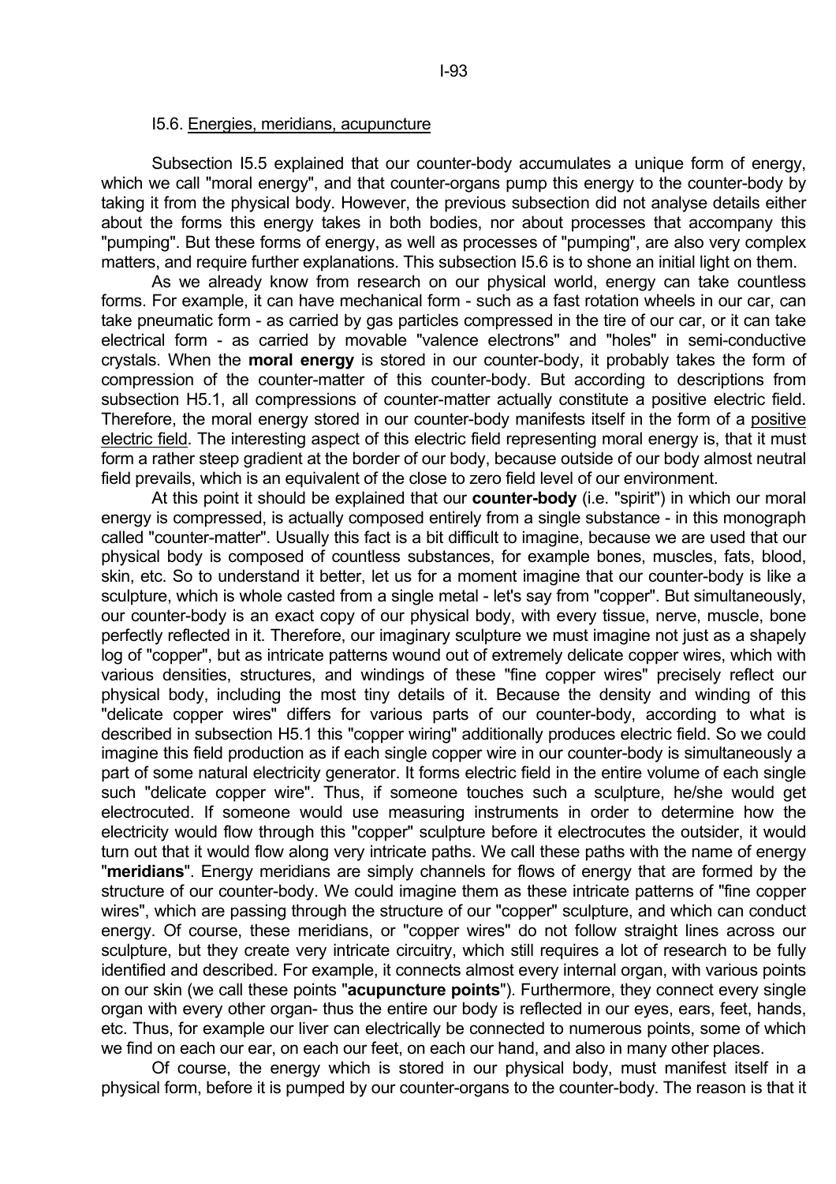## I5.6. Energies, meridians, acupuncture

Subsection I5.5 explained that our counter-body accumulates a unique form of energy, which we call "moral energy", and that counter-organs pump this energy to the counter-body by taking it from the physical body. However, the previous subsection did not analyse details either about the forms this energy takes in both bodies, nor about processes that accompany this "pumping". But these forms of energy, as well as processes of "pumping", are also very complex matters, and require further explanations. This subsection I5.6 is to shone an initial light on them.

As we already know from research on our physical world, energy can take countless forms. For example, it can have mechanical form - such as a fast rotation wheels in our car, can take pneumatic form - as carried by gas particles compressed in the tire of our car, or it can take electrical form - as carried by movable "valence electrons" and "holes" in semi-conductive crystals. When the **moral energy** is stored in our counter-body, it probably takes the form of compression of the counter-matter of this counter-body. But according to descriptions from subsection H5.1, all compressions of counter-matter actually constitute a positive electric field. Therefore, the moral energy stored in our counter-body manifests itself in the form of a positive electric field. The interesting aspect of this electric field representing moral energy is, that it must form a rather steep gradient at the border of our body, because outside of our body almost neutral field prevails, which is an equivalent of the close to zero field level of our environment.

At this point it should be explained that our **counter-body** (i.e. "spirit") in which our moral energy is compressed, is actually composed entirely from a single substance - in this monograph called "counter-matter". Usually this fact is a bit difficult to imagine, because we are used that our physical body is composed of countless substances, for example bones, muscles, fats, blood, skin, etc. So to understand it better, let us for a moment imagine that our counter-body is like a sculpture, which is whole casted from a single metal - let's say from "copper". But simultaneously, our counter-body is an exact copy of our physical body, with every tissue, nerve, muscle, bone perfectly reflected in it. Therefore, our imaginary sculpture we must imagine not just as a shapely log of "copper", but as intricate patterns wound out of extremely delicate copper wires, which with various densities, structures, and windings of these "fine copper wires" precisely reflect our physical body, including the most tiny details of it. Because the density and winding of this "delicate copper wires" differs for various parts of our counter-body, according to what is described in subsection H5.1 this "copper wiring" additionally produces electric field. So we could imagine this field production as if each single copper wire in our counter-body is simultaneously a part of some natural electricity generator. It forms electric field in the entire volume of each single such "delicate copper wire". Thus, if someone touches such a sculpture, he/she would get electrocuted. If someone would use measuring instruments in order to determine how the electricity would flow through this "copper" sculpture before it electrocutes the outsider, it would turn out that it would flow along very intricate paths. We call these paths with the name of energy "**meridians**". Energy meridians are simply channels for flows of energy that are formed by the structure of our counter-body. We could imagine them as these intricate patterns of "fine copper wires", which are passing through the structure of our "copper" sculpture, and which can conduct energy. Of course, these meridians, or "copper wires" do not follow straight lines across our sculpture, but they create very intricate circuitry, which still requires a lot of research to be fully identified and described. For example, it connects almost every internal organ, with various points on our skin (we call these points "**acupuncture points**"). Furthermore, they connect every single organ with every other organ- thus the entire our body is reflected in our eyes, ears, feet, hands, etc. Thus, for example our liver can electrically be connected to numerous points, some of which we find on each our ear, on each our feet, on each our hand, and also in many other places.

Of course, the energy which is stored in our physical body, must manifest itself in a physical form, before it is pumped by our counter-organs to the counter-body. The reason is that it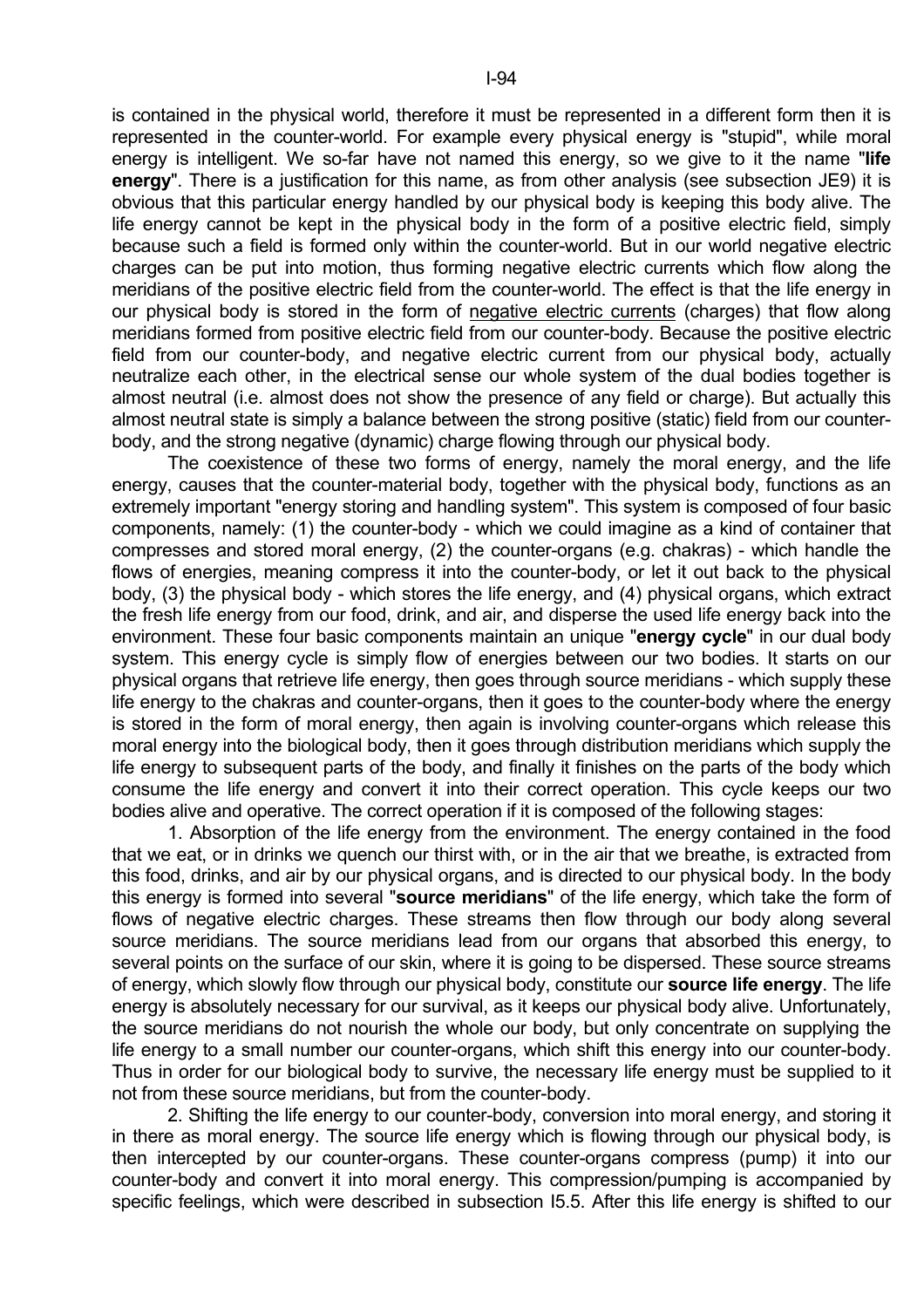is contained in the physical world, therefore it must be represented in a different form then it is represented in the counter-world. For example every physical energy is "stupid", while moral energy is intelligent. We so-far have not named this energy, so we give to it the name "**life energy**". There is a justification for this name, as from other analysis (see subsection JE9) it is obvious that this particular energy handled by our physical body is keeping this body alive. The life energy cannot be kept in the physical body in the form of a positive electric field, simply because such a field is formed only within the counter-world. But in our world negative electric charges can be put into motion, thus forming negative electric currents which flow along the meridians of the positive electric field from the counter-world. The effect is that the life energy in our physical body is stored in the form of <u>negative electric currents</u> (charges) that flow along meridians formed from positive electric field from our counter-body. Because the positive electric field from our counter-body, and negative electric current from our physical body, actually neutralize each other, in the electrical sense our whole system of the dual bodies together is almost neutral (i.e. almost does not show the presence of any field or charge). But actually this almost neutral state is simply a balance between the strong positive (static) field from our counter-body, and the strong negative (dynamic) charge flowing through our physical body.

The coexistence of these two forms of energy, namely the moral energy, and the life energy, causes that the counter-material body, together with the physical body, functions as an extremely important "energy storing and handling system". This system is composed of four basic components, namely: (1) the counter-body - which we could imagine as a kind of container that compresses and stored moral energy, (2) the counter-organs (e.g. chakras) - which handle the flows of energies, meaning compress it into the counter-body, or let it out back to the physical body, (3) the physical body - which stores the life energy, and (4) physical organs, which extract the fresh life energy from our food, drink, and air, and disperse the used life energy back into the environment. These four basic components maintain an unique "**energy cycle**" in our dual body system. This energy cycle is simply flow of energies between our two bodies. It starts on our physical organs that retrieve life energy, then goes through source meridians - which supply these life energy to the chakras and counter-organs, then it goes to the counter-body where the energy is stored in the form of moral energy, then again is involving counter-organs which release this moral energy into the biological body, then it goes through distribution meridians which supply the life energy to subsequent parts of the body, and finally it finishes on the parts of the body which consume the life energy and convert it into their correct operation. This cycle keeps our two bodies alive and operative. The correct operation if it is composed of the following stages:

1. Absorption of the life energy from the environment. The energy contained in the food that we eat, or in drinks we quench our thirst with, or in the air that we breathe, is extracted from this food, drinks, and air by our physical organs, and is directed to our physical body. In the body this energy is formed into several "**source meridians**" of the life energy, which take the form of flows of negative electric charges. These streams then flow through our body along several source meridians. The source meridians lead from our organs that absorbed this energy, to several points on the surface of our skin, where it is going to be dispersed. These source streams of energy, which slowly flow through our physical body, constitute our **source life energy**. The life energy is absolutely necessary for our survival, as it keeps our physical body alive. Unfortunately, the source meridians do not nourish the whole our body, but only concentrate on supplying the life energy to a small number our counter-organs, which shift this energy into our counter-body. Thus in order for our biological body to survive, the necessary life energy must be supplied to it not from these source meridians, but from the counter-body.

2. Shifting the life energy to our counter-body, conversion into moral energy, and storing it in there as moral energy. The source life energy which is flowing through our physical body, is then intercepted by our counter-organs. These counter-organs compress (pump) it into our counter-body and convert it into moral energy. This compression/pumping is accompanied by specific feelings, which were described in subsection I5.5. After this life energy is shifted to our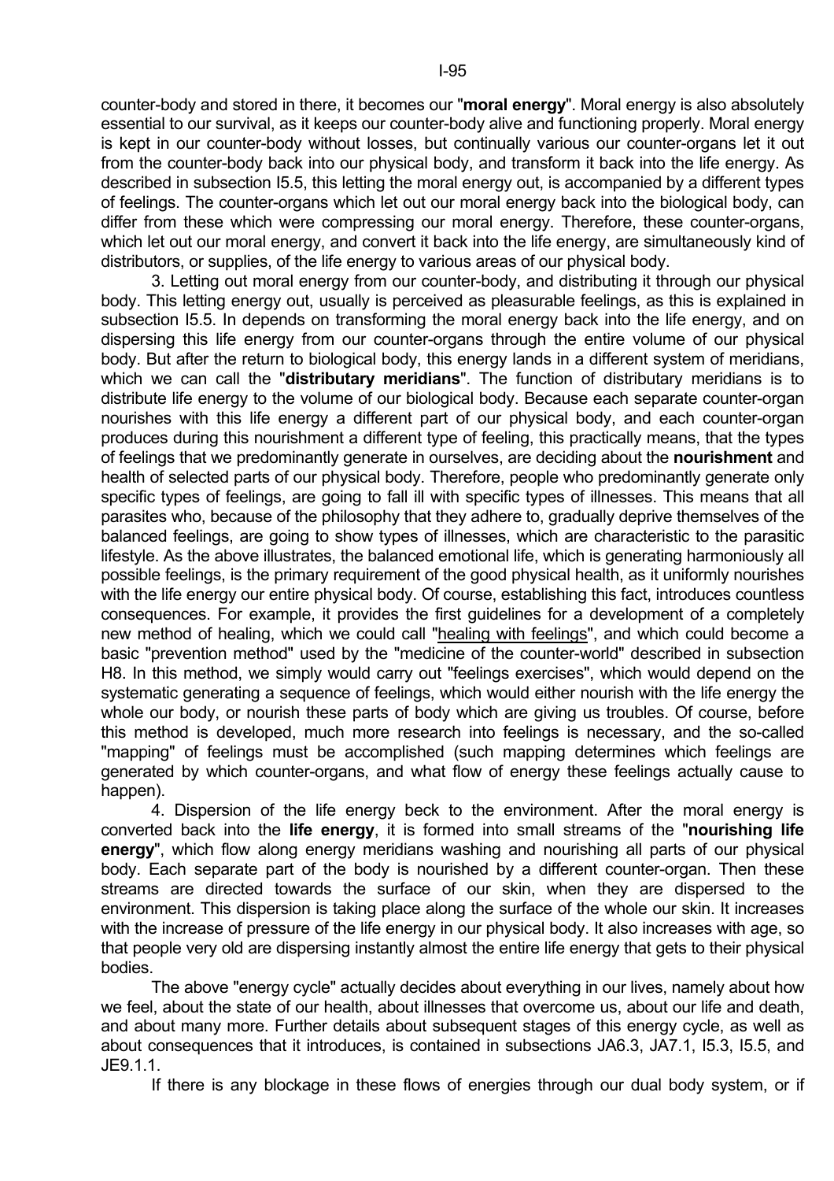counter-body and stored in there, it becomes our "**moral energy**". Moral energy is also absolutely essential to our survival, as it keeps our counter-body alive and functioning properly. Moral energy is kept in our counter-body without losses, but continually various our counter-organs let it out from the counter-body back into our physical body, and transform it back into the life energy. As described in subsection I5.5, this letting the moral energy out, is accompanied by a different types of feelings. The counter-organs which let out our moral energy back into the biological body, can differ from these which were compressing our moral energy. Therefore, these counter-organs, which let out our moral energy, and convert it back into the life energy, are simultaneously kind of distributors, or supplies, of the life energy to various areas of our physical body.

3. Letting out moral energy from our counter-body, and distributing it through our physical body. This letting energy out, usually is perceived as pleasurable feelings, as this is explained in subsection I5.5. In depends on transforming the moral energy back into the life energy, and on dispersing this life energy from our counter-organs through the entire volume of our physical body. But after the return to biological body, this energy lands in a different system of meridians, which we can call the "**distributary meridians**". The function of distributary meridians is to distribute life energy to the volume of our biological body. Because each separate counter-organ nourishes with this life energy a different part of our physical body, and each counter-organ produces during this nourishment a different type of feeling, this practically means, that the types of feelings that we predominantly generate in ourselves, are deciding about the **nourishment** and health of selected parts of our physical body. Therefore, people who predominantly generate only specific types of feelings, are going to fall ill with specific types of illnesses. This means that all parasites who, because of the philosophy that they adhere to, gradually deprive themselves of the balanced feelings, are going to show types of illnesses, which are characteristic to the parasitic lifestyle. As the above illustrates, the balanced emotional life, which is generating harmoniously all possible feelings, is the primary requirement of the good physical health, as it uniformly nourishes with the life energy our entire physical body. Of course, establishing this fact, introduces countless consequences. For example, it provides the first guidelines for a development of a completely new method of healing, which we could call "healing with feelings", and which could become a basic "prevention method" used by the "medicine of the counter-world" described in subsection H8. In this method, we simply would carry out "feelings exercises", which would depend on the systematic generating a sequence of feelings, which would either nourish with the life energy the whole our body, or nourish these parts of body which are giving us troubles. Of course, before this method is developed, much more research into feelings is necessary, and the so-called "mapping" of feelings must be accomplished (such mapping determines which feelings are generated by which counter-organs, and what flow of energy these feelings actually cause to happen).

4. Dispersion of the life energy beck to the environment. After the moral energy is converted back into the **life energy**, it is formed into small streams of the "**nourishing life energy**", which flow along energy meridians washing and nourishing all parts of our physical body. Each separate part of the body is nourished by a different counter-organ. Then these streams are directed towards the surface of our skin, when they are dispersed to the environment. This dispersion is taking place along the surface of the whole our skin. It increases with the increase of pressure of the life energy in our physical body. It also increases with age, so that people very old are dispersing instantly almost the entire life energy that gets to their physical bodies.

The above "energy cycle" actually decides about everything in our lives, namely about how we feel, about the state of our health, about illnesses that overcome us, about our life and death, and about many more. Further details about subsequent stages of this energy cycle, as well as about consequences that it introduces, is contained in subsections JA6.3, JA7.1, I5.3, I5.5, and JE9.1.1.

If there is any blockage in these flows of energies through our dual body system, or if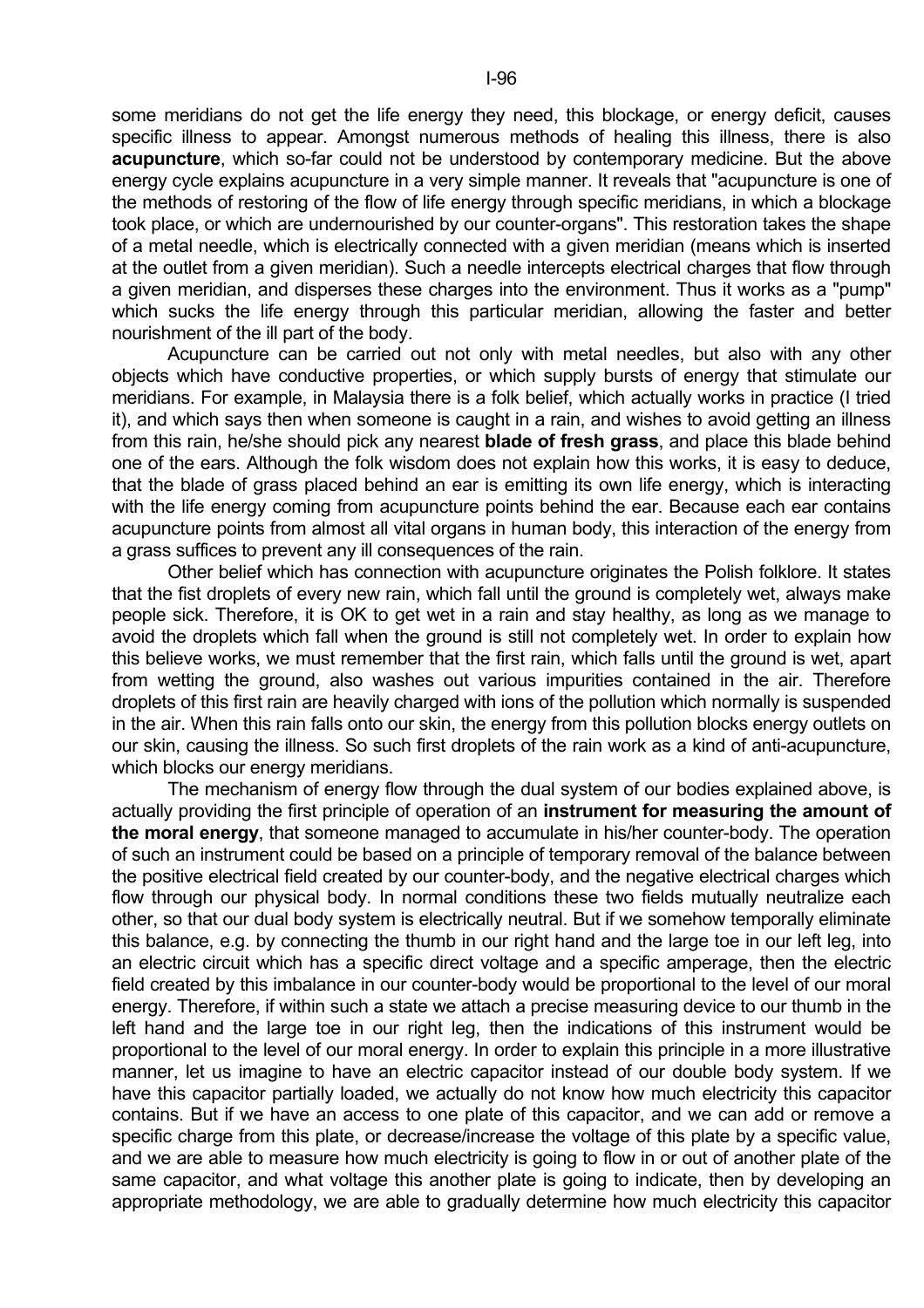some meridians do not get the life energy they need, this blockage, or energy deficit, causes specific illness to appear. Amongst numerous methods of healing this illness, there is also **acupuncture**, which so-far could not be understood by contemporary medicine. But the above energy cycle explains acupuncture in a very simple manner. It reveals that "acupuncture is one of the methods of restoring of the flow of life energy through specific meridians, in which a blockage took place, or which are undernourished by our counter-organs". This restoration takes the shape of a metal needle, which is electrically connected with a given meridian (means which is inserted at the outlet from a given meridian). Such a needle intercepts electrical charges that flow through a given meridian, and disperses these charges into the environment. Thus it works as a "pump" which sucks the life energy through this particular meridian, allowing the faster and better nourishment of the ill part of the body.

Acupuncture can be carried out not only with metal needles, but also with any other objects which have conductive properties, or which supply bursts of energy that stimulate our meridians. For example, in Malaysia there is a folk belief, which actually works in practice (I tried it), and which says then when someone is caught in a rain, and wishes to avoid getting an illness from this rain, he/she should pick any nearest **blade of fresh grass**, and place this blade behind one of the ears. Although the folk wisdom does not explain how this works, it is easy to deduce, that the blade of grass placed behind an ear is emitting its own life energy, which is interacting with the life energy coming from acupuncture points behind the ear. Because each ear contains acupuncture points from almost all vital organs in human body, this interaction of the energy from a grass suffices to prevent any ill consequences of the rain.

Other belief which has connection with acupuncture originates the Polish folklore. It states that the fist droplets of every new rain, which fall until the ground is completely wet, always make people sick. Therefore, it is OK to get wet in a rain and stay healthy, as long as we manage to avoid the droplets which fall when the ground is still not completely wet. In order to explain how this believe works, we must remember that the first rain, which falls until the ground is wet, apart from wetting the ground, also washes out various impurities contained in the air. Therefore droplets of this first rain are heavily charged with ions of the pollution which normally is suspended in the air. When this rain falls onto our skin, the energy from this pollution blocks energy outlets on our skin, causing the illness. So such first droplets of the rain work as a kind of anti-acupuncture, which blocks our energy meridians.

The mechanism of energy flow through the dual system of our bodies explained above, is actually providing the first principle of operation of an **instrument for measuring the amount of the moral energy**, that someone managed to accumulate in his/her counter-body. The operation of such an instrument could be based on a principle of temporary removal of the balance between the positive electrical field created by our counter-body, and the negative electrical charges which flow through our physical body. In normal conditions these two fields mutually neutralize each other, so that our dual body system is electrically neutral. But if we somehow temporally eliminate this balance, e.g. by connecting the thumb in our right hand and the large toe in our left leg, into an electric circuit which has a specific direct voltage and a specific amperage, then the electric field created by this imbalance in our counter-body would be proportional to the level of our moral energy. Therefore, if within such a state we attach a precise measuring device to our thumb in the left hand and the large toe in our right leg, then the indications of this instrument would be proportional to the level of our moral energy. In order to explain this principle in a more illustrative manner, let us imagine to have an electric capacitor instead of our double body system. If we have this capacitor partially loaded, we actually do not know how much electricity this capacitor contains. But if we have an access to one plate of this capacitor, and we can add or remove a specific charge from this plate, or decrease/increase the voltage of this plate by a specific value, and we are able to measure how much electricity is going to flow in or out of another plate of the same capacitor, and what voltage this another plate is going to indicate, then by developing an appropriate methodology, we are able to gradually determine how much electricity this capacitor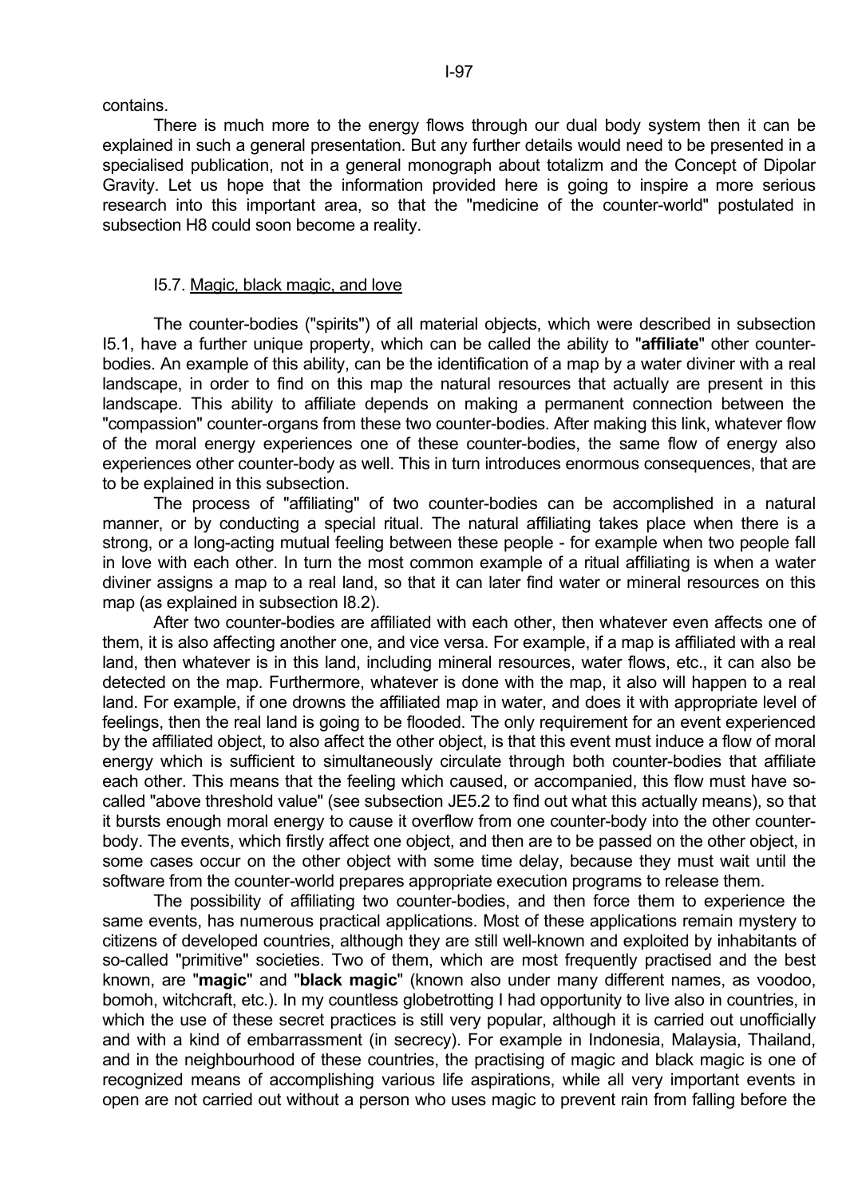contains.

There is much more to the energy flows through our dual body system then it can be explained in such a general presentation. But any further details would need to be presented in a specialised publication, not in a general monograph about totalizm and the Concept of Dipolar Gravity. Let us hope that the information provided here is going to inspire a more serious research into this important area, so that the "medicine of the counter-world" postulated in subsection H8 could soon become a reality.

### I5.7. Magic, black magic, and love

The counter-bodies ("spirits") of all material objects, which were described in subsection I5.1, have a further unique property, which can be called the ability to "**affiliate**" other counter-bodies. An example of this ability, can be the identification of a map by a water diviner with a real landscape, in order to find on this map the natural resources that actually are present in this landscape. This ability to affiliate depends on making a permanent connection between the "compassion" counter-organs from these two counter-bodies. After making this link, whatever flow of the moral energy experiences one of these counter-bodies, the same flow of energy also experiences other counter-body as well. This in turn introduces enormous consequences, that are to be explained in this subsection.

The process of "affiliating" of two counter-bodies can be accomplished in a natural manner, or by conducting a special ritual. The natural affiliating takes place when there is a strong, or a long-acting mutual feeling between these people - for example when two people fall in love with each other. In turn the most common example of a ritual affiliating is when a water diviner assigns a map to a real land, so that it can later find water or mineral resources on this map (as explained in subsection I8.2).

After two counter-bodies are affiliated with each other, then whatever even affects one of them, it is also affecting another one, and vice versa. For example, if a map is affiliated with a real land, then whatever is in this land, including mineral resources, water flows, etc., it can also be detected on the map. Furthermore, whatever is done with the map, it also will happen to a real land. For example, if one drowns the affiliated map in water, and does it with appropriate level of feelings, then the real land is going to be flooded. The only requirement for an event experienced by the affiliated object, to also affect the other object, is that this event must induce a flow of moral energy which is sufficient to simultaneously circulate through both counter-bodies that affiliate each other. This means that the feeling which caused, or accompanied, this flow must have so-called "above threshold value" (see subsection JE5.2 to find out what this actually means), so that it bursts enough moral energy to cause it overflow from one counter-body into the other counter-body. The events, which firstly affect one object, and then are to be passed on the other object, in some cases occur on the other object with some time delay, because they must wait until the software from the counter-world prepares appropriate execution programs to release them.

The possibility of affiliating two counter-bodies, and then force them to experience the same events, has numerous practical applications. Most of these applications remain mystery to citizens of developed countries, although they are still well-known and exploited by inhabitants of so-called "primitive" societies. Two of them, which are most frequently practised and the best known, are "**magic**" and "**black magic**" (known also under many different names, as voodoo, bomoh, witchcraft, etc.). In my countless globetrotting I had opportunity to live also in countries, in which the use of these secret practices is still very popular, although it is carried out unofficially and with a kind of embarrassment (in secrecy). For example in Indonesia, Malaysia, Thailand, and in the neighbourhood of these countries, the practising of magic and black magic is one of recognized means of accomplishing various life aspirations, while all very important events in open are not carried out without a person who uses magic to prevent rain from falling before the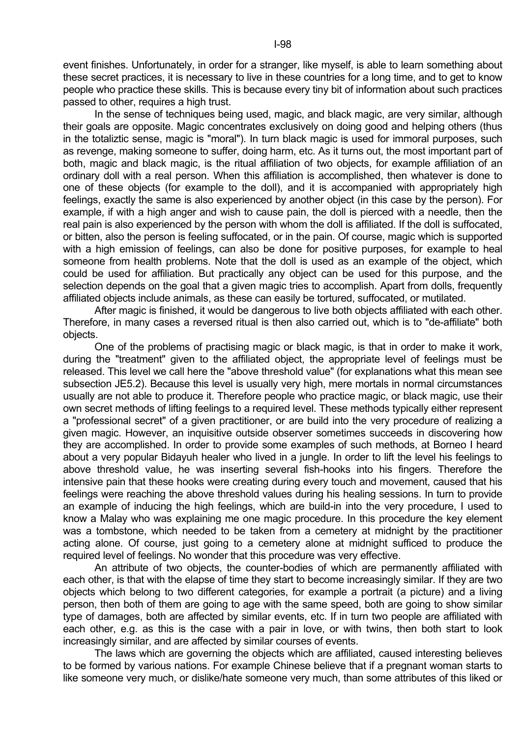event finishes. Unfortunately, in order for a stranger, like myself, is able to learn something about these secret practices, it is necessary to live in these countries for a long time, and to get to know people who practice these skills. This is because every tiny bit of information about such practices passed to other, requires a high trust.

In the sense of techniques being used, magic, and black magic, are very similar, although their goals are opposite. Magic concentrates exclusively on doing good and helping others (thus in the totaliztic sense, magic is "moral"). In turn black magic is used for immoral purposes, such as revenge, making someone to suffer, doing harm, etc. As it turns out, the most important part of both, magic and black magic, is the ritual affiliation of two objects, for example affiliation of an ordinary doll with a real person. When this affiliation is accomplished, then whatever is done to one of these objects (for example to the doll), and it is accompanied with appropriately high feelings, exactly the same is also experienced by another object (in this case by the person). For example, if with a high anger and wish to cause pain, the doll is pierced with a needle, then the real pain is also experienced by the person with whom the doll is affiliated. If the doll is suffocated, or bitten, also the person is feeling suffocated, or in the pain. Of course, magic which is supported with a high emission of feelings, can also be done for positive purposes, for example to heal someone from health problems. Note that the doll is used as an example of the object, which could be used for affiliation. But practically any object can be used for this purpose, and the selection depends on the goal that a given magic tries to accomplish. Apart from dolls, frequently affiliated objects include animals, as these can easily be tortured, suffocated, or mutilated.

After magic is finished, it would be dangerous to live both objects affiliated with each other. Therefore, in many cases a reversed ritual is then also carried out, which is to "de-affiliate" both objects.

One of the problems of practising magic or black magic, is that in order to make it work, during the "treatment" given to the affiliated object, the appropriate level of feelings must be released. This level we call here the "above threshold value" (for explanations what this mean see subsection JE5.2). Because this level is usually very high, mere mortals in normal circumstances usually are not able to produce it. Therefore people who practice magic, or black magic, use their own secret methods of lifting feelings to a required level. These methods typically either represent a "professional secret" of a given practitioner, or are build into the very procedure of realizing a given magic. However, an inquisitive outside observer sometimes succeeds in discovering how they are accomplished. In order to provide some examples of such methods, at Borneo I heard about a very popular Bidayuh healer who lived in a jungle. In order to lift the level his feelings to above threshold value, he was inserting several fish-hooks into his fingers. Therefore the intensive pain that these hooks were creating during every touch and movement, caused that his feelings were reaching the above threshold values during his healing sessions. In turn to provide an example of inducing the high feelings, which are build-in into the very procedure, I used to know a Malay who was explaining me one magic procedure. In this procedure the key element was a tombstone, which needed to be taken from a cemetery at midnight by the practitioner acting alone. Of course, just going to a cemetery alone at midnight sufficed to produce the required level of feelings. No wonder that this procedure was very effective.

An attribute of two objects, the counter-bodies of which are permanently affiliated with each other, is that with the elapse of time they start to become increasingly similar. If they are two objects which belong to two different categories, for example a portrait (a picture) and a living person, then both of them are going to age with the same speed, both are going to show similar type of damages, both are affected by similar events, etc. If in turn two people are affiliated with each other, e.g. as this is the case with a pair in love, or with twins, then both start to look increasingly similar, and are affected by similar courses of events.

The laws which are governing the objects which are affiliated, caused interesting believes to be formed by various nations. For example Chinese believe that if a pregnant woman starts to like someone very much, or dislike/hate someone very much, than some attributes of this liked or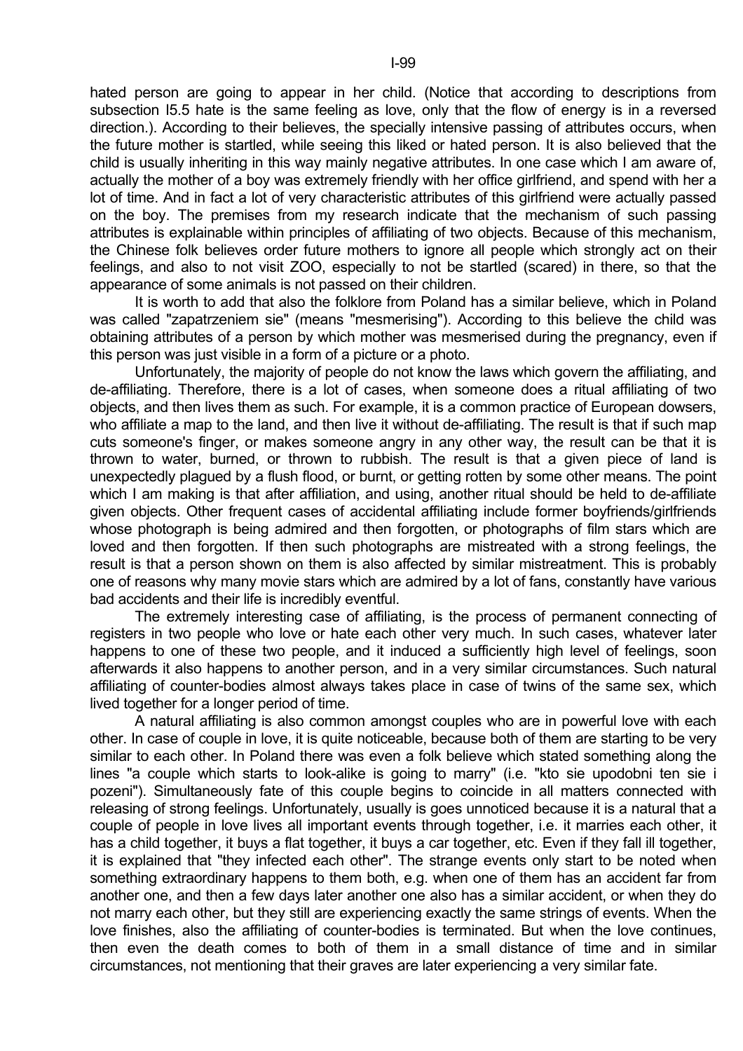hated person are going to appear in her child. (Notice that according to descriptions from subsection I5.5 hate is the same feeling as love, only that the flow of energy is in a reversed direction.). According to their believes, the specially intensive passing of attributes occurs, when the future mother is startled, while seeing this liked or hated person. It is also believed that the child is usually inheriting in this way mainly negative attributes. In one case which I am aware of, actually the mother of a boy was extremely friendly with her office girlfriend, and spend with her a lot of time. And in fact a lot of very characteristic attributes of this girlfriend were actually passed on the boy. The premises from my research indicate that the mechanism of such passing attributes is explainable within principles of affiliating of two objects. Because of this mechanism, the Chinese folk believes order future mothers to ignore all people which strongly act on their feelings, and also to not visit ZOO, especially to not be startled (scared) in there, so that the appearance of some animals is not passed on their children.

It is worth to add that also the folklore from Poland has a similar believe, which in Poland was called "zapatrzeniem sie" (means "mesmerising"). According to this believe the child was obtaining attributes of a person by which mother was mesmerised during the pregnancy, even if this person was just visible in a form of a picture or a photo.

Unfortunately, the majority of people do not know the laws which govern the affiliating, and de-affiliating. Therefore, there is a lot of cases, when someone does a ritual affiliating of two objects, and then lives them as such. For example, it is a common practice of European dowsers, who affiliate a map to the land, and then live it without de-affiliating. The result is that if such map cuts someone's finger, or makes someone angry in any other way, the result can be that it is thrown to water, burned, or thrown to rubbish. The result is that a given piece of land is unexpectedly plagued by a flush flood, or burnt, or getting rotten by some other means. The point which I am making is that after affiliation, and using, another ritual should be held to de-affiliate given objects. Other frequent cases of accidental affiliating include former boyfriends/girlfriends whose photograph is being admired and then forgotten, or photographs of film stars which are loved and then forgotten. If then such photographs are mistreated with a strong feelings, the result is that a person shown on them is also affected by similar mistreatment. This is probably one of reasons why many movie stars which are admired by a lot of fans, constantly have various bad accidents and their life is incredibly eventful.

The extremely interesting case of affiliating, is the process of permanent connecting of registers in two people who love or hate each other very much. In such cases, whatever later happens to one of these two people, and it induced a sufficiently high level of feelings, soon afterwards it also happens to another person, and in a very similar circumstances. Such natural affiliating of counter-bodies almost always takes place in case of twins of the same sex, which lived together for a longer period of time.

A natural affiliating is also common amongst couples who are in powerful love with each other. In case of couple in love, it is quite noticeable, because both of them are starting to be very similar to each other. In Poland there was even a folk believe which stated something along the lines "a couple which starts to look-alike is going to marry" (i.e. "kto sie upodobni ten sie i pozeni"). Simultaneously fate of this couple begins to coincide in all matters connected with releasing of strong feelings. Unfortunately, usually is goes unnoticed because it is a natural that a couple of people in love lives all important events through together, i.e. it marries each other, it has a child together, it buys a flat together, it buys a car together, etc. Even if they fall ill together, it is explained that "they infected each other". The strange events only start to be noted when something extraordinary happens to them both, e.g. when one of them has an accident far from another one, and then a few days later another one also has a similar accident, or when they do not marry each other, but they still are experiencing exactly the same strings of events. When the love finishes, also the affiliating of counter-bodies is terminated. But when the love continues, then even the death comes to both of them in a small distance of time and in similar circumstances, not mentioning that their graves are later experiencing a very similar fate.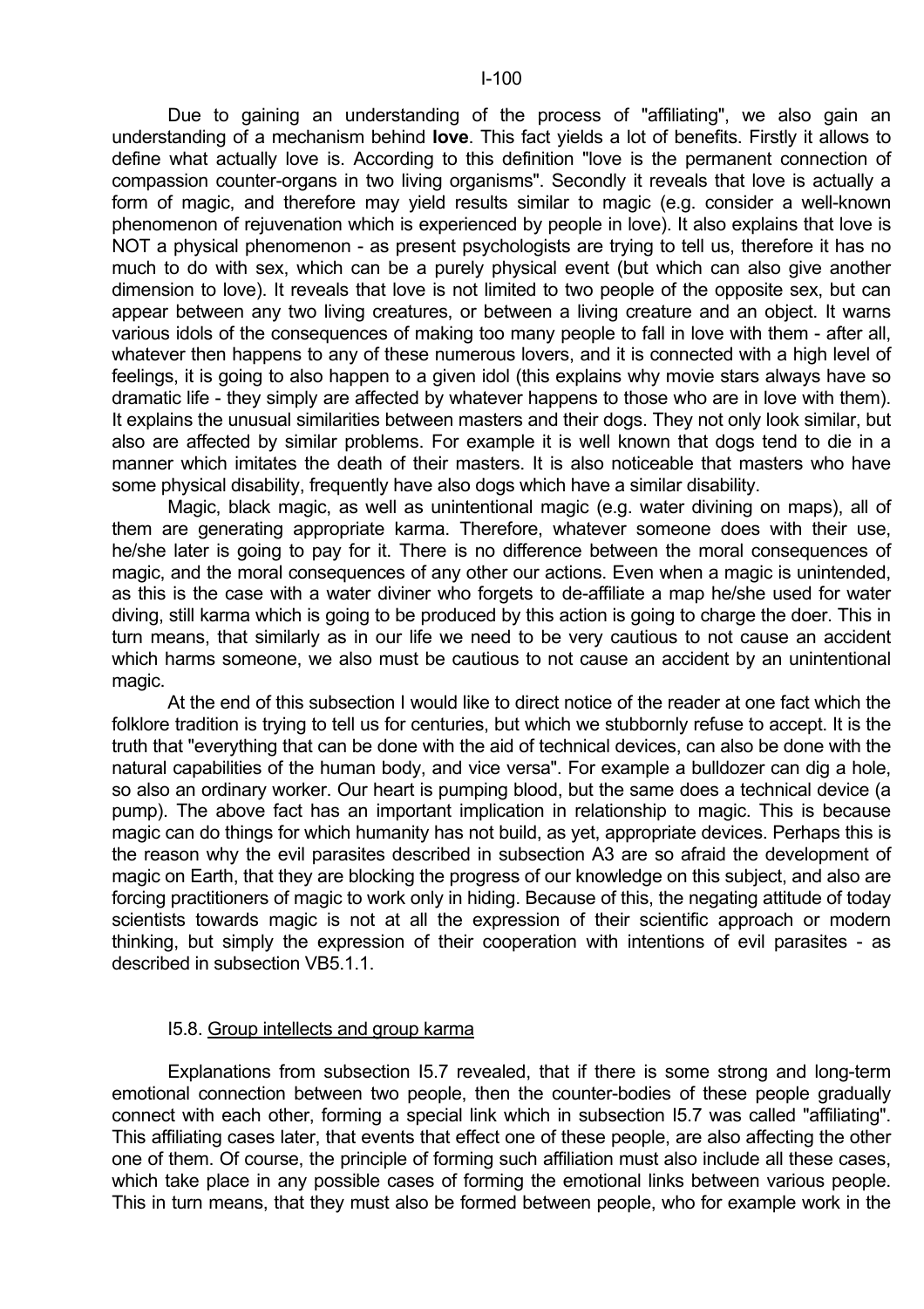Due to gaining an understanding of the process of "affiliating", we also gain an understanding of a mechanism behind **love**. This fact yields a lot of benefits. Firstly it allows to define what actually love is. According to this definition "love is the permanent connection of compassion counter-organs in two living organisms". Secondly it reveals that love is actually a form of magic, and therefore may yield results similar to magic (e.g. consider a well-known phenomenon of rejuvenation which is experienced by people in love). It also explains that love is NOT a physical phenomenon - as present psychologists are trying to tell us, therefore it has no much to do with sex, which can be a purely physical event (but which can also give another dimension to love). It reveals that love is not limited to two people of the opposite sex, but can appear between any two living creatures, or between a living creature and an object. It warns various idols of the consequences of making too many people to fall in love with them - after all, whatever then happens to any of these numerous lovers, and it is connected with a high level of feelings, it is going to also happen to a given idol (this explains why movie stars always have so dramatic life - they simply are affected by whatever happens to those who are in love with them). It explains the unusual similarities between masters and their dogs. They not only look similar, but also are affected by similar problems. For example it is well known that dogs tend to die in a manner which imitates the death of their masters. It is also noticeable that masters who have some physical disability, frequently have also dogs which have a similar disability.

Magic, black magic, as well as unintentional magic (e.g. water divining on maps), all of them are generating appropriate karma. Therefore, whatever someone does with their use, he/she later is going to pay for it. There is no difference between the moral consequences of magic, and the moral consequences of any other our actions. Even when a magic is unintended, as this is the case with a water diviner who forgets to de-affiliate a map he/she used for water diving, still karma which is going to be produced by this action is going to charge the doer. This in turn means, that similarly as in our life we need to be very cautious to not cause an accident which harms someone, we also must be cautious to not cause an accident by an unintentional magic.

At the end of this subsection I would like to direct notice of the reader at one fact which the folklore tradition is trying to tell us for centuries, but which we stubbornly refuse to accept. It is the truth that "everything that can be done with the aid of technical devices, can also be done with the natural capabilities of the human body, and vice versa". For example a bulldozer can dig a hole, so also an ordinary worker. Our heart is pumping blood, but the same does a technical device (a pump). The above fact has an important implication in relationship to magic. This is because magic can do things for which humanity has not build, as yet, appropriate devices. Perhaps this is the reason why the evil parasites described in subsection A3 are so afraid the development of magic on Earth, that they are blocking the progress of our knowledge on this subject, and also are forcing practitioners of magic to work only in hiding. Because of this, the negating attitude of today scientists towards magic is not at all the expression of their scientific approach or modern thinking, but simply the expression of their cooperation with intentions of evil parasites - as described in subsection VB5.1.1.

## I5.8. Group intellects and group karma

Explanations from subsection I5.7 revealed, that if there is some strong and long-term emotional connection between two people, then the counter-bodies of these people gradually connect with each other, forming a special link which in subsection I5.7 was called "affiliating". This affiliating cases later, that events that effect one of these people, are also affecting the other one of them. Of course, the principle of forming such affiliation must also include all these cases, which take place in any possible cases of forming the emotional links between various people. This in turn means, that they must also be formed between people, who for example work in the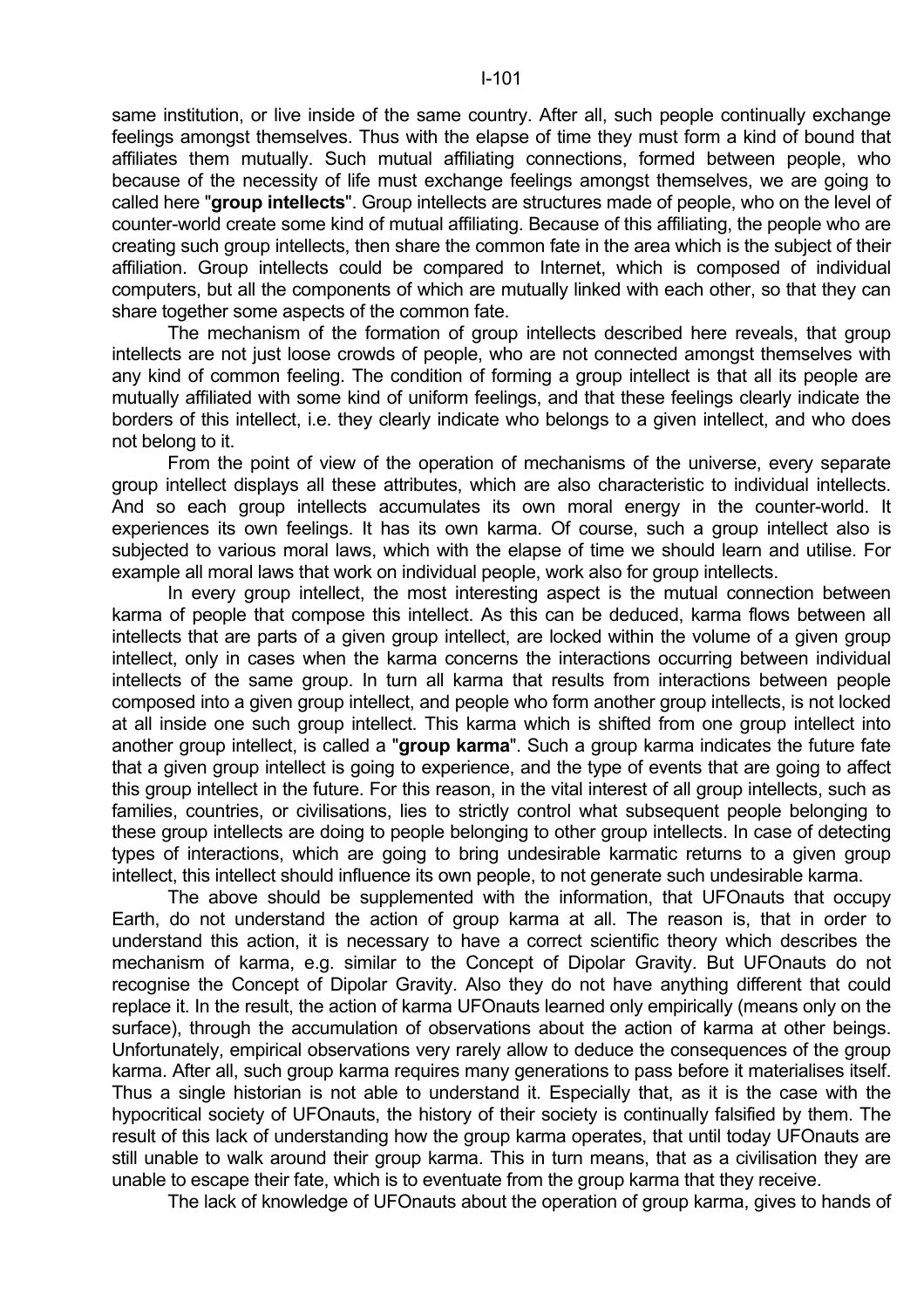same institution, or live inside of the same country. After all, such people continually exchange feelings amongst themselves. Thus with the elapse of time they must form a kind of bound that affiliates them mutually. Such mutual affiliating connections, formed between people, who because of the necessity of life must exchange feelings amongst themselves, we are going to called here "**group intellects**". Group intellects are structures made of people, who on the level of counter-world create some kind of mutual affiliating. Because of this affiliating, the people who are creating such group intellects, then share the common fate in the area which is the subject of their affiliation. Group intellects could be compared to Internet, which is composed of individual computers, but all the components of which are mutually linked with each other, so that they can share together some aspects of the common fate.

The mechanism of the formation of group intellects described here reveals, that group intellects are not just loose crowds of people, who are not connected amongst themselves with any kind of common feeling. The condition of forming a group intellect is that all its people are mutually affiliated with some kind of uniform feelings, and that these feelings clearly indicate the borders of this intellect, i.e. they clearly indicate who belongs to a given intellect, and who does not belong to it.

From the point of view of the operation of mechanisms of the universe, every separate group intellect displays all these attributes, which are also characteristic to individual intellects. And so each group intellects accumulates its own moral energy in the counter-world. It experiences its own feelings. It has its own karma. Of course, such a group intellect also is subjected to various moral laws, which with the elapse of time we should learn and utilise. For example all moral laws that work on individual people, work also for group intellects.

In every group intellect, the most interesting aspect is the mutual connection between karma of people that compose this intellect. As this can be deduced, karma flows between all intellects that are parts of a given group intellect, are locked within the volume of a given group intellect, only in cases when the karma concerns the interactions occurring between individual intellects of the same group. In turn all karma that results from interactions between people composed into a given group intellect, and people who form another group intellects, is not locked at all inside one such group intellect. This karma which is shifted from one group intellect into another group intellect, is called a "**group karma**". Such a group karma indicates the future fate that a given group intellect is going to experience, and the type of events that are going to affect this group intellect in the future. For this reason, in the vital interest of all group intellects, such as families, countries, or civilisations, lies to strictly control what subsequent people belonging to these group intellects are doing to people belonging to other group intellects. In case of detecting types of interactions, which are going to bring undesirable karmatic returns to a given group intellect, this intellect should influence its own people, to not generate such undesirable karma.

The above should be supplemented with the information, that UFOnauts that occupy Earth, do not understand the action of group karma at all. The reason is, that in order to understand this action, it is necessary to have a correct scientific theory which describes the mechanism of karma, e.g. similar to the Concept of Dipolar Gravity. But UFOnauts do not recognise the Concept of Dipolar Gravity. Also they do not have anything different that could replace it. In the result, the action of karma UFOnauts learned only empirically (means only on the surface), through the accumulation of observations about the action of karma at other beings. Unfortunately, empirical observations very rarely allow to deduce the consequences of the group karma. After all, such group karma requires many generations to pass before it materialises itself. Thus a single historian is not able to understand it. Especially that, as it is the case with the hypocritical society of UFOnauts, the history of their society is continually falsified by them. The result of this lack of understanding how the group karma operates, that until today UFOnauts are still unable to walk around their group karma. This in turn means, that as a civilisation they are unable to escape their fate, which is to eventuate from the group karma that they receive.

The lack of knowledge of UFOnauts about the operation of group karma, gives to hands of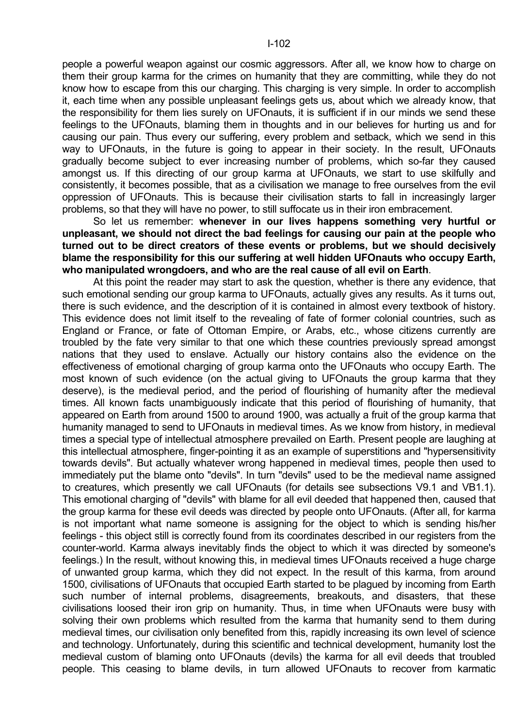people a powerful weapon against our cosmic aggressors. After all, we know how to charge on them their group karma for the crimes on humanity that they are committing, while they do not know how to escape from this our charging. This charging is very simple. In order to accomplish it, each time when any possible unpleasant feelings gets us, about which we already know, that the responsibility for them lies surely on UFOnauts, it is sufficient if in our minds we send these feelings to the UFOnauts, blaming them in thoughts and in our believes for hurting us and for causing our pain. Thus every our suffering, every problem and setback, which we send in this way to UFOnauts, in the future is going to appear in their society. In the result, UFOnauts gradually become subject to ever increasing number of problems, which so-far they caused amongst us. If this directing of our group karma at UFOnauts, we start to use skilfully and consistently, it becomes possible, that as a civilisation we manage to free ourselves from the evil oppression of UFOnauts. This is because their civilisation starts to fall in increasingly larger problems, so that they will have no power, to still suffocate us in their iron embracement.

So let us remember: **whenever in our lives happens something very hurtful or unpleasant, we should not direct the bad feelings for causing our pain at the people who turned out to be direct creators of these events or problems, but we should decisively blame the responsibility for this our suffering at well hidden UFOnauts who occupy Earth, who manipulated wrongdoers, and who are the real cause of all evil on Earth**.

At this point the reader may start to ask the question, whether is there any evidence, that such emotional sending our group karma to UFOnauts, actually gives any results. As it turns out, there is such evidence, and the description of it is contained in almost every textbook of history. This evidence does not limit itself to the revealing of fate of former colonial countries, such as England or France, or fate of Ottoman Empire, or Arabs, etc., whose citizens currently are troubled by the fate very similar to that one which these countries previously spread amongst nations that they used to enslave. Actually our history contains also the evidence on the effectiveness of emotional charging of group karma onto the UFOnauts who occupy Earth. The most known of such evidence (on the actual giving to UFOnauts the group karma that they deserve), is the medieval period, and the period of flourishing of humanity after the medieval times. All known facts unambiguously indicate that this period of flourishing of humanity, that appeared on Earth from around 1500 to around 1900, was actually a fruit of the group karma that humanity managed to send to UFOnauts in medieval times. As we know from history, in medieval times a special type of intellectual atmosphere prevailed on Earth. Present people are laughing at this intellectual atmosphere, finger-pointing it as an example of superstitions and "hypersensitivity towards devils". But actually whatever wrong happened in medieval times, people then used to immediately put the blame onto "devils". In turn "devils" used to be the medieval name assigned to creatures, which presently we call UFOnauts (for details see subsections V9.1 and VB1.1). This emotional charging of "devils" with blame for all evil deeded that happened then, caused that the group karma for these evil deeds was directed by people onto UFOnauts. (After all, for karma is not important what name someone is assigning for the object to which is sending his/her feelings - this object still is correctly found from its coordinates described in our registers from the counter-world. Karma always inevitably finds the object to which it was directed by someone's feelings.) In the result, without knowing this, in medieval times UFOnauts received a huge charge of unwanted group karma, which they did not expect. In the result of this karma, from around 1500, civilisations of UFOnauts that occupied Earth started to be plagued by incoming from Earth such number of internal problems, disagreements, breakouts, and disasters, that these civilisations loosed their iron grip on humanity. Thus, in time when UFOnauts were busy with solving their own problems which resulted from the karma that humanity send to them during medieval times, our civilisation only benefited from this, rapidly increasing its own level of science and technology. Unfortunately, during this scientific and technical development, humanity lost the medieval custom of blaming onto UFOnauts (devils) the karma for all evil deeds that troubled people. This ceasing to blame devils, in turn allowed UFOnauts to recover from karmatic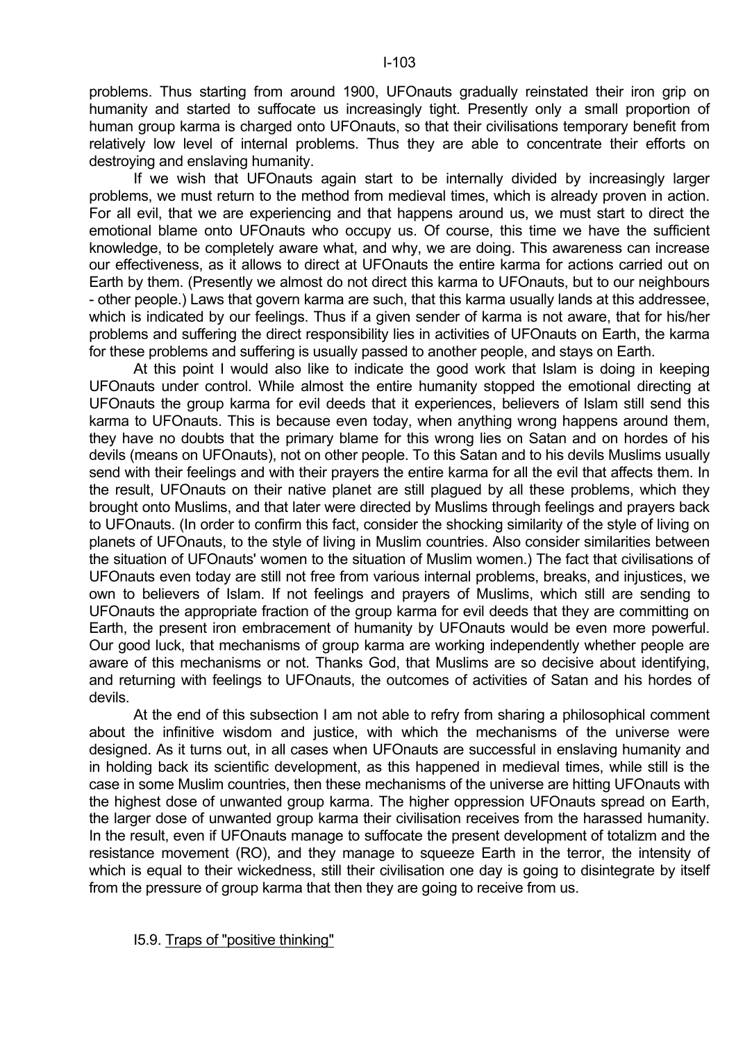problems. Thus starting from around 1900, UFOnauts gradually reinstated their iron grip on humanity and started to suffocate us increasingly tight. Presently only a small proportion of human group karma is charged onto UFOnauts, so that their civilisations temporary benefit from relatively low level of internal problems. Thus they are able to concentrate their efforts on destroying and enslaving humanity.

If we wish that UFOnauts again start to be internally divided by increasingly larger problems, we must return to the method from medieval times, which is already proven in action. For all evil, that we are experiencing and that happens around us, we must start to direct the emotional blame onto UFOnauts who occupy us. Of course, this time we have the sufficient knowledge, to be completely aware what, and why, we are doing. This awareness can increase our effectiveness, as it allows to direct at UFOnauts the entire karma for actions carried out on Earth by them. (Presently we almost do not direct this karma to UFOnauts, but to our neighbours - other people.) Laws that govern karma are such, that this karma usually lands at this addressee, which is indicated by our feelings. Thus if a given sender of karma is not aware, that for his/her problems and suffering the direct responsibility lies in activities of UFOnauts on Earth, the karma for these problems and suffering is usually passed to another people, and stays on Earth.

At this point I would also like to indicate the good work that Islam is doing in keeping UFOnauts under control. While almost the entire humanity stopped the emotional directing at UFOnauts the group karma for evil deeds that it experiences, believers of Islam still send this karma to UFOnauts. This is because even today, when anything wrong happens around them, they have no doubts that the primary blame for this wrong lies on Satan and on hordes of his devils (means on UFOnauts), not on other people. To this Satan and to his devils Muslims usually send with their feelings and with their prayers the entire karma for all the evil that affects them. In the result, UFOnauts on their native planet are still plagued by all these problems, which they brought onto Muslims, and that later were directed by Muslims through feelings and prayers back to UFOnauts. (In order to confirm this fact, consider the shocking similarity of the style of living on planets of UFOnauts, to the style of living in Muslim countries. Also consider similarities between the situation of UFOnauts' women to the situation of Muslim women.) The fact that civilisations of UFOnauts even today are still not free from various internal problems, breaks, and injustices, we own to believers of Islam. If not feelings and prayers of Muslims, which still are sending to UFOnauts the appropriate fraction of the group karma for evil deeds that they are committing on Earth, the present iron embracement of humanity by UFOnauts would be even more powerful. Our good luck, that mechanisms of group karma are working independently whether people are aware of this mechanisms or not. Thanks God, that Muslims are so decisive about identifying, and returning with feelings to UFOnauts, the outcomes of activities of Satan and his hordes of devils.

At the end of this subsection I am not able to refry from sharing a philosophical comment about the infinitive wisdom and justice, with which the mechanisms of the universe were designed. As it turns out, in all cases when UFOnauts are successful in enslaving humanity and in holding back its scientific development, as this happened in medieval times, while still is the case in some Muslim countries, then these mechanisms of the universe are hitting UFOnauts with the highest dose of unwanted group karma. The higher oppression UFOnauts spread on Earth, the larger dose of unwanted group karma their civilisation receives from the harassed humanity. In the result, even if UFOnauts manage to suffocate the present development of totalizm and the resistance movement (RO), and they manage to squeeze Earth in the terror, the intensity of which is equal to their wickedness, still their civilisation one day is going to disintegrate by itself from the pressure of group karma that then they are going to receive from us.

## I5.9. Traps of "positive thinking"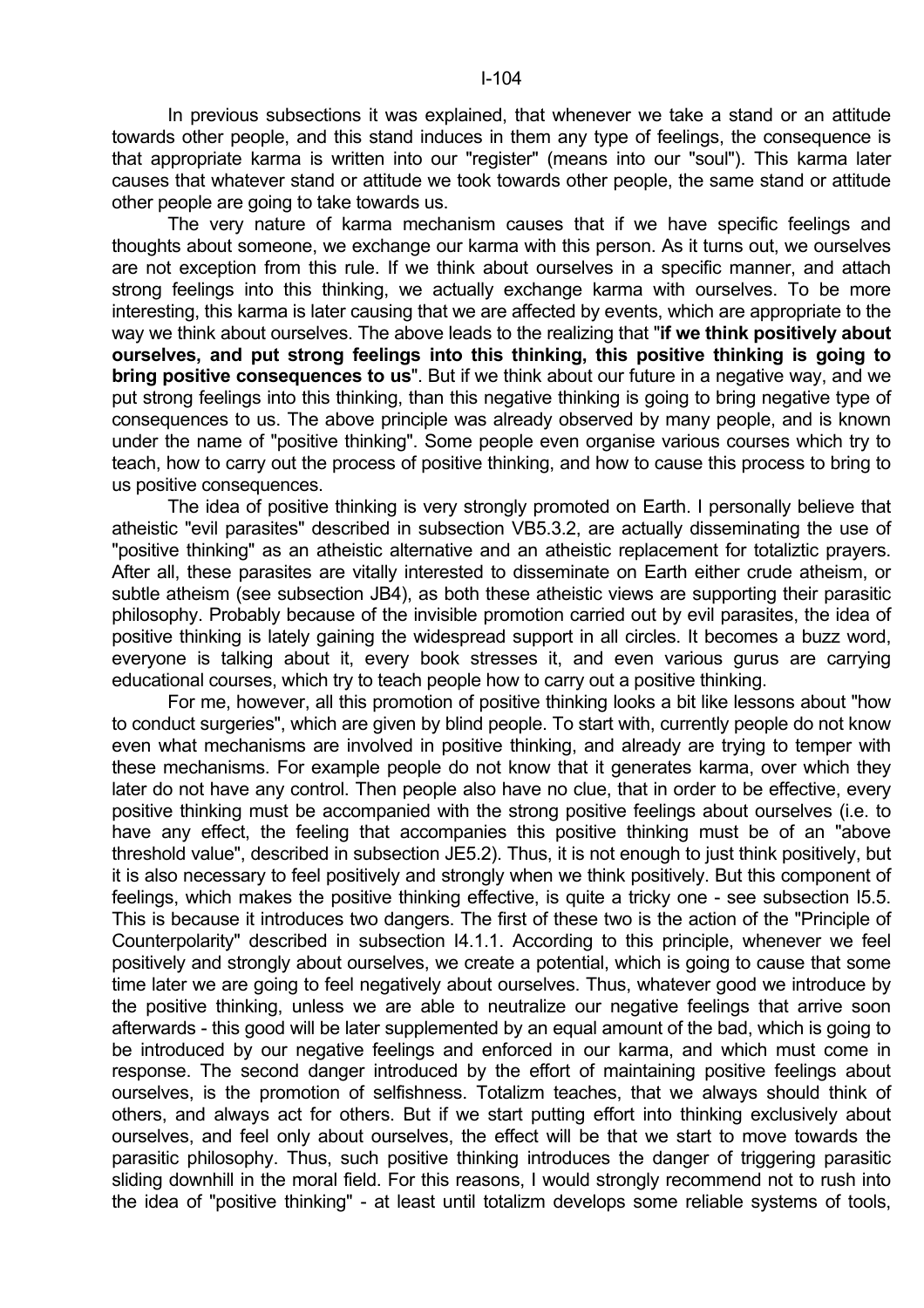In previous subsections it was explained, that whenever we take a stand or an attitude towards other people, and this stand induces in them any type of feelings, the consequence is that appropriate karma is written into our "register" (means into our "soul"). This karma later causes that whatever stand or attitude we took towards other people, the same stand or attitude other people are going to take towards us.

The very nature of karma mechanism causes that if we have specific feelings and thoughts about someone, we exchange our karma with this person. As it turns out, we ourselves are not exception from this rule. If we think about ourselves in a specific manner, and attach strong feelings into this thinking, we actually exchange karma with ourselves. To be more interesting, this karma is later causing that we are affected by events, which are appropriate to the way we think about ourselves. The above leads to the realizing that "**if we think positively about ourselves, and put strong feelings into this thinking, this positive thinking is going to bring positive consequences to us**". But if we think about our future in a negative way, and we put strong feelings into this thinking, than this negative thinking is going to bring negative type of consequences to us. The above principle was already observed by many people, and is known under the name of "positive thinking". Some people even organise various courses which try to teach, how to carry out the process of positive thinking, and how to cause this process to bring to us positive consequences.

The idea of positive thinking is very strongly promoted on Earth. I personally believe that atheistic "evil parasites" described in subsection VB5.3.2, are actually disseminating the use of "positive thinking" as an atheistic alternative and an atheistic replacement for totaliztic prayers. After all, these parasites are vitally interested to disseminate on Earth either crude atheism, or subtle atheism (see subsection JB4), as both these atheistic views are supporting their parasitic philosophy. Probably because of the invisible promotion carried out by evil parasites, the idea of positive thinking is lately gaining the widespread support in all circles. It becomes a buzz word, everyone is talking about it, every book stresses it, and even various gurus are carrying educational courses, which try to teach people how to carry out a positive thinking.

For me, however, all this promotion of positive thinking looks a bit like lessons about "how to conduct surgeries", which are given by blind people. To start with, currently people do not know even what mechanisms are involved in positive thinking, and already are trying to temper with these mechanisms. For example people do not know that it generates karma, over which they later do not have any control. Then people also have no clue, that in order to be effective, every positive thinking must be accompanied with the strong positive feelings about ourselves (i.e. to have any effect, the feeling that accompanies this positive thinking must be of an "above threshold value", described in subsection JE5.2). Thus, it is not enough to just think positively, but it is also necessary to feel positively and strongly when we think positively. But this component of feelings, which makes the positive thinking effective, is quite a tricky one - see subsection I5.5. This is because it introduces two dangers. The first of these two is the action of the "Principle of Counterpolarity" described in subsection I4.1.1. According to this principle, whenever we feel positively and strongly about ourselves, we create a potential, which is going to cause that some time later we are going to feel negatively about ourselves. Thus, whatever good we introduce by the positive thinking, unless we are able to neutralize our negative feelings that arrive soon afterwards - this good will be later supplemented by an equal amount of the bad, which is going to be introduced by our negative feelings and enforced in our karma, and which must come in response. The second danger introduced by the effort of maintaining positive feelings about ourselves, is the promotion of selfishness. Totalizm teaches, that we always should think of others, and always act for others. But if we start putting effort into thinking exclusively about ourselves, and feel only about ourselves, the effect will be that we start to move towards the parasitic philosophy. Thus, such positive thinking introduces the danger of triggering parasitic sliding downhill in the moral field. For this reasons, I would strongly recommend not to rush into the idea of "positive thinking" - at least until totalizm develops some reliable systems of tools,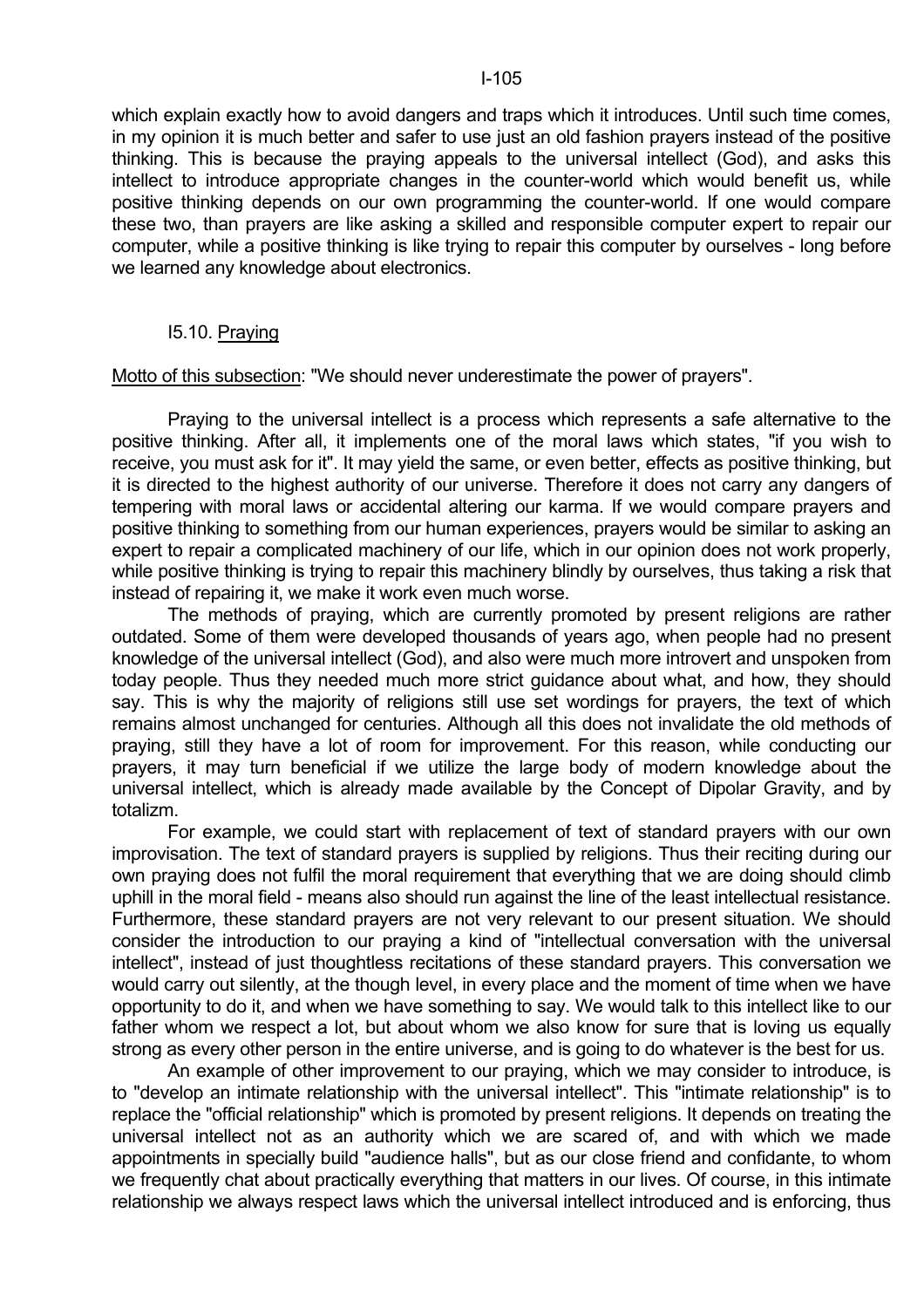which explain exactly how to avoid dangers and traps which it introduces. Until such time comes, in my opinion it is much better and safer to use just an old fashion prayers instead of the positive thinking. This is because the praying appeals to the universal intellect (God), and asks this intellect to introduce appropriate changes in the counter-world which would benefit us, while positive thinking depends on our own programming the counter-world. If one would compare these two, than prayers are like asking a skilled and responsible computer expert to repair our computer, while a positive thinking is like trying to repair this computer by ourselves - long before we learned any knowledge about electronics.

## I5.10. Praying

Motto of this subsection: "We should never underestimate the power of prayers".

Praying to the universal intellect is a process which represents a safe alternative to the positive thinking. After all, it implements one of the moral laws which states, "if you wish to receive, you must ask for it". It may yield the same, or even better, effects as positive thinking, but it is directed to the highest authority of our universe. Therefore it does not carry any dangers of tempering with moral laws or accidental altering our karma. If we would compare prayers and positive thinking to something from our human experiences, prayers would be similar to asking an expert to repair a complicated machinery of our life, which in our opinion does not work properly, while positive thinking is trying to repair this machinery blindly by ourselves, thus taking a risk that instead of repairing it, we make it work even much worse.

The methods of praying, which are currently promoted by present religions are rather outdated. Some of them were developed thousands of years ago, when people had no present knowledge of the universal intellect (God), and also were much more introvert and unspoken from today people. Thus they needed much more strict guidance about what, and how, they should say. This is why the majority of religions still use set wordings for prayers, the text of which remains almost unchanged for centuries. Although all this does not invalidate the old methods of praying, still they have a lot of room for improvement. For this reason, while conducting our prayers, it may turn beneficial if we utilize the large body of modern knowledge about the universal intellect, which is already made available by the Concept of Dipolar Gravity, and by totalizm.

For example, we could start with replacement of text of standard prayers with our own improvisation. The text of standard prayers is supplied by religions. Thus their reciting during our own praying does not fulfil the moral requirement that everything that we are doing should climb uphill in the moral field - means also should run against the line of the least intellectual resistance. Furthermore, these standard prayers are not very relevant to our present situation. We should consider the introduction to our praying a kind of "intellectual conversation with the universal intellect", instead of just thoughtless recitations of these standard prayers. This conversation we would carry out silently, at the though level, in every place and the moment of time when we have opportunity to do it, and when we have something to say. We would talk to this intellect like to our father whom we respect a lot, but about whom we also know for sure that is loving us equally strong as every other person in the entire universe, and is going to do whatever is the best for us.

An example of other improvement to our praying, which we may consider to introduce, is to "develop an intimate relationship with the universal intellect". This "intimate relationship" is to replace the "official relationship" which is promoted by present religions. It depends on treating the universal intellect not as an authority which we are scared of, and with which we made appointments in specially build "audience halls", but as our close friend and confidante, to whom we frequently chat about practically everything that matters in our lives. Of course, in this intimate relationship we always respect laws which the universal intellect introduced and is enforcing, thus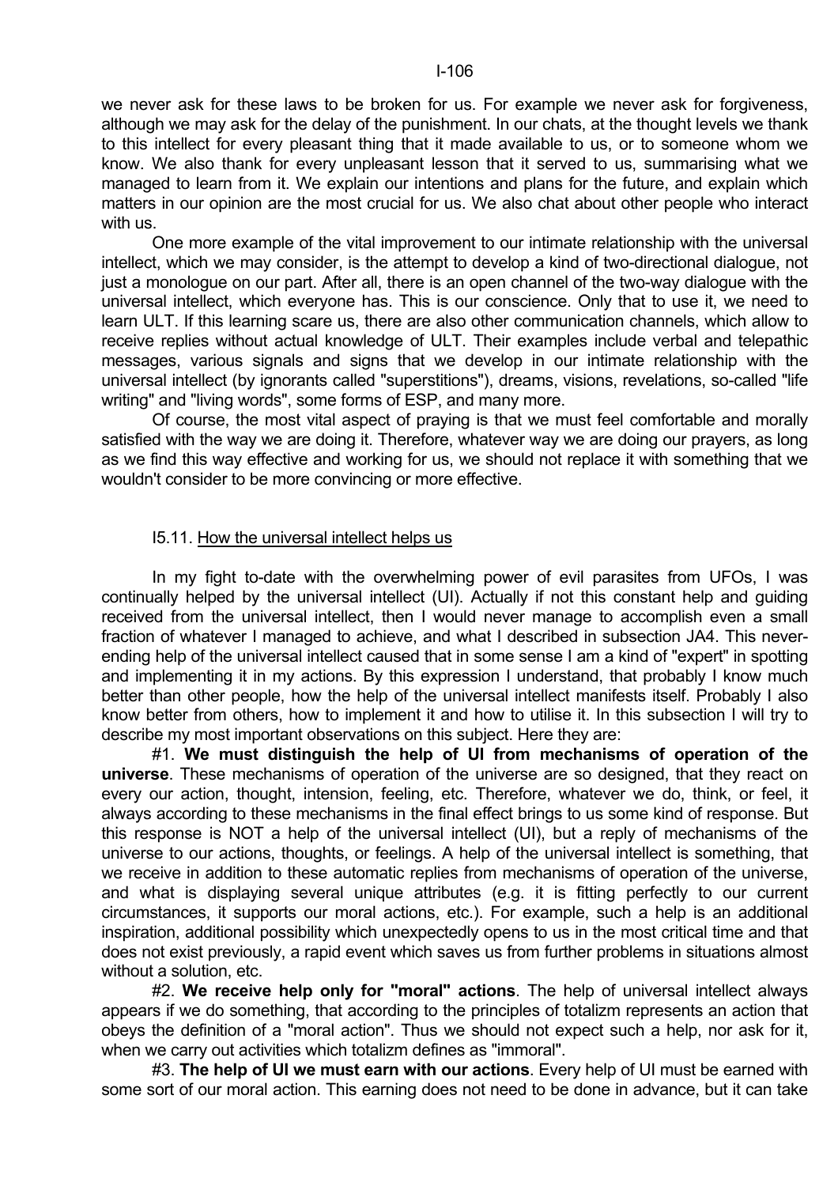we never ask for these laws to be broken for us. For example we never ask for forgiveness, although we may ask for the delay of the punishment. In our chats, at the thought levels we thank to this intellect for every pleasant thing that it made available to us, or to someone whom we know. We also thank for every unpleasant lesson that it served to us, summarising what we managed to learn from it. We explain our intentions and plans for the future, and explain which matters in our opinion are the most crucial for us. We also chat about other people who interact with us.

One more example of the vital improvement to our intimate relationship with the universal intellect, which we may consider, is the attempt to develop a kind of two-directional dialogue, not just a monologue on our part. After all, there is an open channel of the two-way dialogue with the universal intellect, which everyone has. This is our conscience. Only that to use it, we need to learn ULT. If this learning scare us, there are also other communication channels, which allow to receive replies without actual knowledge of ULT. Their examples include verbal and telepathic messages, various signals and signs that we develop in our intimate relationship with the universal intellect (by ignorants called "superstitions"), dreams, visions, revelations, so-called "life writing" and "living words", some forms of ESP, and many more.

Of course, the most vital aspect of praying is that we must feel comfortable and morally satisfied with the way we are doing it. Therefore, whatever way we are doing our prayers, as long as we find this way effective and working for us, we should not replace it with something that we wouldn't consider to be more convincing or more effective.

## I5.11. How the universal intellect helps us

In my fight to-date with the overwhelming power of evil parasites from UFOs, I was continually helped by the universal intellect (UI). Actually if not this constant help and guiding received from the universal intellect, then I would never manage to accomplish even a small fraction of whatever I managed to achieve, and what I described in subsection JA4. This never-ending help of the universal intellect caused that in some sense I am a kind of "expert" in spotting and implementing it in my actions. By this expression I understand, that probably I know much better than other people, how the help of the universal intellect manifests itself. Probably I also know better from others, how to implement it and how to utilise it. In this subsection I will try to describe my most important observations on this subject. Here they are:

#1. **We must distinguish the help of UI from mechanisms of operation of the universe**. These mechanisms of operation of the universe are so designed, that they react on every our action, thought, intension, feeling, etc. Therefore, whatever we do, think, or feel, it always according to these mechanisms in the final effect brings to us some kind of response. But this response is NOT a help of the universal intellect (UI), but a reply of mechanisms of the universe to our actions, thoughts, or feelings. A help of the universal intellect is something, that we receive in addition to these automatic replies from mechanisms of operation of the universe, and what is displaying several unique attributes (e.g. it is fitting perfectly to our current circumstances, it supports our moral actions, etc.). For example, such a help is an additional inspiration, additional possibility which unexpectedly opens to us in the most critical time and that does not exist previously, a rapid event which saves us from further problems in situations almost without a solution, etc.

#2. **We receive help only for "moral" actions**. The help of universal intellect always appears if we do something, that according to the principles of totalizm represents an action that obeys the definition of a "moral action". Thus we should not expect such a help, nor ask for it, when we carry out activities which totalizm defines as "immoral".

#3. **The help of UI we must earn with our actions**. Every help of UI must be earned with some sort of our moral action. This earning does not need to be done in advance, but it can take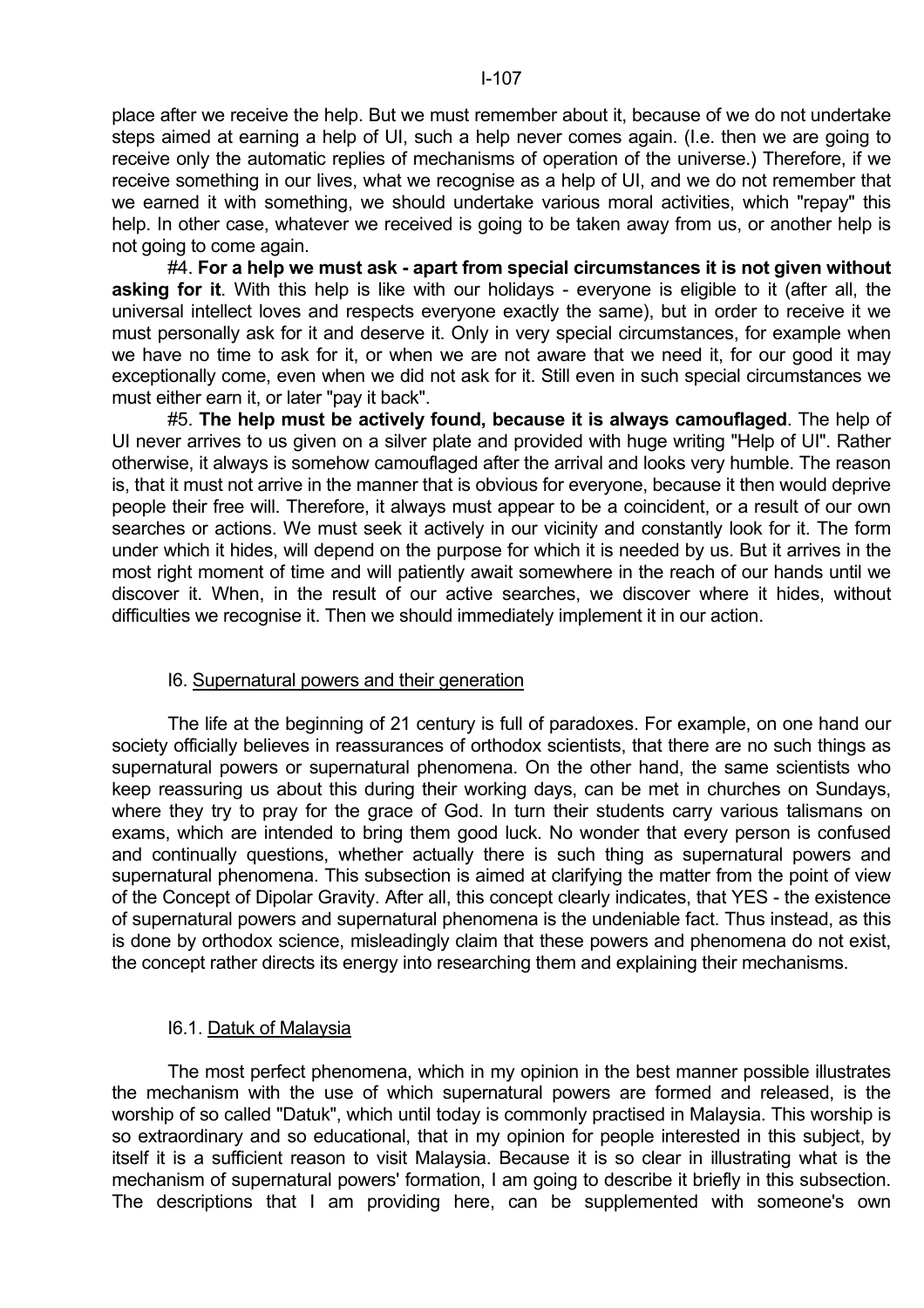place after we receive the help. But we must remember about it, because of we do not undertake steps aimed at earning a help of UI, such a help never comes again. (I.e. then we are going to receive only the automatic replies of mechanisms of operation of the universe.) Therefore, if we receive something in our lives, what we recognise as a help of UI, and we do not remember that we earned it with something, we should undertake various moral activities, which "repay" this help. In other case, whatever we received is going to be taken away from us, or another help is not going to come again.

#4. **For a help we must ask - apart from special circumstances it is not given without asking for it**. With this help is like with our holidays - everyone is eligible to it (after all, the universal intellect loves and respects everyone exactly the same), but in order to receive it we must personally ask for it and deserve it. Only in very special circumstances, for example when we have no time to ask for it, or when we are not aware that we need it, for our good it may exceptionally come, even when we did not ask for it. Still even in such special circumstances we must either earn it, or later "pay it back".

#5. **The help must be actively found, because it is always camouflaged**. The help of UI never arrives to us given on a silver plate and provided with huge writing "Help of UI". Rather otherwise, it always is somehow camouflaged after the arrival and looks very humble. The reason is, that it must not arrive in the manner that is obvious for everyone, because it then would deprive people their free will. Therefore, it always must appear to be a coincident, or a result of our own searches or actions. We must seek it actively in our vicinity and constantly look for it. The form under which it hides, will depend on the purpose for which it is needed by us. But it arrives in the most right moment of time and will patiently await somewhere in the reach of our hands until we discover it. When, in the result of our active searches, we discover where it hides, without difficulties we recognise it. Then we should immediately implement it in our action.

## I6. Supernatural powers and their generation

The life at the beginning of 21 century is full of paradoxes. For example, on one hand our society officially believes in reassurances of orthodox scientists, that there are no such things as supernatural powers or supernatural phenomena. On the other hand, the same scientists who keep reassuring us about this during their working days, can be met in churches on Sundays, where they try to pray for the grace of God. In turn their students carry various talismans on exams, which are intended to bring them good luck. No wonder that every person is confused and continually questions, whether actually there is such thing as supernatural powers and supernatural phenomena. This subsection is aimed at clarifying the matter from the point of view of the Concept of Dipolar Gravity. After all, this concept clearly indicates, that YES - the existence of supernatural powers and supernatural phenomena is the undeniable fact. Thus instead, as this is done by orthodox science, misleadingly claim that these powers and phenomena do not exist, the concept rather directs its energy into researching them and explaining their mechanisms.

### I6.1. Datuk of Malaysia

The most perfect phenomena, which in my opinion in the best manner possible illustrates the mechanism with the use of which supernatural powers are formed and released, is the worship of so called "Datuk", which until today is commonly practised in Malaysia. This worship is so extraordinary and so educational, that in my opinion for people interested in this subject, by itself it is a sufficient reason to visit Malaysia. Because it is so clear in illustrating what is the mechanism of supernatural powers' formation, I am going to describe it briefly in this subsection. The descriptions that I am providing here, can be supplemented with someone's own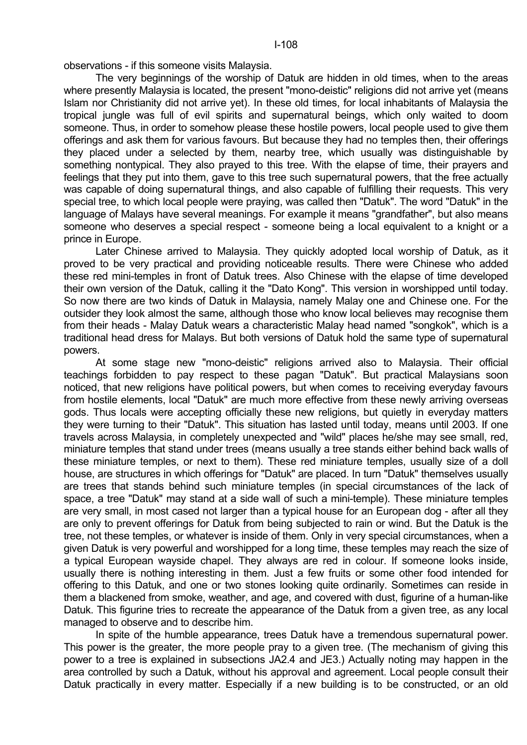observations - if this someone visits Malaysia.

The very beginnings of the worship of Datuk are hidden in old times, when to the areas where presently Malaysia is located, the present "mono-deistic" religions did not arrive yet (means Islam nor Christianity did not arrive yet). In these old times, for local inhabitants of Malaysia the tropical jungle was full of evil spirits and supernatural beings, which only waited to doom someone. Thus, in order to somehow please these hostile powers, local people used to give them offerings and ask them for various favours. But because they had no temples then, their offerings they placed under a selected by them, nearby tree, which usually was distinguishable by something nontypical. They also prayed to this tree. With the elapse of time, their prayers and feelings that they put into them, gave to this tree such supernatural powers, that the free actually was capable of doing supernatural things, and also capable of fulfilling their requests. This very special tree, to which local people were praying, was called then "Datuk". The word "Datuk" in the language of Malays have several meanings. For example it means "grandfather", but also means someone who deserves a special respect - someone being a local equivalent to a knight or a prince in Europe.

Later Chinese arrived to Malaysia. They quickly adopted local worship of Datuk, as it proved to be very practical and providing noticeable results. There were Chinese who added these red mini-temples in front of Datuk trees. Also Chinese with the elapse of time developed their own version of the Datuk, calling it the "Dato Kong". This version in worshipped until today. So now there are two kinds of Datuk in Malaysia, namely Malay one and Chinese one. For the outsider they look almost the same, although those who know local believes may recognise them from their heads - Malay Datuk wears a characteristic Malay head named "songkok", which is a traditional head dress for Malays. But both versions of Datuk hold the same type of supernatural powers.

At some stage new "mono-deistic" religions arrived also to Malaysia. Their official teachings forbidden to pay respect to these pagan "Datuk". But practical Malaysians soon noticed, that new religions have political powers, but when comes to receiving everyday favours from hostile elements, local "Datuk" are much more effective from these newly arriving overseas gods. Thus locals were accepting officially these new religions, but quietly in everyday matters they were turning to their "Datuk". This situation has lasted until today, means until 2003. If one travels across Malaysia, in completely unexpected and "wild" places he/she may see small, red, miniature temples that stand under trees (means usually a tree stands either behind back walls of these miniature temples, or next to them). These red miniature temples, usually size of a doll house, are structures in which offerings for "Datuk" are placed. In turn "Datuk" themselves usually are trees that stands behind such miniature temples (in special circumstances of the lack of space, a tree "Datuk" may stand at a side wall of such a mini-temple). These miniature temples are very small, in most cased not larger than a typical house for an European dog - after all they are only to prevent offerings for Datuk from being subjected to rain or wind. But the Datuk is the tree, not these temples, or whatever is inside of them. Only in very special circumstances, when a given Datuk is very powerful and worshipped for a long time, these temples may reach the size of a typical European wayside chapel. They always are red in colour. If someone looks inside, usually there is nothing interesting in them. Just a few fruits or some other food intended for offering to this Datuk, and one or two stones looking quite ordinarily. Sometimes can reside in them a blackened from smoke, weather, and age, and covered with dust, figurine of a human-like Datuk. This figurine tries to recreate the appearance of the Datuk from a given tree, as any local managed to observe and to describe him.

In spite of the humble appearance, trees Datuk have a tremendous supernatural power. This power is the greater, the more people pray to a given tree. (The mechanism of giving this power to a tree is explained in subsections JA2.4 and JE3.) Actually noting may happen in the area controlled by such a Datuk, without his approval and agreement. Local people consult their Datuk practically in every matter. Especially if a new building is to be constructed, or an old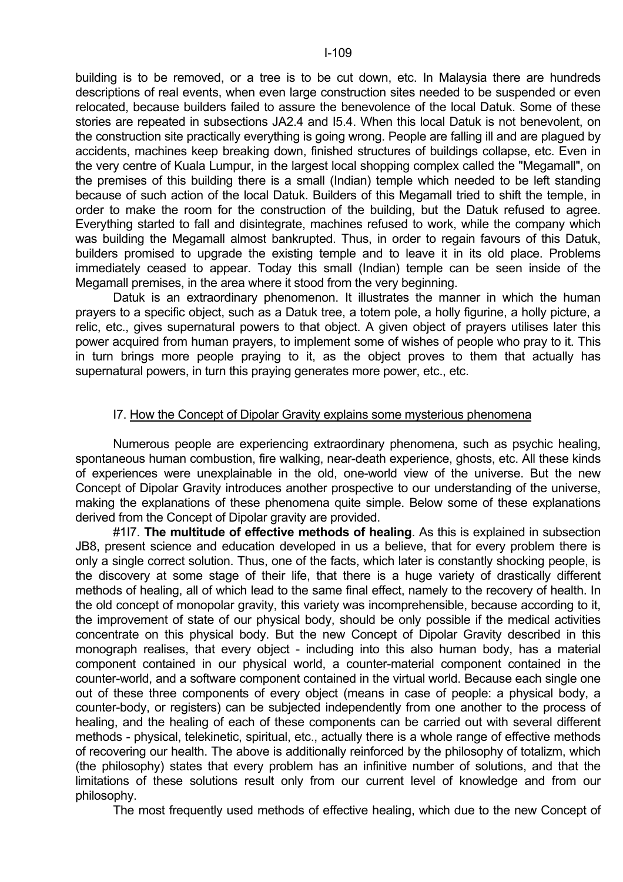building is to be removed, or a tree is to be cut down, etc. In Malaysia there are hundreds descriptions of real events, when even large construction sites needed to be suspended or even relocated, because builders failed to assure the benevolence of the local Datuk. Some of these stories are repeated in subsections JA2.4 and I5.4. When this local Datuk is not benevolent, on the construction site practically everything is going wrong. People are falling ill and are plagued by accidents, machines keep breaking down, finished structures of buildings collapse, etc. Even in the very centre of Kuala Lumpur, in the largest local shopping complex called the "Megamall", on the premises of this building there is a small (Indian) temple which needed to be left standing because of such action of the local Datuk. Builders of this Megamall tried to shift the temple, in order to make the room for the construction of the building, but the Datuk refused to agree. Everything started to fall and disintegrate, machines refused to work, while the company which was building the Megamall almost bankrupted. Thus, in order to regain favours of this Datuk, builders promised to upgrade the existing temple and to leave it in its old place. Problems immediately ceased to appear. Today this small (Indian) temple can be seen inside of the Megamall premises, in the area where it stood from the very beginning.

Datuk is an extraordinary phenomenon. It illustrates the manner in which the human prayers to a specific object, such as a Datuk tree, a totem pole, a holly figurine, a holly picture, a relic, etc., gives supernatural powers to that object. A given object of prayers utilises later this power acquired from human prayers, to implement some of wishes of people who pray to it. This in turn brings more people praying to it, as the object proves to them that actually has supernatural powers, in turn this praying generates more power, etc., etc.

## I7. How the Concept of Dipolar Gravity explains some mysterious phenomena

Numerous people are experiencing extraordinary phenomena, such as psychic healing, spontaneous human combustion, fire walking, near-death experience, ghosts, etc. All these kinds of experiences were unexplainable in the old, one-world view of the universe. But the new Concept of Dipolar Gravity introduces another prospective to our understanding of the universe, making the explanations of these phenomena quite simple. Below some of these explanations derived from the Concept of Dipolar gravity are provided.

#1I7. **The multitude of effective methods of healing**. As this is explained in subsection JB8, present science and education developed in us a believe, that for every problem there is only a single correct solution. Thus, one of the facts, which later is constantly shocking people, is the discovery at some stage of their life, that there is a huge variety of drastically different methods of healing, all of which lead to the same final effect, namely to the recovery of health. In the old concept of monopolar gravity, this variety was incomprehensible, because according to it, the improvement of state of our physical body, should be only possible if the medical activities concentrate on this physical body. But the new Concept of Dipolar Gravity described in this monograph realises, that every object - including into this also human body, has a material component contained in our physical world, a counter-material component contained in the counter-world, and a software component contained in the virtual world. Because each single one out of these three components of every object (means in case of people: a physical body, a counter-body, or registers) can be subjected independently from one another to the process of healing, and the healing of each of these components can be carried out with several different methods - physical, telekinetic, spiritual, etc., actually there is a whole range of effective methods of recovering our health. The above is additionally reinforced by the philosophy of totalizm, which (the philosophy) states that every problem has an infinitive number of solutions, and that the limitations of these solutions result only from our current level of knowledge and from our philosophy.

The most frequently used methods of effective healing, which due to the new Concept of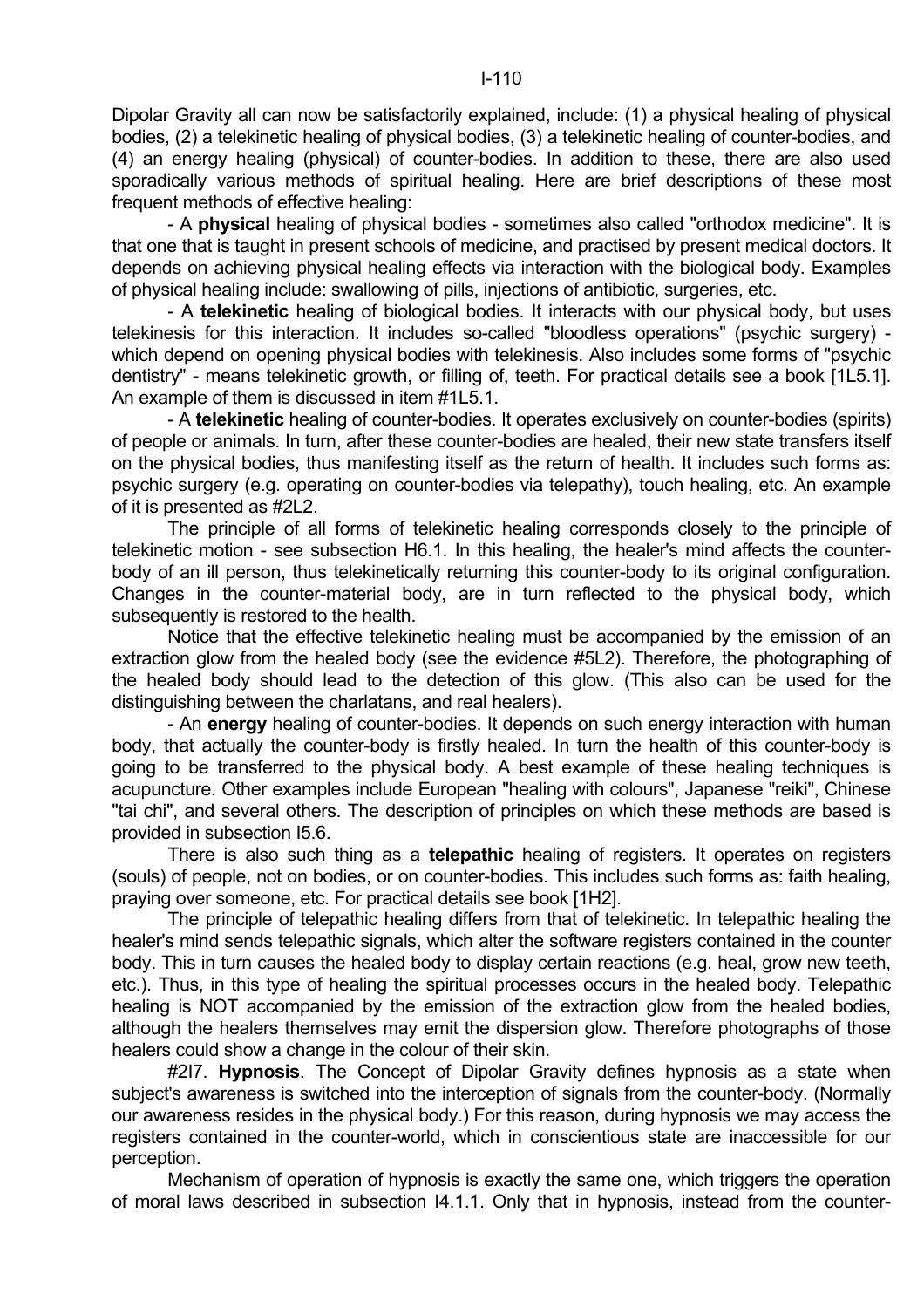Dipolar Gravity all can now be satisfactorily explained, include: (1) a physical healing of physical bodies, (2) a telekinetic healing of physical bodies, (3) a telekinetic healing of counter-bodies, and (4) an energy healing (physical) of counter-bodies. In addition to these, there are also used sporadically various methods of spiritual healing. Here are brief descriptions of these most frequent methods of effective healing:

- A **physical** healing of physical bodies - sometimes also called "orthodox medicine". It is that one that is taught in present schools of medicine, and practised by present medical doctors. It depends on achieving physical healing effects via interaction with the biological body. Examples of physical healing include: swallowing of pills, injections of antibiotic, surgeries, etc.

- A **telekinetic** healing of biological bodies. It interacts with our physical body, but uses telekinesis for this interaction. It includes so-called "bloodless operations" (psychic surgery) - which depend on opening physical bodies with telekinesis. Also includes some forms of "psychic dentistry" - means telekinetic growth, or filling of, teeth. For practical details see a book [1L5.1]. An example of them is discussed in item #1L5.1.

- A **telekinetic** healing of counter-bodies. It operates exclusively on counter-bodies (spirits) of people or animals. In turn, after these counter-bodies are healed, their new state transfers itself on the physical bodies, thus manifesting itself as the return of health. It includes such forms as: psychic surgery (e.g. operating on counter-bodies via telepathy), touch healing, etc. An example of it is presented as #2L2.

The principle of all forms of telekinetic healing corresponds closely to the principle of telekinetic motion - see subsection H6.1. In this healing, the healer's mind affects the counter-body of an ill person, thus telekinetically returning this counter-body to its original configuration. Changes in the counter-material body, are in turn reflected to the physical body, which subsequently is restored to the health.

Notice that the effective telekinetic healing must be accompanied by the emission of an extraction glow from the healed body (see the evidence #5L2). Therefore, the photographing of the healed body should lead to the detection of this glow. (This also can be used for the distinguishing between the charlatans, and real healers).

- An **energy** healing of counter-bodies. It depends on such energy interaction with human body, that actually the counter-body is firstly healed. In turn the health of this counter-body is going to be transferred to the physical body. A best example of these healing techniques is acupuncture. Other examples include European "healing with colours", Japanese "reiki", Chinese "tai chi", and several others. The description of principles on which these methods are based is provided in subsection I5.6.

There is also such thing as a **telepathic** healing of registers. It operates on registers (souls) of people, not on bodies, or on counter-bodies. This includes such forms as: faith healing, praying over someone, etc. For practical details see book [1H2].

The principle of telepathic healing differs from that of telekinetic. In telepathic healing the healer's mind sends telepathic signals, which alter the software registers contained in the counter body. This in turn causes the healed body to display certain reactions (e.g. heal, grow new teeth, etc.). Thus, in this type of healing the spiritual processes occurs in the healed body. Telepathic healing is NOT accompanied by the emission of the extraction glow from the healed bodies, although the healers themselves may emit the dispersion glow. Therefore photographs of those healers could show a change in the colour of their skin.

#2I7. **Hypnosis**. The Concept of Dipolar Gravity defines hypnosis as a state when subject's awareness is switched into the interception of signals from the counter-body. (Normally our awareness resides in the physical body.) For this reason, during hypnosis we may access the registers contained in the counter-world, which in conscientious state are inaccessible for our perception.

Mechanism of operation of hypnosis is exactly the same one, which triggers the operation of moral laws described in subsection I4.1.1. Only that in hypnosis, instead from the counter-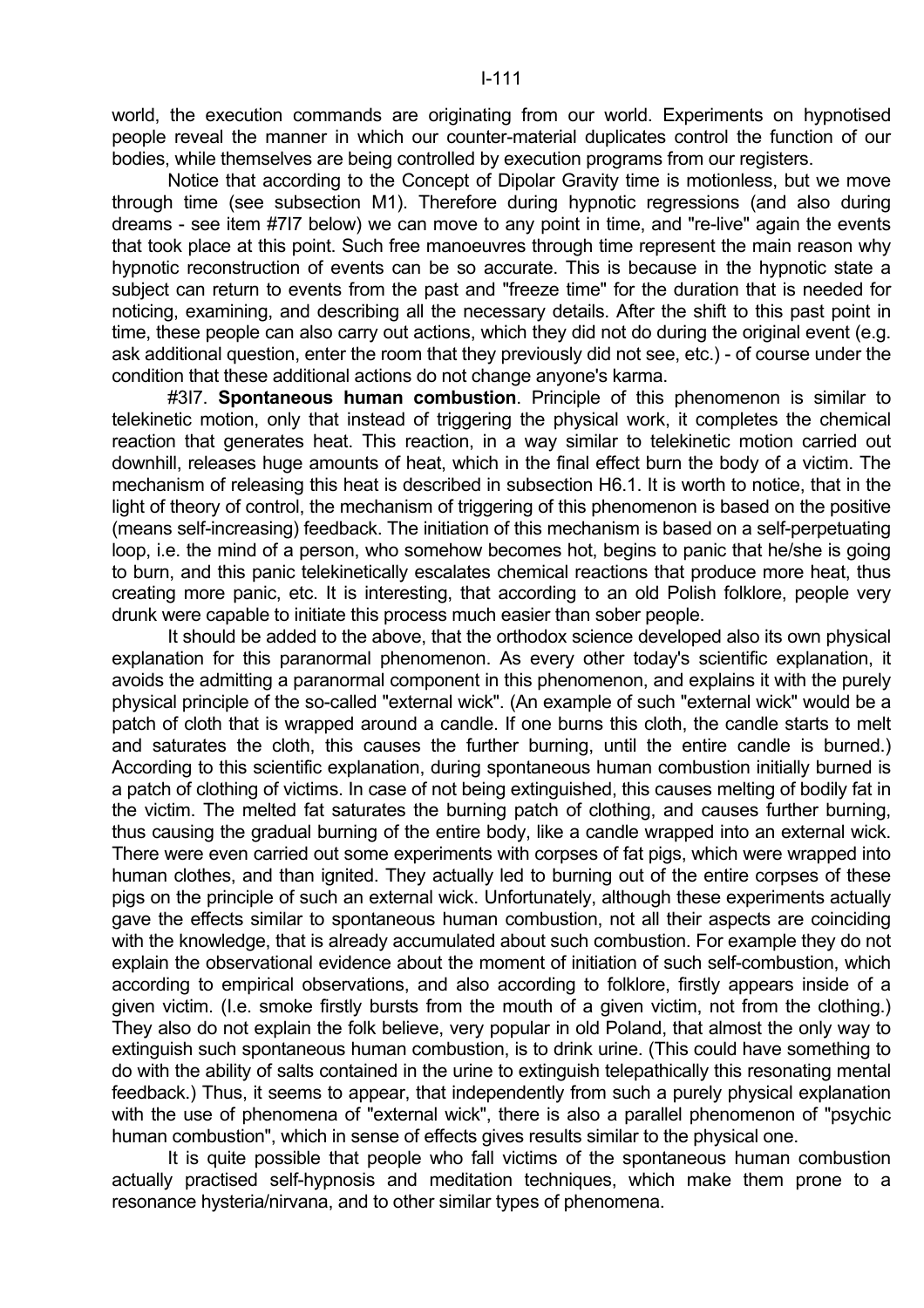world, the execution commands are originating from our world. Experiments on hypnotised people reveal the manner in which our counter-material duplicates control the function of our bodies, while themselves are being controlled by execution programs from our registers.

Notice that according to the Concept of Dipolar Gravity time is motionless, but we move through time (see subsection M1). Therefore during hypnotic regressions (and also during dreams - see item #7I7 below) we can move to any point in time, and "re-live" again the events that took place at this point. Such free manoeuvres through time represent the main reason why hypnotic reconstruction of events can be so accurate. This is because in the hypnotic state a subject can return to events from the past and "freeze time" for the duration that is needed for noticing, examining, and describing all the necessary details. After the shift to this past point in time, these people can also carry out actions, which they did not do during the original event (e.g. ask additional question, enter the room that they previously did not see, etc.) - of course under the condition that these additional actions do not change anyone's karma.

#3I7. **Spontaneous human combustion**. Principle of this phenomenon is similar to telekinetic motion, only that instead of triggering the physical work, it completes the chemical reaction that generates heat. This reaction, in a way similar to telekinetic motion carried out downhill, releases huge amounts of heat, which in the final effect burn the body of a victim. The mechanism of releasing this heat is described in subsection H6.1. It is worth to notice, that in the light of theory of control, the mechanism of triggering of this phenomenon is based on the positive (means self-increasing) feedback. The initiation of this mechanism is based on a self-perpetuating loop, i.e. the mind of a person, who somehow becomes hot, begins to panic that he/she is going to burn, and this panic telekinetically escalates chemical reactions that produce more heat, thus creating more panic, etc. It is interesting, that according to an old Polish folklore, people very drunk were capable to initiate this process much easier than sober people.

It should be added to the above, that the orthodox science developed also its own physical explanation for this paranormal phenomenon. As every other today's scientific explanation, it avoids the admitting a paranormal component in this phenomenon, and explains it with the purely physical principle of the so-called "external wick". (An example of such "external wick" would be a patch of cloth that is wrapped around a candle. If one burns this cloth, the candle starts to melt and saturates the cloth, this causes the further burning, until the entire candle is burned.) According to this scientific explanation, during spontaneous human combustion initially burned is a patch of clothing of victims. In case of not being extinguished, this causes melting of bodily fat in the victim. The melted fat saturates the burning patch of clothing, and causes further burning, thus causing the gradual burning of the entire body, like a candle wrapped into an external wick. There were even carried out some experiments with corpses of fat pigs, which were wrapped into human clothes, and than ignited. They actually led to burning out of the entire corpses of these pigs on the principle of such an external wick. Unfortunately, although these experiments actually gave the effects similar to spontaneous human combustion, not all their aspects are coinciding with the knowledge, that is already accumulated about such combustion. For example they do not explain the observational evidence about the moment of initiation of such self-combustion, which according to empirical observations, and also according to folklore, firstly appears inside of a given victim. (I.e. smoke firstly bursts from the mouth of a given victim, not from the clothing.) They also do not explain the folk believe, very popular in old Poland, that almost the only way to extinguish such spontaneous human combustion, is to drink urine. (This could have something to do with the ability of salts contained in the urine to extinguish telepathically this resonating mental feedback.) Thus, it seems to appear, that independently from such a purely physical explanation with the use of phenomena of "external wick", there is also a parallel phenomenon of "psychic human combustion", which in sense of effects gives results similar to the physical one.

It is quite possible that people who fall victims of the spontaneous human combustion actually practised self-hypnosis and meditation techniques, which make them prone to a resonance hysteria/nirvana, and to other similar types of phenomena.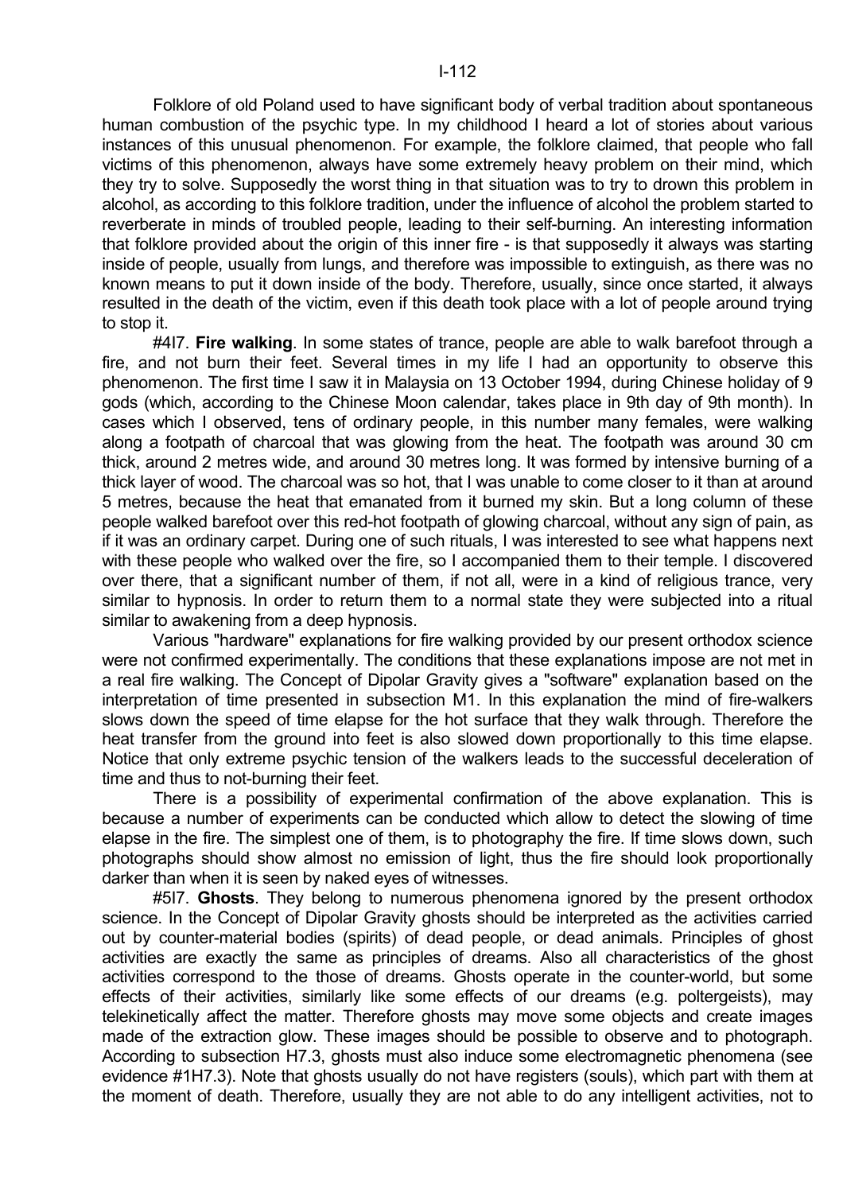Folklore of old Poland used to have significant body of verbal tradition about spontaneous human combustion of the psychic type. In my childhood I heard a lot of stories about various instances of this unusual phenomenon. For example, the folklore claimed, that people who fall victims of this phenomenon, always have some extremely heavy problem on their mind, which they try to solve. Supposedly the worst thing in that situation was to try to drown this problem in alcohol, as according to this folklore tradition, under the influence of alcohol the problem started to reverberate in minds of troubled people, leading to their self-burning. An interesting information that folklore provided about the origin of this inner fire - is that supposedly it always was starting inside of people, usually from lungs, and therefore was impossible to extinguish, as there was no known means to put it down inside of the body. Therefore, usually, since once started, it always resulted in the death of the victim, even if this death took place with a lot of people around trying to stop it.

#4I7. **Fire walking**. In some states of trance, people are able to walk barefoot through a fire, and not burn their feet. Several times in my life I had an opportunity to observe this phenomenon. The first time I saw it in Malaysia on 13 October 1994, during Chinese holiday of 9 gods (which, according to the Chinese Moon calendar, takes place in 9th day of 9th month). In cases which I observed, tens of ordinary people, in this number many females, were walking along a footpath of charcoal that was glowing from the heat. The footpath was around 30 cm thick, around 2 metres wide, and around 30 metres long. It was formed by intensive burning of a thick layer of wood. The charcoal was so hot, that I was unable to come closer to it than at around 5 metres, because the heat that emanated from it burned my skin. But a long column of these people walked barefoot over this red-hot footpath of glowing charcoal, without any sign of pain, as if it was an ordinary carpet. During one of such rituals, I was interested to see what happens next with these people who walked over the fire, so I accompanied them to their temple. I discovered over there, that a significant number of them, if not all, were in a kind of religious trance, very similar to hypnosis. In order to return them to a normal state they were subjected into a ritual similar to awakening from a deep hypnosis.

Various "hardware" explanations for fire walking provided by our present orthodox science were not confirmed experimentally. The conditions that these explanations impose are not met in a real fire walking. The Concept of Dipolar Gravity gives a "software" explanation based on the interpretation of time presented in subsection M1. In this explanation the mind of fire-walkers slows down the speed of time elapse for the hot surface that they walk through. Therefore the heat transfer from the ground into feet is also slowed down proportionally to this time elapse. Notice that only extreme psychic tension of the walkers leads to the successful deceleration of time and thus to not-burning their feet.

There is a possibility of experimental confirmation of the above explanation. This is because a number of experiments can be conducted which allow to detect the slowing of time elapse in the fire. The simplest one of them, is to photography the fire. If time slows down, such photographs should show almost no emission of light, thus the fire should look proportionally darker than when it is seen by naked eyes of witnesses.

#5I7. **Ghosts**. They belong to numerous phenomena ignored by the present orthodox science. In the Concept of Dipolar Gravity ghosts should be interpreted as the activities carried out by counter-material bodies (spirits) of dead people, or dead animals. Principles of ghost activities are exactly the same as principles of dreams. Also all characteristics of the ghost activities correspond to the those of dreams. Ghosts operate in the counter-world, but some effects of their activities, similarly like some effects of our dreams (e.g. poltergeists), may telekinetically affect the matter. Therefore ghosts may move some objects and create images made of the extraction glow. These images should be possible to observe and to photograph. According to subsection H7.3, ghosts must also induce some electromagnetic phenomena (see evidence #1H7.3). Note that ghosts usually do not have registers (souls), which part with them at the moment of death. Therefore, usually they are not able to do any intelligent activities, not to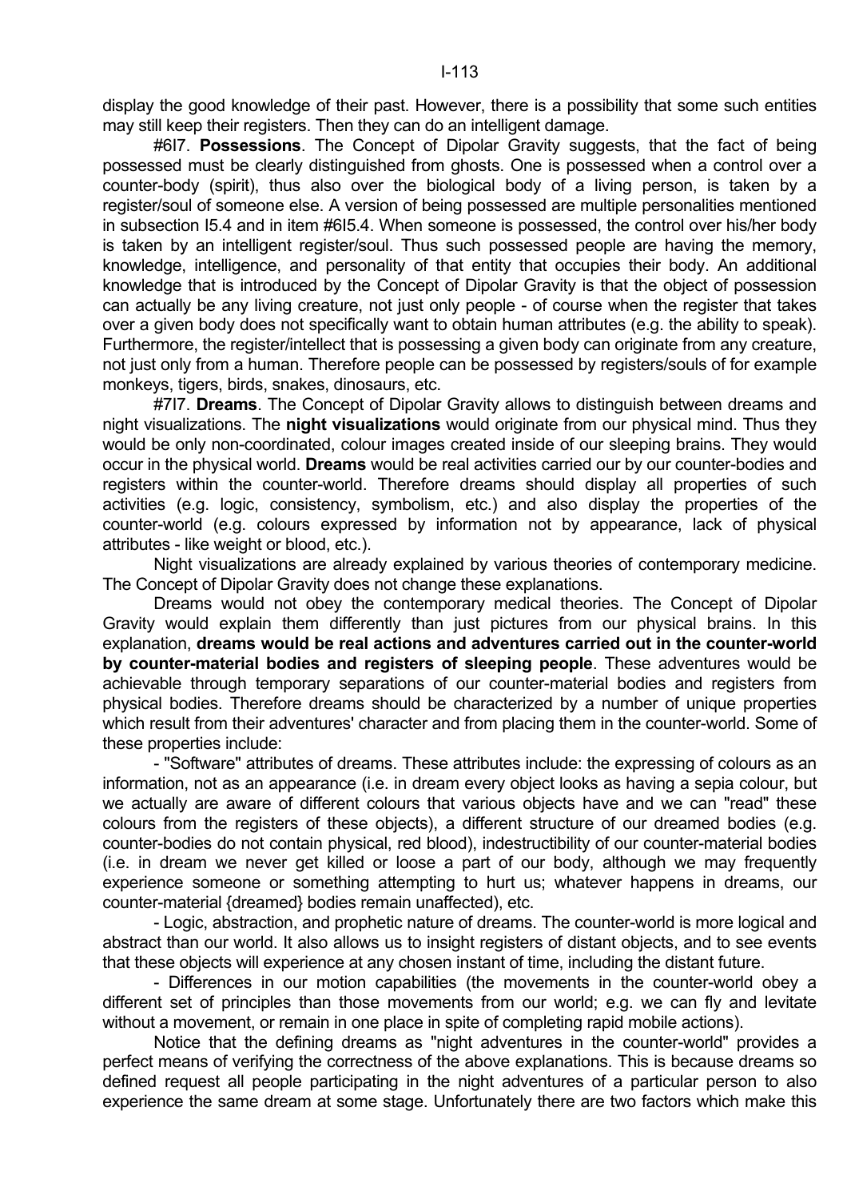display the good knowledge of their past. However, there is a possibility that some such entities may still keep their registers. Then they can do an intelligent damage.

#6I7. **Possessions**. The Concept of Dipolar Gravity suggests, that the fact of being possessed must be clearly distinguished from ghosts. One is possessed when a control over a counter-body (spirit), thus also over the biological body of a living person, is taken by a register/soul of someone else. A version of being possessed are multiple personalities mentioned in subsection I5.4 and in item #6I5.4. When someone is possessed, the control over his/her body is taken by an intelligent register/soul. Thus such possessed people are having the memory, knowledge, intelligence, and personality of that entity that occupies their body. An additional knowledge that is introduced by the Concept of Dipolar Gravity is that the object of possession can actually be any living creature, not just only people - of course when the register that takes over a given body does not specifically want to obtain human attributes (e.g. the ability to speak). Furthermore, the register/intellect that is possessing a given body can originate from any creature, not just only from a human. Therefore people can be possessed by registers/souls of for example monkeys, tigers, birds, snakes, dinosaurs, etc.

#7I7. **Dreams**. The Concept of Dipolar Gravity allows to distinguish between dreams and night visualizations. The **night visualizations** would originate from our physical mind. Thus they would be only non-coordinated, colour images created inside of our sleeping brains. They would occur in the physical world. **Dreams** would be real activities carried our by our counter-bodies and registers within the counter-world. Therefore dreams should display all properties of such activities (e.g. logic, consistency, symbolism, etc.) and also display the properties of the counter-world (e.g. colours expressed by information not by appearance, lack of physical attributes - like weight or blood, etc.).

Night visualizations are already explained by various theories of contemporary medicine. The Concept of Dipolar Gravity does not change these explanations.

Dreams would not obey the contemporary medical theories. The Concept of Dipolar Gravity would explain them differently than just pictures from our physical brains. In this explanation, **dreams would be real actions and adventures carried out in the counter-world by counter-material bodies and registers of sleeping people**. These adventures would be achievable through temporary separations of our counter-material bodies and registers from physical bodies. Therefore dreams should be characterized by a number of unique properties which result from their adventures' character and from placing them in the counter-world. Some of these properties include:

- "Software" attributes of dreams. These attributes include: the expressing of colours as an information, not as an appearance (i.e. in dream every object looks as having a sepia colour, but we actually are aware of different colours that various objects have and we can "read" these colours from the registers of these objects), a different structure of our dreamed bodies (e.g. counter-bodies do not contain physical, red blood), indestructibility of our counter-material bodies (i.e. in dream we never get killed or loose a part of our body, although we may frequently experience someone or something attempting to hurt us; whatever happens in dreams, our counter-material {dreamed} bodies remain unaffected), etc.

- Logic, abstraction, and prophetic nature of dreams. The counter-world is more logical and abstract than our world. It also allows us to insight registers of distant objects, and to see events that these objects will experience at any chosen instant of time, including the distant future.

- Differences in our motion capabilities (the movements in the counter-world obey a different set of principles than those movements from our world; e.g. we can fly and levitate without a movement, or remain in one place in spite of completing rapid mobile actions).

Notice that the defining dreams as "night adventures in the counter-world" provides a perfect means of verifying the correctness of the above explanations. This is because dreams so defined request all people participating in the night adventures of a particular person to also experience the same dream at some stage. Unfortunately there are two factors which make this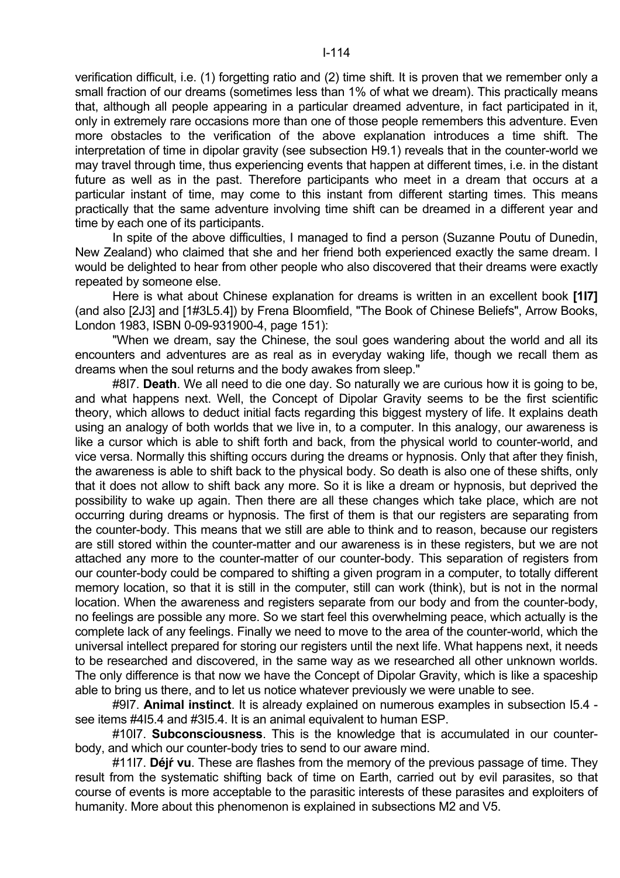verification difficult, i.e. (1) forgetting ratio and (2) time shift. It is proven that we remember only a small fraction of our dreams (sometimes less than 1% of what we dream). This practically means that, although all people appearing in a particular dreamed adventure, in fact participated in it, only in extremely rare occasions more than one of those people remembers this adventure. Even more obstacles to the verification of the above explanation introduces a time shift. The interpretation of time in dipolar gravity (see subsection H9.1) reveals that in the counter-world we may travel through time, thus experiencing events that happen at different times, i.e. in the distant future as well as in the past. Therefore participants who meet in a dream that occurs at a particular instant of time, may come to this instant from different starting times. This means practically that the same adventure involving time shift can be dreamed in a different year and time by each one of its participants.

In spite of the above difficulties, I managed to find a person (Suzanne Poutu of Dunedin, New Zealand) who claimed that she and her friend both experienced exactly the same dream. I would be delighted to hear from other people who also discovered that their dreams were exactly repeated by someone else.

Here is what about Chinese explanation for dreams is written in an excellent book **[1I7]** (and also [2J3] and [1#3L5.4]) by Frena Bloomfield, "The Book of Chinese Beliefs", Arrow Books, London 1983, ISBN 0-09-931900-4, page 151):

"When we dream, say the Chinese, the soul goes wandering about the world and all its encounters and adventures are as real as in everyday waking life, though we recall them as dreams when the soul returns and the body awakes from sleep."

#8I7. **Death**. We all need to die one day. So naturally we are curious how it is going to be, and what happens next. Well, the Concept of Dipolar Gravity seems to be the first scientific theory, which allows to deduct initial facts regarding this biggest mystery of life. It explains death using an analogy of both worlds that we live in, to a computer. In this analogy, our awareness is like a cursor which is able to shift forth and back, from the physical world to counter-world, and vice versa. Normally this shifting occurs during the dreams or hypnosis. Only that after they finish, the awareness is able to shift back to the physical body. So death is also one of these shifts, only that it does not allow to shift back any more. So it is like a dream or hypnosis, but deprived the possibility to wake up again. Then there are all these changes which take place, which are not occurring during dreams or hypnosis. The first of them is that our registers are separating from the counter-body. This means that we still are able to think and to reason, because our registers are still stored within the counter-matter and our awareness is in these registers, but we are not attached any more to the counter-matter of our counter-body. This separation of registers from our counter-body could be compared to shifting a given program in a computer, to totally different memory location, so that it is still in the computer, still can work (think), but is not in the normal location. When the awareness and registers separate from our body and from the counter-body, no feelings are possible any more. So we start feel this overwhelming peace, which actually is the complete lack of any feelings. Finally we need to move to the area of the counter-world, which the universal intellect prepared for storing our registers until the next life. What happens next, it needs to be researched and discovered, in the same way as we researched all other unknown worlds. The only difference is that now we have the Concept of Dipolar Gravity, which is like a spaceship able to bring us there, and to let us notice whatever previously we were unable to see.

#9I7. **Animal instinct**. It is already explained on numerous examples in subsection I5.4 - see items #4I5.4 and #3I5.4. It is an animal equivalent to human ESP.

#10I7. **Subconsciousness**. This is the knowledge that is accumulated in our counter-body, and which our counter-body tries to send to our aware mind.

#11I7. **Déjŕ vu**. These are flashes from the memory of the previous passage of time. They result from the systematic shifting back of time on Earth, carried out by evil parasites, so that course of events is more acceptable to the parasitic interests of these parasites and exploiters of humanity. More about this phenomenon is explained in subsections M2 and V5.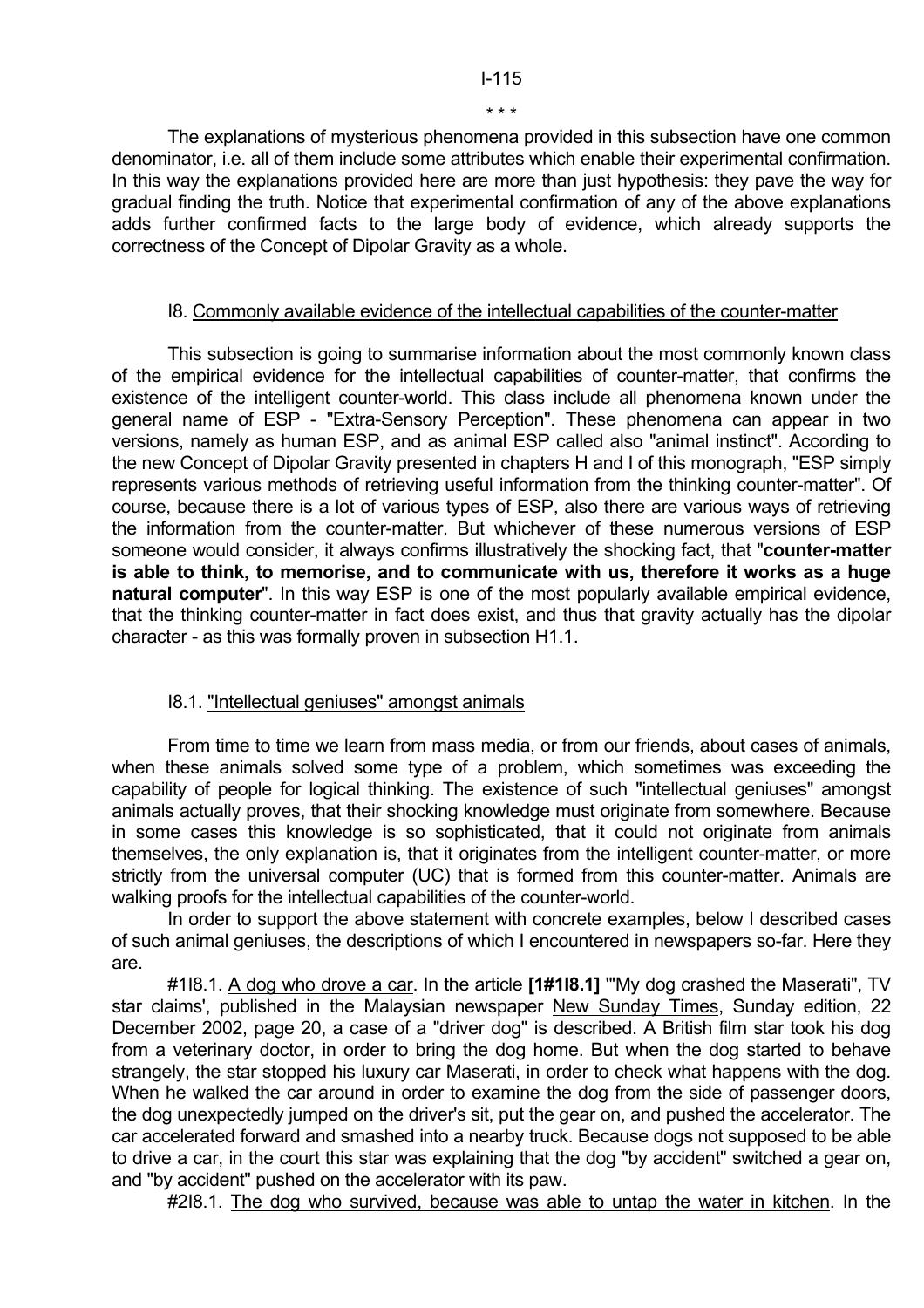\* \* \*

The explanations of mysterious phenomena provided in this subsection have one common denominator, i.e. all of them include some attributes which enable their experimental confirmation. In this way the explanations provided here are more than just hypothesis: they pave the way for gradual finding the truth. Notice that experimental confirmation of any of the above explanations adds further confirmed facts to the large body of evidence, which already supports the correctness of the Concept of Dipolar Gravity as a whole.

## I8. Commonly available evidence of the intellectual capabilities of the counter-matter

This subsection is going to summarise information about the most commonly known class of the empirical evidence for the intellectual capabilities of counter-matter, that confirms the existence of the intelligent counter-world. This class include all phenomena known under the general name of ESP - "Extra-Sensory Perception". These phenomena can appear in two versions, namely as human ESP, and as animal ESP called also "animal instinct". According to the new Concept of Dipolar Gravity presented in chapters H and I of this monograph, "ESP simply represents various methods of retrieving useful information from the thinking counter-matter". Of course, because there is a lot of various types of ESP, also there are various ways of retrieving the information from the counter-matter. But whichever of these numerous versions of ESP someone would consider, it always confirms illustratively the shocking fact, that "**counter-matter is able to think, to memorise, and to communicate with us, therefore it works as a huge natural computer**". In this way ESP is one of the most popularly available empirical evidence, that the thinking counter-matter in fact does exist, and thus that gravity actually has the dipolar character - as this was formally proven in subsection H1.1.

### I8.1. "Intellectual geniuses" amongst animals

From time to time we learn from mass media, or from our friends, about cases of animals, when these animals solved some type of a problem, which sometimes was exceeding the capability of people for logical thinking. The existence of such "intellectual geniuses" amongst animals actually proves, that their shocking knowledge must originate from somewhere. Because in some cases this knowledge is so sophisticated, that it could not originate from animals themselves, the only explanation is, that it originates from the intelligent counter-matter, or more strictly from the universal computer (UC) that is formed from this counter-matter. Animals are walking proofs for the intellectual capabilities of the counter-world.

In order to support the above statement with concrete examples, below I described cases of such animal geniuses, the descriptions of which I encountered in newspapers so-far. Here they are.

#1I8.1. A dog who drove a car. In the article **[1#1I8.1]** '"My dog crashed the Maserati", TV star claims', published in the Malaysian newspaper New Sunday Times, Sunday edition, 22 December 2002, page 20, a case of a "driver dog" is described. A British film star took his dog from a veterinary doctor, in order to bring the dog home. But when the dog started to behave strangely, the star stopped his luxury car Maserati, in order to check what happens with the dog. When he walked the car around in order to examine the dog from the side of passenger doors, the dog unexpectedly jumped on the driver's sit, put the gear on, and pushed the accelerator. The car accelerated forward and smashed into a nearby truck. Because dogs not supposed to be able to drive a car, in the court this star was explaining that the dog "by accident" switched a gear on, and "by accident" pushed on the accelerator with its paw.

#2I8.1. The dog who survived, because was able to untap the water in kitchen. In the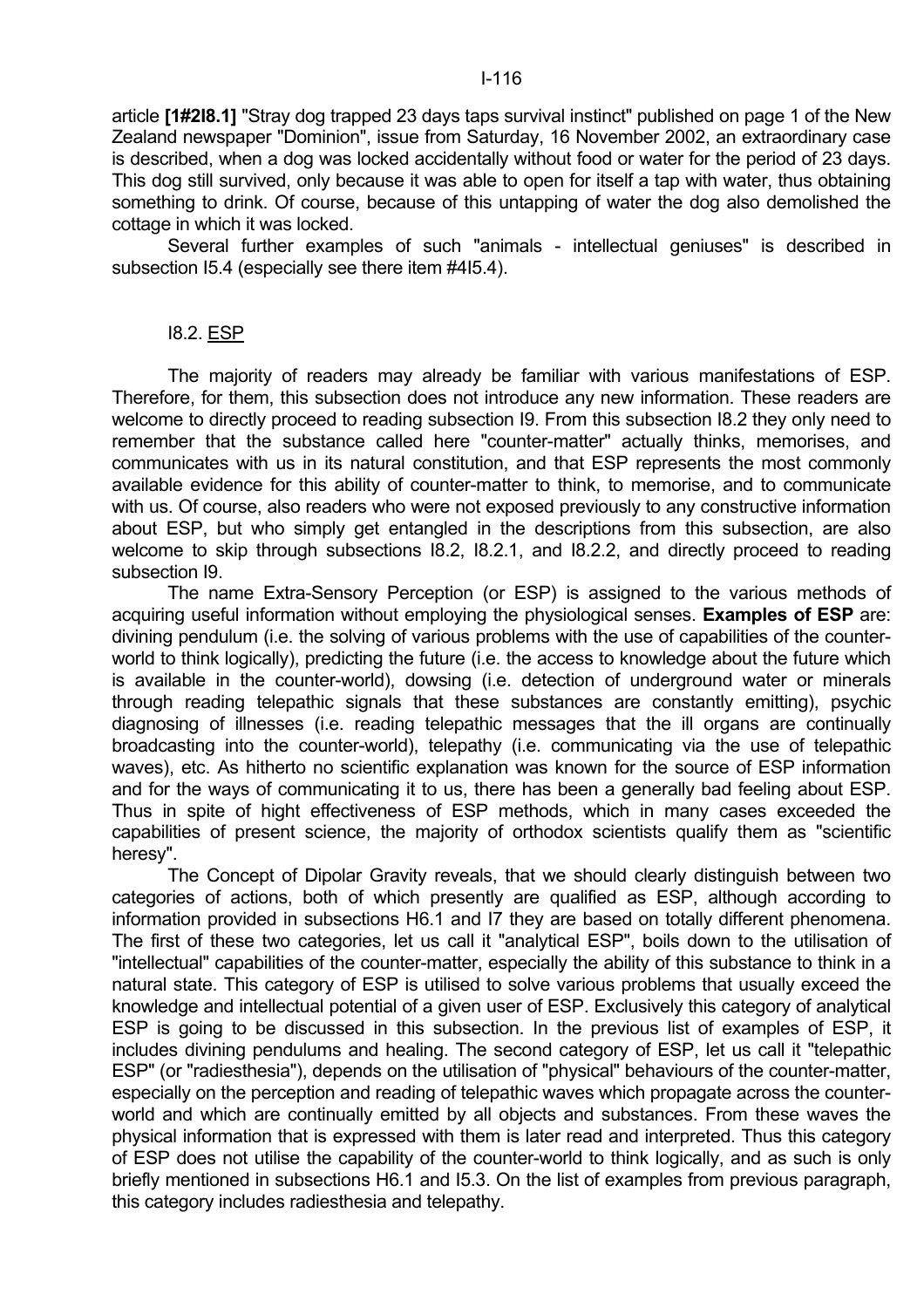article **[1#2I8.1]** "Stray dog trapped 23 days taps survival instinct" published on page 1 of the New Zealand newspaper "Dominion", issue from Saturday, 16 November 2002, an extraordinary case is described, when a dog was locked accidentally without food or water for the period of 23 days. This dog still survived, only because it was able to open for itself a tap with water, thus obtaining something to drink. Of course, because of this untapping of water the dog also demolished the cottage in which it was locked.

Several further examples of such "animals - intellectual geniuses" is described in subsection I5.4 (especially see there item #4I5.4).

## I8.2. ESP

The majority of readers may already be familiar with various manifestations of ESP. Therefore, for them, this subsection does not introduce any new information. These readers are welcome to directly proceed to reading subsection I9. From this subsection I8.2 they only need to remember that the substance called here "counter-matter" actually thinks, memorises, and communicates with us in its natural constitution, and that ESP represents the most commonly available evidence for this ability of counter-matter to think, to memorise, and to communicate with us. Of course, also readers who were not exposed previously to any constructive information about ESP, but who simply get entangled in the descriptions from this subsection, are also welcome to skip through subsections I8.2, I8.2.1, and I8.2.2, and directly proceed to reading subsection I9.

The name Extra-Sensory Perception (or ESP) is assigned to the various methods of acquiring useful information without employing the physiological senses. **Examples of ESP** are: divining pendulum (i.e. the solving of various problems with the use of capabilities of the counter-world to think logically), predicting the future (i.e. the access to knowledge about the future which is available in the counter-world), dowsing (i.e. detection of underground water or minerals through reading telepathic signals that these substances are constantly emitting), psychic diagnosing of illnesses (i.e. reading telepathic messages that the ill organs are continually broadcasting into the counter-world), telepathy (i.e. communicating via the use of telepathic waves), etc. As hitherto no scientific explanation was known for the source of ESP information and for the ways of communicating it to us, there has been a generally bad feeling about ESP. Thus in spite of hight effectiveness of ESP methods, which in many cases exceeded the capabilities of present science, the majority of orthodox scientists qualify them as "scientific heresy".

The Concept of Dipolar Gravity reveals, that we should clearly distinguish between two categories of actions, both of which presently are qualified as ESP, although according to information provided in subsections H6.1 and I7 they are based on totally different phenomena. The first of these two categories, let us call it "analytical ESP", boils down to the utilisation of "intellectual" capabilities of the counter-matter, especially the ability of this substance to think in a natural state. This category of ESP is utilised to solve various problems that usually exceed the knowledge and intellectual potential of a given user of ESP. Exclusively this category of analytical ESP is going to be discussed in this subsection. In the previous list of examples of ESP, it includes divining pendulums and healing. The second category of ESP, let us call it "telepathic ESP" (or "radiesthesia"), depends on the utilisation of "physical" behaviours of the counter-matter, especially on the perception and reading of telepathic waves which propagate across the counter-world and which are continually emitted by all objects and substances. From these waves the physical information that is expressed with them is later read and interpreted. Thus this category of ESP does not utilise the capability of the counter-world to think logically, and as such is only briefly mentioned in subsections H6.1 and I5.3. On the list of examples from previous paragraph, this category includes radiesthesia and telepathy.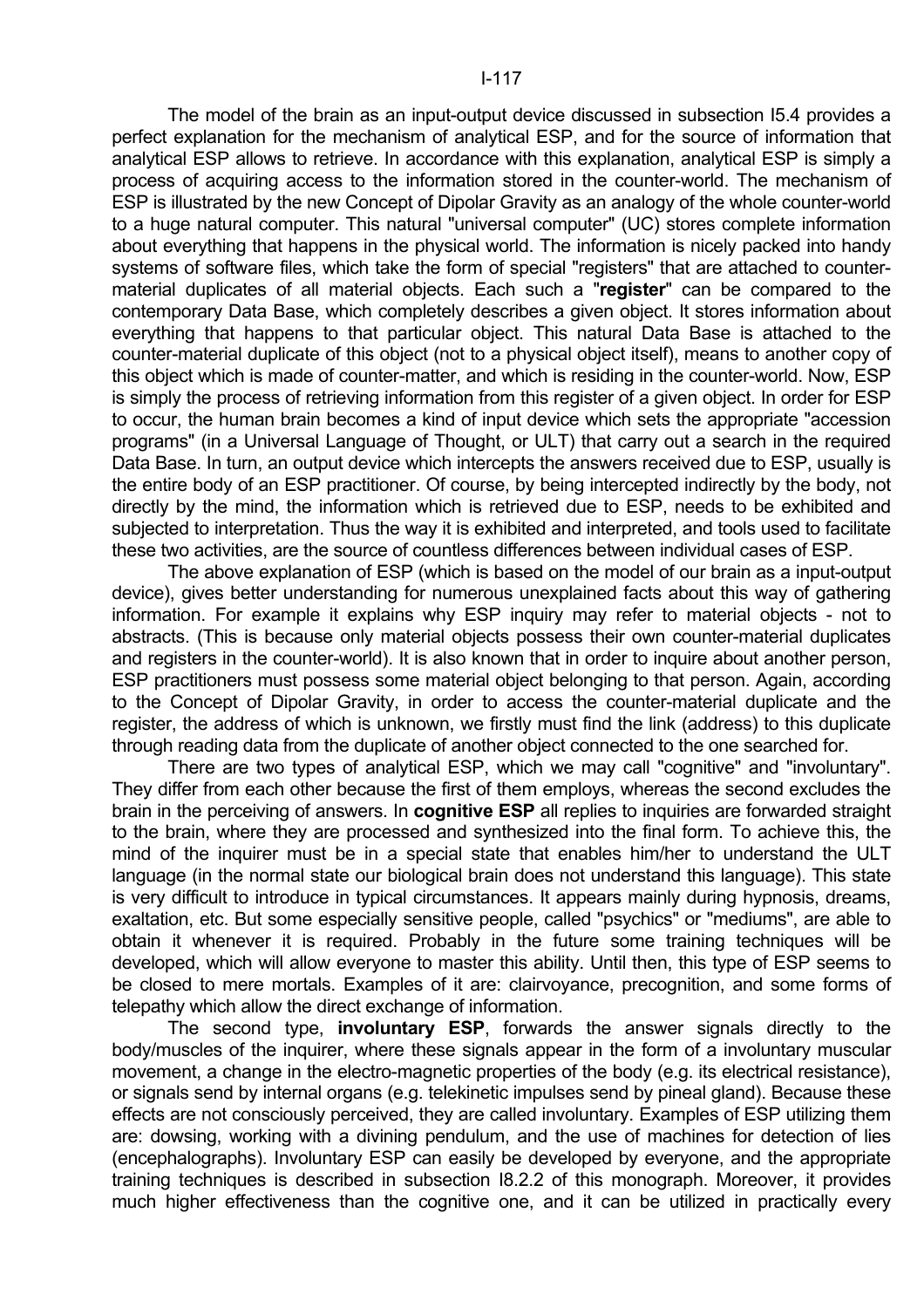The model of the brain as an input-output device discussed in subsection I5.4 provides a perfect explanation for the mechanism of analytical ESP, and for the source of information that analytical ESP allows to retrieve. In accordance with this explanation, analytical ESP is simply a process of acquiring access to the information stored in the counter-world. The mechanism of ESP is illustrated by the new Concept of Dipolar Gravity as an analogy of the whole counter-world to a huge natural computer. This natural "universal computer" (UC) stores complete information about everything that happens in the physical world. The information is nicely packed into handy systems of software files, which take the form of special "registers" that are attached to counter-material duplicates of all material objects. Each such a "**register**" can be compared to the contemporary Data Base, which completely describes a given object. It stores information about everything that happens to that particular object. This natural Data Base is attached to the counter-material duplicate of this object (not to a physical object itself), means to another copy of this object which is made of counter-matter, and which is residing in the counter-world. Now, ESP is simply the process of retrieving information from this register of a given object. In order for ESP to occur, the human brain becomes a kind of input device which sets the appropriate "accession programs" (in a Universal Language of Thought, or ULT) that carry out a search in the required Data Base. In turn, an output device which intercepts the answers received due to ESP, usually is the entire body of an ESP practitioner. Of course, by being intercepted indirectly by the body, not directly by the mind, the information which is retrieved due to ESP, needs to be exhibited and subjected to interpretation. Thus the way it is exhibited and interpreted, and tools used to facilitate these two activities, are the source of countless differences between individual cases of ESP.

The above explanation of ESP (which is based on the model of our brain as a input-output device), gives better understanding for numerous unexplained facts about this way of gathering information. For example it explains why ESP inquiry may refer to material objects - not to abstracts. (This is because only material objects possess their own counter-material duplicates and registers in the counter-world). It is also known that in order to inquire about another person, ESP practitioners must possess some material object belonging to that person. Again, according to the Concept of Dipolar Gravity, in order to access the counter-material duplicate and the register, the address of which is unknown, we firstly must find the link (address) to this duplicate through reading data from the duplicate of another object connected to the one searched for.

There are two types of analytical ESP, which we may call "cognitive" and "involuntary". They differ from each other because the first of them employs, whereas the second excludes the brain in the perceiving of answers. In **cognitive ESP** all replies to inquiries are forwarded straight to the brain, where they are processed and synthesized into the final form. To achieve this, the mind of the inquirer must be in a special state that enables him/her to understand the ULT language (in the normal state our biological brain does not understand this language). This state is very difficult to introduce in typical circumstances. It appears mainly during hypnosis, dreams, exaltation, etc. But some especially sensitive people, called "psychics" or "mediums", are able to obtain it whenever it is required. Probably in the future some training techniques will be developed, which will allow everyone to master this ability. Until then, this type of ESP seems to be closed to mere mortals. Examples of it are: clairvoyance, precognition, and some forms of telepathy which allow the direct exchange of information.

The second type, **involuntary ESP**, forwards the answer signals directly to the body/muscles of the inquirer, where these signals appear in the form of a involuntary muscular movement, a change in the electro-magnetic properties of the body (e.g. its electrical resistance), or signals send by internal organs (e.g. telekinetic impulses send by pineal gland). Because these effects are not consciously perceived, they are called involuntary. Examples of ESP utilizing them are: dowsing, working with a divining pendulum, and the use of machines for detection of lies (encephalographs). Involuntary ESP can easily be developed by everyone, and the appropriate training techniques is described in subsection I8.2.2 of this monograph. Moreover, it provides much higher effectiveness than the cognitive one, and it can be utilized in practically every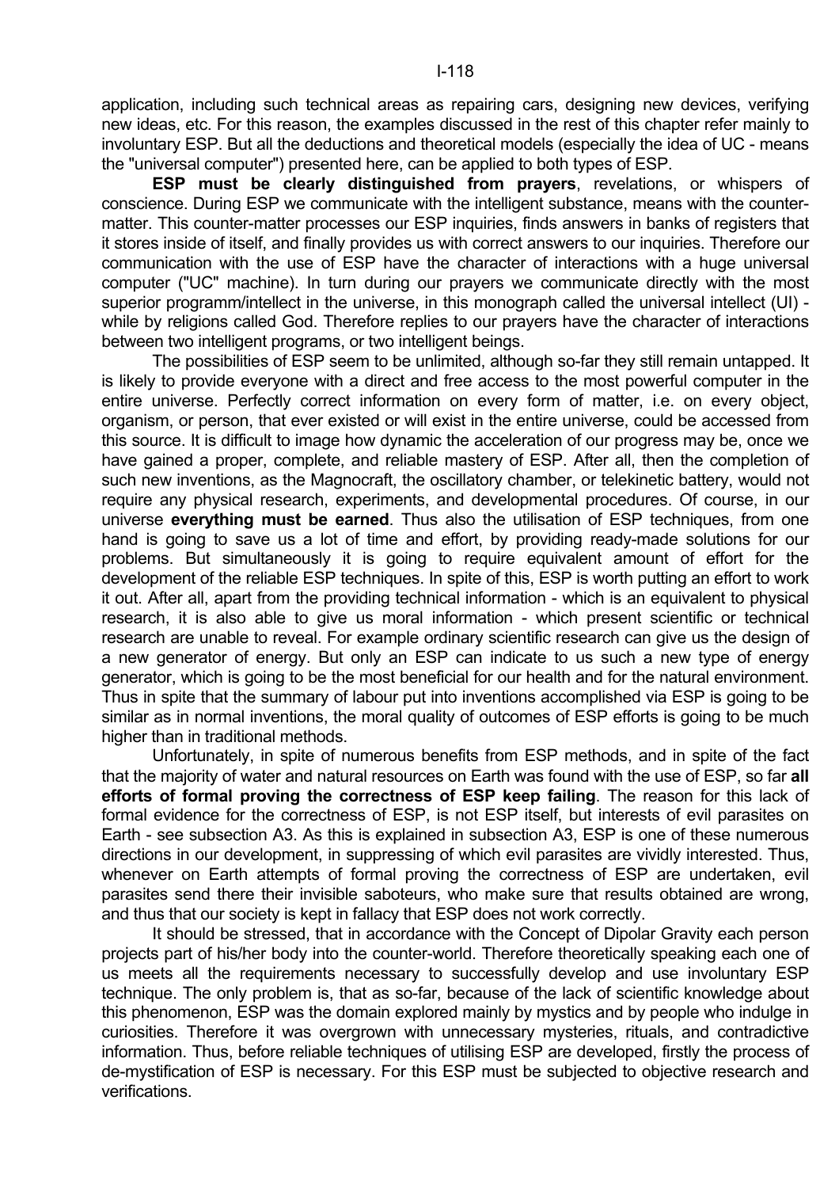application, including such technical areas as repairing cars, designing new devices, verifying new ideas, etc. For this reason, the examples discussed in the rest of this chapter refer mainly to involuntary ESP. But all the deductions and theoretical models (especially the idea of UC - means the "universal computer") presented here, can be applied to both types of ESP.

**ESP must be clearly distinguished from prayers**, revelations, or whispers of conscience. During ESP we communicate with the intelligent substance, means with the counter-matter. This counter-matter processes our ESP inquiries, finds answers in banks of registers that it stores inside of itself, and finally provides us with correct answers to our inquiries. Therefore our communication with the use of ESP have the character of interactions with a huge universal computer ("UC" machine). In turn during our prayers we communicate directly with the most superior programm/intellect in the universe, in this monograph called the universal intellect (UI) - while by religions called God. Therefore replies to our prayers have the character of interactions between two intelligent programs, or two intelligent beings.

The possibilities of ESP seem to be unlimited, although so-far they still remain untapped. It is likely to provide everyone with a direct and free access to the most powerful computer in the entire universe. Perfectly correct information on every form of matter, i.e. on every object, organism, or person, that ever existed or will exist in the entire universe, could be accessed from this source. It is difficult to image how dynamic the acceleration of our progress may be, once we have gained a proper, complete, and reliable mastery of ESP. After all, then the completion of such new inventions, as the Magnocraft, the oscillatory chamber, or telekinetic battery, would not require any physical research, experiments, and developmental procedures. Of course, in our universe **everything must be earned**. Thus also the utilisation of ESP techniques, from one hand is going to save us a lot of time and effort, by providing ready-made solutions for our problems. But simultaneously it is going to require equivalent amount of effort for the development of the reliable ESP techniques. In spite of this, ESP is worth putting an effort to work it out. After all, apart from the providing technical information - which is an equivalent to physical research, it is also able to give us moral information - which present scientific or technical research are unable to reveal. For example ordinary scientific research can give us the design of a new generator of energy. But only an ESP can indicate to us such a new type of energy generator, which is going to be the most beneficial for our health and for the natural environment. Thus in spite that the summary of labour put into inventions accomplished via ESP is going to be similar as in normal inventions, the moral quality of outcomes of ESP efforts is going to be much higher than in traditional methods.

Unfortunately, in spite of numerous benefits from ESP methods, and in spite of the fact that the majority of water and natural resources on Earth was found with the use of ESP, so far **all efforts of formal proving the correctness of ESP keep failing**. The reason for this lack of formal evidence for the correctness of ESP, is not ESP itself, but interests of evil parasites on Earth - see subsection A3. As this is explained in subsection A3, ESP is one of these numerous directions in our development, in suppressing of which evil parasites are vividly interested. Thus, whenever on Earth attempts of formal proving the correctness of ESP are undertaken, evil parasites send there their invisible saboteurs, who make sure that results obtained are wrong, and thus that our society is kept in fallacy that ESP does not work correctly.

It should be stressed, that in accordance with the Concept of Dipolar Gravity each person projects part of his/her body into the counter-world. Therefore theoretically speaking each one of us meets all the requirements necessary to successfully develop and use involuntary ESP technique. The only problem is, that as so-far, because of the lack of scientific knowledge about this phenomenon, ESP was the domain explored mainly by mystics and by people who indulge in curiosities. Therefore it was overgrown with unnecessary mysteries, rituals, and contradictive information. Thus, before reliable techniques of utilising ESP are developed, firstly the process of de-mystification of ESP is necessary. For this ESP must be subjected to objective research and verifications.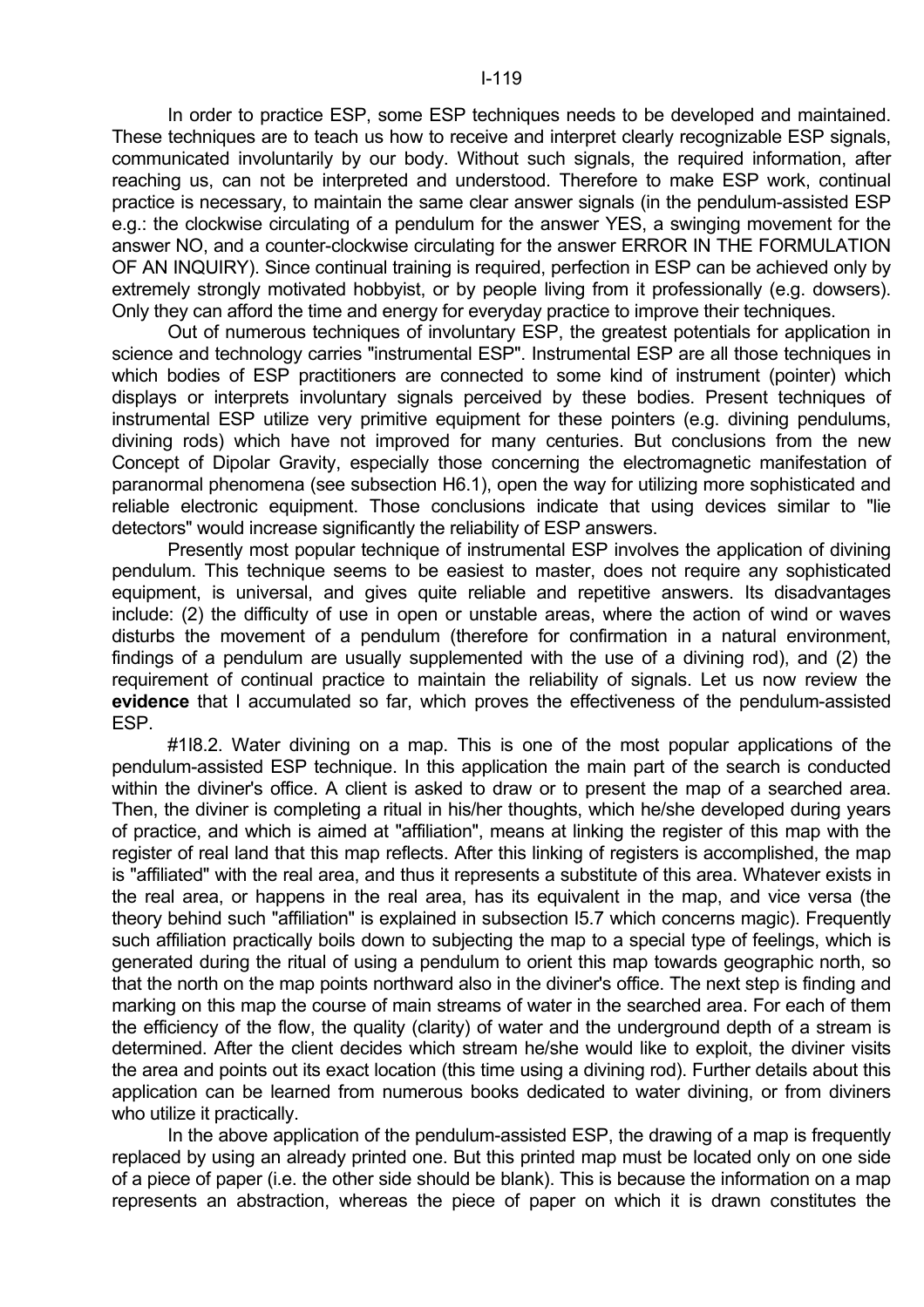In order to practice ESP, some ESP techniques needs to be developed and maintained. These techniques are to teach us how to receive and interpret clearly recognizable ESP signals, communicated involuntarily by our body. Without such signals, the required information, after reaching us, can not be interpreted and understood. Therefore to make ESP work, continual practice is necessary, to maintain the same clear answer signals (in the pendulum-assisted ESP e.g.: the clockwise circulating of a pendulum for the answer YES, a swinging movement for the answer NO, and a counter-clockwise circulating for the answer ERROR IN THE FORMULATION OF AN INQUIRY). Since continual training is required, perfection in ESP can be achieved only by extremely strongly motivated hobbyist, or by people living from it professionally (e.g. dowsers). Only they can afford the time and energy for everyday practice to improve their techniques.

Out of numerous techniques of involuntary ESP, the greatest potentials for application in science and technology carries "instrumental ESP". Instrumental ESP are all those techniques in which bodies of ESP practitioners are connected to some kind of instrument (pointer) which displays or interprets involuntary signals perceived by these bodies. Present techniques of instrumental ESP utilize very primitive equipment for these pointers (e.g. divining pendulums, divining rods) which have not improved for many centuries. But conclusions from the new Concept of Dipolar Gravity, especially those concerning the electromagnetic manifestation of paranormal phenomena (see subsection H6.1), open the way for utilizing more sophisticated and reliable electronic equipment. Those conclusions indicate that using devices similar to "lie detectors" would increase significantly the reliability of ESP answers.

Presently most popular technique of instrumental ESP involves the application of divining pendulum. This technique seems to be easiest to master, does not require any sophisticated equipment, is universal, and gives quite reliable and repetitive answers. Its disadvantages include: (2) the difficulty of use in open or unstable areas, where the action of wind or waves disturbs the movement of a pendulum (therefore for confirmation in a natural environment, findings of a pendulum are usually supplemented with the use of a divining rod), and (2) the requirement of continual practice to maintain the reliability of signals. Let us now review the **evidence** that I accumulated so far, which proves the effectiveness of the pendulum-assisted ESP.

#1I8.2. Water divining on a map. This is one of the most popular applications of the pendulum-assisted ESP technique. In this application the main part of the search is conducted within the diviner's office. A client is asked to draw or to present the map of a searched area. Then, the diviner is completing a ritual in his/her thoughts, which he/she developed during years of practice, and which is aimed at "affiliation", means at linking the register of this map with the register of real land that this map reflects. After this linking of registers is accomplished, the map is "affiliated" with the real area, and thus it represents a substitute of this area. Whatever exists in the real area, or happens in the real area, has its equivalent in the map, and vice versa (the theory behind such "affiliation" is explained in subsection I5.7 which concerns magic). Frequently such affiliation practically boils down to subjecting the map to a special type of feelings, which is generated during the ritual of using a pendulum to orient this map towards geographic north, so that the north on the map points northward also in the diviner's office. The next step is finding and marking on this map the course of main streams of water in the searched area. For each of them the efficiency of the flow, the quality (clarity) of water and the underground depth of a stream is determined. After the client decides which stream he/she would like to exploit, the diviner visits the area and points out its exact location (this time using a divining rod). Further details about this application can be learned from numerous books dedicated to water divining, or from diviners who utilize it practically.

In the above application of the pendulum-assisted ESP, the drawing of a map is frequently replaced by using an already printed one. But this printed map must be located only on one side of a piece of paper (i.e. the other side should be blank). This is because the information on a map represents an abstraction, whereas the piece of paper on which it is drawn constitutes the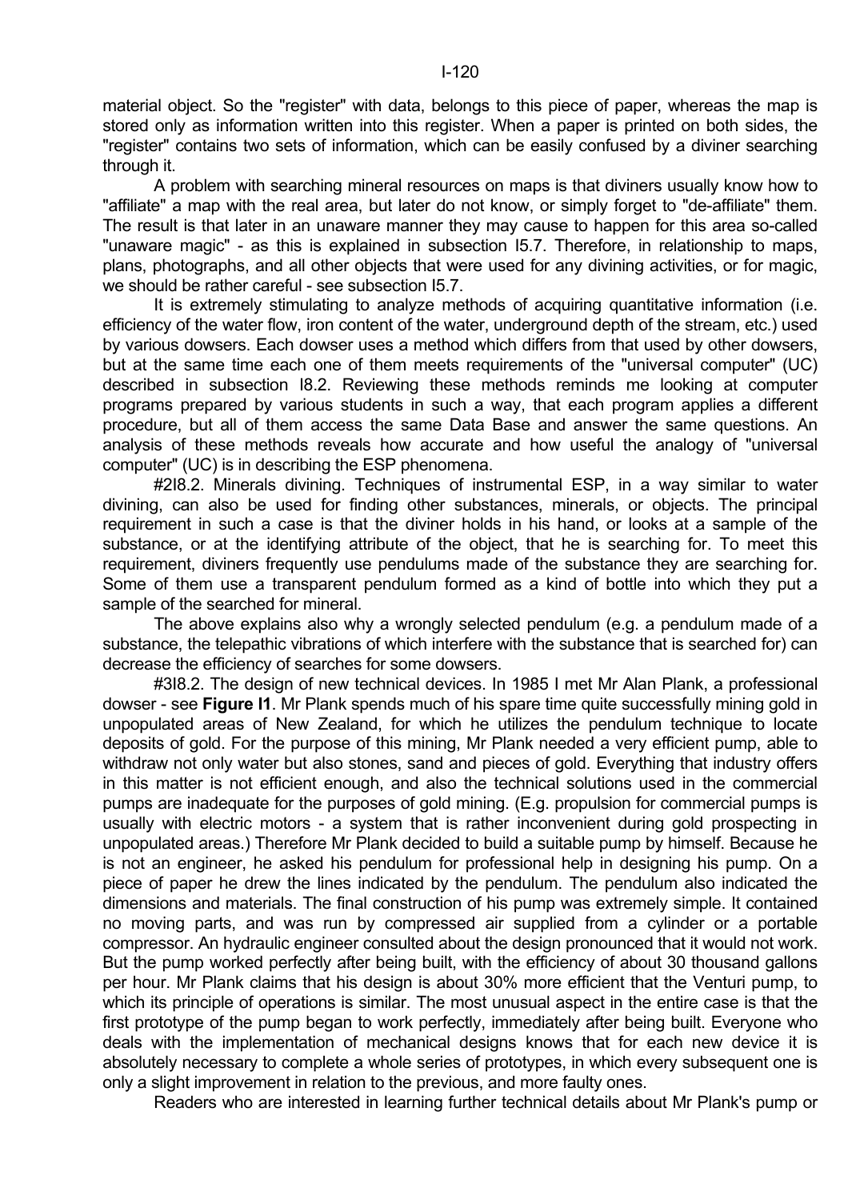material object. So the "register" with data, belongs to this piece of paper, whereas the map is stored only as information written into this register. When a paper is printed on both sides, the "register" contains two sets of information, which can be easily confused by a diviner searching through it.

A problem with searching mineral resources on maps is that diviners usually know how to "affiliate" a map with the real area, but later do not know, or simply forget to "de-affiliate" them. The result is that later in an unaware manner they may cause to happen for this area so-called "unaware magic" - as this is explained in subsection I5.7. Therefore, in relationship to maps, plans, photographs, and all other objects that were used for any divining activities, or for magic, we should be rather careful - see subsection I5.7.

It is extremely stimulating to analyze methods of acquiring quantitative information (i.e. efficiency of the water flow, iron content of the water, underground depth of the stream, etc.) used by various dowsers. Each dowser uses a method which differs from that used by other dowsers, but at the same time each one of them meets requirements of the "universal computer" (UC) described in subsection I8.2. Reviewing these methods reminds me looking at computer programs prepared by various students in such a way, that each program applies a different procedure, but all of them access the same Data Base and answer the same questions. An analysis of these methods reveals how accurate and how useful the analogy of "universal computer" (UC) is in describing the ESP phenomena.

#2I8.2. Minerals divining. Techniques of instrumental ESP, in a way similar to water divining, can also be used for finding other substances, minerals, or objects. The principal requirement in such a case is that the diviner holds in his hand, or looks at a sample of the substance, or at the identifying attribute of the object, that he is searching for. To meet this requirement, diviners frequently use pendulums made of the substance they are searching for. Some of them use a transparent pendulum formed as a kind of bottle into which they put a sample of the searched for mineral.

The above explains also why a wrongly selected pendulum (e.g. a pendulum made of a substance, the telepathic vibrations of which interfere with the substance that is searched for) can decrease the efficiency of searches for some dowsers.

#3I8.2. The design of new technical devices. In 1985 I met Mr Alan Plank, a professional dowser - see **Figure I1**. Mr Plank spends much of his spare time quite successfully mining gold in unpopulated areas of New Zealand, for which he utilizes the pendulum technique to locate deposits of gold. For the purpose of this mining, Mr Plank needed a very efficient pump, able to withdraw not only water but also stones, sand and pieces of gold. Everything that industry offers in this matter is not efficient enough, and also the technical solutions used in the commercial pumps are inadequate for the purposes of gold mining. (E.g. propulsion for commercial pumps is usually with electric motors - a system that is rather inconvenient during gold prospecting in unpopulated areas.) Therefore Mr Plank decided to build a suitable pump by himself. Because he is not an engineer, he asked his pendulum for professional help in designing his pump. On a piece of paper he drew the lines indicated by the pendulum. The pendulum also indicated the dimensions and materials. The final construction of his pump was extremely simple. It contained no moving parts, and was run by compressed air supplied from a cylinder or a portable compressor. An hydraulic engineer consulted about the design pronounced that it would not work. But the pump worked perfectly after being built, with the efficiency of about 30 thousand gallons per hour. Mr Plank claims that his design is about 30% more efficient that the Venturi pump, to which its principle of operations is similar. The most unusual aspect in the entire case is that the first prototype of the pump began to work perfectly, immediately after being built. Everyone who deals with the implementation of mechanical designs knows that for each new device it is absolutely necessary to complete a whole series of prototypes, in which every subsequent one is only a slight improvement in relation to the previous, and more faulty ones.

Readers who are interested in learning further technical details about Mr Plank's pump or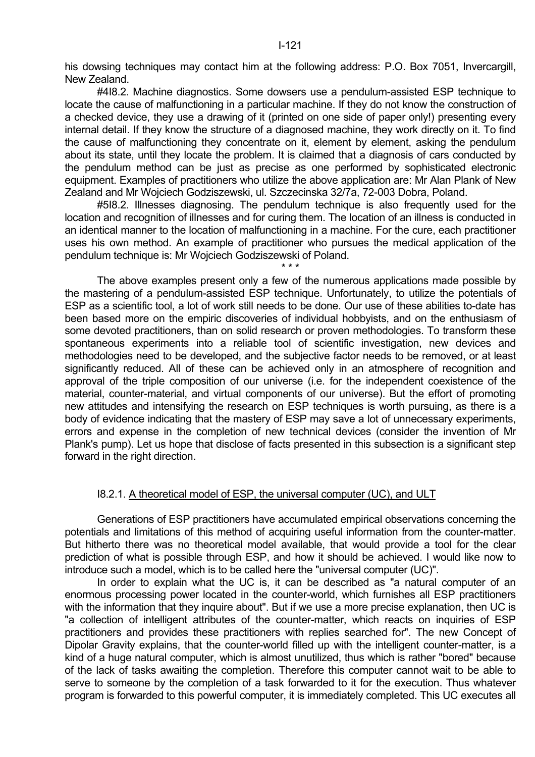his dowsing techniques may contact him at the following address: P.O. Box 7051, Invercargill, New Zealand.

#4I8.2. Machine diagnostics. Some dowsers use a pendulum-assisted ESP technique to locate the cause of malfunctioning in a particular machine. If they do not know the construction of a checked device, they use a drawing of it (printed on one side of paper only!) presenting every internal detail. If they know the structure of a diagnosed machine, they work directly on it. To find the cause of malfunctioning they concentrate on it, element by element, asking the pendulum about its state, until they locate the problem. It is claimed that a diagnosis of cars conducted by the pendulum method can be just as precise as one performed by sophisticated electronic equipment. Examples of practitioners who utilize the above application are: Mr Alan Plank of New Zealand and Mr Wojciech Godziszewski, ul. Szczecinska 32/7a, 72-003 Dobra, Poland.

#5I8.2. Illnesses diagnosing. The pendulum technique is also frequently used for the location and recognition of illnesses and for curing them. The location of an illness is conducted in an identical manner to the location of malfunctioning in a machine. For the cure, each practitioner uses his own method. An example of practitioner who pursues the medical application of the pendulum technique is: Mr Wojciech Godziszewski of Poland.

\* \* \*

The above examples present only a few of the numerous applications made possible by the mastering of a pendulum-assisted ESP technique. Unfortunately, to utilize the potentials of ESP as a scientific tool, a lot of work still needs to be done. Our use of these abilities to-date has been based more on the empiric discoveries of individual hobbyists, and on the enthusiasm of some devoted practitioners, than on solid research or proven methodologies. To transform these spontaneous experiments into a reliable tool of scientific investigation, new devices and methodologies need to be developed, and the subjective factor needs to be removed, or at least significantly reduced. All of these can be achieved only in an atmosphere of recognition and approval of the triple composition of our universe (i.e. for the independent coexistence of the material, counter-material, and virtual components of our universe). But the effort of promoting new attitudes and intensifying the research on ESP techniques is worth pursuing, as there is a body of evidence indicating that the mastery of ESP may save a lot of unnecessary experiments, errors and expense in the completion of new technical devices (consider the invention of Mr Plank's pump). Let us hope that disclose of facts presented in this subsection is a significant step forward in the right direction.

### I8.2.1. A theoretical model of ESP, the universal computer (UC), and ULT

Generations of ESP practitioners have accumulated empirical observations concerning the potentials and limitations of this method of acquiring useful information from the counter-matter. But hitherto there was no theoretical model available, that would provide a tool for the clear prediction of what is possible through ESP, and how it should be achieved. I would like now to introduce such a model, which is to be called here the "universal computer (UC)".

In order to explain what the UC is, it can be described as "a natural computer of an enormous processing power located in the counter-world, which furnishes all ESP practitioners with the information that they inquire about". But if we use a more precise explanation, then UC is "a collection of intelligent attributes of the counter-matter, which reacts on inquiries of ESP practitioners and provides these practitioners with replies searched for". The new Concept of Dipolar Gravity explains, that the counter-world filled up with the intelligent counter-matter, is a kind of a huge natural computer, which is almost unutilized, thus which is rather "bored" because of the lack of tasks awaiting the completion. Therefore this computer cannot wait to be able to serve to someone by the completion of a task forwarded to it for the execution. Thus whatever program is forwarded to this powerful computer, it is immediately completed. This UC executes all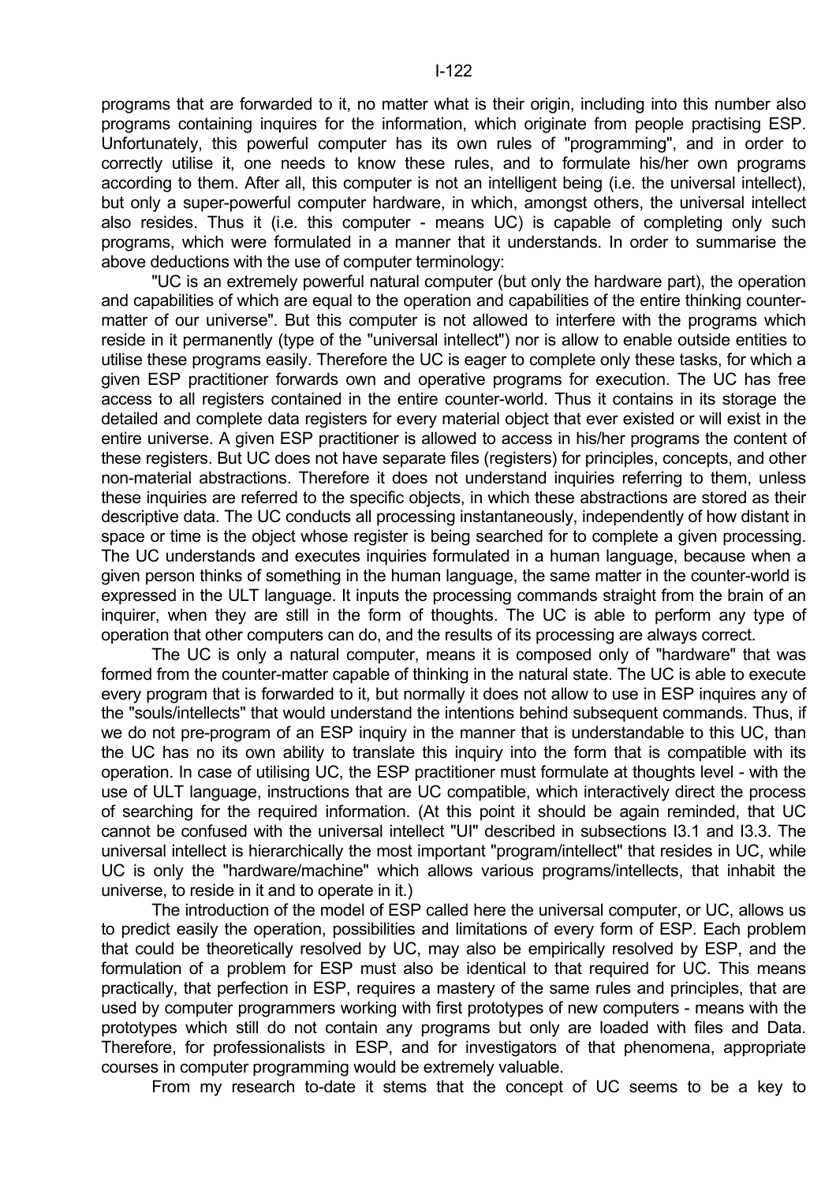programs that are forwarded to it, no matter what is their origin, including into this number also programs containing inquires for the information, which originate from people practising ESP. Unfortunately, this powerful computer has its own rules of "programming", and in order to correctly utilise it, one needs to know these rules, and to formulate his/her own programs according to them. After all, this computer is not an intelligent being (i.e. the universal intellect), but only a super-powerful computer hardware, in which, amongst others, the universal intellect also resides. Thus it (i.e. this computer - means UC) is capable of completing only such programs, which were formulated in a manner that it understands. In order to summarise the above deductions with the use of computer terminology:

"UC is an extremely powerful natural computer (but only the hardware part), the operation and capabilities of which are equal to the operation and capabilities of the entire thinking counter-matter of our universe". But this computer is not allowed to interfere with the programs which reside in it permanently (type of the "universal intellect") nor is allow to enable outside entities to utilise these programs easily. Therefore the UC is eager to complete only these tasks, for which a given ESP practitioner forwards own and operative programs for execution. The UC has free access to all registers contained in the entire counter-world. Thus it contains in its storage the detailed and complete data registers for every material object that ever existed or will exist in the entire universe. A given ESP practitioner is allowed to access in his/her programs the content of these registers. But UC does not have separate files (registers) for principles, concepts, and other non-material abstractions. Therefore it does not understand inquiries referring to them, unless these inquiries are referred to the specific objects, in which these abstractions are stored as their descriptive data. The UC conducts all processing instantaneously, independently of how distant in space or time is the object whose register is being searched for to complete a given processing. The UC understands and executes inquiries formulated in a human language, because when a given person thinks of something in the human language, the same matter in the counter-world is expressed in the ULT language. It inputs the processing commands straight from the brain of an inquirer, when they are still in the form of thoughts. The UC is able to perform any type of operation that other computers can do, and the results of its processing are always correct.

The UC is only a natural computer, means it is composed only of "hardware" that was formed from the counter-matter capable of thinking in the natural state. The UC is able to execute every program that is forwarded to it, but normally it does not allow to use in ESP inquires any of the "souls/intellects" that would understand the intentions behind subsequent commands. Thus, if we do not pre-program of an ESP inquiry in the manner that is understandable to this UC, than the UC has no its own ability to translate this inquiry into the form that is compatible with its operation. In case of utilising UC, the ESP practitioner must formulate at thoughts level - with the use of ULT language, instructions that are UC compatible, which interactively direct the process of searching for the required information. (At this point it should be again reminded, that UC cannot be confused with the universal intellect "UI" described in subsections I3.1 and I3.3. The universal intellect is hierarchically the most important "program/intellect" that resides in UC, while UC is only the "hardware/machine" which allows various programs/intellects, that inhabit the universe, to reside in it and to operate in it.)

The introduction of the model of ESP called here the universal computer, or UC, allows us to predict easily the operation, possibilities and limitations of every form of ESP. Each problem that could be theoretically resolved by UC, may also be empirically resolved by ESP, and the formulation of a problem for ESP must also be identical to that required for UC. This means practically, that perfection in ESP, requires a mastery of the same rules and principles, that are used by computer programmers working with first prototypes of new computers - means with the prototypes which still do not contain any programs but only are loaded with files and Data. Therefore, for professionalists in ESP, and for investigators of that phenomena, appropriate courses in computer programming would be extremely valuable.

From my research to-date it stems that the concept of UC seems to be a key to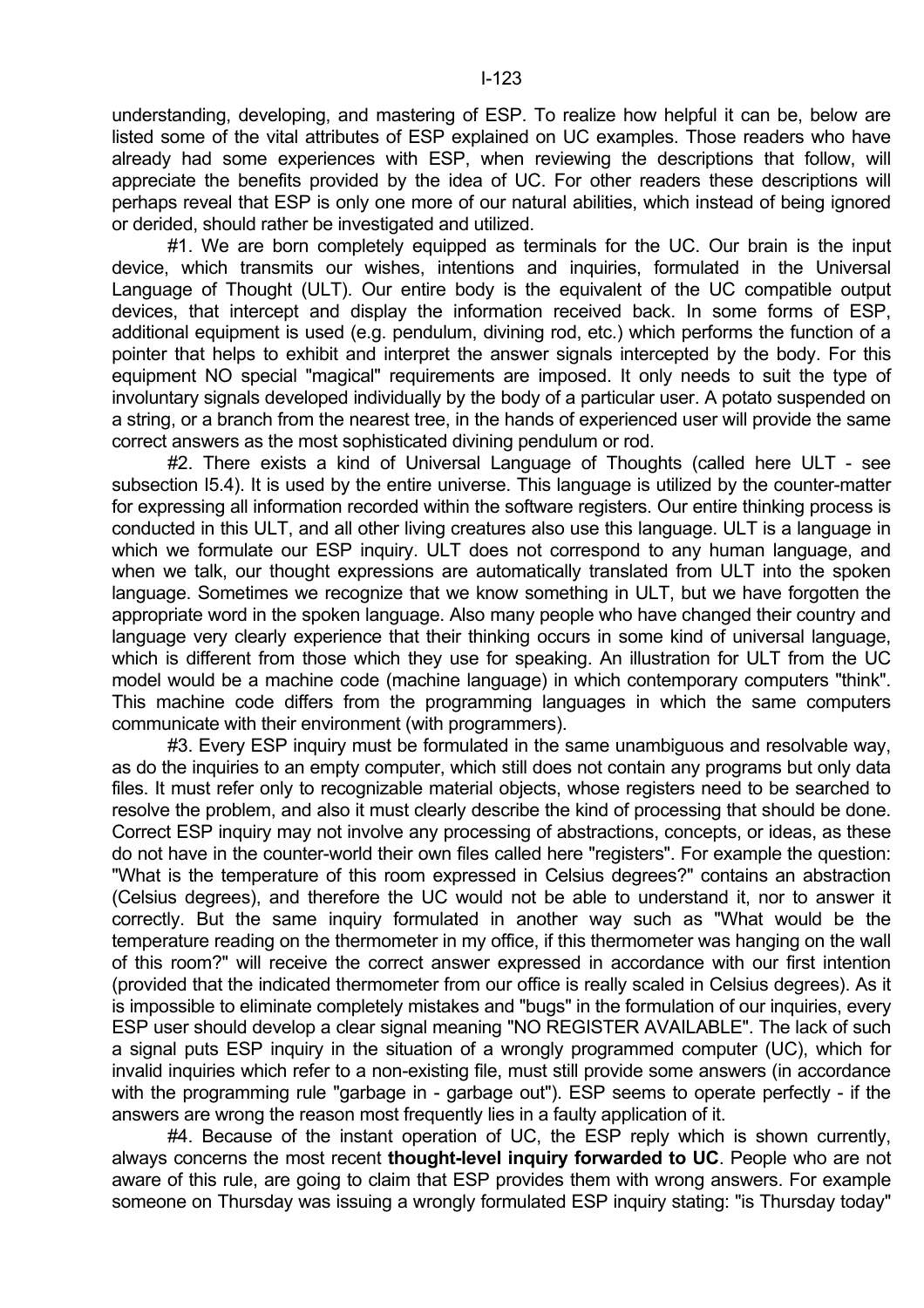understanding, developing, and mastering of ESP. To realize how helpful it can be, below are listed some of the vital attributes of ESP explained on UC examples. Those readers who have already had some experiences with ESP, when reviewing the descriptions that follow, will appreciate the benefits provided by the idea of UC. For other readers these descriptions will perhaps reveal that ESP is only one more of our natural abilities, which instead of being ignored or derided, should rather be investigated and utilized.

#1. We are born completely equipped as terminals for the UC. Our brain is the input device, which transmits our wishes, intentions and inquiries, formulated in the Universal Language of Thought (ULT). Our entire body is the equivalent of the UC compatible output devices, that intercept and display the information received back. In some forms of ESP, additional equipment is used (e.g. pendulum, divining rod, etc.) which performs the function of a pointer that helps to exhibit and interpret the answer signals intercepted by the body. For this equipment NO special "magical" requirements are imposed. It only needs to suit the type of involuntary signals developed individually by the body of a particular user. A potato suspended on a string, or a branch from the nearest tree, in the hands of experienced user will provide the same correct answers as the most sophisticated divining pendulum or rod.

#2. There exists a kind of Universal Language of Thoughts (called here ULT - see subsection I5.4). It is used by the entire universe. This language is utilized by the counter-matter for expressing all information recorded within the software registers. Our entire thinking process is conducted in this ULT, and all other living creatures also use this language. ULT is a language in which we formulate our ESP inquiry. ULT does not correspond to any human language, and when we talk, our thought expressions are automatically translated from ULT into the spoken language. Sometimes we recognize that we know something in ULT, but we have forgotten the appropriate word in the spoken language. Also many people who have changed their country and language very clearly experience that their thinking occurs in some kind of universal language, which is different from those which they use for speaking. An illustration for ULT from the UC model would be a machine code (machine language) in which contemporary computers "think". This machine code differs from the programming languages in which the same computers communicate with their environment (with programmers).

#3. Every ESP inquiry must be formulated in the same unambiguous and resolvable way, as do the inquiries to an empty computer, which still does not contain any programs but only data files. It must refer only to recognizable material objects, whose registers need to be searched to resolve the problem, and also it must clearly describe the kind of processing that should be done. Correct ESP inquiry may not involve any processing of abstractions, concepts, or ideas, as these do not have in the counter-world their own files called here "registers". For example the question: "What is the temperature of this room expressed in Celsius degrees?" contains an abstraction (Celsius degrees), and therefore the UC would not be able to understand it, nor to answer it correctly. But the same inquiry formulated in another way such as "What would be the temperature reading on the thermometer in my office, if this thermometer was hanging on the wall of this room?" will receive the correct answer expressed in accordance with our first intention (provided that the indicated thermometer from our office is really scaled in Celsius degrees). As it is impossible to eliminate completely mistakes and "bugs" in the formulation of our inquiries, every ESP user should develop a clear signal meaning "NO REGISTER AVAILABLE". The lack of such a signal puts ESP inquiry in the situation of a wrongly programmed computer (UC), which for invalid inquiries which refer to a non-existing file, must still provide some answers (in accordance with the programming rule "garbage in - garbage out"). ESP seems to operate perfectly - if the answers are wrong the reason most frequently lies in a faulty application of it.

#4. Because of the instant operation of UC, the ESP reply which is shown currently, always concerns the most recent **thought-level inquiry forwarded to UC**. People who are not aware of this rule, are going to claim that ESP provides them with wrong answers. For example someone on Thursday was issuing a wrongly formulated ESP inquiry stating: "is Thursday today"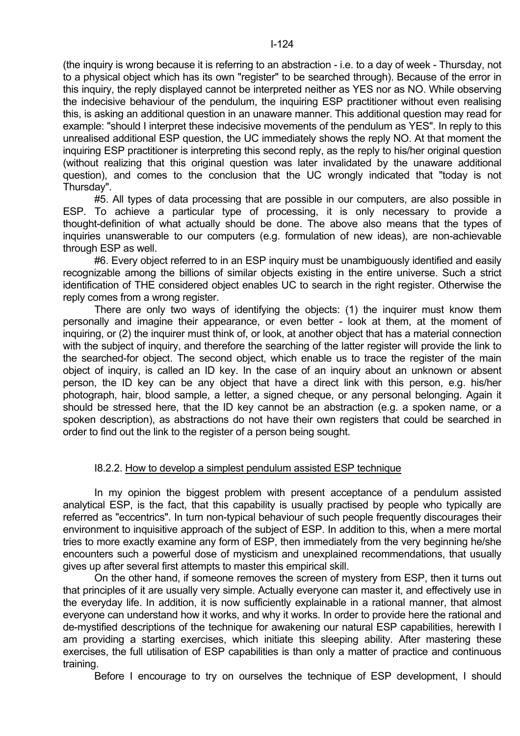(the inquiry is wrong because it is referring to an abstraction - i.e. to a day of week - Thursday, not to a physical object which has its own "register" to be searched through). Because of the error in this inquiry, the reply displayed cannot be interpreted neither as YES nor as NO. While observing the indecisive behaviour of the pendulum, the inquiring ESP practitioner without even realising this, is asking an additional question in an unaware manner. This additional question may read for example: "should I interpret these indecisive movements of the pendulum as YES". In reply to this unrealised additional ESP question, the UC immediately shows the reply NO. At that moment the inquiring ESP practitioner is interpreting this second reply, as the reply to his/her original question (without realizing that this original question was later invalidated by the unaware additional question), and comes to the conclusion that the UC wrongly indicated that "today is not Thursday".

#5. All types of data processing that are possible in our computers, are also possible in ESP. To achieve a particular type of processing, it is only necessary to provide a thought-definition of what actually should be done. The above also means that the types of inquiries unanswerable to our computers (e.g. formulation of new ideas), are non-achievable through ESP as well.

#6. Every object referred to in an ESP inquiry must be unambiguously identified and easily recognizable among the billions of similar objects existing in the entire universe. Such a strict identification of THE considered object enables UC to search in the right register. Otherwise the reply comes from a wrong register.

There are only two ways of identifying the objects: (1) the inquirer must know them personally and imagine their appearance, or even better - look at them, at the moment of inquiring, or (2) the inquirer must think of, or look, at another object that has a material connection with the subject of inquiry, and therefore the searching of the latter register will provide the link to the searched-for object. The second object, which enable us to trace the register of the main object of inquiry, is called an ID key. In the case of an inquiry about an unknown or absent person, the ID key can be any object that have a direct link with this person, e.g. his/her photograph, hair, blood sample, a letter, a signed cheque, or any personal belonging. Again it should be stressed here, that the ID key cannot be an abstraction (e.g. a spoken name, or a spoken description), as abstractions do not have their own registers that could be searched in order to find out the link to the register of a person being sought.

### I8.2.2. How to develop a simplest pendulum assisted ESP technique

In my opinion the biggest problem with present acceptance of a pendulum assisted analytical ESP, is the fact, that this capability is usually practised by people who typically are referred as "eccentrics". In turn non-typical behaviour of such people frequently discourages their environment to inquisitive approach of the subject of ESP. In addition to this, when a mere mortal tries to more exactly examine any form of ESP, then immediately from the very beginning he/she encounters such a powerful dose of mysticism and unexplained recommendations, that usually gives up after several first attempts to master this empirical skill.

On the other hand, if someone removes the screen of mystery from ESP, then it turns out that principles of it are usually very simple. Actually everyone can master it, and effectively use in the everyday life. In addition, it is now sufficiently explainable in a rational manner, that almost everyone can understand how it works, and why it works. In order to provide here the rational and de-mystified descriptions of the technique for awakening our natural ESP capabilities, herewith I am providing a starting exercises, which initiate this sleeping ability. After mastering these exercises, the full utilisation of ESP capabilities is than only a matter of practice and continuous training.

Before I encourage to try on ourselves the technique of ESP development, I should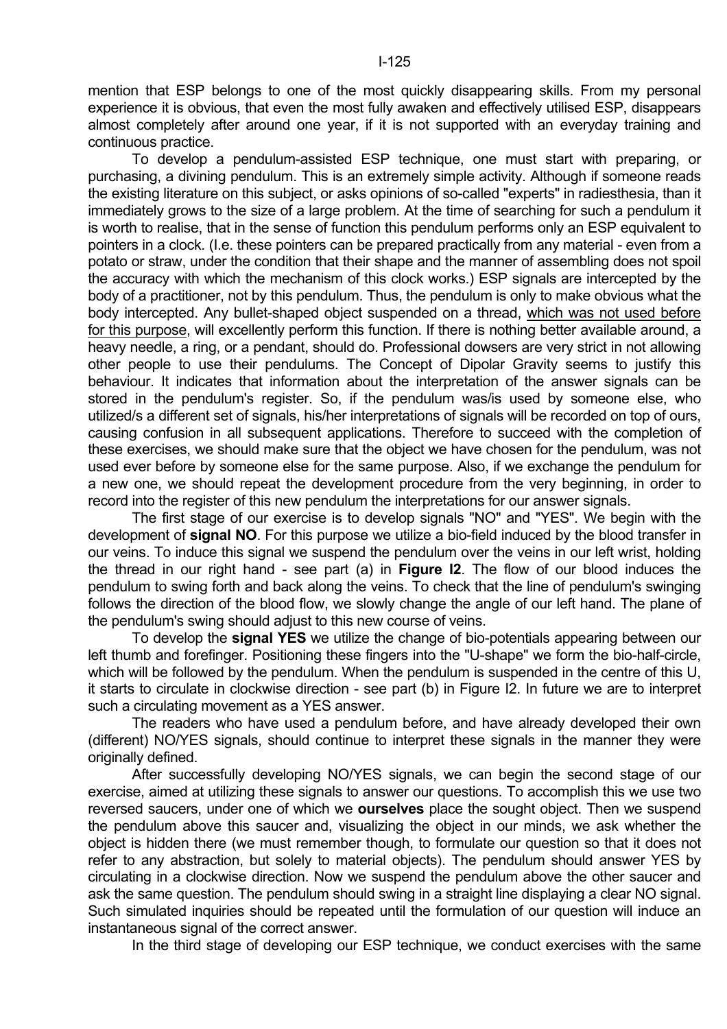mention that ESP belongs to one of the most quickly disappearing skills. From my personal experience it is obvious, that even the most fully awaken and effectively utilised ESP, disappears almost completely after around one year, if it is not supported with an everyday training and continuous practice.

To develop a pendulum-assisted ESP technique, one must start with preparing, or purchasing, a divining pendulum. This is an extremely simple activity. Although if someone reads the existing literature on this subject, or asks opinions of so-called "experts" in radiesthesia, than it immediately grows to the size of a large problem. At the time of searching for such a pendulum it is worth to realise, that in the sense of function this pendulum performs only an ESP equivalent to pointers in a clock. (I.e. these pointers can be prepared practically from any material - even from a potato or straw, under the condition that their shape and the manner of assembling does not spoil the accuracy with which the mechanism of this clock works.) ESP signals are intercepted by the body of a practitioner, not by this pendulum. Thus, the pendulum is only to make obvious what the body intercepted. Any bullet-shaped object suspended on a thread, <u>which was not used before for this purpose</u>, will excellently perform this function. If there is nothing better available around, a heavy needle, a ring, or a pendant, should do. Professional dowsers are very strict in not allowing other people to use their pendulums. The Concept of Dipolar Gravity seems to justify this behaviour. It indicates that information about the interpretation of the answer signals can be stored in the pendulum's register. So, if the pendulum was/is used by someone else, who utilized/s a different set of signals, his/her interpretations of signals will be recorded on top of ours, causing confusion in all subsequent applications. Therefore to succeed with the completion of these exercises, we should make sure that the object we have chosen for the pendulum, was not used ever before by someone else for the same purpose. Also, if we exchange the pendulum for a new one, we should repeat the development procedure from the very beginning, in order to record into the register of this new pendulum the interpretations for our answer signals.

The first stage of our exercise is to develop signals "NO" and "YES". We begin with the development of **signal NO**. For this purpose we utilize a bio-field induced by the blood transfer in our veins. To induce this signal we suspend the pendulum over the veins in our left wrist, holding the thread in our right hand - see part (a) in **Figure I2**. The flow of our blood induces the pendulum to swing forth and back along the veins. To check that the line of pendulum's swinging follows the direction of the blood flow, we slowly change the angle of our left hand. The plane of the pendulum's swing should adjust to this new course of veins.

To develop the **signal YES** we utilize the change of bio-potentials appearing between our left thumb and forefinger. Positioning these fingers into the "U-shape" we form the bio-half-circle, which will be followed by the pendulum. When the pendulum is suspended in the centre of this U, it starts to circulate in clockwise direction - see part (b) in Figure I2. In future we are to interpret such a circulating movement as a YES answer.

The readers who have used a pendulum before, and have already developed their own (different) NO/YES signals, should continue to interpret these signals in the manner they were originally defined.

After successfully developing NO/YES signals, we can begin the second stage of our exercise, aimed at utilizing these signals to answer our questions. To accomplish this we use two reversed saucers, under one of which we **ourselves** place the sought object. Then we suspend the pendulum above this saucer and, visualizing the object in our minds, we ask whether the object is hidden there (we must remember though, to formulate our question so that it does not refer to any abstraction, but solely to material objects). The pendulum should answer YES by circulating in a clockwise direction. Now we suspend the pendulum above the other saucer and ask the same question. The pendulum should swing in a straight line displaying a clear NO signal. Such simulated inquiries should be repeated until the formulation of our question will induce an instantaneous signal of the correct answer.

In the third stage of developing our ESP technique, we conduct exercises with the same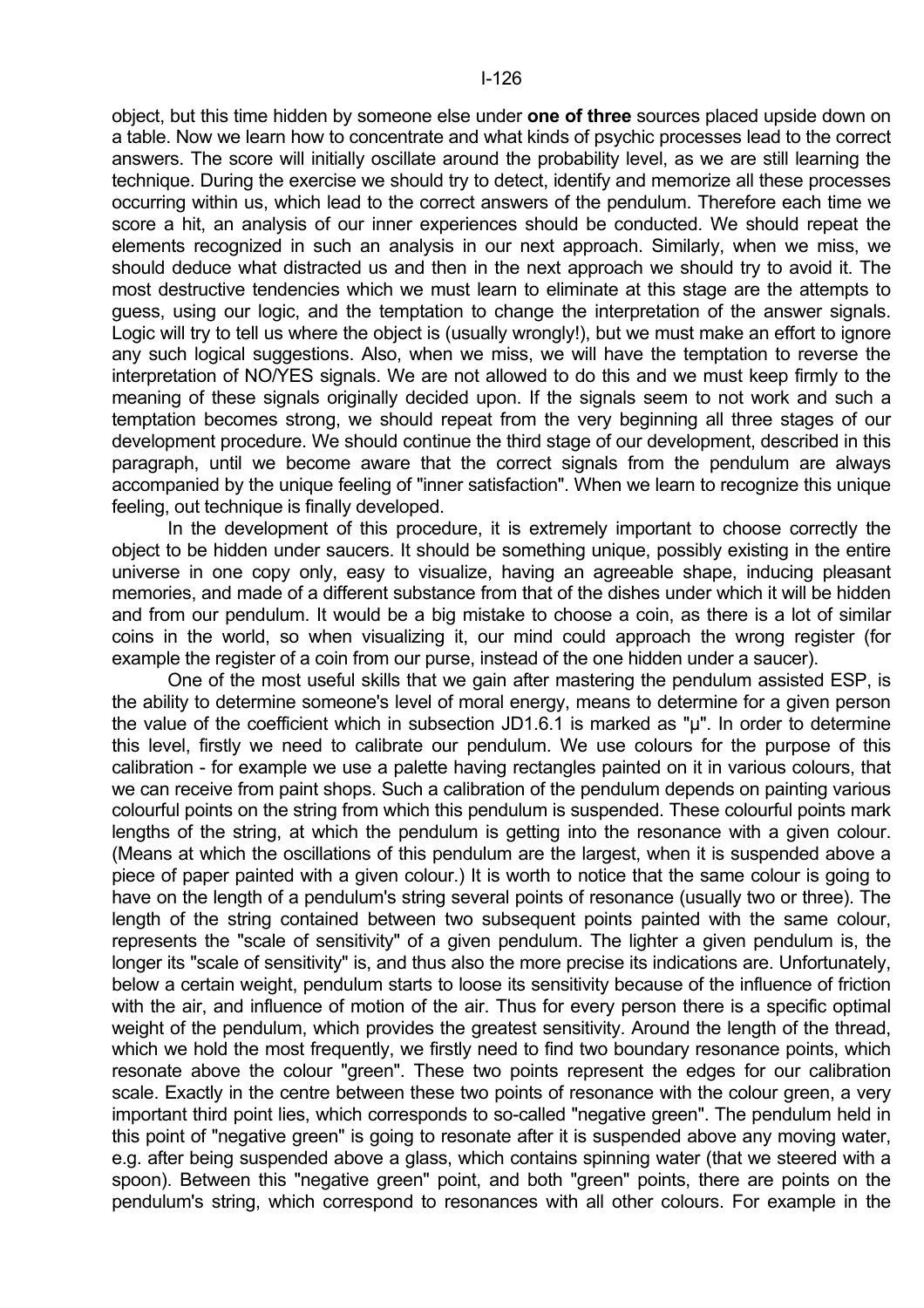object, but this time hidden by someone else under **one of three** sources placed upside down on a table. Now we learn how to concentrate and what kinds of psychic processes lead to the correct answers. The score will initially oscillate around the probability level, as we are still learning the technique. During the exercise we should try to detect, identify and memorize all these processes occurring within us, which lead to the correct answers of the pendulum. Therefore each time we score a hit, an analysis of our inner experiences should be conducted. We should repeat the elements recognized in such an analysis in our next approach. Similarly, when we miss, we should deduce what distracted us and then in the next approach we should try to avoid it. The most destructive tendencies which we must learn to eliminate at this stage are the attempts to guess, using our logic, and the temptation to change the interpretation of the answer signals. Logic will try to tell us where the object is (usually wrongly!), but we must make an effort to ignore any such logical suggestions. Also, when we miss, we will have the temptation to reverse the interpretation of NO/YES signals. We are not allowed to do this and we must keep firmly to the meaning of these signals originally decided upon. If the signals seem to not work and such a temptation becomes strong, we should repeat from the very beginning all three stages of our development procedure. We should continue the third stage of our development, described in this paragraph, until we become aware that the correct signals from the pendulum are always accompanied by the unique feeling of "inner satisfaction". When we learn to recognize this unique feeling, out technique is finally developed.

In the development of this procedure, it is extremely important to choose correctly the object to be hidden under saucers. It should be something unique, possibly existing in the entire universe in one copy only, easy to visualize, having an agreeable shape, inducing pleasant memories, and made of a different substance from that of the dishes under which it will be hidden and from our pendulum. It would be a big mistake to choose a coin, as there is a lot of similar coins in the world, so when visualizing it, our mind could approach the wrong register (for example the register of a coin from our purse, instead of the one hidden under a saucer).

One of the most useful skills that we gain after mastering the pendulum assisted ESP, is the ability to determine someone's level of moral energy, means to determine for a given person the value of the coefficient which in subsection JD1.6.1 is marked as "μ". In order to determine this level, firstly we need to calibrate our pendulum. We use colours for the purpose of this calibration - for example we use a palette having rectangles painted on it in various colours, that we can receive from paint shops. Such a calibration of the pendulum depends on painting various colourful points on the string from which this pendulum is suspended. These colourful points mark lengths of the string, at which the pendulum is getting into the resonance with a given colour. (Means at which the oscillations of this pendulum are the largest, when it is suspended above a piece of paper painted with a given colour.) It is worth to notice that the same colour is going to have on the length of a pendulum's string several points of resonance (usually two or three). The length of the string contained between two subsequent points painted with the same colour, represents the "scale of sensitivity" of a given pendulum. The lighter a given pendulum is, the longer its "scale of sensitivity" is, and thus also the more precise its indications are. Unfortunately, below a certain weight, pendulum starts to loose its sensitivity because of the influence of friction with the air, and influence of motion of the air. Thus for every person there is a specific optimal weight of the pendulum, which provides the greatest sensitivity. Around the length of the thread, which we hold the most frequently, we firstly need to find two boundary resonance points, which resonate above the colour "green". These two points represent the edges for our calibration scale. Exactly in the centre between these two points of resonance with the colour green, a very important third point lies, which corresponds to so-called "negative green". The pendulum held in this point of "negative green" is going to resonate after it is suspended above any moving water, e.g. after being suspended above a glass, which contains spinning water (that we steered with a spoon). Between this "negative green" point, and both "green" points, there are points on the pendulum's string, which correspond to resonances with all other colours. For example in the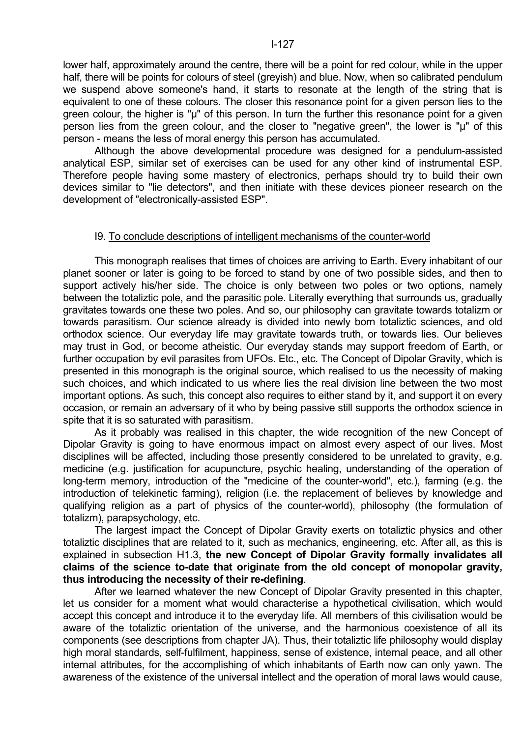lower half, approximately around the centre, there will be a point for red colour, while in the upper half, there will be points for colours of steel (greyish) and blue. Now, when so calibrated pendulum we suspend above someone's hand, it starts to resonate at the length of the string that is equivalent to one of these colours. The closer this resonance point for a given person lies to the green colour, the higher is "μ" of this person. In turn the further this resonance point for a given person lies from the green colour, and the closer to "negative green", the lower is "μ" of this person - means the less of moral energy this person has accumulated.

Although the above developmental procedure was designed for a pendulum-assisted analytical ESP, similar set of exercises can be used for any other kind of instrumental ESP. Therefore people having some mastery of electronics, perhaps should try to build their own devices similar to "lie detectors", and then initiate with these devices pioneer research on the development of "electronically-assisted ESP".

## I9. To conclude descriptions of intelligent mechanisms of the counter-world

This monograph realises that times of choices are arriving to Earth. Every inhabitant of our planet sooner or later is going to be forced to stand by one of two possible sides, and then to support actively his/her side. The choice is only between two poles or two options, namely between the totaliztic pole, and the parasitic pole. Literally everything that surrounds us, gradually gravitates towards one these two poles. And so, our philosophy can gravitate towards totalizm or towards parasitism. Our science already is divided into newly born totaliztic sciences, and old orthodox science. Our everyday life may gravitate towards truth, or towards lies. Our believes may trust in God, or become atheistic. Our everyday stands may support freedom of Earth, or further occupation by evil parasites from UFOs. Etc., etc. The Concept of Dipolar Gravity, which is presented in this monograph is the original source, which realised to us the necessity of making such choices, and which indicated to us where lies the real division line between the two most important options. As such, this concept also requires to either stand by it, and support it on every occasion, or remain an adversary of it who by being passive still supports the orthodox science in spite that it is so saturated with parasitism.

As it probably was realised in this chapter, the wide recognition of the new Concept of Dipolar Gravity is going to have enormous impact on almost every aspect of our lives. Most disciplines will be affected, including those presently considered to be unrelated to gravity, e.g. medicine (e.g. justification for acupuncture, psychic healing, understanding of the operation of long-term memory, introduction of the "medicine of the counter-world", etc.), farming (e.g. the introduction of telekinetic farming), religion (i.e. the replacement of believes by knowledge and qualifying religion as a part of physics of the counter-world), philosophy (the formulation of totalizm), parapsychology, etc.

The largest impact the Concept of Dipolar Gravity exerts on totaliztic physics and other totaliztic disciplines that are related to it, such as mechanics, engineering, etc. After all, as this is explained in subsection H1.3, **the new Concept of Dipolar Gravity formally invalidates all claims of the science to-date that originate from the old concept of monopolar gravity, thus introducing the necessity of their re-defining**.

After we learned whatever the new Concept of Dipolar Gravity presented in this chapter, let us consider for a moment what would characterise a hypothetical civilisation, which would accept this concept and introduce it to the everyday life. All members of this civilisation would be aware of the totaliztic orientation of the universe, and the harmonious coexistence of all its components (see descriptions from chapter JA). Thus, their totaliztic life philosophy would display high moral standards, self-fulfilment, happiness, sense of existence, internal peace, and all other internal attributes, for the accomplishing of which inhabitants of Earth now can only yawn. The awareness of the existence of the universal intellect and the operation of moral laws would cause,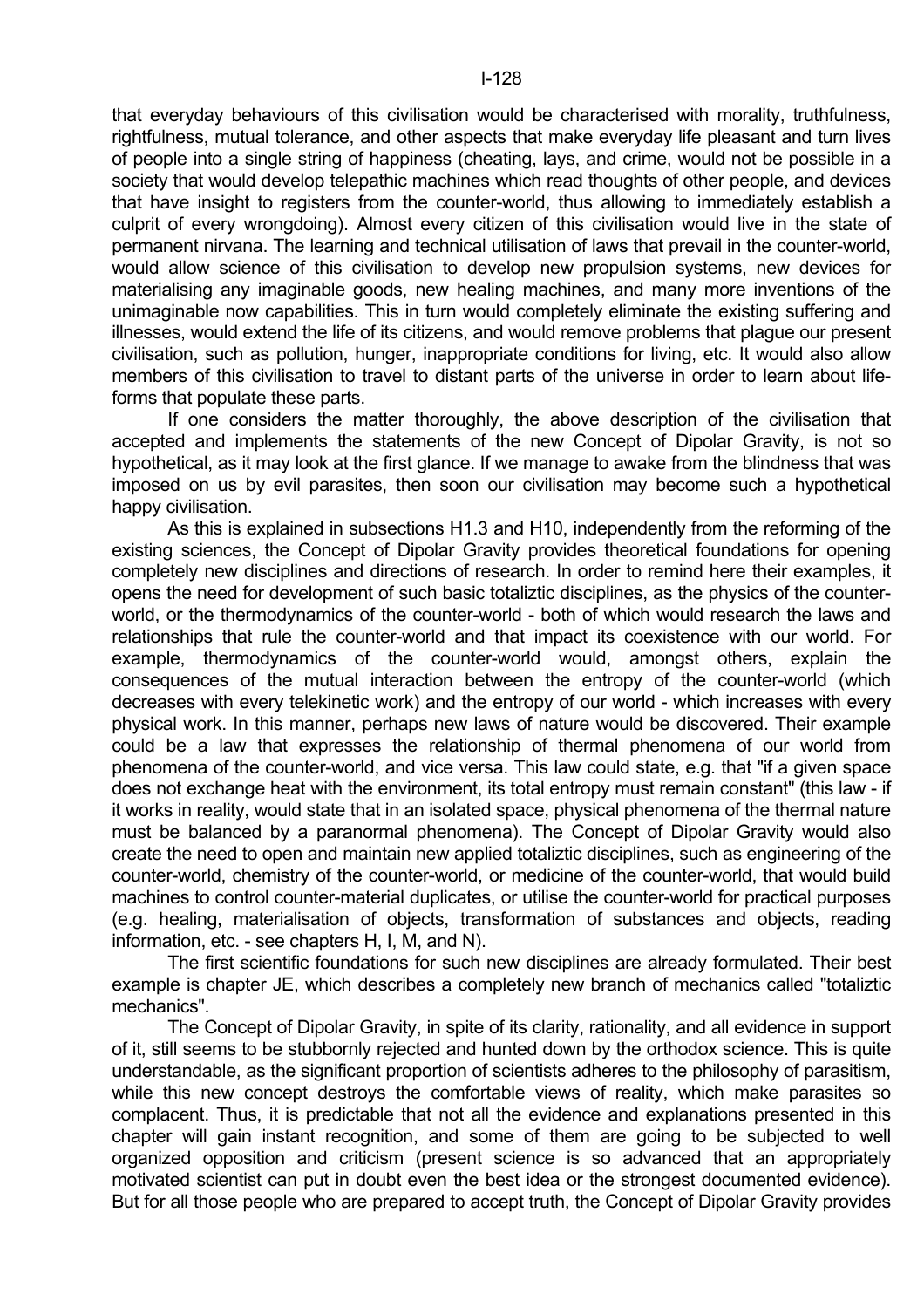that everyday behaviours of this civilisation would be characterised with morality, truthfulness, rightfulness, mutual tolerance, and other aspects that make everyday life pleasant and turn lives of people into a single string of happiness (cheating, lays, and crime, would not be possible in a society that would develop telepathic machines which read thoughts of other people, and devices that have insight to registers from the counter-world, thus allowing to immediately establish a culprit of every wrongdoing). Almost every citizen of this civilisation would live in the state of permanent nirvana. The learning and technical utilisation of laws that prevail in the counter-world, would allow science of this civilisation to develop new propulsion systems, new devices for materialising any imaginable goods, new healing machines, and many more inventions of the unimaginable now capabilities. This in turn would completely eliminate the existing suffering and illnesses, would extend the life of its citizens, and would remove problems that plague our present civilisation, such as pollution, hunger, inappropriate conditions for living, etc. It would also allow members of this civilisation to travel to distant parts of the universe in order to learn about life-forms that populate these parts.

If one considers the matter thoroughly, the above description of the civilisation that accepted and implements the statements of the new Concept of Dipolar Gravity, is not so hypothetical, as it may look at the first glance. If we manage to awake from the blindness that was imposed on us by evil parasites, then soon our civilisation may become such a hypothetical happy civilisation.

As this is explained in subsections H1.3 and H10, independently from the reforming of the existing sciences, the Concept of Dipolar Gravity provides theoretical foundations for opening completely new disciplines and directions of research. In order to remind here their examples, it opens the need for development of such basic totaliztic disciplines, as the physics of the counter-world, or the thermodynamics of the counter-world - both of which would research the laws and relationships that rule the counter-world and that impact its coexistence with our world. For example, thermodynamics of the counter-world would, amongst others, explain the consequences of the mutual interaction between the entropy of the counter-world (which decreases with every telekinetic work) and the entropy of our world - which increases with every physical work. In this manner, perhaps new laws of nature would be discovered. Their example could be a law that expresses the relationship of thermal phenomena of our world from phenomena of the counter-world, and vice versa. This law could state, e.g. that "if a given space does not exchange heat with the environment, its total entropy must remain constant" (this law - if it works in reality, would state that in an isolated space, physical phenomena of the thermal nature must be balanced by a paranormal phenomena). The Concept of Dipolar Gravity would also create the need to open and maintain new applied totaliztic disciplines, such as engineering of the counter-world, chemistry of the counter-world, or medicine of the counter-world, that would build machines to control counter-material duplicates, or utilise the counter-world for practical purposes (e.g. healing, materialisation of objects, transformation of substances and objects, reading information, etc. - see chapters H, I, M, and N).

The first scientific foundations for such new disciplines are already formulated. Their best example is chapter JE, which describes a completely new branch of mechanics called "totaliztic mechanics".

The Concept of Dipolar Gravity, in spite of its clarity, rationality, and all evidence in support of it, still seems to be stubbornly rejected and hunted down by the orthodox science. This is quite understandable, as the significant proportion of scientists adheres to the philosophy of parasitism, while this new concept destroys the comfortable views of reality, which make parasites so complacent. Thus, it is predictable that not all the evidence and explanations presented in this chapter will gain instant recognition, and some of them are going to be subjected to well organized opposition and criticism (present science is so advanced that an appropriately motivated scientist can put in doubt even the best idea or the strongest documented evidence). But for all those people who are prepared to accept truth, the Concept of Dipolar Gravity provides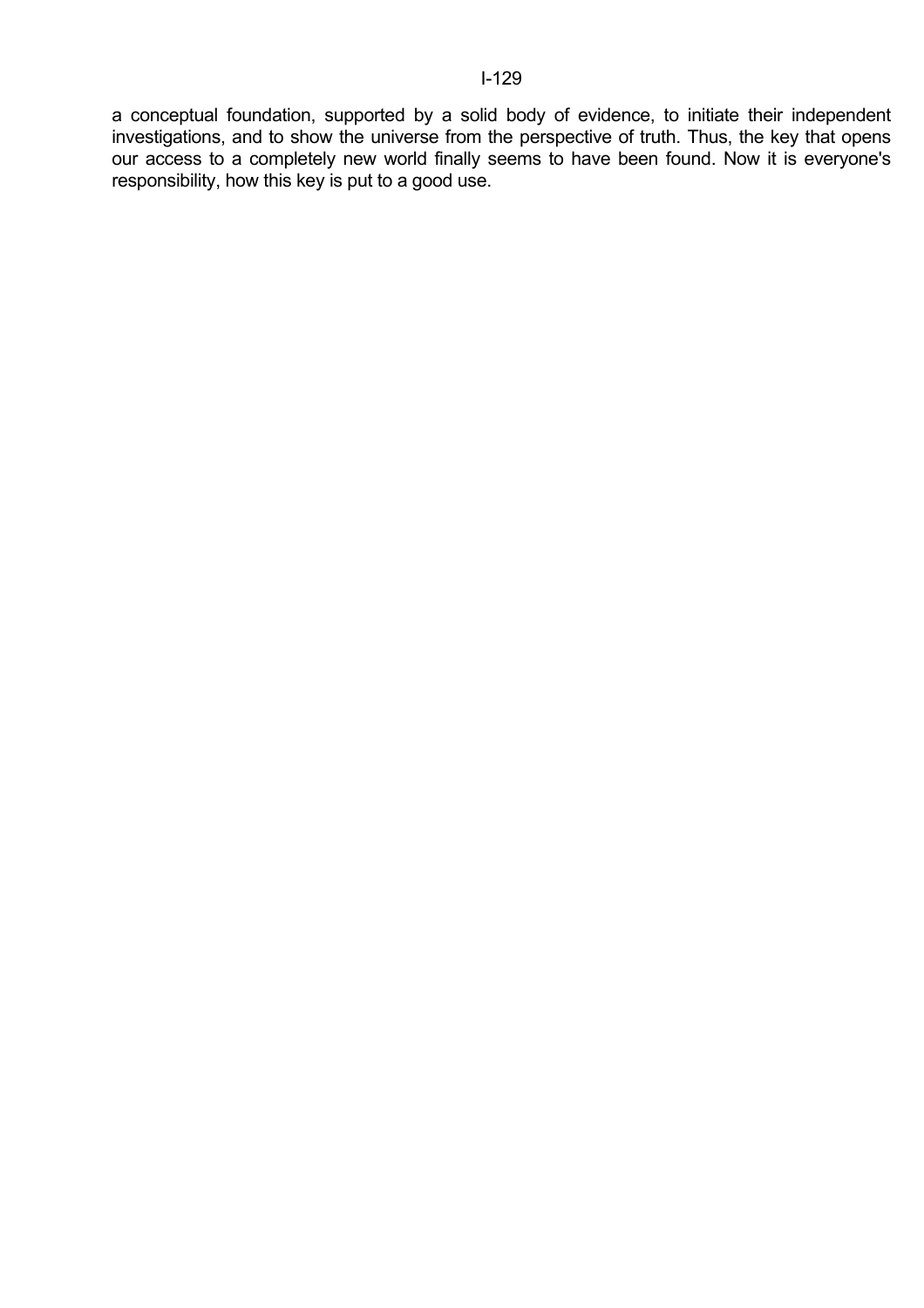a conceptual foundation, supported by a solid body of evidence, to initiate their independent investigations, and to show the universe from the perspective of truth. Thus, the key that opens our access to a completely new world finally seems to have been found. Now it is everyone's responsibility, how this key is put to a good use.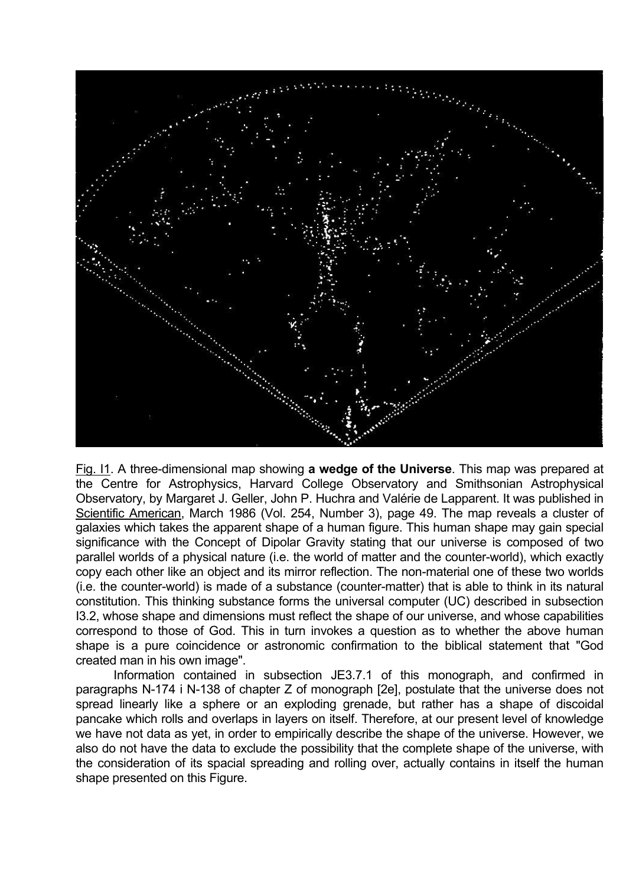Fig. I1. A three-dimensional map showing **a wedge of the Universe**. This map was prepared at the Centre for Astrophysics, Harvard College Observatory and Smithsonian Astrophysical Observatory, by Margaret J. Geller, John P. Huchra and Valérie de Lapparent. It was published in Scientific American, March 1986 (Vol. 254, Number 3), page 49. The map reveals a cluster of galaxies which takes the apparent shape of a human figure. This human shape may gain special significance with the Concept of Dipolar Gravity stating that our universe is composed of two parallel worlds of a physical nature (i.e. the world of matter and the counter-world), which exactly copy each other like an object and its mirror reflection. The non-material one of these two worlds (i.e. the counter-world) is made of a substance (counter-matter) that is able to think in its natural constitution. This thinking substance forms the universal computer (UC) described in subsection I3.2, whose shape and dimensions must reflect the shape of our universe, and whose capabilities correspond to those of God. This in turn invokes a question as to whether the above human shape is a pure coincidence or astronomic confirmation to the biblical statement that "God created man in his own image".

Information contained in subsection JE3.7.1 of this monograph, and confirmed in paragraphs N-174 i N-138 of chapter Z of monograph [2e], postulate that the universe does not spread linearly like a sphere or an exploding grenade, but rather has a shape of discoidal pancake which rolls and overlaps in layers on itself. Therefore, at our present level of knowledge we have not data as yet, in order to empirically describe the shape of the universe. However, we also do not have the data to exclude the possibility that the complete shape of the universe, with the consideration of its spacial spreading and rolling over, actually contains in itself the human shape presented on this Figure.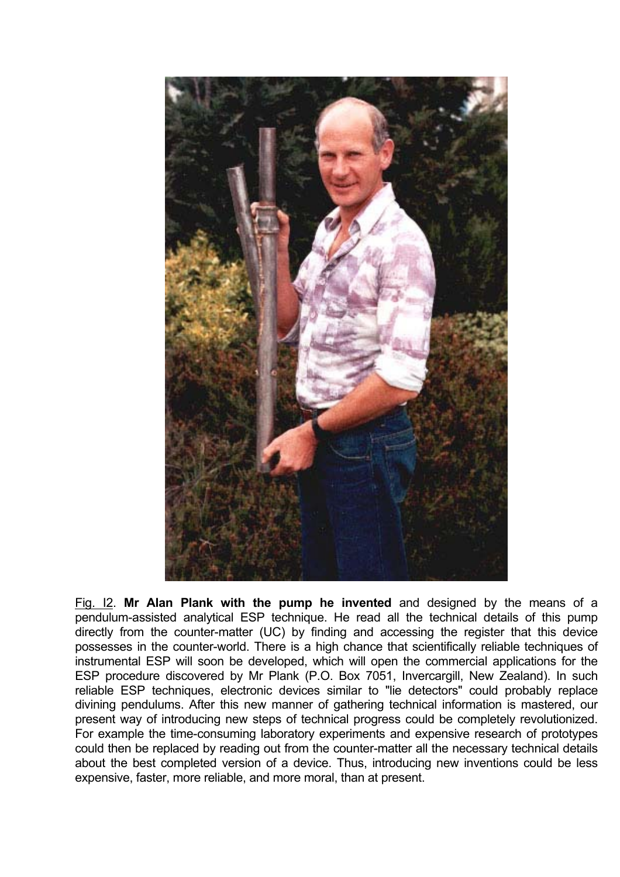Fig. I2. **Mr Alan Plank with the pump he invented** and designed by the means of a pendulum-assisted analytical ESP technique. He read all the technical details of this pump directly from the counter-matter (UC) by finding and accessing the register that this device possesses in the counter-world. There is a high chance that scientifically reliable techniques of instrumental ESP will soon be developed, which will open the commercial applications for the ESP procedure discovered by Mr Plank (P.O. Box 7051, Invercargill, New Zealand). In such reliable ESP techniques, electronic devices similar to "lie detectors" could probably replace divining pendulums. After this new manner of gathering technical information is mastered, our present way of introducing new steps of technical progress could be completely revolutionized. For example the time-consuming laboratory experiments and expensive research of prototypes could then be replaced by reading out from the counter-matter all the necessary technical details about the best completed version of a device. Thus, introducing new inventions could be less expensive, faster, more reliable, and more moral, than at present.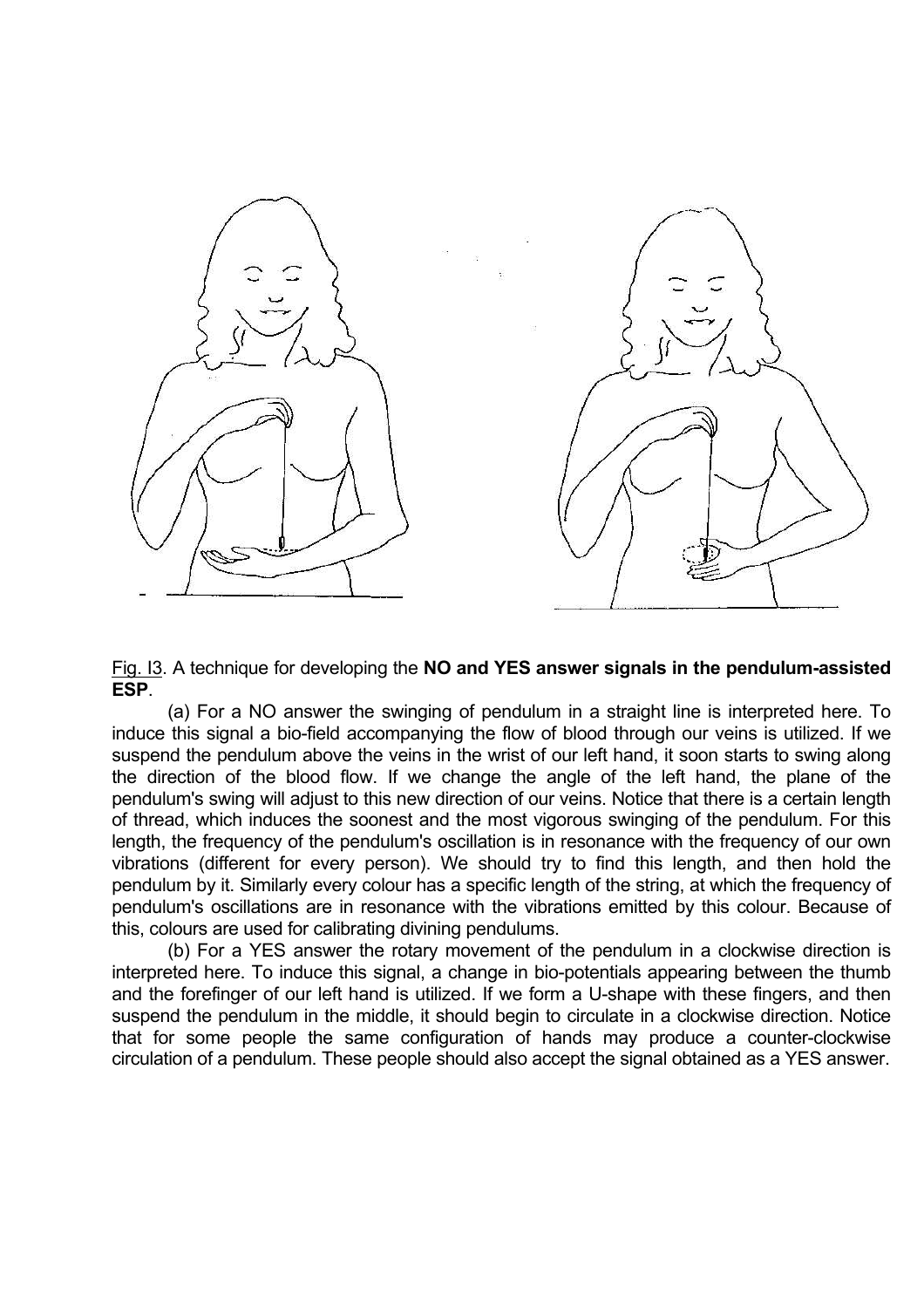Fig. I3. A technique for developing the **NO and YES answer signals in the pendulum-assisted ESP**.

(a) For a NO answer the swinging of pendulum in a straight line is interpreted here. To induce this signal a bio-field accompanying the flow of blood through our veins is utilized. If we suspend the pendulum above the veins in the wrist of our left hand, it soon starts to swing along the direction of the blood flow. If we change the angle of the left hand, the plane of the pendulum's swing will adjust to this new direction of our veins. Notice that there is a certain length of thread, which induces the soonest and the most vigorous swinging of the pendulum. For this length, the frequency of the pendulum's oscillation is in resonance with the frequency of our own vibrations (different for every person). We should try to find this length, and then hold the pendulum by it. Similarly every colour has a specific length of the string, at which the frequency of pendulum's oscillations are in resonance with the vibrations emitted by this colour. Because of this, colours are used for calibrating divining pendulums.

(b) For a YES answer the rotary movement of the pendulum in a clockwise direction is interpreted here. To induce this signal, a change in bio-potentials appearing between the thumb and the forefinger of our left hand is utilized. If we form a U-shape with these fingers, and then suspend the pendulum in the middle, it should begin to circulate in a clockwise direction. Notice that for some people the same configuration of hands may produce a counter-clockwise circulation of a pendulum. These people should also accept the signal obtained as a YES answer.